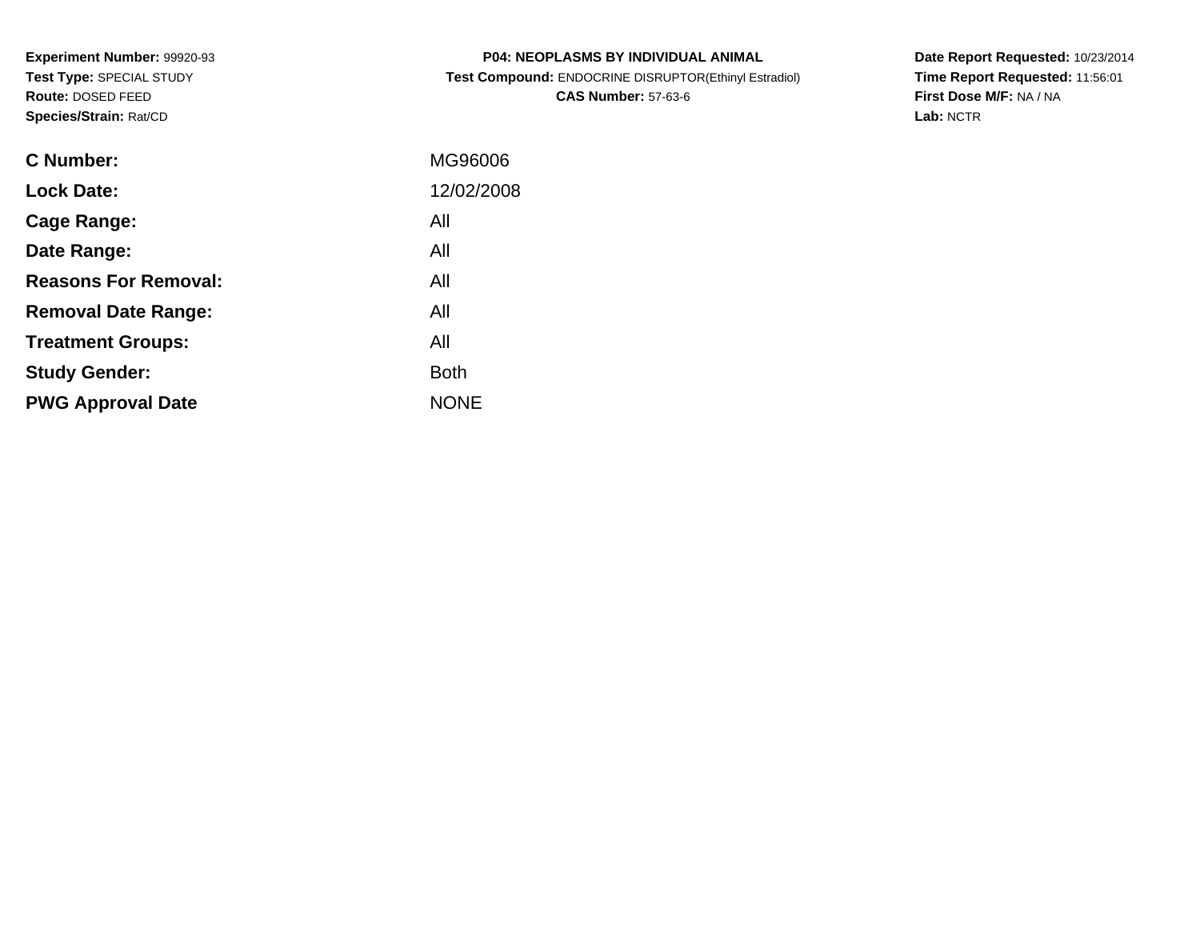**Experiment Number:** 99920-93
**Test Type:** SPECIAL STUDY
**Route:** DOSED FEED
**Species/Strain:** Rat/CD

**P04: NEOPLASMS BY INDIVIDUAL ANIMAL**
**Test Compound:** ENDOCRINE DISRUPTOR(Ethinyl Estradiol)
**CAS Number:** 57-63-6

**Date Report Requested:** 10/23/2014
**Time Report Requested:** 11:56:01
**First Dose M/F:** NA / NA
**Lab:** NCTR

| | |
|---|---|
| **C Number:** | MG96006 |
| **Lock Date:** | 12/02/2008 |
| **Cage Range:** | All |
| **Date Range:** | All |
| **Reasons For Removal:** | All |
| **Removal Date Range:** | All |
| **Treatment Groups:** | All |
| **Study Gender:** | Both |
| **PWG Approval Date** | NONE |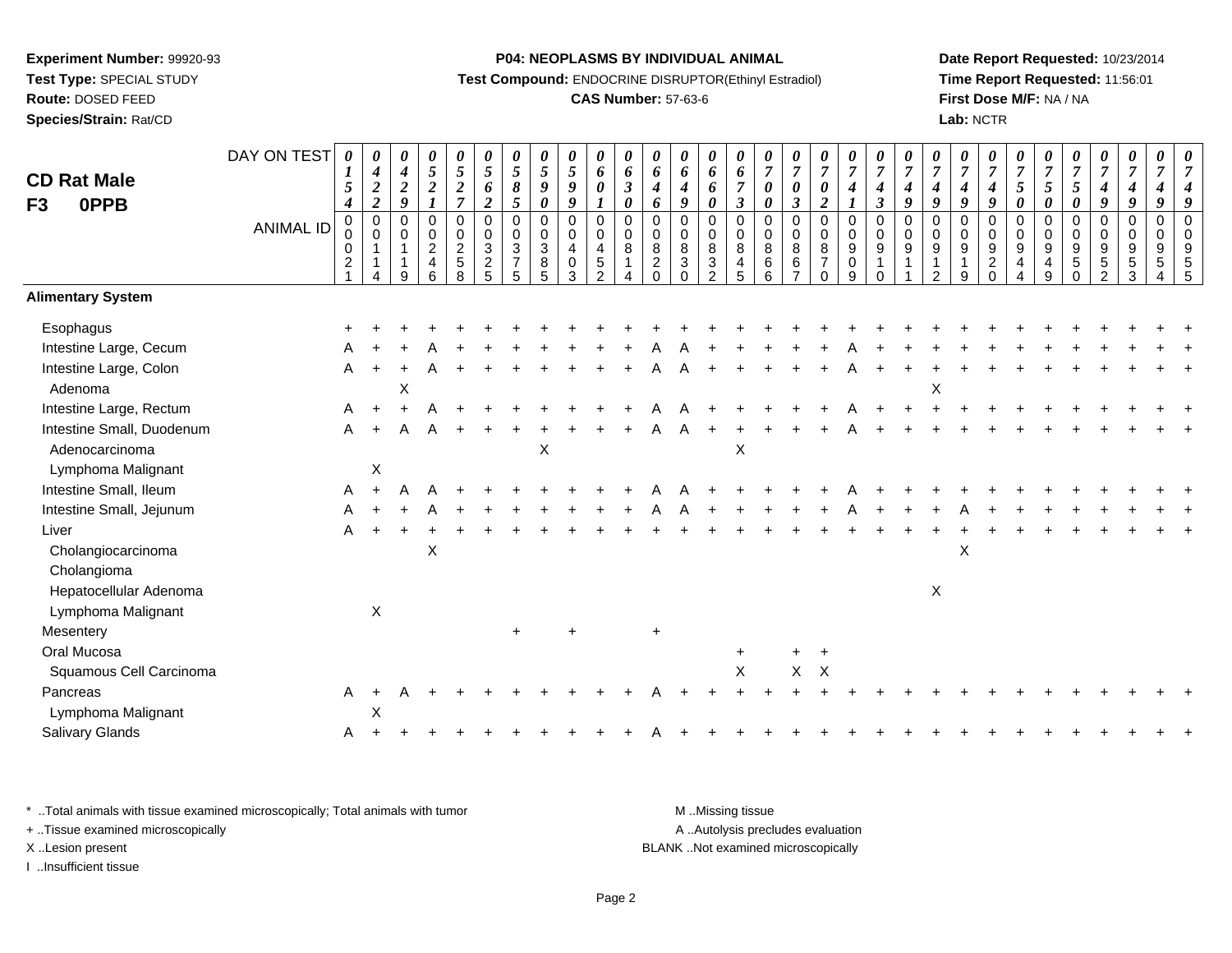**Experiment Number:** 99920-93
**Test Type:** SPECIAL STUDY
**Route:** DOSED FEED
**Species/Strain:** Rat/CD

**P04: NEOPLASMS BY INDIVIDUAL ANIMAL**
**Test Compound:** ENDOCRINE DISRUPTOR(Ethinyl Estradiol)
**CAS Number:** 57-63-6

**Date Report Requested:** 10/23/2014
**Time Report Requested:** 11:56:01
**First Dose M/F:** NA / NA
**Lab:** NCTR

# CD Rat Male
## F3 0PPB

| DAY ON TEST | 0154 | 0422 | 0429 | 0521 | 0527 | 0562 | 0585 | 0590 | 0599 | 0601 | 0630 | 0646 | 0649 | 0660 | 0673 | 0700 | 0703 | 0702 | 0741 | 0743 | 0749 | 0749 | 0749 | 0749 | 0750 | 0750 | 0750 | 0749 | 0749 | 0749 | 0749 |
|---|---|---|---|---|---|---|---|---|---|---|---|---|---|---|---|---|---|---|---|---|---|---|---|---|---|---|---|---|---|---|---|
| ANIMAL ID | 0021 | 0114 | 0119 | 0246 | 0258 | 0325 | 0375 | 0385 | 0403 | 0452 | 0814 | 0820 | 0830 | 0832 | 0845 | 0866 | 0867 | 0870 | 0909 | 0910 | 0911 | 0912 | 0919 | 0920 | 0944 | 0949 | 0950 | 0952 | 0953 | 0954 | 0955 |
| **Alimentary System** | | | | | | | | | | | | | | | | | | | | | | | | | | | | | | | |
| Esophagus | + | + | + | + | + | + | + | + | + | + | + | + | + | + | + | + | + | + | + | + | + | + | + | + | + | + | + | + | + | + | + |
| Intestine Large, Cecum | A | + | + | A | + | + | + | + | + | + | + | A | A | + | + | + | + | + | A | + | + | + | + | + | + | + | + | + | + | + | + |
| Intestine Large, Colon | A | + | + | A | + | + | + | + | + | + | + | A | A | + | + | + | + | + | A | + | + | + | + | + | + | + | + | + | + | + | + |
| Adenoma | | | X | | | | | | | | | | | | | | | | | | | X | | | | | | | | | |
| Intestine Large, Rectum | A | + | + | A | + | + | + | + | + | + | + | A | A | + | + | + | + | + | A | + | + | + | + | + | + | + | + | + | + | + | + |
| Intestine Small, Duodenum | A | + | A | A | + | + | + | + | + | + | + | A | A | + | + | + | + | + | A | + | + | + | + | + | + | + | + | + | + | + | + |
| Adenocarcinoma | | | | | | | | X | | | | | | | X | | | | | | | | | | | | | | | | |
| Lymphoma Malignant | | X | | | | | | | | | | | | | | | | | | | | | | | | | | | | | |
| Intestine Small, Ileum | A | + | A | A | + | + | + | + | + | + | + | A | A | + | + | + | + | + | A | + | + | + | + | + | + | + | + | + | + | + | + |
| Intestine Small, Jejunum | A | + | + | A | + | + | + | + | + | + | + | A | A | + | + | + | + | + | A | + | + | + | A | + | + | + | + | + | + | + | + |
| Liver | A | + | + | + | + | + | + | + | + | + | + | + | + | + | + | + | + | + | + | + | + | + | + | + | + | + | + | + | + | + | + |
| Cholangiocarcinoma | | | | X | | | | | | | | | | | | | | | | | | | X | | | | | | | | |
| Cholangioma | | | | | | | | | | | | | | | | | | | | | | | | | | | | | | | |
| Hepatocellular Adenoma | | | | | | | | | | | | | | | | | | | | | | X | | | | | | | | | |
| Lymphoma Malignant | | X | | | | | | | | | | | | | | | | | | | | | | | | | | | | | |
| Mesentery | | | | | | | + | | + | | | + | | | | | | | | | | | | | | | | | | | |
| Oral Mucosa | | | | | | | | | | | | | | | + | | + | + | | | | | | | | | | | | | |
| Squamous Cell Carcinoma | | | | | | | | | | | | | | | X | | X | X | | | | | | | | | | | | | |
| Pancreas | A | + | A | + | + | + | + | + | + | + | + | A | + | + | + | + | + | + | + | + | + | + | + | + | + | + | + | + | + | + | + |
| Lymphoma Malignant | | X | | | | | | | | | | | | | | | | | | | | | | | | | | | | | |
| Salivary Glands | A | + | + | + | + | + | + | + | + | + | + | A | + | + | + | + | + | + | + | + | + | + | + | + | + | + | + | + | + | + | + |

\* ..Total animals with tissue examined microscopically; Total animals with tumor
+ ..Tissue examined microscopically
X ..Lesion present
I ..Insufficient tissue

M ..Missing tissue
A ..Autolysis precludes evaluation
BLANK ..Not examined microscopically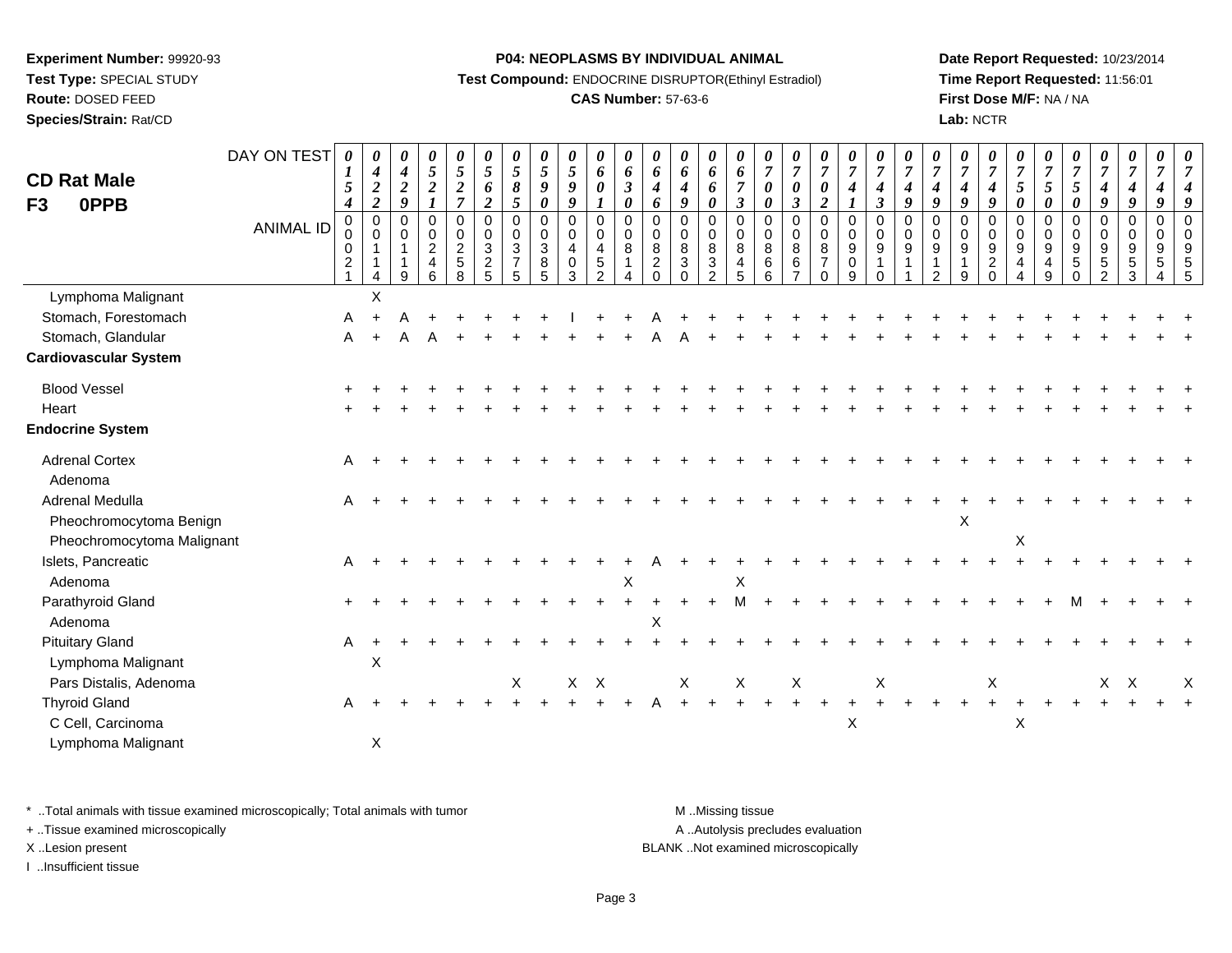**Experiment Number:** 99920-93
**Test Type:** SPECIAL STUDY
**Route:** DOSED FEED
**Species/Strain:** Rat/CD

**P04: NEOPLASMS BY INDIVIDUAL ANIMAL**
**Test Compound:** ENDOCRINE DISRUPTOR(Ethinyl Estradiol)
**CAS Number:** 57-63-6

**Date Report Requested:** 10/23/2014
**Time Report Requested:** 11:56:01
**First Dose M/F:** NA / NA
**Lab:** NCTR

## CD Rat Male F3 0PPB

| DAY ON TEST | 0154 | 0422 | 0429 | 0521 | 0527 | 0562 | 0585 | 0590 | 0599 | 0601 | 0630 | 0646 | 0649 | 0660 | 0673 | 0700 | 0703 | 0702 | 0741 | 0743 | 0749 | 0749 | 0749 | 0749 | 0750 | 0750 | 0750 | 0749 | 0749 | 0749 | 0749 |
|---|---|---|---|---|---|---|---|---|---|---|---|---|---|---|---|---|---|---|---|---|---|---|---|---|---|---|---|---|---|---|---|
| **ANIMAL ID** | 0021 | 0114 | 0119 | 0246 | 0258 | 0325 | 0375 | 0385 | 0403 | 0452 | 0814 | 0820 | 0830 | 0832 | 0845 | 0866 | 0867 | 0870 | 0909 | 0910 | 0911 | 0912 | 0919 | 0920 | 0944 | 0949 | 0950 | 0952 | 0953 | 0954 | 0955 |
| Lymphoma Malignant | | X | | | | | | | | | | | | | | | | | | | | | | | | | | | | | |
| Stomach, Forestomach | A | + | A | + | + | + | + | + | I | + | + | A | + | + | + | + | + | + | + | + | + | + | + | + | + | + | + | + | + | + | + |
| Stomach, Glandular | A | + | A | A | + | + | + | + | + | + | + | A | A | + | + | + | + | + | + | + | + | + | + | + | + | + | + | + | + | + | + |
| **Cardiovascular System** | | | | | | | | | | | | | | | | | | | | | | | | | | | | | | | |
| Blood Vessel | + | + | + | + | + | + | + | + | + | + | + | + | + | + | + | + | + | + | + | + | + | + | + | + | + | + | + | + | + | + | + |
| Heart | + | + | + | + | + | + | + | + | + | + | + | + | + | + | + | + | + | + | + | + | + | + | + | + | + | + | + | + | + | + | + |
| **Endocrine System** | | | | | | | | | | | | | | | | | | | | | | | | | | | | | | | |
| Adrenal Cortex | A | + | + | + | + | + | + | + | + | + | + | + | + | + | + | + | + | + | + | + | + | + | + | + | + | + | + | + | + | + | + |
| Adenoma | | | | | | | | | | | | | | | | | | | | | | | | | | | | | | | |
| Adrenal Medulla | A | + | + | + | + | + | + | + | + | + | + | + | + | + | + | + | + | + | + | + | + | + | + | + | + | + | + | + | + | + | + |
| Pheochromocytoma Benign | | | | | | | | | | | | | | | | | | | | | | | X | | | | | | | | |
| Pheochromocytoma Malignant | | | | | | | | | | | | | | | | | | | | | | | | | X | | | | | | |
| Islets, Pancreatic | A | + | + | + | + | + | + | + | + | + | + | A | + | + | + | + | + | + | + | + | + | + | + | + | + | + | + | + | + | + | + |
| Adenoma | | | | | | | | | | | X | | | | X | | | | | | | | | | | | | | | | |
| Parathyroid Gland | + | + | + | + | + | + | + | + | + | + | + | + | + | + | M | + | + | + | + | + | + | + | + | + | + | + | M | + | + | + | + |
| Adenoma | | | | | | | | | | | | X | | | | | | | | | | | | | | | | | | | |
| Pituitary Gland | A | + | + | + | + | + | + | + | + | + | + | + | + | + | + | + | + | + | + | + | + | + | + | + | + | + | + | + | + | + | + |
| Lymphoma Malignant | | X | | | | | | | | | | | | | | | | | | | | | | | | | | | | | |
| Pars Distalis, Adenoma | | | | | | | X | | X | X | | | X | | X | | X | | | X | | | | X | | | | X | X | | X |
| Thyroid Gland | A | + | + | + | + | + | + | + | + | + | + | A | + | + | + | + | + | + | + | + | + | + | + | + | + | + | + | + | + | + | + |
| C Cell, Carcinoma | | | | | | | | | | | | | | | | | | | X | | | | | | X | | | | | | |
| Lymphoma Malignant | | X | | | | | | | | | | | | | | | | | | | | | | | | | | | | | |

\* ..Total animals with tissue examined microscopically; Total animals with tumor
+ ..Tissue examined microscopically
X ..Lesion present
I ..Insufficient tissue

M ..Missing tissue
A ..Autolysis precludes evaluation
BLANK ..Not examined microscopically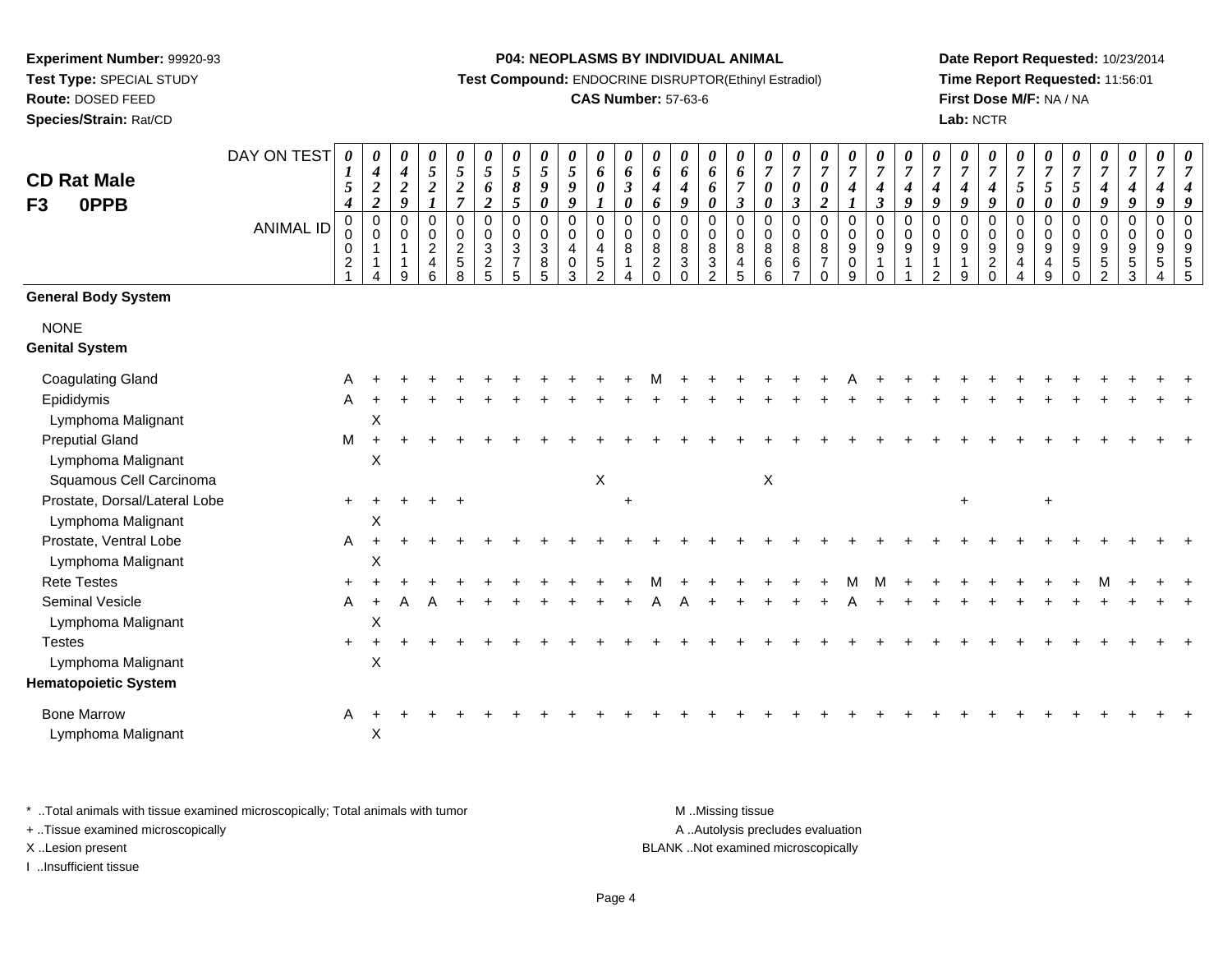**Experiment Number:** 99920-93
**Test Type:** SPECIAL STUDY
**Route:** DOSED FEED
**Species/Strain:** Rat/CD

**P04: NEOPLASMS BY INDIVIDUAL ANIMAL**
**Test Compound:** ENDOCRINE DISRUPTOR(Ethinyl Estradiol)
**CAS Number:** 57-63-6

**Date Report Requested:** 10/23/2014
**Time Report Requested:** 11:56:01
**First Dose M/F:** NA / NA
**Lab:** NCTR

**CD Rat Male**
**F3 0PPB**

| DAY ON TEST | 0154 | 0422 | 0429 | 0521 | 0527 | 0562 | 0585 | 0590 | 0599 | 0601 | 0630 | 0646 | 0649 | 0660 | 0673 | 0700 | 0703 | 0702 | 0741 | 0743 | 0749 | 0749 | 0749 | 0749 | 0750 | 0750 | 0750 | 0749 | 0749 | 0749 | 0749 |
|---|---|---|---|---|---|---|---|---|---|---|---|---|---|---|---|---|---|---|---|---|---|---|---|---|---|---|---|---|---|---|---|
| **ANIMAL ID** | 00021 | 00114 | 00119 | 00246 | 00258 | 00325 | 00375 | 00385 | 00403 | 00452 | 00814 | 00820 | 00830 | 00832 | 00845 | 00866 | 00867 | 00870 | 00909 | 00910 | 00911 | 00912 | 00919 | 00920 | 00944 | 00949 | 00950 | 00952 | 00953 | 00954 | 00955 |
| **General Body System** | | | | | | | | | | | | | | | | | | | | | | | | | | | | | | | |
| NONE | | | | | | | | | | | | | | | | | | | | | | | | | | | | | | | |
| **Genital System** | | | | | | | | | | | | | | | | | | | | | | | | | | | | | | | |
| Coagulating Gland | A | + | + | + | + | + | + | + | + | + | + | M | + | + | + | + | + | + | A | + | + | + | + | + | + | + | + | + | + | + | + |
| Epididymis | A | + | + | + | + | + | + | + | + | + | + | + | + | + | + | + | + | + | + | + | + | + | + | + | + | + | + | + | + | + | + |
| Lymphoma Malignant | | X | | | | | | | | | | | | | | | | | | | | | | | | | | | | | |
| Preputial Gland | M | + | + | + | + | + | + | + | + | + | + | + | + | + | + | + | + | + | + | + | + | + | + | + | + | + | + | + | + | + | + |
| Lymphoma Malignant | | X | | | | | | | | | | | | | | | | | | | | | | | | | | | | | |
| Squamous Cell Carcinoma | | | | | | | | | | X | | | | | | X | | | | | | | | | | | | | | | |
| Prostate, Dorsal/Lateral Lobe | + | + | + | + | + | | | | | | + | | | | | | | | | | | | + | | | + | | | | | |
| Lymphoma Malignant | | X | | | | | | | | | | | | | | | | | | | | | | | | | | | | | |
| Prostate, Ventral Lobe | A | + | + | + | + | + | + | + | + | + | + | + | + | + | + | + | + | + | + | + | + | + | + | + | + | + | + | + | + | + | + |
| Lymphoma Malignant | | X | | | | | | | | | | | | | | | | | | | | | | | | | | | | | |
| Rete Testes | + | + | + | + | + | + | + | + | + | + | + | M | + | + | + | + | + | + | M | M | + | + | + | + | + | + | + | M | + | + | + |
| Seminal Vesicle | A | + | A | A | + | + | + | + | + | + | + | A | A | + | + | + | + | + | A | + | + | + | + | + | + | + | + | + | + | + | + |
| Lymphoma Malignant | | X | | | | | | | | | | | | | | | | | | | | | | | | | | | | | |
| Testes | + | + | + | + | + | + | + | + | + | + | + | + | + | + | + | + | + | + | + | + | + | + | + | + | + | + | + | + | + | + | + |
| Lymphoma Malignant | | X | | | | | | | | | | | | | | | | | | | | | | | | | | | | | |
| **Hematopoietic System** | | | | | | | | | | | | | | | | | | | | | | | | | | | | | | | |
| Bone Marrow | A | + | + | + | + | + | + | + | + | + | + | + | + | + | + | + | + | + | + | + | + | + | + | + | + | + | + | + | + | + | + |
| Lymphoma Malignant | | X | | | | | | | | | | | | | | | | | | | | | | | | | | | | | |

\* ..Total animals with tissue examined microscopically; Total animals with tumor
\+ ..Tissue examined microscopically
X ..Lesion present
I ..Insufficient tissue

M ..Missing tissue
A ..Autolysis precludes evaluation
BLANK ..Not examined microscopically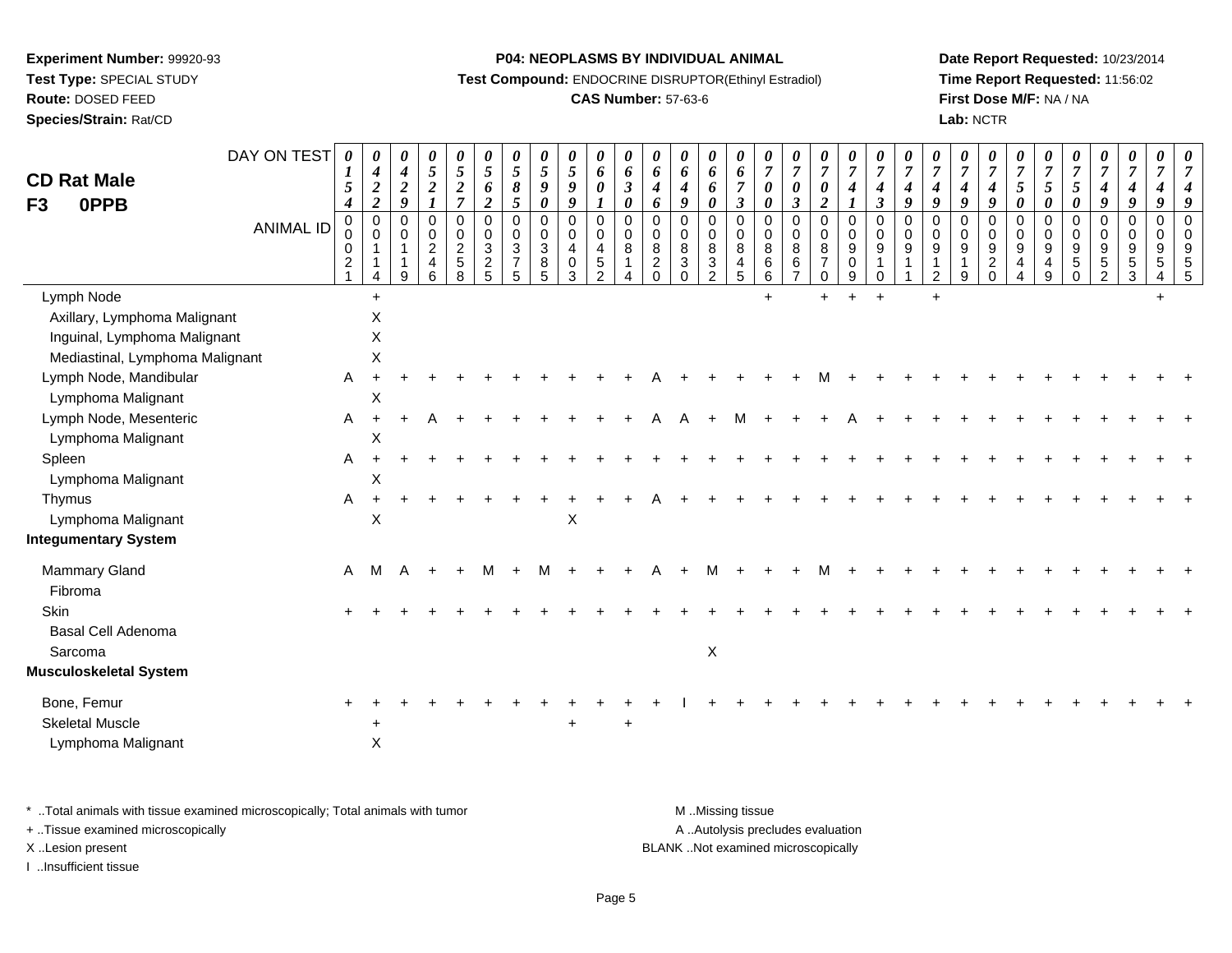**Experiment Number:** 99920-93
**Test Type:** SPECIAL STUDY
**Route:** DOSED FEED
**Species/Strain:** Rat/CD

**P04: NEOPLASMS BY INDIVIDUAL ANIMAL**
**Test Compound:** ENDOCRINE DISRUPTOR(Ethinyl Estradiol)
**CAS Number:** 57-63-6

**Date Report Requested:** 10/23/2014
**Time Report Requested:** 11:56:02
**First Dose M/F:** NA / NA
**Lab:** NCTR

## CD Rat Male F3 0PPB

| DAY ON TEST | 0154 | 0422 | 0429 | 0521 | 0527 | 0562 | 0585 | 0590 | 0599 | 0601 | 0630 | 0646 | 0649 | 0660 | 0673 | 0700 | 0703 | 0702 | 0741 | 0743 | 0749 | 0749 | 0749 | 0749 | 0750 | 0750 | 0750 | 0749 | 0749 | 0749 | 0749 |
|---|---|---|---|---|---|---|---|---|---|---|---|---|---|---|---|---|---|---|---|---|---|---|---|---|---|---|---|---|---|---|---|
| **ANIMAL ID** | 00021 | 00114 | 00119 | 00246 | 00258 | 00325 | 00375 | 00385 | 00403 | 00452 | 00814 | 00820 | 00830 | 00832 | 00845 | 00866 | 00867 | 00870 | 00909 | 00910 | 00911 | 00912 | 00919 | 00920 | 00944 | 00949 | 00950 | 00952 | 00953 | 00954 | 00955 |
| Lymph Node | | + | | | | | | | | | | | | | | + | | + | + | + | | + | | | | | | | | + | |
| Axillary, Lymphoma Malignant | | X | | | | | | | | | | | | | | | | | | | | | | | | | | | | | |
| Inguinal, Lymphoma Malignant | | X | | | | | | | | | | | | | | | | | | | | | | | | | | | | | |
| Mediastinal, Lymphoma Malignant | | X | | | | | | | | | | | | | | | | | | | | | | | | | | | | | |
| Lymph Node, Mandibular | A | + | + | + | + | + | + | + | + | + | + | A | + | + | + | + | + | M | + | + | + | + | + | + | + | + | + | + | + | + | + |
| Lymphoma Malignant | | X | | | | | | | | | | | | | | | | | | | | | | | | | | | | | |
| Lymph Node, Mesenteric | A | + | + | A | + | + | + | + | + | + | + | A | A | + | M | + | + | + | A | + | + | + | + | + | + | + | + | + | + | + | + |
| Lymphoma Malignant | | X | | | | | | | | | | | | | | | | | | | | | | | | | | | | | |
| Spleen | A | + | + | + | + | + | + | + | + | + | + | + | + | + | + | + | + | + | + | + | + | + | + | + | + | + | + | + | + | + | + |
| Lymphoma Malignant | | X | | | | | | | | | | | | | | | | | | | | | | | | | | | | | |
| Thymus | A | + | + | + | + | + | + | + | + | + | + | A | + | + | + | + | + | + | + | + | + | + | + | + | + | + | + | + | + | + | + |
| Lymphoma Malignant | | X | | | | | | | X | | | | | | | | | | | | | | | | | | | | | | |
| **Integumentary System** | | | | | | | | | | | | | | | | | | | | | | | | | | | | | | | |
| Mammary Gland | A | M | A | + | + | M | + | M | + | + | + | A | + | M | + | + | + | M | + | + | + | + | + | + | + | + | + | + | + | + | + |
| Fibroma | | | | | | | | | | | | | | | | | | | | | | | | | | | | | | | |
| Skin | + | + | + | + | + | + | + | + | + | + | + | + | + | + | + | + | + | + | + | + | + | + | + | + | + | + | + | + | + | + | + |
| Basal Cell Adenoma | | | | | | | | | | | | | | | | | | | | | | | | | | | | | | | |
| Sarcoma | | | | | | | | | | | | | | X | | | | | | | | | | | | | | | | | |
| **Musculoskeletal System** | | | | | | | | | | | | | | | | | | | | | | | | | | | | | | | |
| Bone, Femur | + | + | + | + | + | + | + | + | + | + | + | + | I | + | + | + | + | + | + | + | + | + | + | + | + | + | + | + | + | + | + |
| Skeletal Muscle | | + | | | | | | | + | | + | | | | | | | | | | | | | | | | | | | | |
| Lymphoma Malignant | | X | | | | | | | | | | | | | | | | | | | | | | | | | | | | | |

\* ..Total animals with tissue examined microscopically; Total animals with tumor
+ ..Tissue examined microscopically
X ..Lesion present
I ..Insufficient tissue

M ..Missing tissue
A ..Autolysis precludes evaluation
BLANK ..Not examined microscopically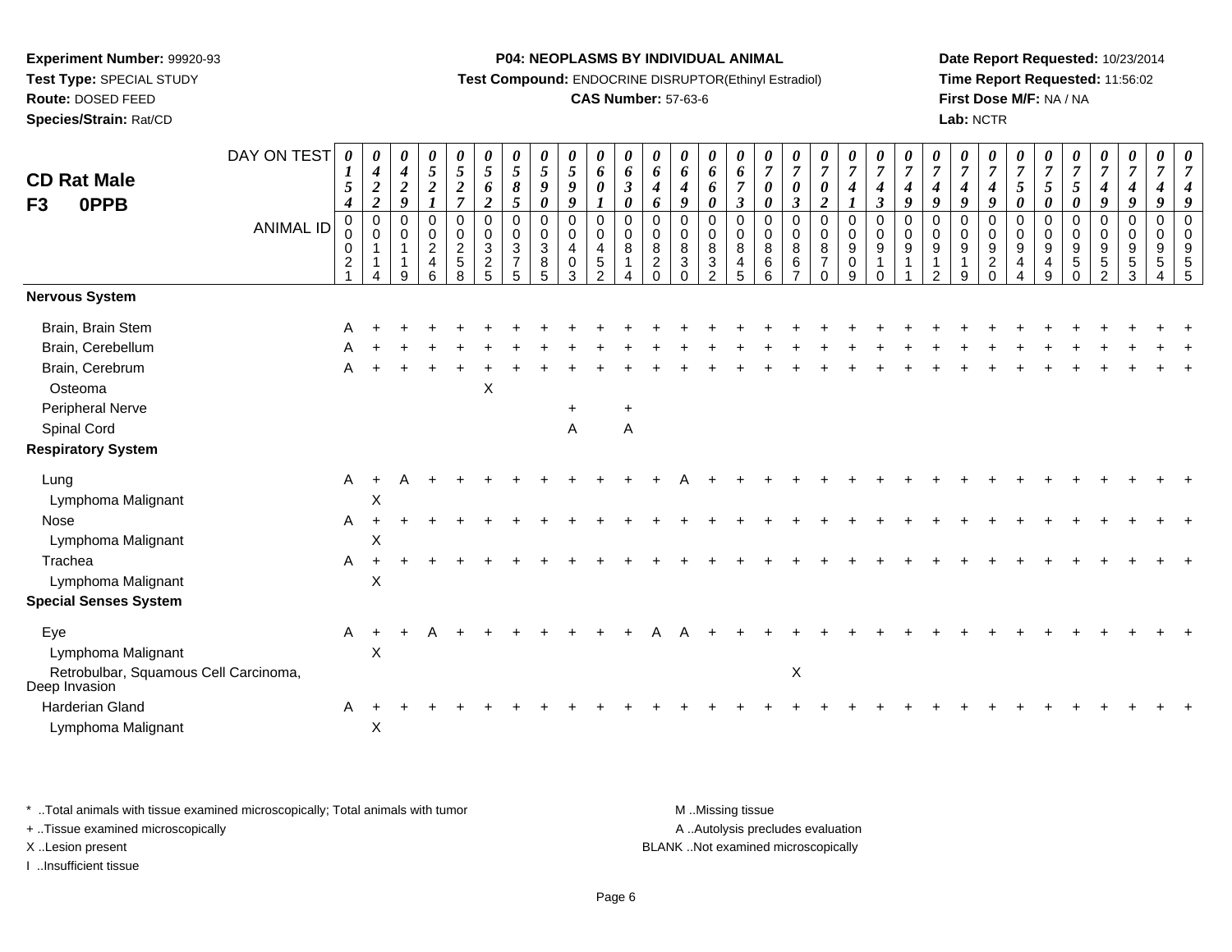**Experiment Number:** 99920-93
**Test Type:** SPECIAL STUDY
**Route:** DOSED FEED
**Species/Strain:** Rat/CD

**P04: NEOPLASMS BY INDIVIDUAL ANIMAL**
**Test Compound:** ENDOCRINE DISRUPTOR(Ethinyl Estradiol)
**CAS Number:** 57-63-6

**Date Report Requested:** 10/23/2014
**Time Report Requested:** 11:56:02
**First Dose M/F:** NA / NA
**Lab:** NCTR

**CD Rat Male F3 0PPB**

| DAY ON TEST | 0154 | 0422 | 0429 | 0521 | 0527 | 0562 | 0585 | 0590 | 0599 | 0601 | 0630 | 0646 | 0649 | 0660 | 0673 | 0700 | 0703 | 0702 | 0741 | 0743 | 0749 | 0749 | 0749 | 0749 | 0750 | 0750 | 0750 | 0749 | 0749 | 0749 | 0749 |
|---|---|---|---|---|---|---|---|---|---|---|---|---|---|---|---|---|---|---|---|---|---|---|---|---|---|---|---|---|---|---|---|
| ANIMAL ID | 00021 | 00114 | 00119 | 00246 | 00258 | 00325 | 00375 | 00385 | 00403 | 00452 | 00814 | 00820 | 00830 | 00832 | 00845 | 00866 | 00867 | 00870 | 00909 | 00910 | 00911 | 00912 | 00919 | 00920 | 00944 | 00949 | 00950 | 00952 | 00953 | 00954 | 00955 |
| **Nervous System** | | | | | | | | | | | | | | | | | | | | | | | | | | | | | | | |
| Brain, Brain Stem | A | + | + | + | + | + | + | + | + | + | + | + | + | + | + | + | + | + | + | + | + | + | + | + | + | + | + | + | + | + | + |
| Brain, Cerebellum | A | + | + | + | + | + | + | + | + | + | + | + | + | + | + | + | + | + | + | + | + | + | + | + | + | + | + | + | + | + | + |
| Brain, Cerebrum | A | + | + | + | + | + | + | + | + | + | + | + | + | + | + | + | + | + | + | + | + | + | + | + | + | + | + | + | + | + | + |
| Osteoma | | | | | | X | | | | | | | | | | | | | | | | | | | | | | | | | |
| Peripheral Nerve | | | | | | | | | + | | + | | | | | | | | | | | | | | | | | | | | |
| Spinal Cord | | | | | | | | | A | | A | | | | | | | | | | | | | | | | | | | | |
| **Respiratory System** | | | | | | | | | | | | | | | | | | | | | | | | | | | | | | | |
| Lung | A | + | A | + | + | + | + | + | + | + | + | + | A | + | + | + | + | + | + | + | + | + | + | + | + | + | + | + | + | + | + |
| Lymphoma Malignant | | X | | | | | | | | | | | | | | | | | | | | | | | | | | | | | |
| Nose | A | + | + | + | + | + | + | + | + | + | + | + | + | + | + | + | + | + | + | + | + | + | + | + | + | + | + | + | + | + | + |
| Lymphoma Malignant | | X | | | | | | | | | | | | | | | | | | | | | | | | | | | | | |
| Trachea | A | + | + | + | + | + | + | + | + | + | + | + | + | + | + | + | + | + | + | + | + | + | + | + | + | + | + | + | + | + | + |
| Lymphoma Malignant | | X | | | | | | | | | | | | | | | | | | | | | | | | | | | | | |
| **Special Senses System** | | | | | | | | | | | | | | | | | | | | | | | | | | | | | | | |
| Eye | A | + | + | A | + | + | + | + | + | + | + | A | A | + | + | + | + | + | + | + | + | + | + | + | + | + | + | + | + | + | + |
| Lymphoma Malignant | | X | | | | | | | | | | | | | | | | | | | | | | | | | | | | | |
| Retrobulbar, Squamous Cell Carcinoma, Deep Invasion | | | | | | | | | | | | | | | | | X | | | | | | | | | | | | | | |
| Harderian Gland | A | + | + | + | + | + | + | + | + | + | + | + | + | + | + | + | + | + | + | + | + | + | + | + | + | + | + | + | + | + | + |
| Lymphoma Malignant | | X | | | | | | | | | | | | | | | | | | | | | | | | | | | | | |

\* ..Total animals with tissue examined microscopically; Total animals with tumor
+ ..Tissue examined microscopically
X ..Lesion present
I ..Insufficient tissue

M ..Missing tissue
A ..Autolysis precludes evaluation
BLANK ..Not examined microscopically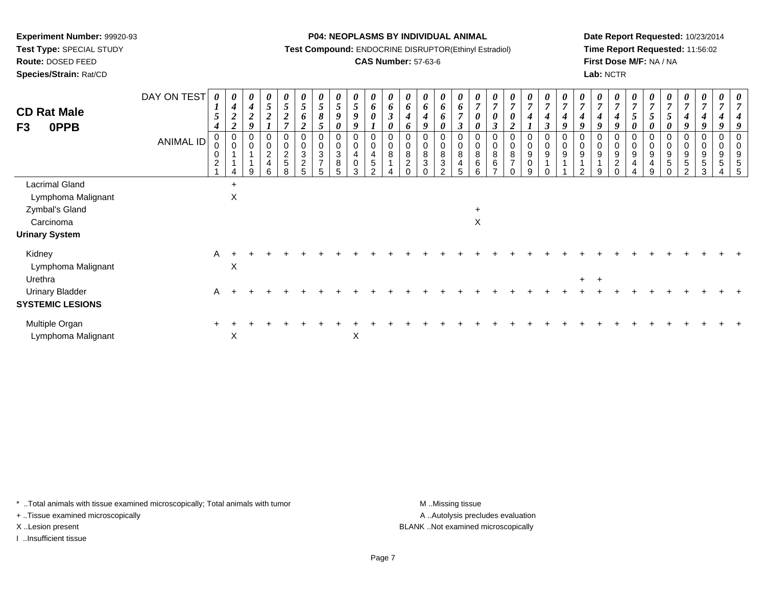**Experiment Number:** 99920-93
**Test Type:** SPECIAL STUDY
**Route:** DOSED FEED
**Species/Strain:** Rat/CD

**P04: NEOPLASMS BY INDIVIDUAL ANIMAL**
**Test Compound:** ENDOCRINE DISRUPTOR(Ethinyl Estradiol)
**CAS Number:** 57-63-6

**Date Report Requested:** 10/23/2014
**Time Report Requested:** 11:56:02
**First Dose M/F:** NA / NA
**Lab:** NCTR

**CD Rat Male**
**F3 0PPB**

| DAY ON TEST | 0154 | 0422 | 0429 | 0521 | 0527 | 0562 | 0585 | 0590 | 0599 | 0601 | 0630 | 0646 | 0649 | 0660 | 0673 | 0700 | 0703 | 0702 | 0741 | 0743 | 0749 | 0749 | 0749 | 0749 | 0750 | 0750 | 0750 | 0749 | 0749 | 0749 | 0749 |
|---|---|---|---|---|---|---|---|---|---|---|---|---|---|---|---|---|---|---|---|---|---|---|---|---|---|---|---|---|---|---|---|
| **ANIMAL ID** | 00021 | 00114 | 00119 | 00246 | 00258 | 00325 | 00375 | 00385 | 00403 | 00452 | 00814 | 00820 | 00830 | 00832 | 00845 | 00866 | 00867 | 00870 | 00909 | 00910 | 00911 | 00912 | 00919 | 00920 | 00944 | 00949 | 00950 | 00952 | 00953 | 00954 | 00955 |
| Lacrimal Gland | | + | | | | | | | | | | | | | | | | | | | | | | | | | | | | | |
| Lymphoma Malignant | | X | | | | | | | | | | | | | | | | | | | | | | | | | | | | | |
| Zymbal's Gland | | | | | | | | | | | | | | | | + | | | | | | | | | | | | | | | |
| Carcinoma | | | | | | | | | | | | | | | | X | | | | | | | | | | | | | | | |
| **Urinary System** | | | | | | | | | | | | | | | | | | | | | | | | | | | | | | | |
| Kidney | A | + | + | + | + | + | + | + | + | + | + | + | + | + | + | + | + | + | + | + | + | + | + | + | + | + | + | + | + | + | + |
| Lymphoma Malignant | | X | | | | | | | | | | | | | | | | | | | | | | | | | | | | | |
| Urethra | | | | | | | | | | | | | | | | | | | | | | + | + | | | | | | | | |
| Urinary Bladder | A | + | + | + | + | + | + | + | + | + | + | + | + | + | + | + | + | + | + | + | + | + | + | + | + | + | + | + | + | + | + |
| **SYSTEMIC LESIONS** | | | | | | | | | | | | | | | | | | | | | | | | | | | | | | | |
| Multiple Organ | + | + | + | + | + | + | + | + | + | + | + | + | + | + | + | + | + | + | + | + | + | + | + | + | + | + | + | + | + | + | + |
| Lymphoma Malignant | | X | | | | | | | X | | | | | | | | | | | | | | | | | | | | | | |

\* ..Total animals with tissue examined microscopically; Total animals with tumor
+ ..Tissue examined microscopically
X ..Lesion present
I ..Insufficient tissue

M ..Missing tissue
A ..Autolysis precludes evaluation
BLANK ..Not examined microscopically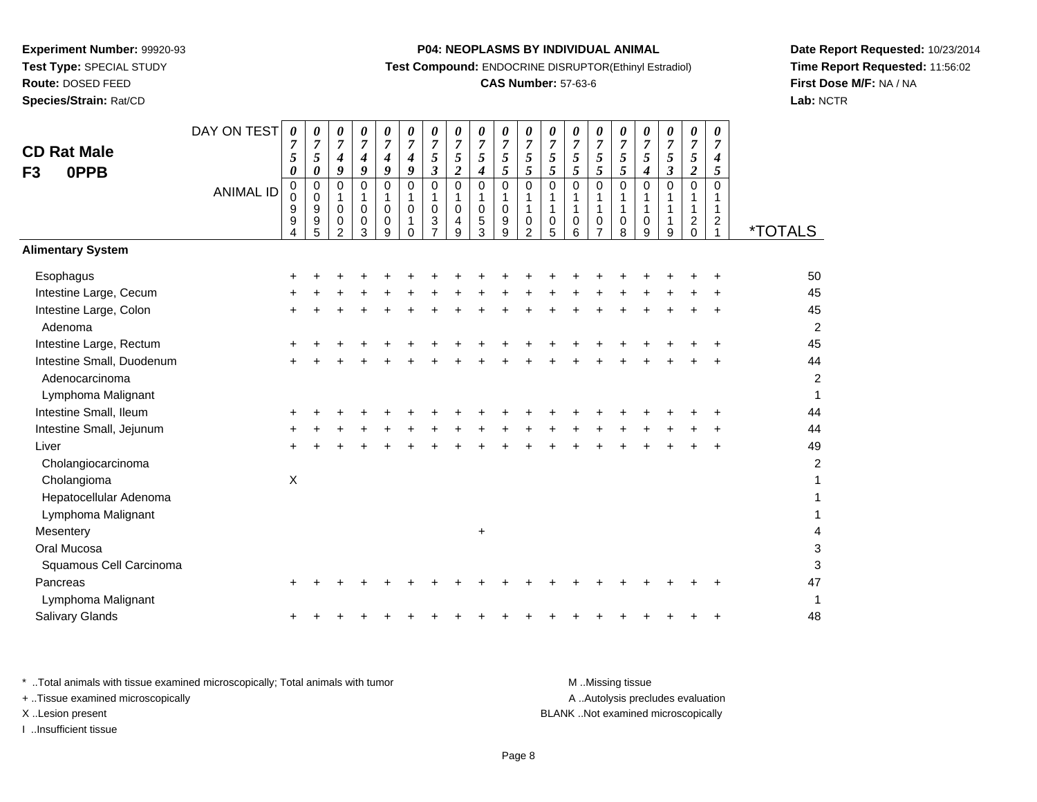**Experiment Number:** 99920-93
**Test Type:** SPECIAL STUDY
**Route:** DOSED FEED
**Species/Strain:** Rat/CD

**P04: NEOPLASMS BY INDIVIDUAL ANIMAL**
**Test Compound:** ENDOCRINE DISRUPTOR(Ethinyl Estradiol)
**CAS Number:** 57-63-6

**Date Report Requested:** 10/23/2014
**Time Report Requested:** 11:56:02
**First Dose M/F:** NA / NA
**Lab:** NCTR

**CD Rat Male**
**F3 0PPB**

| DAY ON TEST | 0750 | 0750 | 0749 | 0749 | 0749 | 0749 | 0753 | 0752 | 0754 | 0755 | 0755 | 0755 | 0755 | 0755 | 0755 | 0754 | 0753 | 0752 | 0745 | |
|---|---|---|---|---|---|---|---|---|---|---|---|---|---|---|---|---|---|---|---|---|
| **ANIMAL ID** | 00994 | 00995 | 01002 | 01003 | 01009 | 01010 | 01037 | 01049 | 01053 | 01099 | 01102 | 01105 | 01106 | 01107 | 01108 | 01109 | 01119 | 01120 | 01121 | ***TOTALS** |
| **Alimentary System** | | | | | | | | | | | | | | | | | | | | |
| Esophagus | + | + | + | + | + | + | + | + | + | + | + | + | + | + | + | + | + | + | + | 50 |
| Intestine Large, Cecum | + | + | + | + | + | + | + | + | + | + | + | + | + | + | + | + | + | + | + | 45 |
| Intestine Large, Colon | + | + | + | + | + | + | + | + | + | + | + | + | + | + | + | + | + | + | + | 45 |
| Adenoma | | | | | | | | | | | | | | | | | | | | 2 |
| Intestine Large, Rectum | + | + | + | + | + | + | + | + | + | + | + | + | + | + | + | + | + | + | + | 45 |
| Intestine Small, Duodenum | + | + | + | + | + | + | + | + | + | + | + | + | + | + | + | + | + | + | + | 44 |
| Adenocarcinoma | | | | | | | | | | | | | | | | | | | | 2 |
| Lymphoma Malignant | | | | | | | | | | | | | | | | | | | | 1 |
| Intestine Small, Ileum | + | + | + | + | + | + | + | + | + | + | + | + | + | + | + | + | + | + | + | 44 |
| Intestine Small, Jejunum | + | + | + | + | + | + | + | + | + | + | + | + | + | + | + | + | + | + | + | 44 |
| Liver | + | + | + | + | + | + | + | + | + | + | + | + | + | + | + | + | + | + | + | 49 |
| Cholangiocarcinoma | | | | | | | | | | | | | | | | | | | | 2 |
| Cholangioma | X | | | | | | | | | | | | | | | | | | | 1 |
| Hepatocellular Adenoma | | | | | | | | | | | | | | | | | | | | 1 |
| Lymphoma Malignant | | | | | | | | | | | | | | | | | | | | 1 |
| Mesentery | | | | | | | | | + | | | | | | | | | | | 4 |
| Oral Mucosa | | | | | | | | | | | | | | | | | | | | 3 |
| Squamous Cell Carcinoma | | | | | | | | | | | | | | | | | | | | 3 |
| Pancreas | + | + | + | + | + | + | + | + | + | + | + | + | + | + | + | + | + | + | + | 47 |
| Lymphoma Malignant | | | | | | | | | | | | | | | | | | | | 1 |
| Salivary Glands | + | + | + | + | + | + | + | + | + | + | + | + | + | + | + | + | + | + | + | 48 |

\* ..Total animals with tissue examined microscopically; Total animals with tumor
+ ..Tissue examined microscopically
X ..Lesion present
I ..Insufficient tissue

M ..Missing tissue
A ..Autolysis precludes evaluation
BLANK ..Not examined microscopically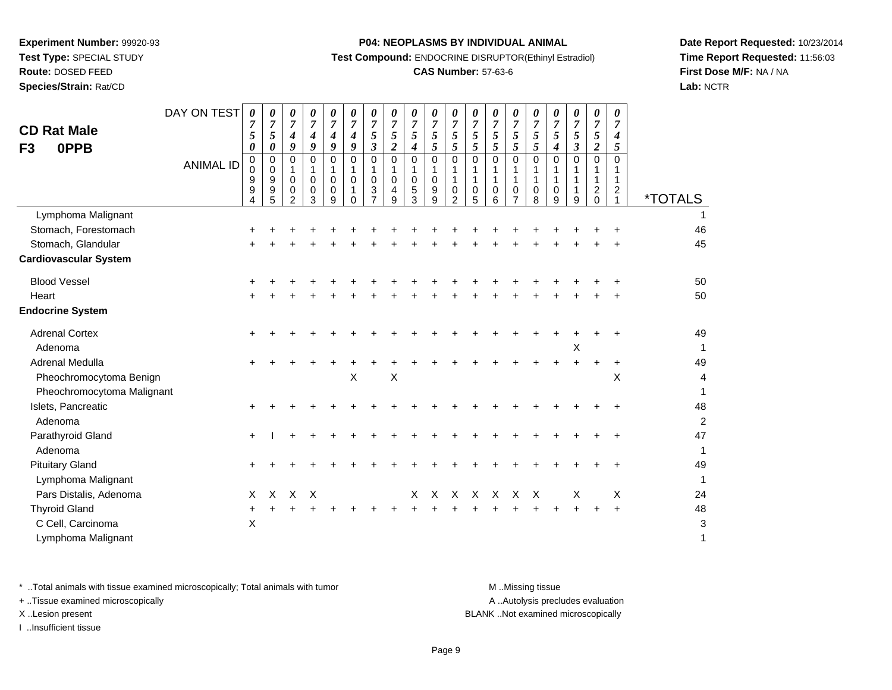**Experiment Number:** 99920-93
**Test Type:** SPECIAL STUDY
**Route:** DOSED FEED
**Species/Strain:** Rat/CD

**P04: NEOPLASMS BY INDIVIDUAL ANIMAL**
**Test Compound:** ENDOCRINE DISRUPTOR(Ethinyl Estradiol)
**CAS Number:** 57-63-6

**Date Report Requested:** 10/23/2014
**Time Report Requested:** 11:56:03
**First Dose M/F:** NA / NA
**Lab:** NCTR

## CD Rat Male F3 0PPB

| DAY ON TEST | 0750 | 0750 | 0749 | 0749 | 0749 | 0749 | 0753 | 0752 | 0754 | 0755 | 0755 | 0755 | 0755 | 0755 | 0755 | 0754 | 0753 | 0752 | 0745 | |
|---|---|---|---|---|---|---|---|---|---|---|---|---|---|---|---|---|---|---|---|---|
| **ANIMAL ID** | 00994 | 00995 | 01002 | 01003 | 01009 | 01010 | 01037 | 01049 | 01053 | 01099 | 01102 | 01105 | 01106 | 01107 | 01108 | 01109 | 01119 | 01120 | 01121 | ***TOTALS** |
| Lymphoma Malignant | | | | | | | | | | | | | | | | | | | | 1 |
| Stomach, Forestomach | + | + | + | + | + | + | + | + | + | + | + | + | + | + | + | + | + | + | + | 46 |
| Stomach, Glandular | + | + | + | + | + | + | + | + | + | + | + | + | + | + | + | + | + | + | + | 45 |
| **Cardiovascular System** | | | | | | | | | | | | | | | | | | | | |
| Blood Vessel | + | + | + | + | + | + | + | + | + | + | + | + | + | + | + | + | + | + | + | 50 |
| Heart | + | + | + | + | + | + | + | + | + | + | + | + | + | + | + | + | + | + | + | 50 |
| **Endocrine System** | | | | | | | | | | | | | | | | | | | | |
| Adrenal Cortex | + | + | + | + | + | + | + | + | + | + | + | + | + | + | + | + | + | + | + | 49 |
| Adenoma | | | | | | | | | | | | | | | | | X | | | 1 |
| Adrenal Medulla | + | + | + | + | + | + | + | + | + | + | + | + | + | + | + | + | + | + | + | 49 |
| Pheochromocytoma Benign | | | | | | X | | X | | | | | | | | | | | X | 4 |
| Pheochromocytoma Malignant | | | | | | | | | | | | | | | | | | | | 1 |
| Islets, Pancreatic | + | + | + | + | + | + | + | + | + | + | + | + | + | + | + | + | + | + | + | 48 |
| Adenoma | | | | | | | | | | | | | | | | | | | | 2 |
| Parathyroid Gland | + | I | + | + | + | + | + | + | + | + | + | + | + | + | + | + | + | + | + | 47 |
| Adenoma | | | | | | | | | | | | | | | | | | | | 1 |
| Pituitary Gland | + | + | + | + | + | + | + | + | + | + | + | + | + | + | + | + | + | + | + | 49 |
| Lymphoma Malignant | | | | | | | | | | | | | | | | | | | | 1 |
| Pars Distalis, Adenoma | X | X | X | X | | | | | X | X | X | X | X | X | X | | X | | X | 24 |
| Thyroid Gland | + | + | + | + | + | + | + | + | + | + | + | + | + | + | + | + | + | + | + | 48 |
| C Cell, Carcinoma | X | | | | | | | | | | | | | | | | | | | 3 |
| Lymphoma Malignant | | | | | | | | | | | | | | | | | | | | 1 |

\* ..Total animals with tissue examined microscopically; Total animals with tumor
\+ ..Tissue examined microscopically
X ..Lesion present
I ..Insufficient tissue

M ..Missing tissue
A ..Autolysis precludes evaluation
BLANK ..Not examined microscopically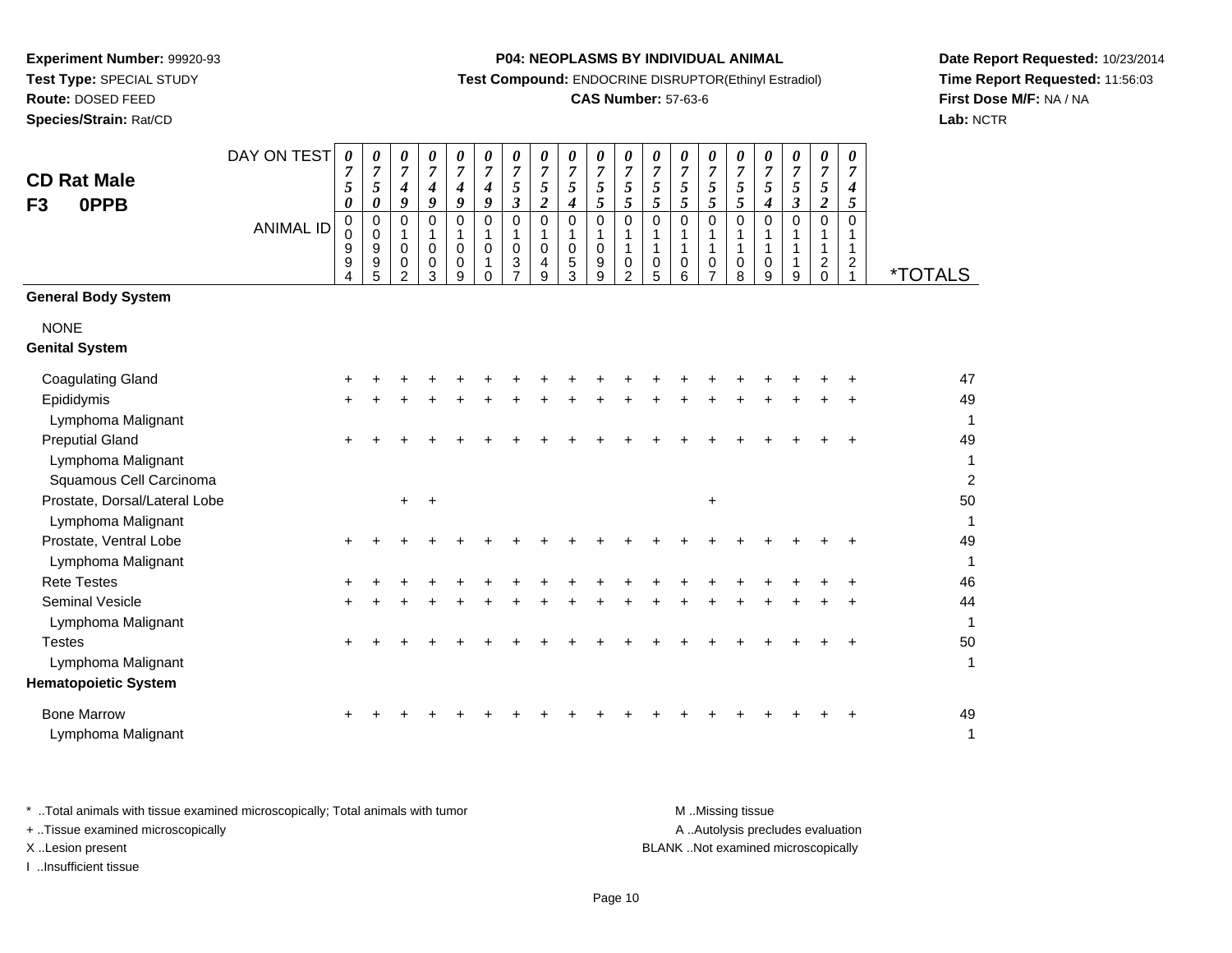**Experiment Number:** 99920-93
**Test Type:** SPECIAL STUDY
**Route:** DOSED FEED
**Species/Strain:** Rat/CD

**P04: NEOPLASMS BY INDIVIDUAL ANIMAL**
**Test Compound:** ENDOCRINE DISRUPTOR(Ethinyl Estradiol)
**CAS Number:** 57-63-6

**Date Report Requested:** 10/23/2014
**Time Report Requested:** 11:56:03
**First Dose M/F:** NA / NA
**Lab:** NCTR

## CD Rat Male F3 0PPB

| DAY ON TEST | 0750 | 0750 | 0749 | 0749 | 0749 | 0749 | 0753 | 0752 | 0754 | 0755 | 0755 | 0755 | 0755 | 0755 | 0755 | 0754 | 0753 | 0752 | 0745 | |
|---|---|---|---|---|---|---|---|---|---|---|---|---|---|---|---|---|---|---|---|---|
| **ANIMAL ID** | 00994 | 00995 | 01002 | 01003 | 01009 | 01010 | 01037 | 01049 | 01053 | 01099 | 01102 | 01105 | 01106 | 01107 | 01108 | 01109 | 01119 | 01120 | 01121 | ***TOTALS** |
| **General Body System** | | | | | | | | | | | | | | | | | | | | |
| NONE | | | | | | | | | | | | | | | | | | | | |
| **Genital System** | | | | | | | | | | | | | | | | | | | | |
| Coagulating Gland | + | + | + | + | + | + | + | + | + | + | + | + | + | + | + | + | + | + | + | 47 |
| Epididymis | + | + | + | + | + | + | + | + | + | + | + | + | + | + | + | + | + | + | + | 49 |
| Lymphoma Malignant | | | | | | | | | | | | | | | | | | | | 1 |
| Preputial Gland | + | + | + | + | + | + | + | + | + | + | + | + | + | + | + | + | + | + | + | 49 |
| Lymphoma Malignant | | | | | | | | | | | | | | | | | | | | 1 |
| Squamous Cell Carcinoma | | | | | | | | | | | | | | | | | | | | 2 |
| Prostate, Dorsal/Lateral Lobe | | | + | + | | | | | | | | | | + | | | | | | 50 |
| Lymphoma Malignant | | | | | | | | | | | | | | | | | | | | 1 |
| Prostate, Ventral Lobe | + | + | + | + | + | + | + | + | + | + | + | + | + | + | + | + | + | + | + | 49 |
| Lymphoma Malignant | | | | | | | | | | | | | | | | | | | | 1 |
| Rete Testes | + | + | + | + | + | + | + | + | + | + | + | + | + | + | + | + | + | + | + | 46 |
| Seminal Vesicle | + | + | + | + | + | + | + | + | + | + | + | + | + | + | + | + | + | + | + | 44 |
| Lymphoma Malignant | | | | | | | | | | | | | | | | | | | | 1 |
| Testes | + | + | + | + | + | + | + | + | + | + | + | + | + | + | + | + | + | + | + | 50 |
| Lymphoma Malignant | | | | | | | | | | | | | | | | | | | | 1 |
| **Hematopoietic System** | | | | | | | | | | | | | | | | | | | | |
| Bone Marrow | + | + | + | + | + | + | + | + | + | + | + | + | + | + | + | + | + | + | + | 49 |
| Lymphoma Malignant | | | | | | | | | | | | | | | | | | | | 1 |

* ..Total animals with tissue examined microscopically; Total animals with tumor
+ ..Tissue examined microscopically
X ..Lesion present
I ..Insufficient tissue

M ..Missing tissue
A ..Autolysis precludes evaluation
BLANK ..Not examined microscopically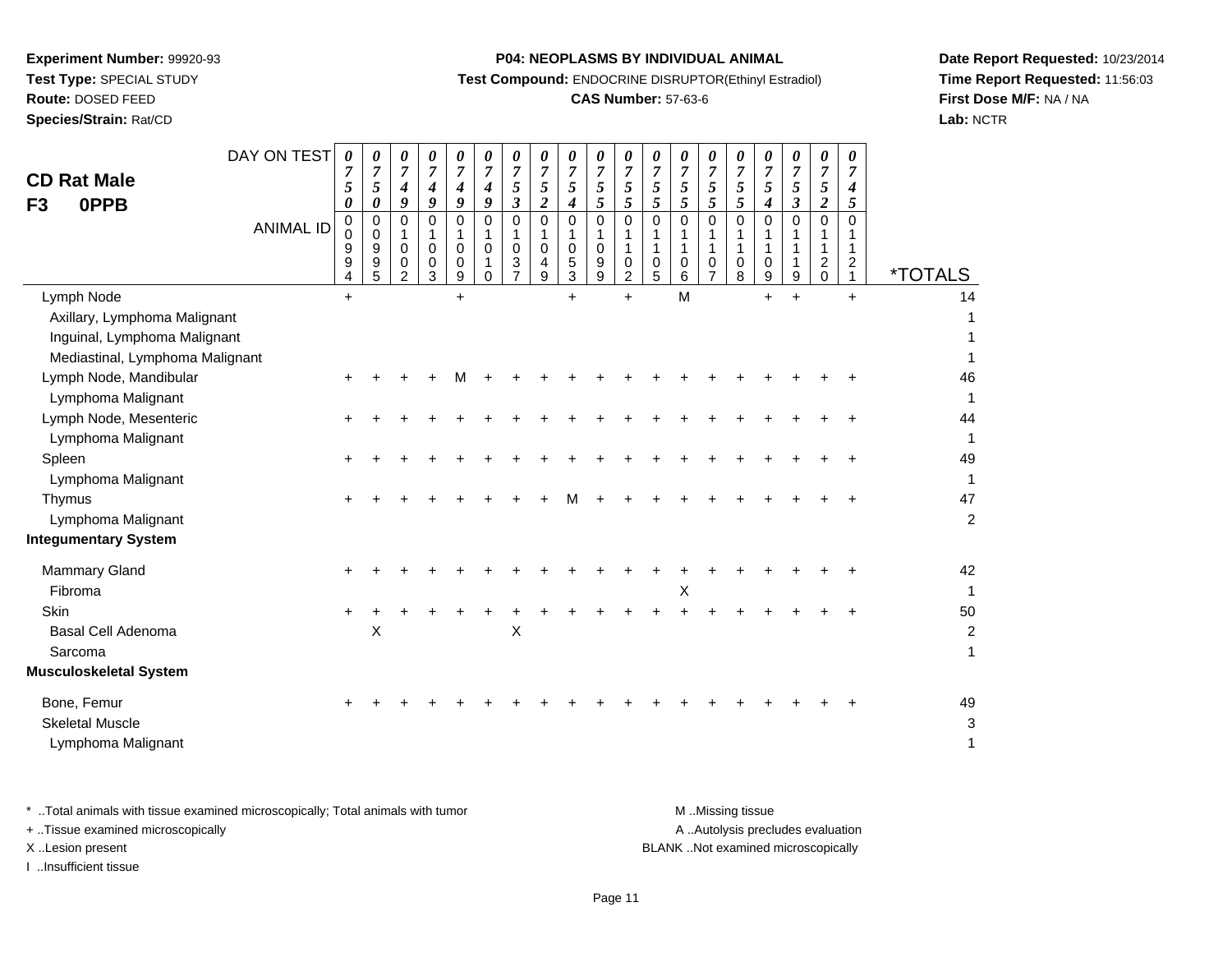**Experiment Number:** 99920-93
**Test Type:** SPECIAL STUDY
**Route:** DOSED FEED
**Species/Strain:** Rat/CD

**P04: NEOPLASMS BY INDIVIDUAL ANIMAL**
**Test Compound:** ENDOCRINE DISRUPTOR(Ethinyl Estradiol)
**CAS Number:** 57-63-6

**Date Report Requested:** 10/23/2014
**Time Report Requested:** 11:56:03
**First Dose M/F:** NA / NA
**Lab:** NCTR

## CD Rat Male
## F3 0PPB

| DAY ON TEST | 0750 | 0750 | 0749 | 0749 | 0749 | 0749 | 0753 | 0752 | 0754 | 0755 | 0755 | 0755 | 0755 | 0755 | 0755 | 0754 | 0753 | 0752 | 0745 | |
|---|---|---|---|---|---|---|---|---|---|---|---|---|---|---|---|---|---|---|---|---|
| **ANIMAL ID** | 00994 | 00995 | 01002 | 01003 | 01009 | 01010 | 01037 | 01049 | 01053 | 01099 | 01102 | 01105 | 01106 | 01107 | 01108 | 01109 | 01119 | 01120 | 01121 | ***TOTALS** |
| Lymph Node | + | | | | + | | | | + | | + | | M | | | + | + | | + | 14 |
| Axillary, Lymphoma Malignant | | | | | | | | | | | | | | | | | | | | 1 |
| Inguinal, Lymphoma Malignant | | | | | | | | | | | | | | | | | | | | 1 |
| Mediastinal, Lymphoma Malignant | | | | | | | | | | | | | | | | | | | | 1 |
| Lymph Node, Mandibular | + | + | + | + | M | + | + | + | + | + | + | + | + | + | + | + | + | + | + | 46 |
| Lymphoma Malignant | | | | | | | | | | | | | | | | | | | | 1 |
| Lymph Node, Mesenteric | + | + | + | + | + | + | + | + | + | + | + | + | + | + | + | + | + | + | + | 44 |
| Lymphoma Malignant | | | | | | | | | | | | | | | | | | | | 1 |
| Spleen | + | + | + | + | + | + | + | + | + | + | + | + | + | + | + | + | + | + | + | 49 |
| Lymphoma Malignant | | | | | | | | | | | | | | | | | | | | 1 |
| Thymus | + | + | + | + | + | + | + | + | M | + | + | + | + | + | + | + | + | + | + | 47 |
| Lymphoma Malignant | | | | | | | | | | | | | | | | | | | | 2 |
| **Integumentary System** | | | | | | | | | | | | | | | | | | | | |
| Mammary Gland | + | + | + | + | + | + | + | + | + | + | + | + | + | + | + | + | + | + | + | 42 |
| Fibroma | | | | | | | | | | | | | X | | | | | | | 1 |
| Skin | + | + | + | + | + | + | + | + | + | + | + | + | + | + | + | + | + | + | + | 50 |
| Basal Cell Adenoma | | X | | | | | X | | | | | | | | | | | | | 2 |
| Sarcoma | | | | | | | | | | | | | | | | | | | | 1 |
| **Musculoskeletal System** | | | | | | | | | | | | | | | | | | | | |
| Bone, Femur | + | + | + | + | + | + | + | + | + | + | + | + | + | + | + | + | + | + | + | 49 |
| Skeletal Muscle | | | | | | | | | | | | | | | | | | | | 3 |
| Lymphoma Malignant | | | | | | | | | | | | | | | | | | | | 1 |

\* ..Total animals with tissue examined microscopically; Total animals with tumor
\+ ..Tissue examined microscopically
X ..Lesion present
I ..Insufficient tissue

M ..Missing tissue
A ..Autolysis precludes evaluation
BLANK ..Not examined microscopically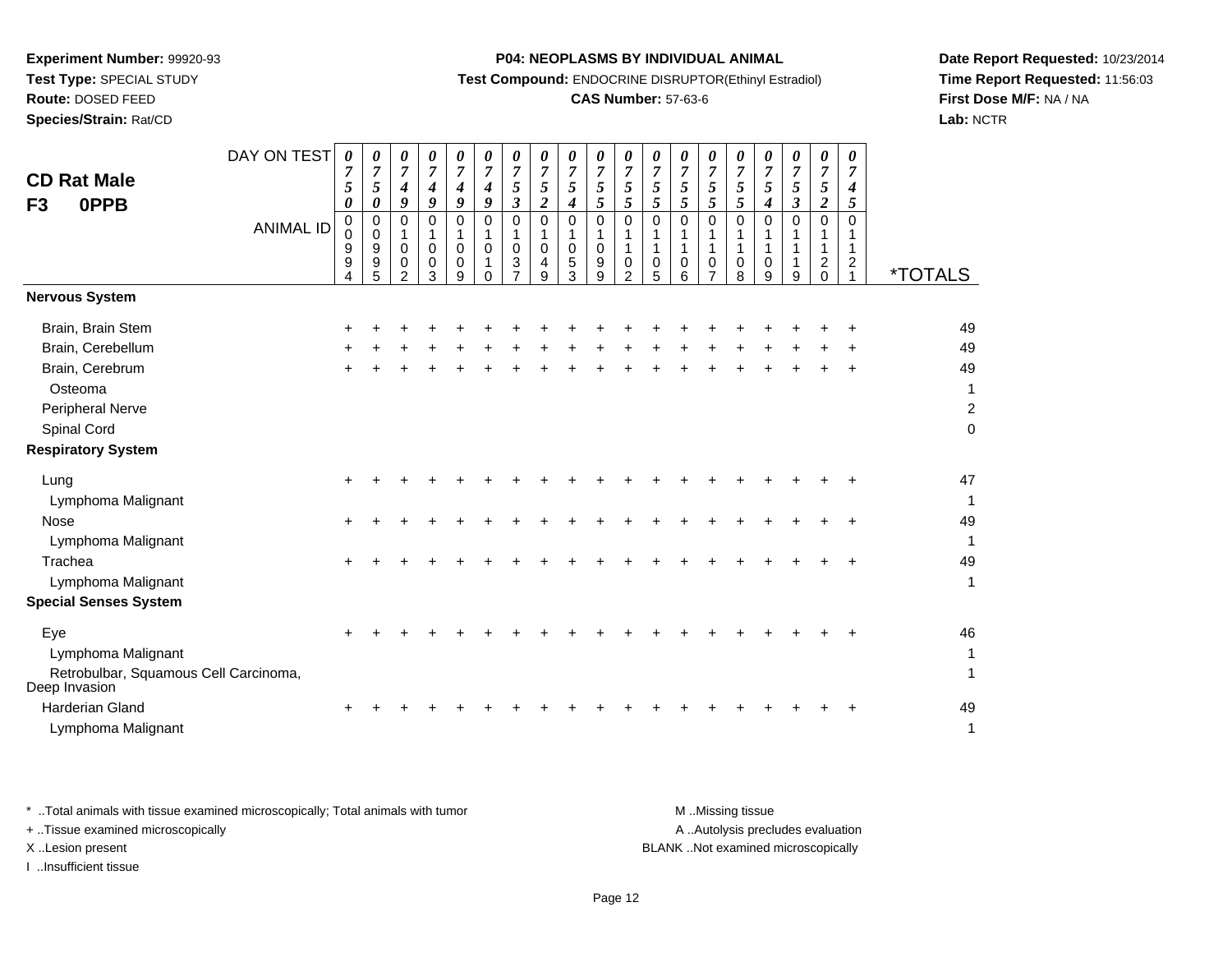**Experiment Number:** 99920-93
**Test Type:** SPECIAL STUDY
**Route:** DOSED FEED
**Species/Strain:** Rat/CD

**P04: NEOPLASMS BY INDIVIDUAL ANIMAL**
**Test Compound:** ENDOCRINE DISRUPTOR(Ethinyl Estradiol)
**CAS Number:** 57-63-6

**Date Report Requested:** 10/23/2014
**Time Report Requested:** 11:56:03
**First Dose M/F:** NA / NA
**Lab:** NCTR

## CD Rat Male
## F3 0PPB

| DAY ON TEST | 0750 | 0750 | 0749 | 0749 | 0749 | 0749 | 0753 | 0752 | 0754 | 0755 | 0755 | 0755 | 0755 | 0755 | 0755 | 0754 | 0753 | 0752 | 0745 | |
|---|---|---|---|---|---|---|---|---|---|---|---|---|---|---|---|---|---|---|---|---|
| **ANIMAL ID** | 00994 | 00995 | 01002 | 01003 | 01009 | 01010 | 01037 | 01049 | 01053 | 01099 | 01102 | 01105 | 01106 | 01107 | 01108 | 01109 | 01119 | 01120 | 01121 | ***TOTALS** |
| **Nervous System** | | | | | | | | | | | | | | | | | | | | |
| Brain, Brain Stem | + | + | + | + | + | + | + | + | + | + | + | + | + | + | + | + | + | + | + | 49 |
| Brain, Cerebellum | + | + | + | + | + | + | + | + | + | + | + | + | + | + | + | + | + | + | + | 49 |
| Brain, Cerebrum | + | + | + | + | + | + | + | + | + | + | + | + | + | + | + | + | + | + | + | 49 |
| Osteoma | | | | | | | | | | | | | | | | | | | | 1 |
| Peripheral Nerve | | | | | | | | | | | | | | | | | | | | 2 |
| Spinal Cord | | | | | | | | | | | | | | | | | | | | 0 |
| **Respiratory System** | | | | | | | | | | | | | | | | | | | | |
| Lung | + | + | + | + | + | + | + | + | + | + | + | + | + | + | + | + | + | + | + | 47 |
| Lymphoma Malignant | | | | | | | | | | | | | | | | | | | | 1 |
| Nose | + | + | + | + | + | + | + | + | + | + | + | + | + | + | + | + | + | + | + | 49 |
| Lymphoma Malignant | | | | | | | | | | | | | | | | | | | | 1 |
| Trachea | + | + | + | + | + | + | + | + | + | + | + | + | + | + | + | + | + | + | + | 49 |
| Lymphoma Malignant | | | | | | | | | | | | | | | | | | | | 1 |
| **Special Senses System** | | | | | | | | | | | | | | | | | | | | |
| Eye | + | + | + | + | + | + | + | + | + | + | + | + | + | + | + | + | + | + | + | 46 |
| Lymphoma Malignant | | | | | | | | | | | | | | | | | | | | 1 |
| Retrobulbar, Squamous Cell Carcinoma, Deep Invasion | | | | | | | | | | | | | | | | | | | | 1 |
| Harderian Gland | + | + | + | + | + | + | + | + | + | + | + | + | + | + | + | + | + | + | + | 49 |
| Lymphoma Malignant | | | | | | | | | | | | | | | | | | | | 1 |

\* ..Total animals with tissue examined microscopically; Total animals with tumor
+ ..Tissue examined microscopically
X ..Lesion present
I ..Insufficient tissue

M ..Missing tissue
A ..Autolysis precludes evaluation
BLANK ..Not examined microscopically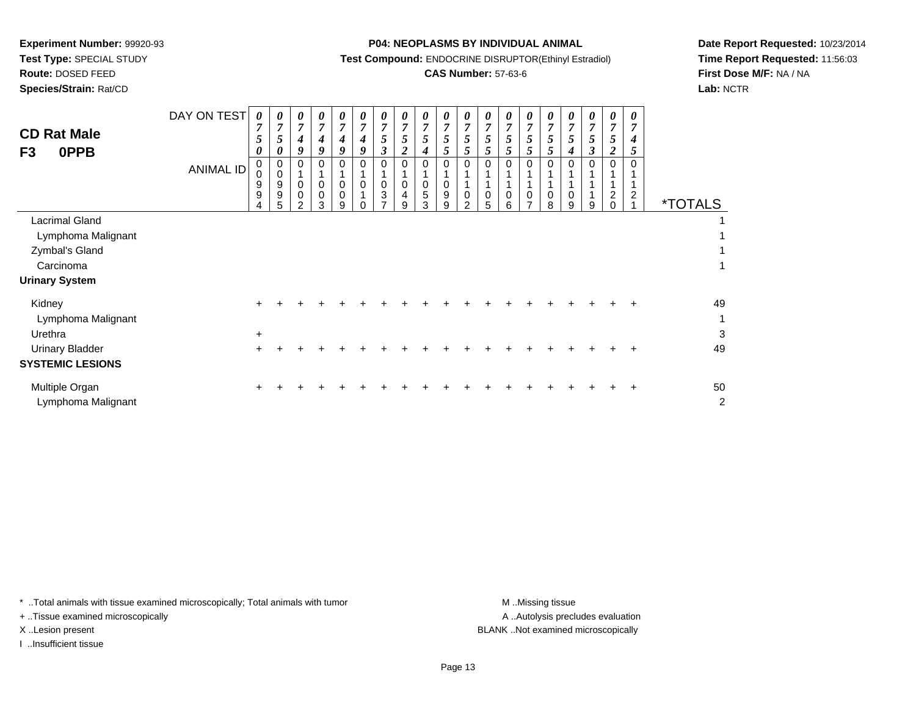**Experiment Number:** 99920-93
**Test Type:** SPECIAL STUDY
**Route:** DOSED FEED
**Species/Strain:** Rat/CD

**P04: NEOPLASMS BY INDIVIDUAL ANIMAL**
**Test Compound:** ENDOCRINE DISRUPTOR(Ethinyl Estradiol)
**CAS Number:** 57-63-6

**Date Report Requested:** 10/23/2014
**Time Report Requested:** 11:56:03
**First Dose M/F:** NA / NA
**Lab:** NCTR

## CD Rat Male
## F3 0PPB

| DAY ON TEST | 0750 | 0750 | 0749 | 0749 | 0749 | 0749 | 0753 | 0752 | 0754 | 0755 | 0755 | 0755 | 0755 | 0755 | 0755 | 0754 | 0753 | 0752 | 0745 | |
|---|---|---|---|---|---|---|---|---|---|---|---|---|---|---|---|---|---|---|---|---|
| **ANIMAL ID** | 00994 | 00995 | 01002 | 01003 | 01009 | 01010 | 01037 | 01049 | 01053 | 01099 | 01102 | 01105 | 01106 | 01107 | 01108 | 01109 | 01119 | 01120 | 01121 | ***TOTALS** |
| Lacrimal Gland | | | | | | | | | | | | | | | | | | | | 1 |
| Lymphoma Malignant | | | | | | | | | | | | | | | | | | | | 1 |
| Zymbal's Gland | | | | | | | | | | | | | | | | | | | | 1 |
| Carcinoma | | | | | | | | | | | | | | | | | | | | 1 |
| **Urinary System** | | | | | | | | | | | | | | | | | | | | |
| Kidney | + | + | + | + | + | + | + | + | + | + | + | + | + | + | + | + | + | + | + | 49 |
| Lymphoma Malignant | | | | | | | | | | | | | | | | | | | | 1 |
| Urethra | + | | | | | | | | | | | | | | | | | | | 3 |
| Urinary Bladder | + | + | + | + | + | + | + | + | + | + | + | + | + | + | + | + | + | + | + | 49 |
| **SYSTEMIC LESIONS** | | | | | | | | | | | | | | | | | | | | |
| Multiple Organ | + | + | + | + | + | + | + | + | + | + | + | + | + | + | + | + | + | + | + | 50 |
| Lymphoma Malignant | | | | | | | | | | | | | | | | | | | | 2 |

* ..Total animals with tissue examined microscopically; Total animals with tumor
+ ..Tissue examined microscopically
X ..Lesion present
I ..Insufficient tissue

M ..Missing tissue
A ..Autolysis precludes evaluation
BLANK ..Not examined microscopically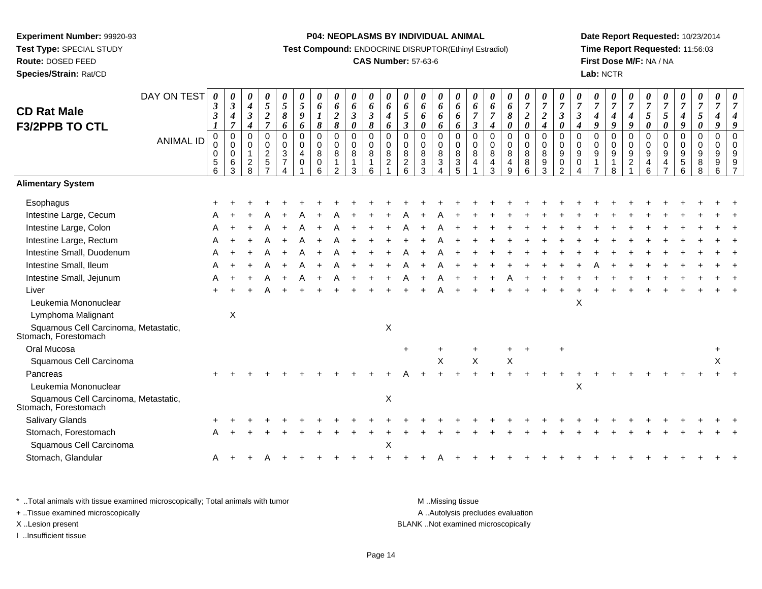**Experiment Number:** 99920-93
**Test Type:** SPECIAL STUDY
**Route:** DOSED FEED
**Species/Strain:** Rat/CD

**P04: NEOPLASMS BY INDIVIDUAL ANIMAL**
**Test Compound:** ENDOCRINE DISRUPTOR(Ethinyl Estradiol)
**CAS Number:** 57-63-6

**Date Report Requested:** 10/23/2014
**Time Report Requested:** 11:56:03
**First Dose M/F:** NA / NA
**Lab:** NCTR

## CD Rat Male F3/2PPB TO CTL

| DAY ON TEST | 0331 | 0347 | 0434 | 0527 | 0586 | 0596 | 0618 | 0628 | 0630 | 0638 | 0646 | 0653 | 0660 | 0666 | 0666 | 0673 | 0674 | 0680 | 0720 | 0724 | 0730 | 0734 | 0749 | 0749 | 0749 | 0750 | 0750 | 0749 | 0750 | 0749 | 0749 |
|---|---|---|---|---|---|---|---|---|---|---|---|---|---|---|---|---|---|---|---|---|---|---|---|---|---|---|---|---|---|---|---|
| **ANIMAL ID** | 00056 | 00063 | 00128 | 00257 | 00374 | 00401 | 00806 | 00812 | 00813 | 00816 | 00821 | 00826 | 00833 | 00834 | 00835 | 00841 | 00843 | 00849 | 00886 | 00893 | 00902 | 00904 | 00917 | 00918 | 00921 | 00946 | 00947 | 00956 | 00988 | 00996 | 00997 |
| **Alimentary System** | | | | | | | | | | | | | | | | | | | | | | | | | | | | | | | |
| Esophagus | + | + | + | + | + | + | + | + | + | + | + | + | + | + | + | + | + | + | + | + | + | + | + | + | + | + | + | + | + | + | + |
| Intestine Large, Cecum | A | + | + | A | + | A | + | A | + | + | + | A | + | A | + | + | + | + | + | + | + | + | + | + | + | + | + | + | + | + | + |
| Intestine Large, Colon | A | + | + | A | + | A | + | A | + | + | + | A | + | A | + | + | + | + | + | + | + | + | + | + | + | + | + | + | + | + | + |
| Intestine Large, Rectum | A | + | + | A | + | A | + | A | + | + | + | + | + | A | + | + | + | + | + | + | + | + | + | + | + | + | + | + | + | + | + |
| Intestine Small, Duodenum | A | + | + | A | + | A | + | A | + | + | + | A | + | A | + | + | + | + | + | + | + | + | + | + | + | + | + | + | + | + | + |
| Intestine Small, Ileum | A | + | + | A | + | A | + | A | + | + | + | A | + | A | + | + | + | + | + | + | + | + | A | + | + | + | + | + | + | + | + |
| Intestine Small, Jejunum | A | + | + | A | + | A | + | A | + | + | + | A | + | A | + | + | + | A | + | + | + | + | + | + | + | + | + | + | + | + | + |
| Liver | + | + | + | A | + | + | + | + | + | + | + | + | + | A | + | + | + | + | + | + | + | + | + | + | + | + | + | + | + | + | + |
| Leukemia Mononuclear | | | | | | | | | | | | | | | | | | | | | | X | | | | | | | | | |
| Lymphoma Malignant | | X | | | | | | | | | | | | | | | | | | | | | | | | | | | | | |
| Squamous Cell Carcinoma, Metastatic, Stomach, Forestomach | | | | | | | | | | | X | | | | | | | | | | | | | | | | | | | | |
| Oral Mucosa | | | | | | | | | | | | + | | + | | + | | + | + | | + | | | | | | | | | + | |
| Squamous Cell Carcinoma | | | | | | | | | | | | | | X | | X | | X | | | | | | | | | | | | X | |
| Pancreas | + | + | + | + | + | + | + | + | + | + | + | A | + | + | + | + | + | + | + | + | + | + | + | + | + | + | + | + | + | + | + |
| Leukemia Mononuclear | | | | | | | | | | | | | | | | | | | | | | X | | | | | | | | | |
| Squamous Cell Carcinoma, Metastatic, Stomach, Forestomach | | | | | | | | | | | X | | | | | | | | | | | | | | | | | | | | |
| Salivary Glands | + | + | + | + | + | + | + | + | + | + | + | + | + | + | + | + | + | + | + | + | + | + | + | + | + | + | + | + | + | + | + |
| Stomach, Forestomach | A | + | + | + | + | + | + | + | + | + | + | + | + | + | + | + | + | + | + | + | + | + | + | + | + | + | + | + | + | + | + |
| Squamous Cell Carcinoma | | | | | | | | | | | X | | | | | | | | | | | | | | | | | | | | |
| Stomach, Glandular | A | + | + | A | + | + | + | + | + | + | + | + | + | A | + | + | + | + | + | + | + | + | + | + | + | + | + | + | + | + | + |

\* ..Total animals with tissue examined microscopically; Total animals with tumor
\+ ..Tissue examined microscopically
X ..Lesion present
I ..Insufficient tissue

M ..Missing tissue
A ..Autolysis precludes evaluation
BLANK ..Not examined microscopically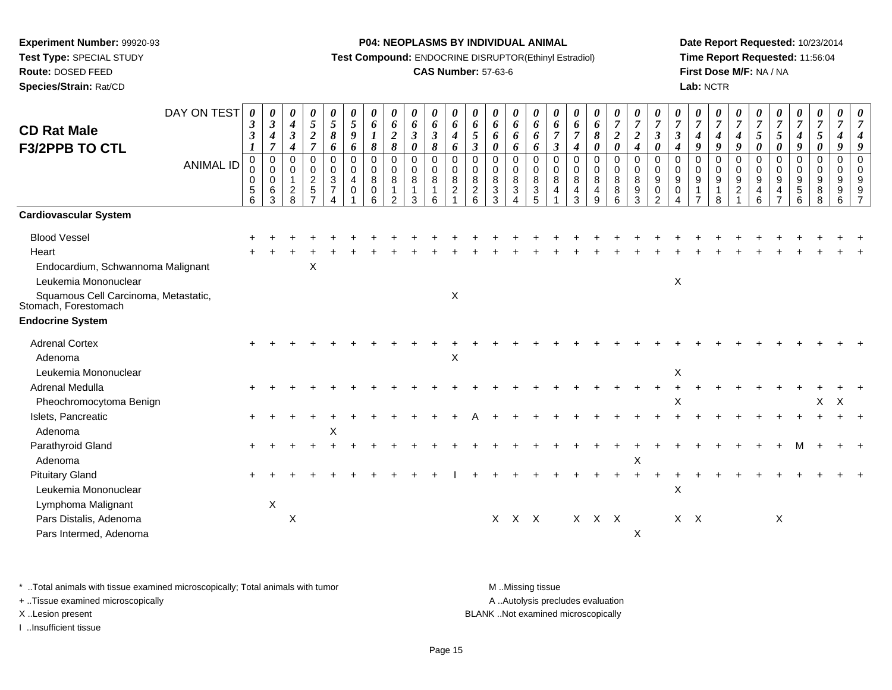**Experiment Number:** 99920-93
**Test Type:** SPECIAL STUDY
**Route:** DOSED FEED
**Species/Strain:** Rat/CD

**P04: NEOPLASMS BY INDIVIDUAL ANIMAL**
**Test Compound:** ENDOCRINE DISRUPTOR(Ethinyl Estradiol)
**CAS Number:** 57-63-6

**Date Report Requested:** 10/23/2014
**Time Report Requested:** 11:56:04
**First Dose M/F:** NA / NA
**Lab:** NCTR

## CD Rat Male F3/2PPB TO CTL

| DAY ON TEST | 0331 | 0347 | 0434 | 0527 | 0586 | 0596 | 0618 | 0628 | 0630 | 0638 | 0646 | 0653 | 0660 | 0666 | 0666 | 0673 | 0674 | 0680 | 0720 | 0724 | 0730 | 0734 | 0749 | 0749 | 0749 | 0750 | 0750 | 0749 | 0750 | 0749 | 0749 |
|---|---|---|---|---|---|---|---|---|---|---|---|---|---|---|---|---|---|---|---|---|---|---|---|---|---|---|---|---|---|---|---|
| **ANIMAL ID** | 00056 | 00063 | 00128 | 00257 | 00374 | 00401 | 00806 | 00812 | 00813 | 00816 | 00821 | 00826 | 00833 | 00834 | 00835 | 00841 | 00843 | 00849 | 00886 | 00893 | 00902 | 00904 | 00917 | 00918 | 00921 | 00946 | 00947 | 00956 | 00988 | 00996 | 00997 |
| **Cardiovascular System** | | | | | | | | | | | | | | | | | | | | | | | | | | | | | | | |
| Blood Vessel | + | + | + | + | + | + | + | + | + | + | + | + | + | + | + | + | + | + | + | + | + | + | + | + | + | + | + | + | + | + | + |
| Heart | + | + | + | + | + | + | + | + | + | + | + | + | + | + | + | + | + | + | + | + | + | + | + | + | + | + | + | + | + | + | + |
| Endocardium, Schwannoma Malignant | | | | X | | | | | | | | | | | | | | | | | | | | | | | | | | | |
| Leukemia Mononuclear | | | | | | | | | | | | | | | | | | | | | | X | | | | | | | | | |
| Squamous Cell Carcinoma, Metastatic, Stomach, Forestomach | | | | | | | | | | | X | | | | | | | | | | | | | | | | | | | | |
| **Endocrine System** | | | | | | | | | | | | | | | | | | | | | | | | | | | | | | | |
| Adrenal Cortex | + | + | + | + | + | + | + | + | + | + | + | + | + | + | + | + | + | + | + | + | + | + | + | + | + | + | + | + | + | + | + |
| Adenoma | | | | | | | | | | | X | | | | | | | | | | | | | | | | | | | | |
| Leukemia Mononuclear | | | | | | | | | | | | | | | | | | | | | | X | | | | | | | | | |
| Adrenal Medulla | + | + | + | + | + | + | + | + | + | + | + | + | + | + | + | + | + | + | + | + | + | + | + | + | + | + | + | + | + | + | + |
| Pheochromocytoma Benign | | | | | | | | | | | | | | | | | | | | | | X | | | | | | | X | X | |
| Islets, Pancreatic | + | + | + | + | + | + | + | + | + | + | + | A | + | + | + | + | + | + | + | + | + | + | + | + | + | + | + | + | + | + | + |
| Adenoma | | | | | X | | | | | | | | | | | | | | | | | | | | | | | | | | |
| Parathyroid Gland | + | + | + | + | + | + | + | + | + | + | + | + | + | + | + | + | + | + | + | + | + | + | + | + | + | + | + | M | + | + | + |
| Adenoma | | | | | | | | | | | | | | | | | | | | X | | | | | | | | | | | |
| Pituitary Gland | + | + | + | + | + | + | + | + | + | + | I | + | + | + | + | + | + | + | + | + | + | + | + | + | + | + | + | + | + | + | + |
| Leukemia Mononuclear | | | | | | | | | | | | | | | | | | | | | | X | | | | | | | | | |
| Lymphoma Malignant | | X | | | | | | | | | | | | | | | | | | | | | | | | | | | | | |
| Pars Distalis, Adenoma | | | X | | | | | | | | | | X | X | X | | X | X | X | | | X | X | | | | X | | | | |
| Pars Intermed, Adenoma | | | | | | | | | | | | | | | | | | | | X | | | | | | | | | | | |

\* ..Total animals with tissue examined microscopically; Total animals with tumor
+ ..Tissue examined microscopically
X ..Lesion present
I ..Insufficient tissue

M ..Missing tissue
A ..Autolysis precludes evaluation
BLANK ..Not examined microscopically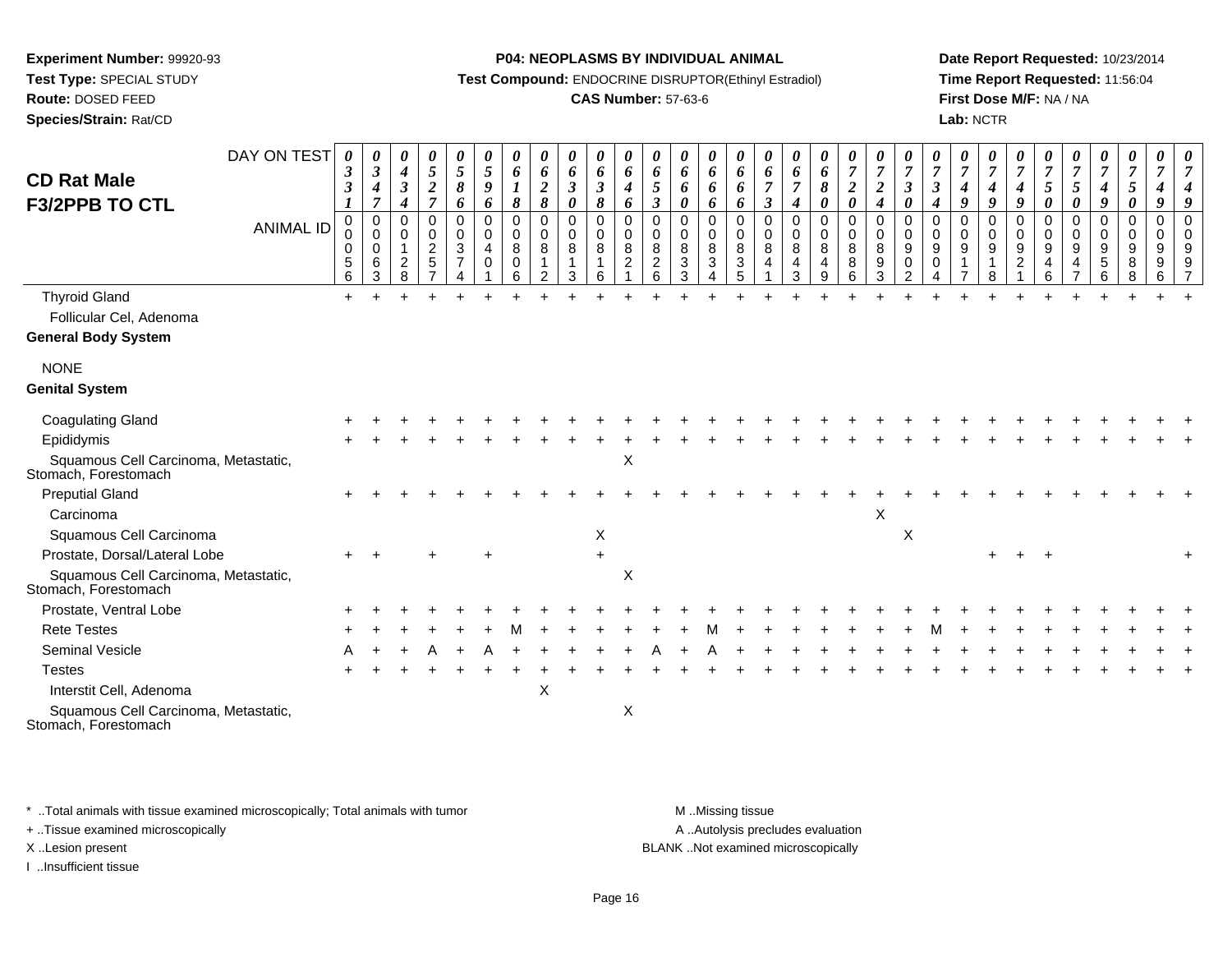**Experiment Number:** 99920-93
**Test Type:** SPECIAL STUDY
**Route:** DOSED FEED
**Species/Strain:** Rat/CD

**P04: NEOPLASMS BY INDIVIDUAL ANIMAL**
**Test Compound:** ENDOCRINE DISRUPTOR(Ethinyl Estradiol)
**CAS Number:** 57-63-6

**Date Report Requested:** 10/23/2014
**Time Report Requested:** 11:56:04
**First Dose M/F:** NA / NA
**Lab:** NCTR

## CD Rat Male F3/2PPB TO CTL

| DAY ON TEST | 0331 | 0347 | 0434 | 0527 | 0586 | 0596 | 0618 | 0628 | 0630 | 0638 | 0646 | 0653 | 0660 | 0666 | 0666 | 0673 | 0674 | 0680 | 0720 | 0724 | 0730 | 0734 | 0749 | 0749 | 0749 | 0750 | 0750 | 0749 | 0750 | 0749 | 0749 |
|---|---|---|---|---|---|---|---|---|---|---|---|---|---|---|---|---|---|---|---|---|---|---|---|---|---|---|---|---|---|---|---|
| **ANIMAL ID** | 00056 | 00063 | 00128 | 00257 | 00374 | 00401 | 00806 | 00812 | 00813 | 00816 | 00821 | 00826 | 00833 | 00834 | 00835 | 00841 | 00843 | 00849 | 00886 | 00893 | 00902 | 00904 | 00917 | 00918 | 00921 | 00946 | 00947 | 00956 | 00988 | 00996 | 00997 |
| Thyroid Gland | + | + | + | + | + | + | + | + | + | + | + | + | + | + | + | + | + | + | + | + | + | + | + | + | + | + | + | + | + | + | + |
| Follicular Cel, Adenoma | | | | | | | | | | | | | | | | | | | | | | | | | | | | | | | |
| **General Body System** | | | | | | | | | | | | | | | | | | | | | | | | | | | | | | | |
| NONE | | | | | | | | | | | | | | | | | | | | | | | | | | | | | | | |
| **Genital System** | | | | | | | | | | | | | | | | | | | | | | | | | | | | | | | |
| Coagulating Gland | + | + | + | + | + | + | + | + | + | + | + | + | + | + | + | + | + | + | + | + | + | + | + | + | + | + | + | + | + | + | + |
| Epididymis | + | + | + | + | + | + | + | + | + | + | + | + | + | + | + | + | + | + | + | + | + | + | + | + | + | + | + | + | + | + | + |
| Squamous Cell Carcinoma, Metastatic, Stomach, Forestomach | | | | | | | | | | | X | | | | | | | | | | | | | | | | | | | | |
| Preputial Gland | + | + | + | + | + | + | + | + | + | + | + | + | + | + | + | + | + | + | + | + | + | + | + | + | + | + | + | + | + | + | + |
| Carcinoma | | | | | | | | | | | | | | | | | | | | X | | | | | | | | | | | |
| Squamous Cell Carcinoma | | | | | | | | | | X | | | | | | | | | | | X | | | | | | | | | | |
| Prostate, Dorsal/Lateral Lobe | + | + | | + | | + | | | | + | | | | | | | | | | | | | | + | + | + | | | | | + |
| Squamous Cell Carcinoma, Metastatic, Stomach, Forestomach | | | | | | | | | | | X | | | | | | | | | | | | | | | | | | | | |
| Prostate, Ventral Lobe | + | + | + | + | + | + | + | + | + | + | + | + | + | + | + | + | + | + | + | + | + | + | + | + | + | + | + | + | + | + | + |
| Rete Testes | + | + | + | + | + | + | M | + | + | + | + | + | + | M | + | + | + | + | + | + | + | M | + | + | + | + | + | + | + | + | + |
| Seminal Vesicle | A | + | + | A | + | A | + | + | + | + | + | A | + | A | + | + | + | + | + | + | + | + | + | + | + | + | + | + | + | + | + |
| Testes | + | + | + | + | + | + | + | + | + | + | + | + | + | + | + | + | + | + | + | + | + | + | + | + | + | + | + | + | + | + | + |
| Interstit Cell, Adenoma | | | | | | | | X | | | | | | | | | | | | | | | | | | | | | | | |
| Squamous Cell Carcinoma, Metastatic, Stomach, Forestomach | | | | | | | | | | | X | | | | | | | | | | | | | | | | | | | | |

\* ..Total animals with tissue examined microscopically; Total animals with tumor
\+ ..Tissue examined microscopically
X ..Lesion present
I ..Insufficient tissue

M ..Missing tissue
A ..Autolysis precludes evaluation
BLANK ..Not examined microscopically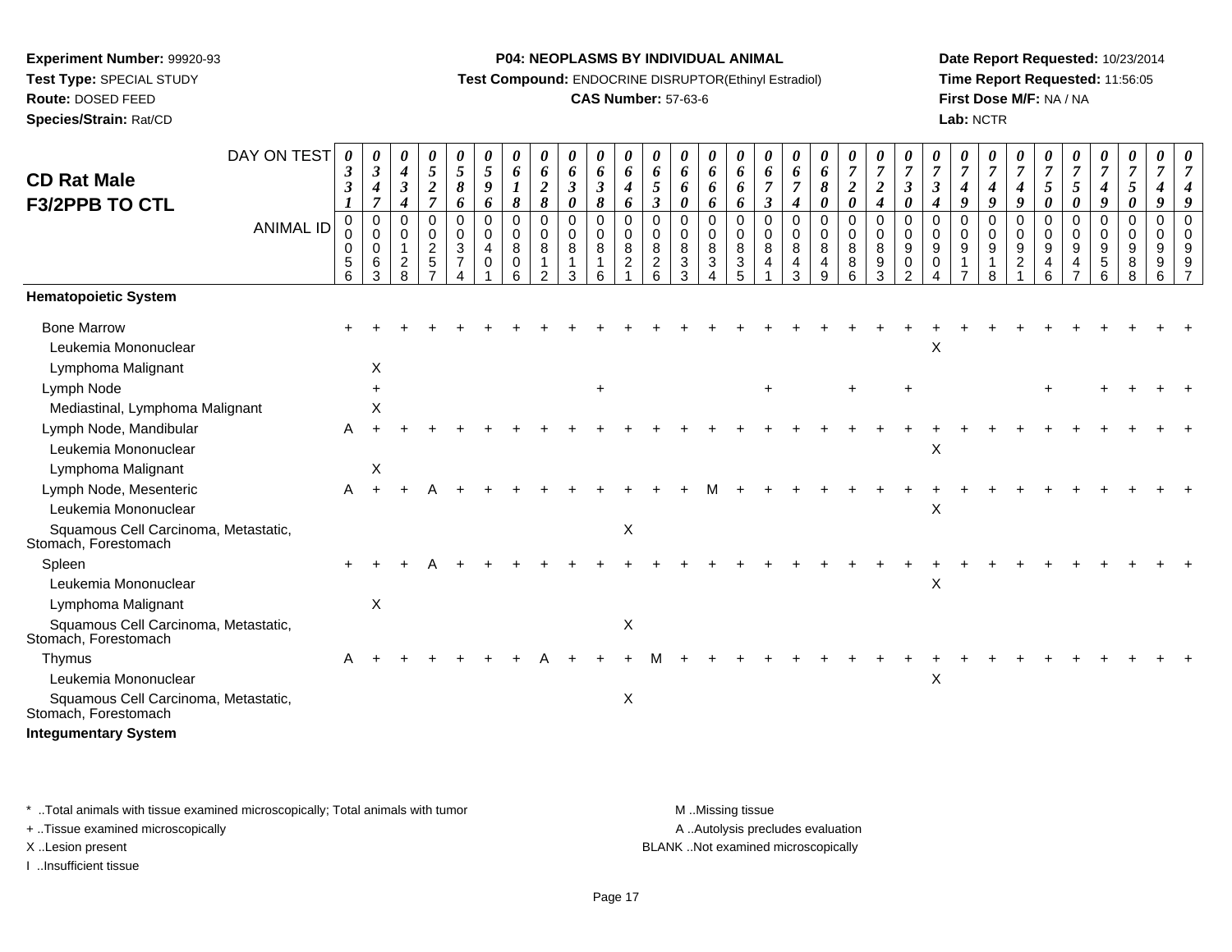**Experiment Number:** 99920-93
**Test Type:** SPECIAL STUDY
**Route:** DOSED FEED
**Species/Strain:** Rat/CD

**P04: NEOPLASMS BY INDIVIDUAL ANIMAL**
**Test Compound:** ENDOCRINE DISRUPTOR(Ethinyl Estradiol)
**CAS Number:** 57-63-6

**Date Report Requested:** 10/23/2014
**Time Report Requested:** 11:56:05
**First Dose M/F:** NA / NA
**Lab:** NCTR

## CD Rat Male F3/2PPB TO CTL

| DAY ON TEST | 0331 | 0347 | 0434 | 0527 | 0586 | 0596 | 0618 | 0628 | 0630 | 0638 | 0646 | 0653 | 0660 | 0666 | 0666 | 0673 | 0674 | 0680 | 0720 | 0724 | 0730 | 0734 | 0749 | 0749 | 0749 | 0750 | 0750 | 0749 | 0750 | 0749 |
|---|---|---|---|---|---|---|---|---|---|---|---|---|---|---|---|---|---|---|---|---|---|---|---|---|---|---|---|---|---|---|
| ANIMAL ID | 00056 | 00063 | 00128 | 00257 | 00374 | 00401 | 00806 | 00812 | 00813 | 00816 | 00821 | 00826 | 00833 | 00834 | 00835 | 00841 | 00843 | 00849 | 00886 | 00893 | 00902 | 00904 | 00917 | 00918 | 00921 | 00946 | 00947 | 00956 | 00988 | 00996 | 00997 |
| **Hematopoietic System** | | | | | | | | | | | | | | | | | | | | | | | | | | | | | | |
| Bone Marrow | + | + | + | + | + | + | + | + | + | + | + | + | + | + | + | + | + | + | + | + | + | + | + | + | + | + | + | + | + | + |
| Leukemia Mononuclear | | | | | | | | | | | | | | | | | | | | | | X | | | | | | | | |
| Lymphoma Malignant | | X | | | | | | | | | | | | | | | | | | | | | | | | | | | | |
| Lymph Node | | + | | | | | | | | + | | | | | | + | | | + | | + | | | | | + | | + | + | + | + |
| Mediastinal, Lymphoma Malignant | | X | | | | | | | | | | | | | | | | | | | | | | | | | | | | |
| Lymph Node, Mandibular | A | + | + | + | + | + | + | + | + | + | + | + | + | + | + | + | + | + | + | + | + | + | + | + | + | + | + | + | + | + |
| Leukemia Mononuclear | | | | | | | | | | | | | | | | | | | | | | X | | | | | | | | |
| Lymphoma Malignant | | X | | | | | | | | | | | | | | | | | | | | | | | | | | | | |
| Lymph Node, Mesenteric | A | + | + | A | + | + | + | + | + | + | + | + | + | M | + | + | + | + | + | + | + | + | + | + | + | + | + | + | + | + |
| Leukemia Mononuclear | | | | | | | | | | | | | | | | | | | | | | X | | | | | | | | |
| Squamous Cell Carcinoma, Metastatic, Stomach, Forestomach | | | | | | | | | | | X | | | | | | | | | | | | | | | | | | | |
| Spleen | + | + | + | A | + | + | + | + | + | + | + | + | + | + | + | + | + | + | + | + | + | + | + | + | + | + | + | + | + | + |
| Leukemia Mononuclear | | | | | | | | | | | | | | | | | | | | | | X | | | | | | | | |
| Lymphoma Malignant | | X | | | | | | | | | | | | | | | | | | | | | | | | | | | | |
| Squamous Cell Carcinoma, Metastatic, Stomach, Forestomach | | | | | | | | | | | X | | | | | | | | | | | | | | | | | | | |
| Thymus | A | + | + | + | + | + | + | A | + | + | + | M | + | + | + | + | + | + | + | + | + | + | + | + | + | + | + | + | + | + |
| Leukemia Mononuclear | | | | | | | | | | | | | | | | | | | | | | X | | | | | | | | |
| Squamous Cell Carcinoma, Metastatic, Stomach, Forestomach | | | | | | | | | | | X | | | | | | | | | | | | | | | | | | | |
| **Integumentary System** | | | | | | | | | | | | | | | | | | | | | | | | | | | | | | |

\* ..Total animals with tissue examined microscopically; Total animals with tumor
\+ ..Tissue examined microscopically
X ..Lesion present
I ..Insufficient tissue

M ..Missing tissue
A ..Autolysis precludes evaluation
BLANK ..Not examined microscopically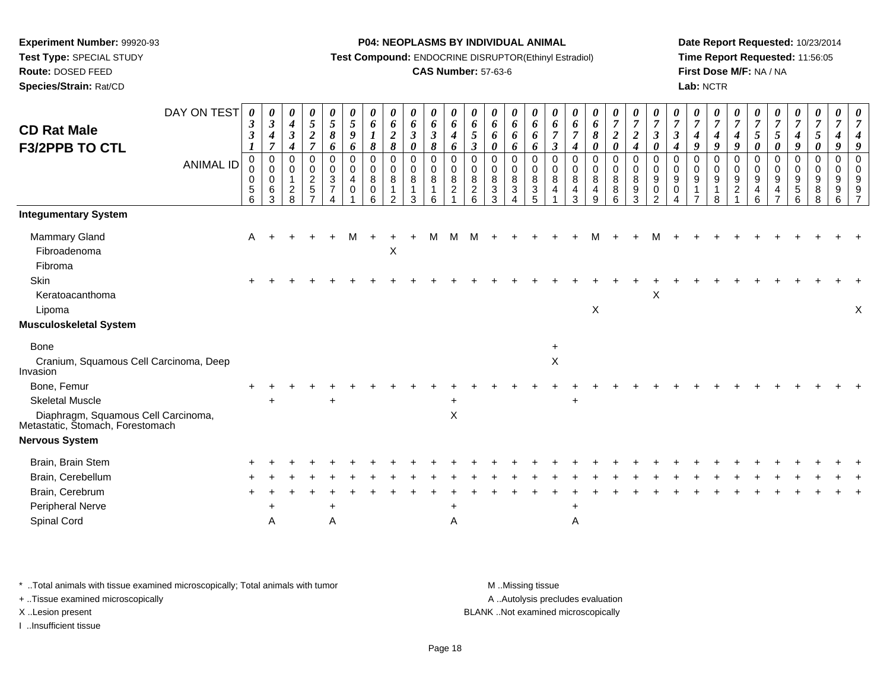**Experiment Number:** 99920-93
**Test Type:** SPECIAL STUDY
**Route:** DOSED FEED
**Species/Strain:** Rat/CD

**P04: NEOPLASMS BY INDIVIDUAL ANIMAL**
**Test Compound:** ENDOCRINE DISRUPTOR(Ethinyl Estradiol)
**CAS Number:** 57-63-6

**Date Report Requested:** 10/23/2014
**Time Report Requested:** 11:56:05
**First Dose M/F:** NA / NA
**Lab:** NCTR

## CD Rat Male F3/2PPB TO CTL

| DAY ON TEST | 0331 | 0347 | 0434 | 0527 | 0586 | 0596 | 0618 | 0628 | 0630 | 0638 | 0646 | 0653 | 0660 | 0666 | 0666 | 0673 | 0674 | 0680 | 0720 | 0724 | 0730 | 0734 | 0749 | 0749 | 0749 | 0750 | 0750 | 0749 | 0750 | 0749 | 0749 |
|---|---|---|---|---|---|---|---|---|---|---|---|---|---|---|---|---|---|---|---|---|---|---|---|---|---|---|---|---|---|---|---|
| **ANIMAL ID** | 00056 | 00063 | 00128 | 00257 | 00374 | 00401 | 00806 | 00812 | 00813 | 00816 | 00821 | 00826 | 00833 | 00834 | 00835 | 00841 | 00843 | 00849 | 00886 | 00893 | 00902 | 00904 | 00917 | 00918 | 00921 | 00946 | 00947 | 00956 | 00988 | 00996 | 00997 |
| **Integumentary System** | | | | | | | | | | | | | | | | | | | | | | | | | | | | | | | |
| Mammary Gland | A | + | + | + | + | M | + | + | + | M | M | M | + | + | + | + | + | M | + | + | M | + | + | + | + | + | + | + | + | + | + |
| Fibroadenoma | | | | | | | | X | | | | | | | | | | | | | | | | | | | | | | | |
| Fibroma | | | | | | | | | | | | | | | | | | | | | | | | | | | | | | | |
| Skin | + | + | + | + | + | + | + | + | + | + | + | + | + | + | + | + | + | + | + | + | + | + | + | + | + | + | + | + | + | + | + |
| Keratoacanthoma | | | | | | | | | | | | | | | | | | | | | X | | | | | | | | | | |
| Lipoma | | | | | | | | | | | | | | | | | | X | | | | | | | | | | | | | X |
| **Musculoskeletal System** | | | | | | | | | | | | | | | | | | | | | | | | | | | | | | | |
| Bone | | | | | | | | | | | | | | | | + | | | | | | | | | | | | | | | |
| Cranium, Squamous Cell Carcinoma, Deep Invasion | | | | | | | | | | | | | | | | X | | | | | | | | | | | | | | | |
| Bone, Femur | + | + | + | + | + | + | + | + | + | + | + | + | + | + | + | + | + | + | + | + | + | + | + | + | + | + | + | + | + | + | + |
| Skeletal Muscle | | + | | | + | | | | | | + | | | | | | + | | | | | | | | | | | | | | |
| Diaphragm, Squamous Cell Carcinoma, Metastatic, Stomach, Forestomach | | | | | | | | | | | X | | | | | | | | | | | | | | | | | | | | |
| **Nervous System** | | | | | | | | | | | | | | | | | | | | | | | | | | | | | | | |
| Brain, Brain Stem | + | + | + | + | + | + | + | + | + | + | + | + | + | + | + | + | + | + | + | + | + | + | + | + | + | + | + | + | + | + | + |
| Brain, Cerebellum | + | + | + | + | + | + | + | + | + | + | + | + | + | + | + | + | + | + | + | + | + | + | + | + | + | + | + | + | + | + | + |
| Brain, Cerebrum | + | + | + | + | + | + | + | + | + | + | + | + | + | + | + | + | + | + | + | + | + | + | + | + | + | + | + | + | + | + | + |
| Peripheral Nerve | | + | | | + | | | | | | + | | | | | | + | | | | | | | | | | | | | | |
| Spinal Cord | | A | | | A | | | | | | A | | | | | | A | | | | | | | | | | | | | | |

* ..Total animals with tissue examined microscopically; Total animals with tumor
+ ..Tissue examined microscopically
X ..Lesion present
I ..Insufficient tissue

M ..Missing tissue
A ..Autolysis precludes evaluation
BLANK ..Not examined microscopically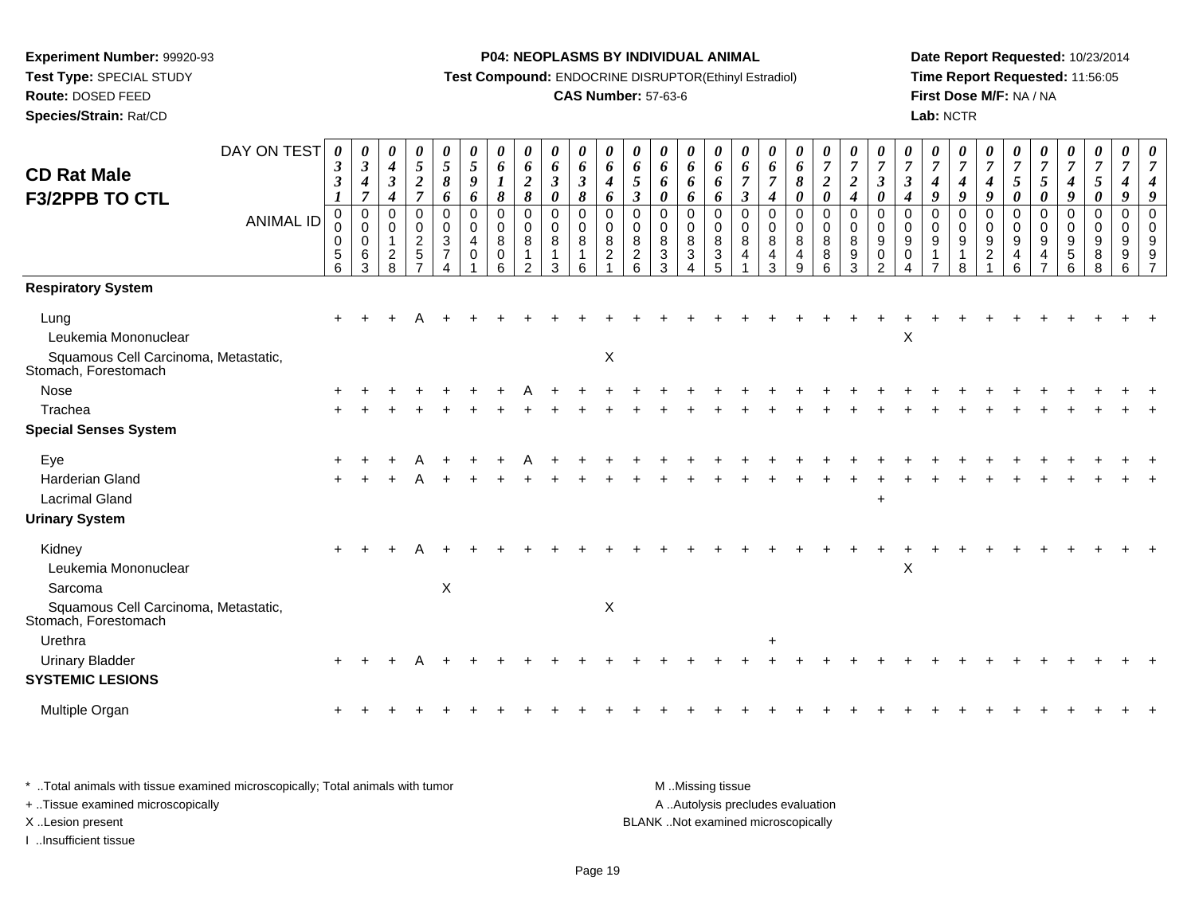**Experiment Number:** 99920-93
**Test Type:** SPECIAL STUDY
**Route:** DOSED FEED
**Species/Strain:** Rat/CD

**P04: NEOPLASMS BY INDIVIDUAL ANIMAL**
**Test Compound:** ENDOCRINE DISRUPTOR(Ethinyl Estradiol)
**CAS Number:** 57-63-6

**Date Report Requested:** 10/23/2014
**Time Report Requested:** 11:56:05
**First Dose M/F:** NA / NA
**Lab:** NCTR

## CD Rat Male F3/2PPB TO CTL

| DAY ON TEST | 0331 | 0347 | 0434 | 0527 | 0586 | 0596 | 0618 | 0628 | 0630 | 0638 | 0646 | 0653 | 0660 | 0666 | 0666 | 0673 | 0674 | 0680 | 0720 | 0724 | 0730 | 0734 | 0749 | 0749 | 0749 | 0750 | 0750 | 0749 | 0750 | 0749 |
|---|---|---|---|---|---|---|---|---|---|---|---|---|---|---|---|---|---|---|---|---|---|---|---|---|---|---|---|---|---|---|
| **ANIMAL ID** | 00056 | 00063 | 00128 | 00257 | 00374 | 00401 | 00806 | 00812 | 00813 | 00816 | 00821 | 00826 | 00833 | 00834 | 00835 | 00841 | 00843 | 00849 | 00886 | 00893 | 00902 | 00904 | 00917 | 00918 | 00921 | 00946 | 00947 | 00956 | 00988 | 00996 | 00997 |
| **Respiratory System** | | | | | | | | | | | | | | | | | | | | | | | | | | | | | | |
| Lung | + | + | + | A | + | + | + | + | + | + | + | + | + | + | + | + | + | + | + | + | + | + | + | + | + | + | + | + | + | + | + |
| Leukemia Mononuclear | | | | | | | | | | | | | | | | | | | | | | X | | | | | | | | | |
| Squamous Cell Carcinoma, Metastatic, Stomach, Forestomach | | | | | | | | | | | X | | | | | | | | | | | | | | | | | | | | |
| Nose | + | + | + | + | + | + | + | A | + | + | + | + | + | + | + | + | + | + | + | + | + | + | + | + | + | + | + | + | + | + | + |
| Trachea | + | + | + | + | + | + | + | + | + | + | + | + | + | + | + | + | + | + | + | + | + | + | + | + | + | + | + | + | + | + | + |
| **Special Senses System** | | | | | | | | | | | | | | | | | | | | | | | | | | | | | | |
| Eye | + | + | + | A | + | + | + | A | + | + | + | + | + | + | + | + | + | + | + | + | + | + | + | + | + | + | + | + | + | + | + |
| Harderian Gland | + | + | + | A | + | + | + | + | + | + | + | + | + | + | + | + | + | + | + | + | + | + | + | + | + | + | + | + | + | + | + |
| Lacrimal Gland | | | | | | | | | | | | | | | | | | | | | + | | | | | | | | | | |
| **Urinary System** | | | | | | | | | | | | | | | | | | | | | | | | | | | | | | |
| Kidney | + | + | + | A | + | + | + | + | + | + | + | + | + | + | + | + | + | + | + | + | + | + | + | + | + | + | + | + | + | + | + |
| Leukemia Mononuclear | | | | | | | | | | | | | | | | | | | | | | X | | | | | | | | | |
| Sarcoma | | | | | X | | | | | | | | | | | | | | | | | | | | | | | | | | |
| Squamous Cell Carcinoma, Metastatic, Stomach, Forestomach | | | | | | | | | | | X | | | | | | | | | | | | | | | | | | | | |
| Urethra | | | | | | | | | | | | | | | | | + | | | | | | | | | | | | | | |
| Urinary Bladder | + | + | + | A | + | + | + | + | + | + | + | + | + | + | + | + | + | + | + | + | + | + | + | + | + | + | + | + | + | + | + |
| **SYSTEMIC LESIONS** | | | | | | | | | | | | | | | | | | | | | | | | | | | | | | |
| Multiple Organ | + | + | + | + | + | + | + | + | + | + | + | + | + | + | + | + | + | + | + | + | + | + | + | + | + | + | + | + | + | + | + |

\* ..Total animals with tissue examined microscopically; Total animals with tumor
+ ..Tissue examined microscopically
X ..Lesion present
I ..Insufficient tissue

M ..Missing tissue
A ..Autolysis precludes evaluation
BLANK ..Not examined microscopically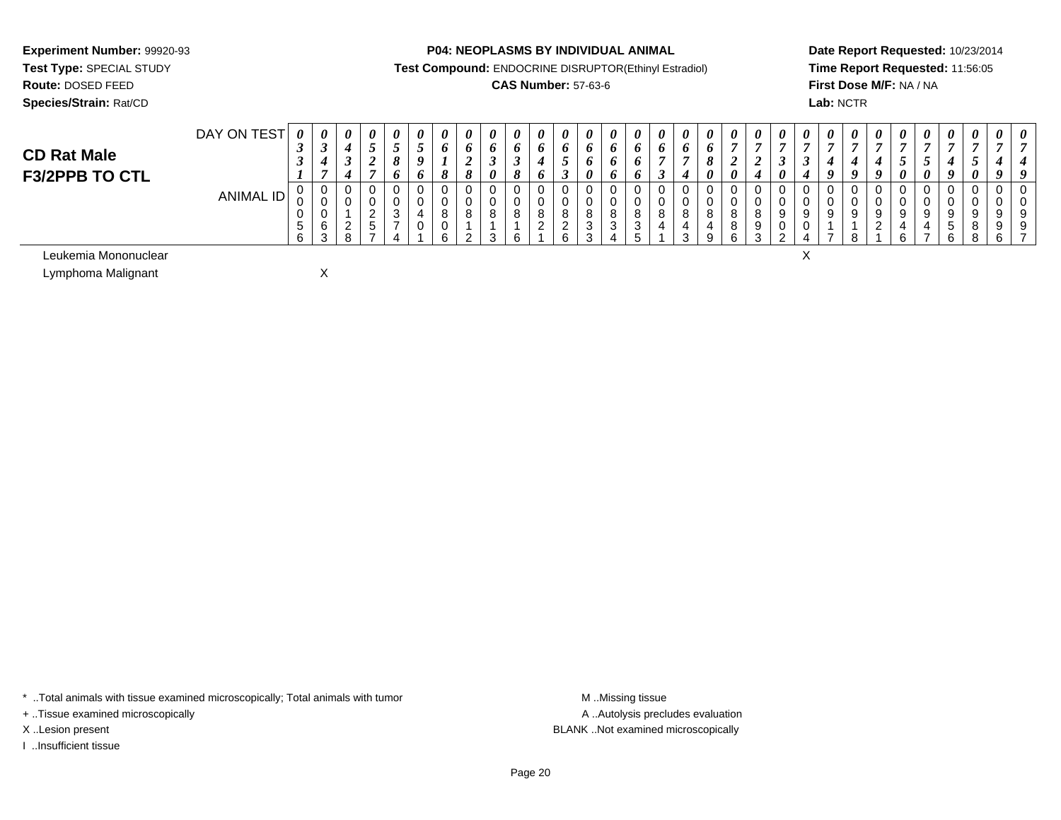**Experiment Number:** 99920-93
**Test Type:** SPECIAL STUDY
**Route:** DOSED FEED
**Species/Strain:** Rat/CD

**P04: NEOPLASMS BY INDIVIDUAL ANIMAL**
**Test Compound:** ENDOCRINE DISRUPTOR(Ethinyl Estradiol)
**CAS Number:** 57-63-6

**Date Report Requested:** 10/23/2014
**Time Report Requested:** 11:56:05
**First Dose M/F:** NA / NA
**Lab:** NCTR

## CD Rat Male F3/2PPB TO CTL

| DAY ON TEST | 0331 | 0347 | 0434 | 0527 | 0586 | 0596 | 0618 | 0628 | 0630 | 0638 | 0646 | 0653 | 0660 | 0666 | 0666 | 0673 | 0674 | 0680 | 0720 | 0724 | 0730 | 0734 | 0749 | 0749 | 0749 | 0750 | 0750 | 0749 | 0750 | 0749 | 0749 |
|---|---|---|---|---|---|---|---|---|---|---|---|---|---|---|---|---|---|---|---|---|---|---|---|---|---|---|---|---|---|---|---|
| ANIMAL ID | 00056 | 00063 | 00128 | 00257 | 00374 | 00401 | 00806 | 00812 | 00813 | 00816 | 00821 | 00826 | 00833 | 00834 | 00835 | 00841 | 00843 | 00849 | 00886 | 00893 | 00902 | 00904 | 00917 | 00918 | 00921 | 00946 | 00947 | 00956 | 00988 | 00996 | 00997 |
| Leukemia Mononuclear | | | | | | | | | | | | | | | | | | | | | | X | | | | | | | | | |
| Lymphoma Malignant | | X | | | | | | | | | | | | | | | | | | | | | | | | | | | | | |

\* ..Total animals with tissue examined microscopically; Total animals with tumor
\+ ..Tissue examined microscopically
X ..Lesion present
I ..Insufficient tissue

M ..Missing tissue
A ..Autolysis precludes evaluation
BLANK ..Not examined microscopically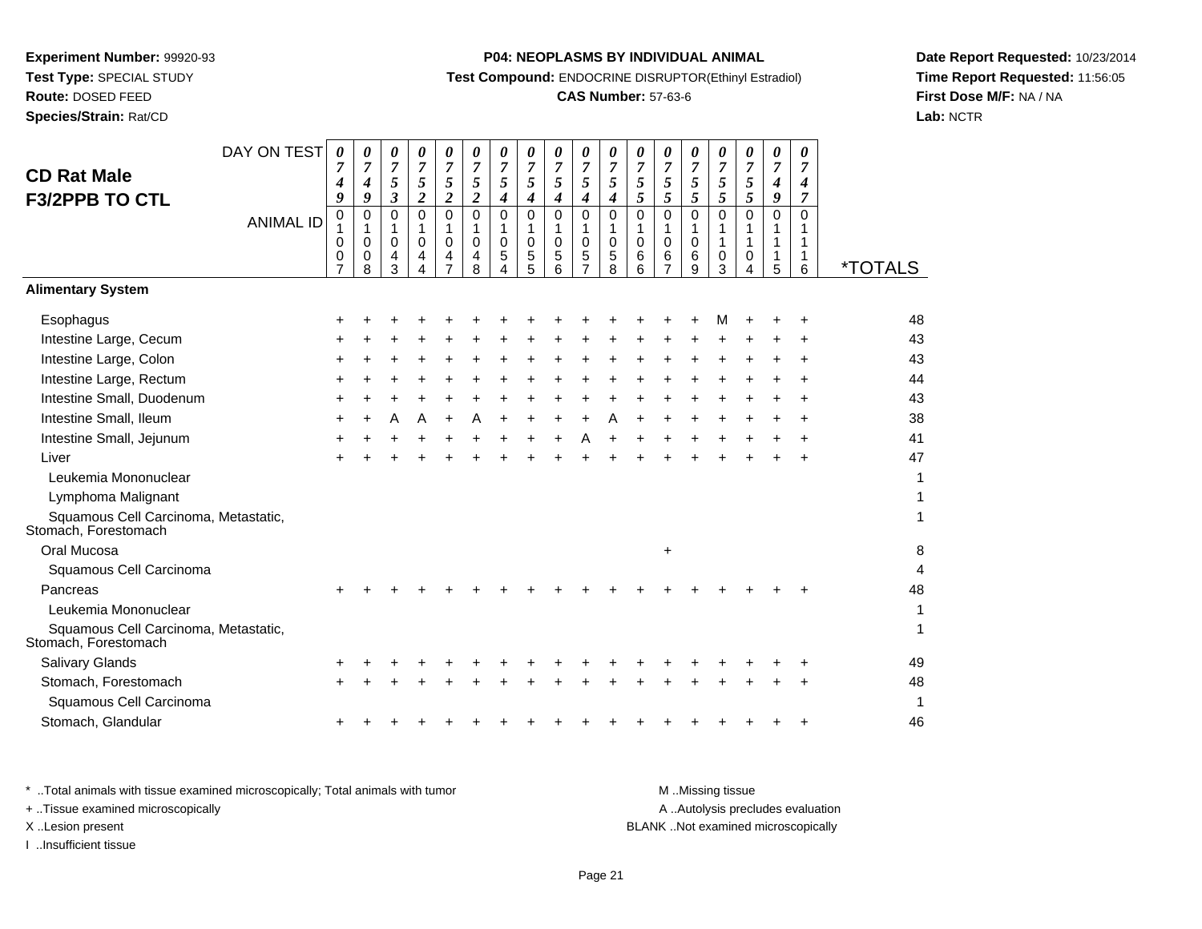**Experiment Number:** 99920-93
**Test Type:** SPECIAL STUDY
**Route:** DOSED FEED
**Species/Strain:** Rat/CD

**P04: NEOPLASMS BY INDIVIDUAL ANIMAL**
**Test Compound:** ENDOCRINE DISRUPTOR(Ethinyl Estradiol)
**CAS Number:** 57-63-6

**Date Report Requested:** 10/23/2014
**Time Report Requested:** 11:56:05
**First Dose M/F:** NA / NA
**Lab:** NCTR

## CD Rat Male F3/2PPB TO CTL

| DAY ON TEST | 0749 | 0749 | 0753 | 0752 | 0752 | 0752 | 0754 | 0754 | 0754 | 0754 | 0754 | 0755 | 0755 | 0755 | 0755 | 0755 | 0749 | 0747 | |
|---|---|---|---|---|---|---|---|---|---|---|---|---|---|---|---|---|---|---|---|
| **ANIMAL ID** | 01007 | 01008 | 01043 | 01044 | 01047 | 01048 | 01054 | 01055 | 01056 | 01057 | 01058 | 01066 | 01067 | 01069 | 01103 | 01104 | 01115 | 01116 | ***TOTALS** |
| **Alimentary System** | | | | | | | | | | | | | | | | | | | |
| Esophagus | + | + | + | + | + | + | + | + | + | + | + | + | + | + | M | + | + | + | 48 |
| Intestine Large, Cecum | + | + | + | + | + | + | + | + | + | + | + | + | + | + | + | + | + | + | 43 |
| Intestine Large, Colon | + | + | + | + | + | + | + | + | + | + | + | + | + | + | + | + | + | + | 43 |
| Intestine Large, Rectum | + | + | + | + | + | + | + | + | + | + | + | + | + | + | + | + | + | + | 44 |
| Intestine Small, Duodenum | + | + | + | + | + | + | + | + | + | + | + | + | + | + | + | + | + | + | 43 |
| Intestine Small, Ileum | + | + | A | A | + | A | + | + | + | + | A | + | + | + | + | + | + | + | 38 |
| Intestine Small, Jejunum | + | + | + | + | + | + | + | + | + | A | + | + | + | + | + | + | + | + | 41 |
| Liver | + | + | + | + | + | + | + | + | + | + | + | + | + | + | + | + | + | + | 47 |
| Leukemia Mononuclear | | | | | | | | | | | | | | | | | | | 1 |
| Lymphoma Malignant | | | | | | | | | | | | | | | | | | | 1 |
| Squamous Cell Carcinoma, Metastatic, Stomach, Forestomach | | | | | | | | | | | | | | | | | | | 1 |
| Oral Mucosa | | | | | | | | | | | | | + | | | | | | 8 |
| Squamous Cell Carcinoma | | | | | | | | | | | | | | | | | | | 4 |
| Pancreas | + | + | + | + | + | + | + | + | + | + | + | + | + | + | + | + | + | + | 48 |
| Leukemia Mononuclear | | | | | | | | | | | | | | | | | | | 1 |
| Squamous Cell Carcinoma, Metastatic, Stomach, Forestomach | | | | | | | | | | | | | | | | | | | 1 |
| Salivary Glands | + | + | + | + | + | + | + | + | + | + | + | + | + | + | + | + | + | + | 49 |
| Stomach, Forestomach | + | + | + | + | + | + | + | + | + | + | + | + | + | + | + | + | + | + | 48 |
| Squamous Cell Carcinoma | | | | | | | | | | | | | | | | | | | 1 |
| Stomach, Glandular | + | + | + | + | + | + | + | + | + | + | + | + | + | + | + | + | + | + | 46 |

* ..Total animals with tissue examined microscopically; Total animals with tumor
+ ..Tissue examined microscopically
X ..Lesion present
I ..Insufficient tissue

M ..Missing tissue
A ..Autolysis precludes evaluation
BLANK ..Not examined microscopically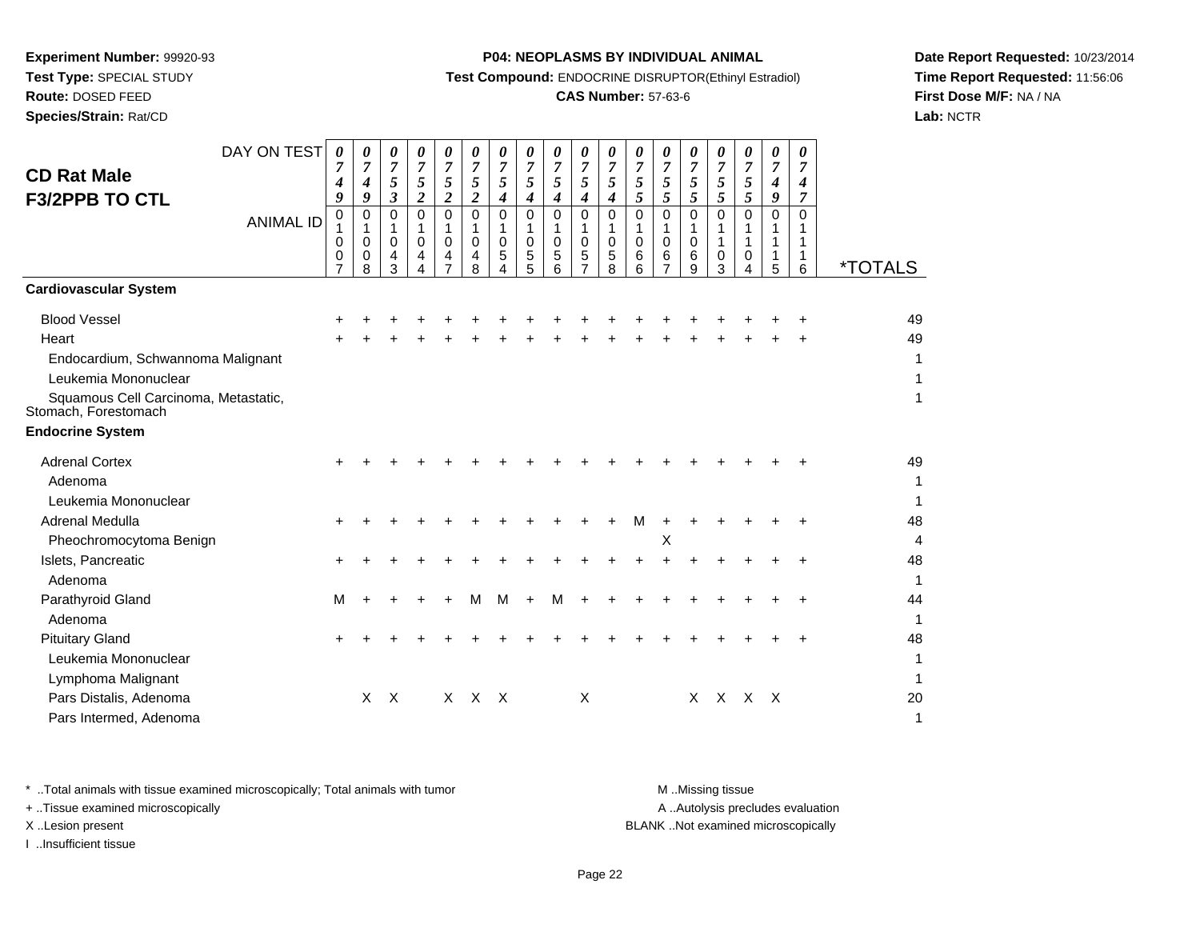**Experiment Number:** 99920-93
**Test Type:** SPECIAL STUDY
**Route:** DOSED FEED
**Species/Strain:** Rat/CD

**P04: NEOPLASMS BY INDIVIDUAL ANIMAL**
**Test Compound:** ENDOCRINE DISRUPTOR(Ethinyl Estradiol)
**CAS Number:** 57-63-6

**Date Report Requested:** 10/23/2014
**Time Report Requested:** 11:56:06
**First Dose M/F:** NA / NA
**Lab:** NCTR

## CD Rat Male
## F3/2PPB TO CTL

| DAY ON TEST | 0749 | 0749 | 0753 | 0752 | 0752 | 0752 | 0754 | 0754 | 0754 | 0754 | 0754 | 0755 | 0755 | 0755 | 0755 | 0755 | 0749 | 0747 | |
|---|---|---|---|---|---|---|---|---|---|---|---|---|---|---|---|---|---|---|---|
| **ANIMAL ID** | 01007 | 01008 | 01043 | 01044 | 01047 | 01048 | 01054 | 01055 | 01056 | 01057 | 01058 | 01066 | 01067 | 01069 | 01103 | 01104 | 01115 | 01116 | ***TOTALS** |
| **Cardiovascular System** | | | | | | | | | | | | | | | | | | | |
| Blood Vessel | + | + | + | + | + | + | + | + | + | + | + | + | + | + | + | + | + | + | 49 |
| Heart | + | + | + | + | + | + | + | + | + | + | + | + | + | + | + | + | + | + | 49 |
| Endocardium, Schwannoma Malignant | | | | | | | | | | | | | | | | | | | 1 |
| Leukemia Mononuclear | | | | | | | | | | | | | | | | | | | 1 |
| Squamous Cell Carcinoma, Metastatic, Stomach, Forestomach | | | | | | | | | | | | | | | | | | | 1 |
| **Endocrine System** | | | | | | | | | | | | | | | | | | | |
| Adrenal Cortex | + | + | + | + | + | + | + | + | + | + | + | + | + | + | + | + | + | + | 49 |
| Adenoma | | | | | | | | | | | | | | | | | | | 1 |
| Leukemia Mononuclear | | | | | | | | | | | | | | | | | | | 1 |
| Adrenal Medulla | + | + | + | + | + | + | + | + | + | + | + | M | + | + | + | + | + | + | 48 |
| Pheochromocytoma Benign | | | | | | | | | | | | | X | | | | | | 4 |
| Islets, Pancreatic | + | + | + | + | + | + | + | + | + | + | + | + | + | + | + | + | + | + | 48 |
| Adenoma | | | | | | | | | | | | | | | | | | | 1 |
| Parathyroid Gland | M | + | + | + | + | M | M | + | M | + | + | + | + | + | + | + | + | + | 44 |
| Adenoma | | | | | | | | | | | | | | | | | | | 1 |
| Pituitary Gland | + | + | + | + | + | + | + | + | + | + | + | + | + | + | + | + | + | + | 48 |
| Leukemia Mononuclear | | | | | | | | | | | | | | | | | | | 1 |
| Lymphoma Malignant | | | | | | | | | | | | | | | | | | | 1 |
| Pars Distalis, Adenoma | | X | X | | X | X | X | | | X | | | | X | X | X | X | | 20 |
| Pars Intermed, Adenoma | | | | | | | | | | | | | | | | | | | 1 |

\* ..Total animals with tissue examined microscopically; Total animals with tumor
\+ ..Tissue examined microscopically
X ..Lesion present
I ..Insufficient tissue

M ..Missing tissue
A ..Autolysis precludes evaluation
BLANK ..Not examined microscopically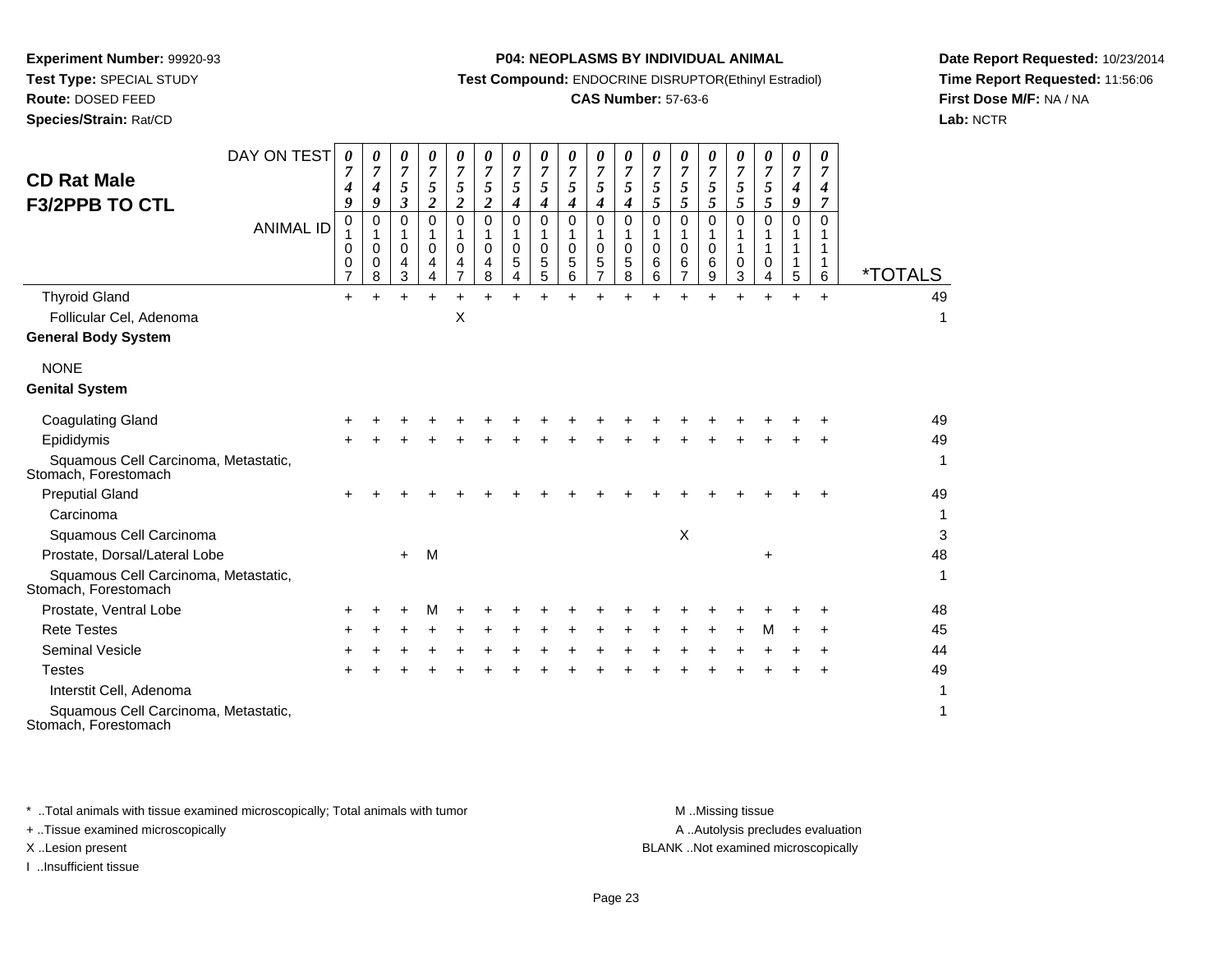**Experiment Number:** 99920-93
**Test Type:** SPECIAL STUDY
**Route:** DOSED FEED
**Species/Strain:** Rat/CD

**P04: NEOPLASMS BY INDIVIDUAL ANIMAL**
**Test Compound:** ENDOCRINE DISRUPTOR(Ethinyl Estradiol)
**CAS Number:** 57-63-6

**Date Report Requested:** 10/23/2014
**Time Report Requested:** 11:56:06
**First Dose M/F:** NA / NA
**Lab:** NCTR

## CD Rat Male
## F3/2PPB TO CTL

| DAY ON TEST | 0749 | 0749 | 0753 | 0752 | 0752 | 0752 | 0754 | 0754 | 0754 | 0754 | 0754 | 0755 | 0755 | 0755 | 0755 | 0755 | 0749 | 0747 | |
|---|---|---|---|---|---|---|---|---|---|---|---|---|---|---|---|---|---|---|---|
| **ANIMAL ID** | 01007 | 01008 | 01043 | 01044 | 01047 | 01048 | 01054 | 01055 | 01056 | 01057 | 01058 | 01066 | 01067 | 01069 | 01103 | 01104 | 01115 | 01116 | ***TOTALS** |
| Thyroid Gland | + | + | + | + | + | + | + | + | + | + | + | + | + | + | + | + | + | + | 49 |
| Follicular Cel, Adenoma | | | | | X | | | | | | | | | | | | | | 1 |
| **General Body System** | | | | | | | | | | | | | | | | | | | |
| NONE | | | | | | | | | | | | | | | | | | | |
| **Genital System** | | | | | | | | | | | | | | | | | | | |
| Coagulating Gland | + | + | + | + | + | + | + | + | + | + | + | + | + | + | + | + | + | + | 49 |
| Epididymis | + | + | + | + | + | + | + | + | + | + | + | + | + | + | + | + | + | + | 49 |
| Squamous Cell Carcinoma, Metastatic, Stomach, Forestomach | | | | | | | | | | | | | | | | | | | 1 |
| Preputial Gland | + | + | + | + | + | + | + | + | + | + | + | + | + | + | + | + | + | + | 49 |
| Carcinoma | | | | | | | | | | | | | | | | | | | 1 |
| Squamous Cell Carcinoma | | | | | | | | | | | | | X | | | | | | 3 |
| Prostate, Dorsal/Lateral Lobe | | | + | M | | | | | | | | | | | | + | | | 48 |
| Squamous Cell Carcinoma, Metastatic, Stomach, Forestomach | | | | | | | | | | | | | | | | | | | 1 |
| Prostate, Ventral Lobe | + | + | + | M | + | + | + | + | + | + | + | + | + | + | + | + | + | + | 48 |
| Rete Testes | + | + | + | + | + | + | + | + | + | + | + | + | + | + | + | M | + | + | 45 |
| Seminal Vesicle | + | + | + | + | + | + | + | + | + | + | + | + | + | + | + | + | + | + | 44 |
| Testes | + | + | + | + | + | + | + | + | + | + | + | + | + | + | + | + | + | + | 49 |
| Interstit Cell, Adenoma | | | | | | | | | | | | | | | | | | | 1 |
| Squamous Cell Carcinoma, Metastatic, Stomach, Forestomach | | | | | | | | | | | | | | | | | | | 1 |

\* ..Total animals with tissue examined microscopically; Total animals with tumor
+ ..Tissue examined microscopically
X ..Lesion present
I ..Insufficient tissue

M ..Missing tissue
A ..Autolysis precludes evaluation
BLANK ..Not examined microscopically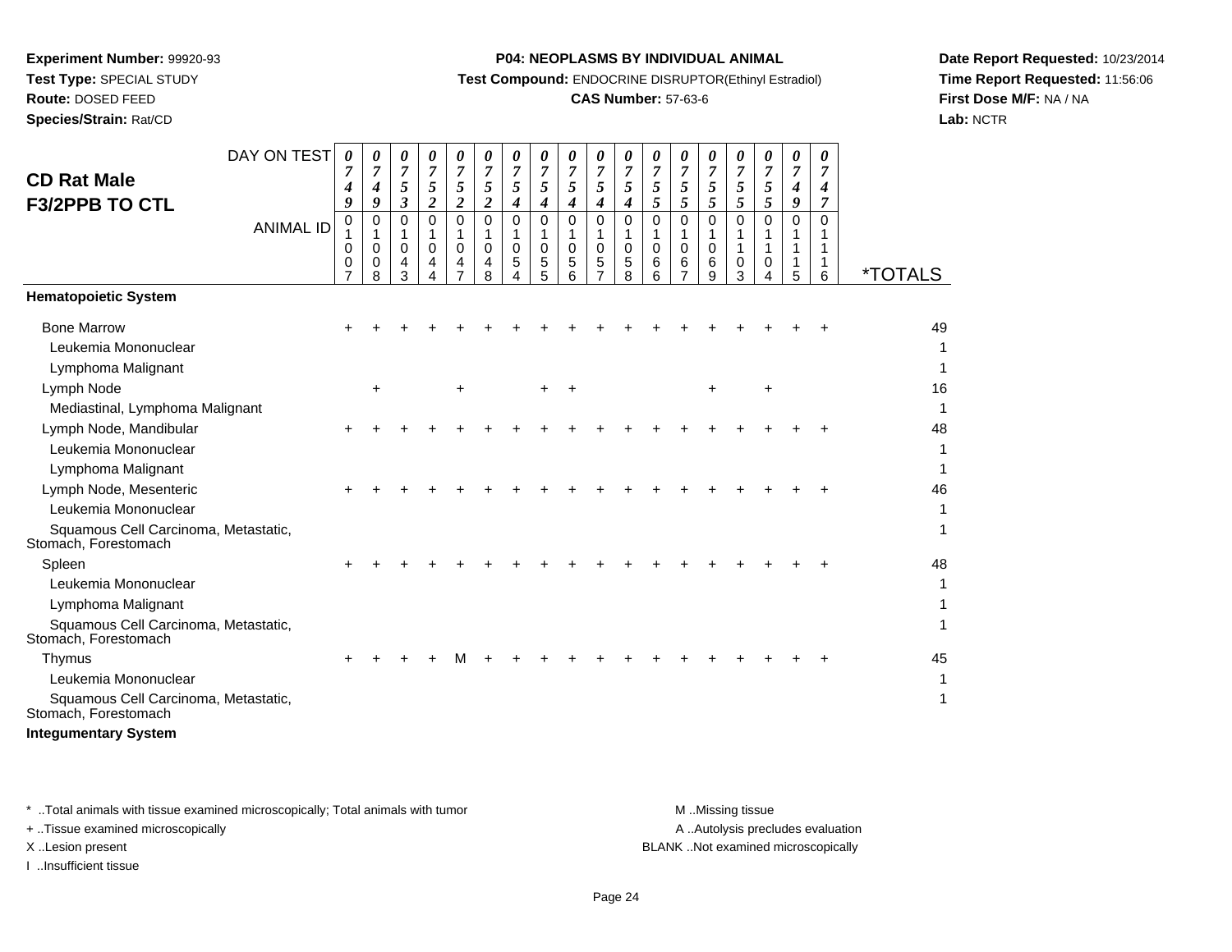**Experiment Number:** 99920-93
**Test Type:** SPECIAL STUDY
**Route:** DOSED FEED
**Species/Strain:** Rat/CD

**P04: NEOPLASMS BY INDIVIDUAL ANIMAL**
**Test Compound:** ENDOCRINE DISRUPTOR(Ethinyl Estradiol)
**CAS Number:** 57-63-6

**Date Report Requested:** 10/23/2014
**Time Report Requested:** 11:56:06
**First Dose M/F:** NA / NA
**Lab:** NCTR

## CD Rat Male F3/2PPB TO CTL

| DAY ON TEST | 0749 | 0749 | 0753 | 0752 | 0752 | 0752 | 0754 | 0754 | 0754 | 0754 | 0754 | 0755 | 0755 | 0755 | 0755 | 0755 | 0749 | 0747 | |
|---|---|---|---|---|---|---|---|---|---|---|---|---|---|---|---|---|---|---|---|
| **ANIMAL ID** | 01007 | 01008 | 01043 | 01044 | 01047 | 01048 | 01054 | 01055 | 01056 | 01057 | 01058 | 01066 | 01067 | 01069 | 01103 | 01104 | 01115 | 01116 | ***TOTALS** |
| **Hematopoietic System** | | | | | | | | | | | | | | | | | | | |
| Bone Marrow | + | + | + | + | + | + | + | + | + | + | + | + | + | + | + | + | + | + | 49 |
| Leukemia Mononuclear | | | | | | | | | | | | | | | | | | | 1 |
| Lymphoma Malignant | | | | | | | | | | | | | | | | | | | 1 |
| Lymph Node | | + | | | + | | | + | + | | | | | + | | + | | | 16 |
| Mediastinal, Lymphoma Malignant | | | | | | | | | | | | | | | | | | | 1 |
| Lymph Node, Mandibular | + | + | + | + | + | + | + | + | + | + | + | + | + | + | + | + | + | + | 48 |
| Leukemia Mononuclear | | | | | | | | | | | | | | | | | | | 1 |
| Lymphoma Malignant | | | | | | | | | | | | | | | | | | | 1 |
| Lymph Node, Mesenteric | + | + | + | + | + | + | + | + | + | + | + | + | + | + | + | + | + | + | 46 |
| Leukemia Mononuclear | | | | | | | | | | | | | | | | | | | 1 |
| Squamous Cell Carcinoma, Metastatic, Stomach, Forestomach | | | | | | | | | | | | | | | | | | | 1 |
| Spleen | + | + | + | + | + | + | + | + | + | + | + | + | + | + | + | + | + | + | 48 |
| Leukemia Mononuclear | | | | | | | | | | | | | | | | | | | 1 |
| Lymphoma Malignant | | | | | | | | | | | | | | | | | | | 1 |
| Squamous Cell Carcinoma, Metastatic, Stomach, Forestomach | | | | | | | | | | | | | | | | | | | 1 |
| Thymus | + | + | + | + | M | + | + | + | + | + | + | + | + | + | + | + | + | + | 45 |
| Leukemia Mononuclear | | | | | | | | | | | | | | | | | | | 1 |
| Squamous Cell Carcinoma, Metastatic, Stomach, Forestomach | | | | | | | | | | | | | | | | | | | 1 |
| **Integumentary System** | | | | | | | | | | | | | | | | | | | |

\* ..Total animals with tissue examined microscopically; Total animals with tumor
\+ ..Tissue examined microscopically
X ..Lesion present
I ..Insufficient tissue

M ..Missing tissue
A ..Autolysis precludes evaluation
BLANK ..Not examined microscopically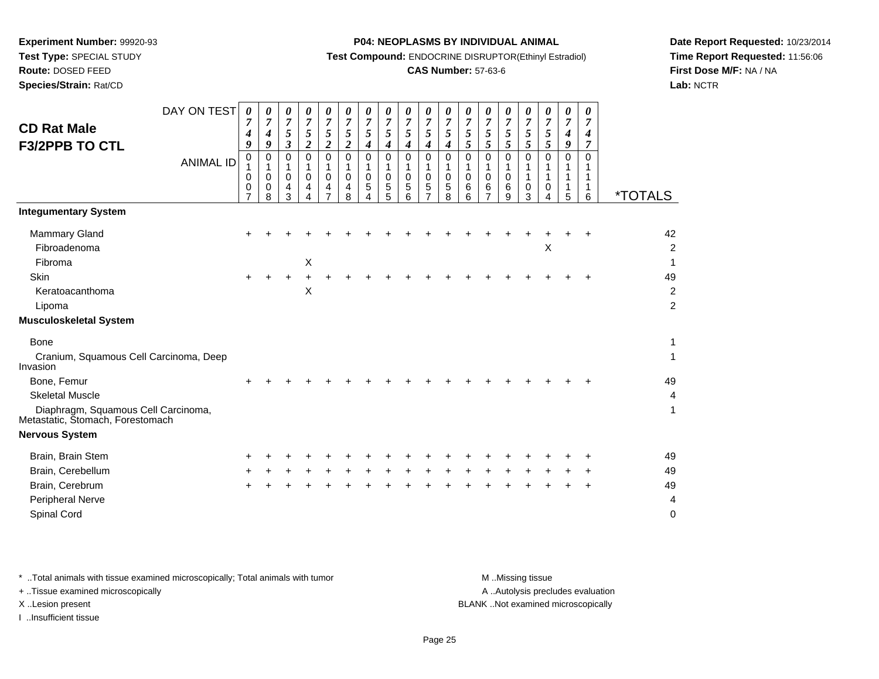**Experiment Number:** 99920-93
**Test Type:** SPECIAL STUDY
**Route:** DOSED FEED
**Species/Strain:** Rat/CD

**P04: NEOPLASMS BY INDIVIDUAL ANIMAL**
**Test Compound:** ENDOCRINE DISRUPTOR(Ethinyl Estradiol)
**CAS Number:** 57-63-6

**Date Report Requested:** 10/23/2014
**Time Report Requested:** 11:56:06
**First Dose M/F:** NA / NA
**Lab:** NCTR

## CD Rat Male F3/2PPB TO CTL

| DAY ON TEST | 0749 | 0749 | 0753 | 0752 | 0752 | 0752 | 0754 | 0754 | 0754 | 0754 | 0754 | 0755 | 0755 | 0755 | 0755 | 0755 | 0749 | 0747 | |
|---|---|---|---|---|---|---|---|---|---|---|---|---|---|---|---|---|---|---|---|
| **ANIMAL ID** | 01007 | 01008 | 01043 | 01044 | 01047 | 01048 | 01054 | 01055 | 01056 | 01057 | 01058 | 01066 | 01067 | 01069 | 01103 | 01104 | 01115 | 01116 | ***TOTALS** |
| **Integumentary System** | | | | | | | | | | | | | | | | | | | |
| Mammary Gland | + | + | + | + | + | + | + | + | + | + | + | + | + | + | + | + | + | + | 42 |
| Fibroadenoma | | | | | | | | | | | | | | | | X | | | 2 |
| Fibroma | | | | X | | | | | | | | | | | | | | | 1 |
| Skin | + | + | + | + | + | + | + | + | + | + | + | + | + | + | + | + | + | + | 49 |
| Keratoacanthoma | | | | X | | | | | | | | | | | | | | | 2 |
| Lipoma | | | | | | | | | | | | | | | | | | | 2 |
| **Musculoskeletal System** | | | | | | | | | | | | | | | | | | | |
| Bone | | | | | | | | | | | | | | | | | | | 1 |
| Cranium, Squamous Cell Carcinoma, Deep Invasion | | | | | | | | | | | | | | | | | | | 1 |
| Bone, Femur | + | + | + | + | + | + | + | + | + | + | + | + | + | + | + | + | + | + | 49 |
| Skeletal Muscle | | | | | | | | | | | | | | | | | | | 4 |
| Diaphragm, Squamous Cell Carcinoma, Metastatic, Stomach, Forestomach | | | | | | | | | | | | | | | | | | | 1 |
| **Nervous System** | | | | | | | | | | | | | | | | | | | |
| Brain, Brain Stem | + | + | + | + | + | + | + | + | + | + | + | + | + | + | + | + | + | + | 49 |
| Brain, Cerebellum | + | + | + | + | + | + | + | + | + | + | + | + | + | + | + | + | + | + | 49 |
| Brain, Cerebrum | + | + | + | + | + | + | + | + | + | + | + | + | + | + | + | + | + | + | 49 |
| Peripheral Nerve | | | | | | | | | | | | | | | | | | | 4 |
| Spinal Cord | | | | | | | | | | | | | | | | | | | 0 |

* ..Total animals with tissue examined microscopically; Total animals with tumor
+ ..Tissue examined microscopically
X ..Lesion present
I ..Insufficient tissue

M ..Missing tissue
A ..Autolysis precludes evaluation
BLANK ..Not examined microscopically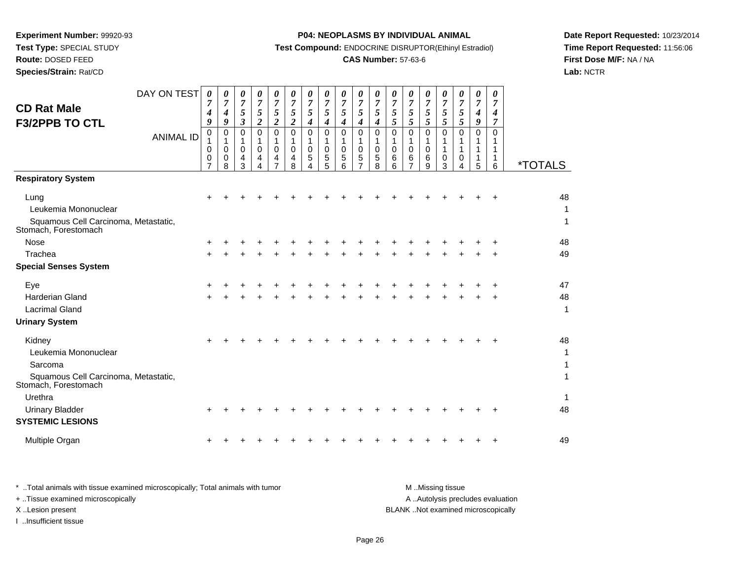**Experiment Number:** 99920-93
**Test Type:** SPECIAL STUDY
**Route:** DOSED FEED
**Species/Strain:** Rat/CD

**P04: NEOPLASMS BY INDIVIDUAL ANIMAL**
**Test Compound:** ENDOCRINE DISRUPTOR(Ethinyl Estradiol)
**CAS Number:** 57-63-6

**Date Report Requested:** 10/23/2014
**Time Report Requested:** 11:56:06
**First Dose M/F:** NA / NA
**Lab:** NCTR

## CD Rat Male F3/2PPB TO CTL

| DAY ON TEST | 0749 | 0749 | 0753 | 0752 | 0752 | 0752 | 0754 | 0754 | 0754 | 0754 | 0754 | 0755 | 0755 | 0755 | 0755 | 0755 | 0749 | 0747 | |
|---|---|---|---|---|---|---|---|---|---|---|---|---|---|---|---|---|---|---|---|
| **ANIMAL ID** | 01007 | 01008 | 01043 | 01044 | 01047 | 01048 | 01054 | 01055 | 01056 | 01057 | 01058 | 01066 | 01067 | 01069 | 01103 | 01104 | 01115 | 01116 | ***TOTALS** |
| **Respiratory System** | | | | | | | | | | | | | | | | | | | |
| Lung | + | + | + | + | + | + | + | + | + | + | + | + | + | + | + | + | + | + | 48 |
| Leukemia Mononuclear | | | | | | | | | | | | | | | | | | | 1 |
| Squamous Cell Carcinoma, Metastatic, Stomach, Forestomach | | | | | | | | | | | | | | | | | | | 1 |
| Nose | + | + | + | + | + | + | + | + | + | + | + | + | + | + | + | + | + | + | 48 |
| Trachea | + | + | + | + | + | + | + | + | + | + | + | + | + | + | + | + | + | + | 49 |
| **Special Senses System** | | | | | | | | | | | | | | | | | | | |
| Eye | + | + | + | + | + | + | + | + | + | + | + | + | + | + | + | + | + | + | 47 |
| Harderian Gland | + | + | + | + | + | + | + | + | + | + | + | + | + | + | + | + | + | + | 48 |
| Lacrimal Gland | | | | | | | | | | | | | | | | | | | 1 |
| **Urinary System** | | | | | | | | | | | | | | | | | | | |
| Kidney | + | + | + | + | + | + | + | + | + | + | + | + | + | + | + | + | + | + | 48 |
| Leukemia Mononuclear | | | | | | | | | | | | | | | | | | | 1 |
| Sarcoma | | | | | | | | | | | | | | | | | | | 1 |
| Squamous Cell Carcinoma, Metastatic, Stomach, Forestomach | | | | | | | | | | | | | | | | | | | 1 |
| Urethra | | | | | | | | | | | | | | | | | | | 1 |
| Urinary Bladder | + | + | + | + | + | + | + | + | + | + | + | + | + | + | + | + | + | + | 48 |
| **SYSTEMIC LESIONS** | | | | | | | | | | | | | | | | | | | |
| Multiple Organ | + | + | + | + | + | + | + | + | + | + | + | + | + | + | + | + | + | + | 49 |

* ..Total animals with tissue examined microscopically; Total animals with tumor
+ ..Tissue examined microscopically
X ..Lesion present
I ..Insufficient tissue

M ..Missing tissue
A ..Autolysis precludes evaluation
BLANK ..Not examined microscopically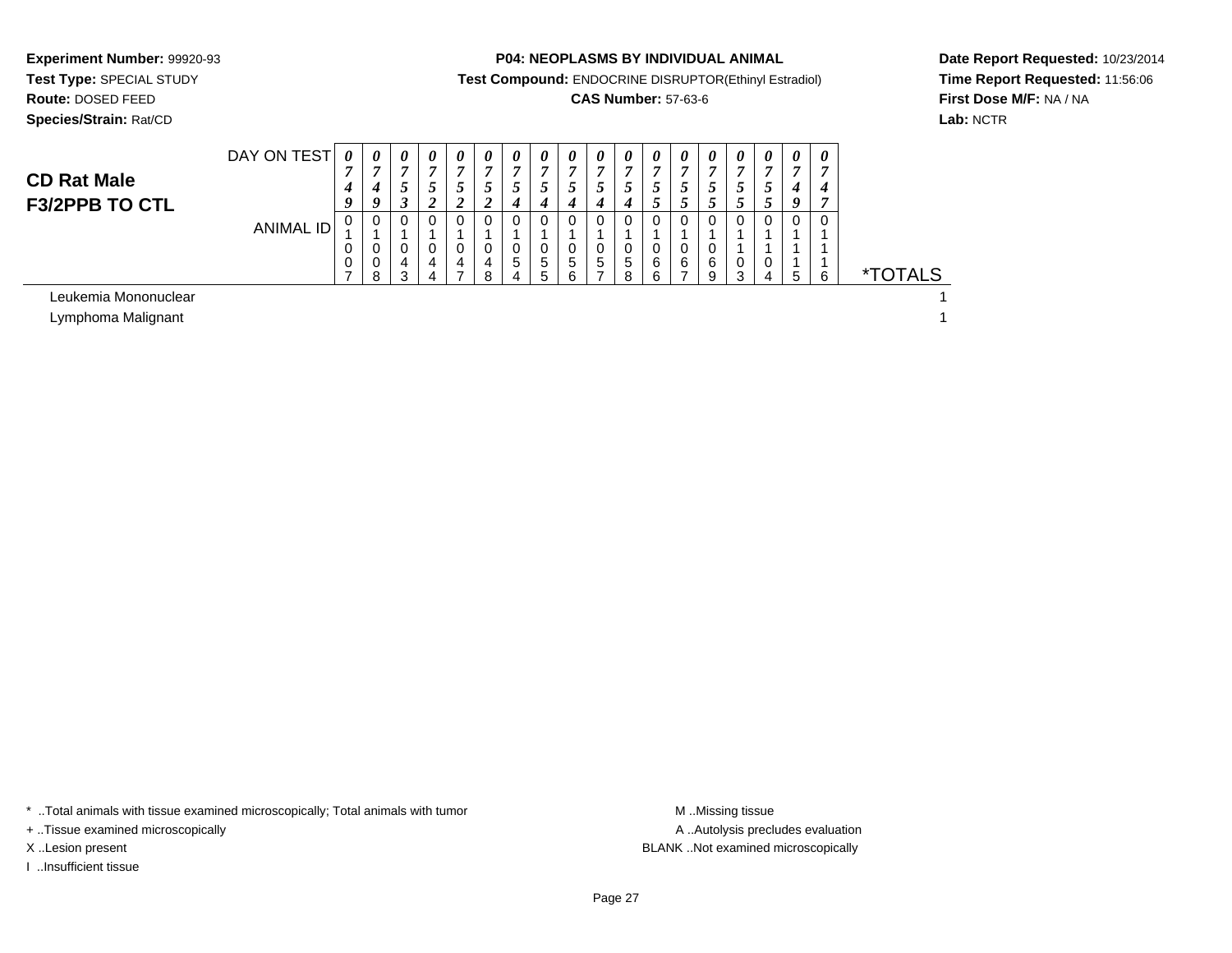**Experiment Number:** 99920-93
**Test Type:** SPECIAL STUDY
**Route:** DOSED FEED
**Species/Strain:** Rat/CD

**P04: NEOPLASMS BY INDIVIDUAL ANIMAL**
**Test Compound:** ENDOCRINE DISRUPTOR(Ethinyl Estradiol)
**CAS Number:** 57-63-6

**Date Report Requested:** 10/23/2014
**Time Report Requested:** 11:56:06
**First Dose M/F:** NA / NA
**Lab:** NCTR

## CD Rat Male
## F3/2PPB TO CTL

| DAY ON TEST | 0749 | 0749 | 0753 | 0752 | 0752 | 0752 | 0754 | 0754 | 0754 | 0754 | 0754 | 0755 | 0755 | 0755 | 0755 | 0755 | 0749 | 0747 | |
|---|---|---|---|---|---|---|---|---|---|---|---|---|---|---|---|---|---|---|---|
| **ANIMAL ID** | 01007 | 01008 | 01043 | 01044 | 01047 | 01048 | 01054 | 01055 | 01056 | 01057 | 01058 | 01066 | 01067 | 01069 | 01103 | 01104 | 01115 | 01116 | ***TOTALS** |
| Leukemia Mononuclear | | | | | | | | | | | | | | | | | | | 1 |
| Lymphoma Malignant | | | | | | | | | | | | | | | | | | | 1 |

* ..Total animals with tissue examined microscopically; Total animals with tumor
+ ..Tissue examined microscopically
X ..Lesion present
I ..Insufficient tissue

M ..Missing tissue
A ..Autolysis precludes evaluation
BLANK ..Not examined microscopically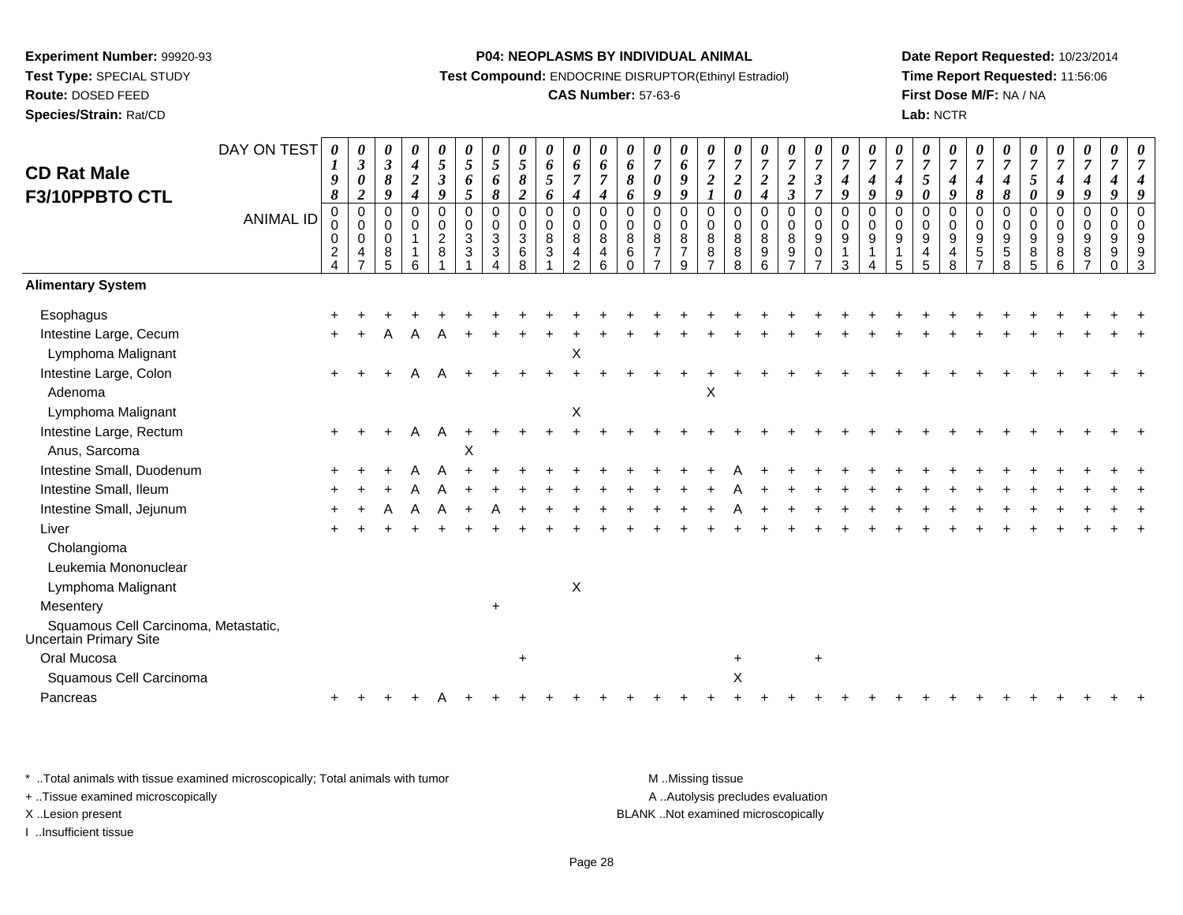**Experiment Number:** 99920-93
**Test Type:** SPECIAL STUDY
**Route:** DOSED FEED
**Species/Strain:** Rat/CD

**P04: NEOPLASMS BY INDIVIDUAL ANIMAL**
**Test Compound:** ENDOCRINE DISRUPTOR(Ethinyl Estradiol)
**CAS Number:** 57-63-6

**Date Report Requested:** 10/23/2014
**Time Report Requested:** 11:56:06
**First Dose M/F:** NA / NA
**Lab:** NCTR

## CD Rat Male F3/10PPBTO CTL

| DAY ON TEST | 0198 | 0302 | 0389 | 0424 | 0539 | 0565 | 0568 | 0582 | 0656 | 0674 | 0674 | 0686 | 0709 | 0699 | 0721 | 0720 | 0724 | 0723 | 0737 | 0749 | 0749 | 0749 | 0750 | 0749 | 0748 | 0748 | 0750 | 0749 | 0749 | 0749 | 0749 |
|---|---|---|---|---|---|---|---|---|---|---|---|---|---|---|---|---|---|---|---|---|---|---|---|---|---|---|---|---|---|---|---|
| **ANIMAL ID** | 00024 | 00047 | 00085 | 00116 | 00281 | 00331 | 00334 | 00368 | 00831 | 00842 | 00846 | 00860 | 00877 | 00879 | 00887 | 00888 | 00896 | 00897 | 00907 | 00913 | 00914 | 00915 | 00945 | 00948 | 00957 | 00958 | 00985 | 00986 | 00987 | 00990 | 00993 |
| **Alimentary System** | | | | | | | | | | | | | | | | | | | | | | | | | | | | | | | |
| Esophagus | + | + | + | + | + | + | + | + | + | + | + | + | + | + | + | + | + | + | + | + | + | + | + | + | + | + | + | + | + | + | + |
| Intestine Large, Cecum | + | + | A | A | A | + | + | + | + | + | + | + | + | + | + | + | + | + | + | + | + | + | + | + | + | + | + | + | + | + | + |
| Lymphoma Malignant | | | | | | | | | | X | | | | | | | | | | | | | | | | | | | | | |
| Intestine Large, Colon | + | + | + | A | A | + | + | + | + | + | + | + | + | + | + | + | + | + | + | + | + | + | + | + | + | + | + | + | + | + | + |
| Adenoma | | | | | | | | | | | | | | | X | | | | | | | | | | | | | | | | |
| Lymphoma Malignant | | | | | | | | | | X | | | | | | | | | | | | | | | | | | | | | |
| Intestine Large, Rectum | + | + | + | A | A | + | + | + | + | + | + | + | + | + | + | + | + | + | + | + | + | + | + | + | + | + | + | + | + | + | + |
| Anus, Sarcoma | | | | | | X | | | | | | | | | | | | | | | | | | | | | | | | | |
| Intestine Small, Duodenum | + | + | + | A | A | + | + | + | + | + | + | + | + | + | + | A | + | + | + | + | + | + | + | + | + | + | + | + | + | + | + |
| Intestine Small, Ileum | + | + | + | A | A | + | + | + | + | + | + | + | + | + | + | A | + | + | + | + | + | + | + | + | + | + | + | + | + | + | + |
| Intestine Small, Jejunum | + | + | A | A | A | + | A | + | + | + | + | + | + | + | + | A | + | + | + | + | + | + | + | + | + | + | + | + | + | + | + |
| Liver | + | + | + | + | + | + | + | + | + | + | + | + | + | + | + | + | + | + | + | + | + | + | + | + | + | + | + | + | + | + | + |
| Cholangioma | | | | | | | | | | | | | | | | | | | | | | | | | | | | | | | |
| Leukemia Mononuclear | | | | | | | | | | | | | | | | | | | | | | | | | | | | | | | |
| Lymphoma Malignant | | | | | | | | | | X | | | | | | | | | | | | | | | | | | | | | |
| Mesentery | | | | | | | + | | | | | | | | | | | | | | | | | | | | | | | | |
| Squamous Cell Carcinoma, Metastatic, Uncertain Primary Site | | | | | | | | | | | | | | | | | | | | | | | | | | | | | | | |
| Oral Mucosa | | | | | | | | + | | | | | | | | + | | | + | | | | | | | | | | | | |
| Squamous Cell Carcinoma | | | | | | | | | | | | | | | | X | | | | | | | | | | | | | | | |
| Pancreas | + | + | + | + | A | + | + | + | + | + | + | + | + | + | + | + | + | + | + | + | + | + | + | + | + | + | + | + | + | + | + |

\* ..Total animals with tissue examined microscopically; Total animals with tumor
+ ..Tissue examined microscopically
X ..Lesion present
I ..Insufficient tissue

M ..Missing tissue
A ..Autolysis precludes evaluation
BLANK ..Not examined microscopically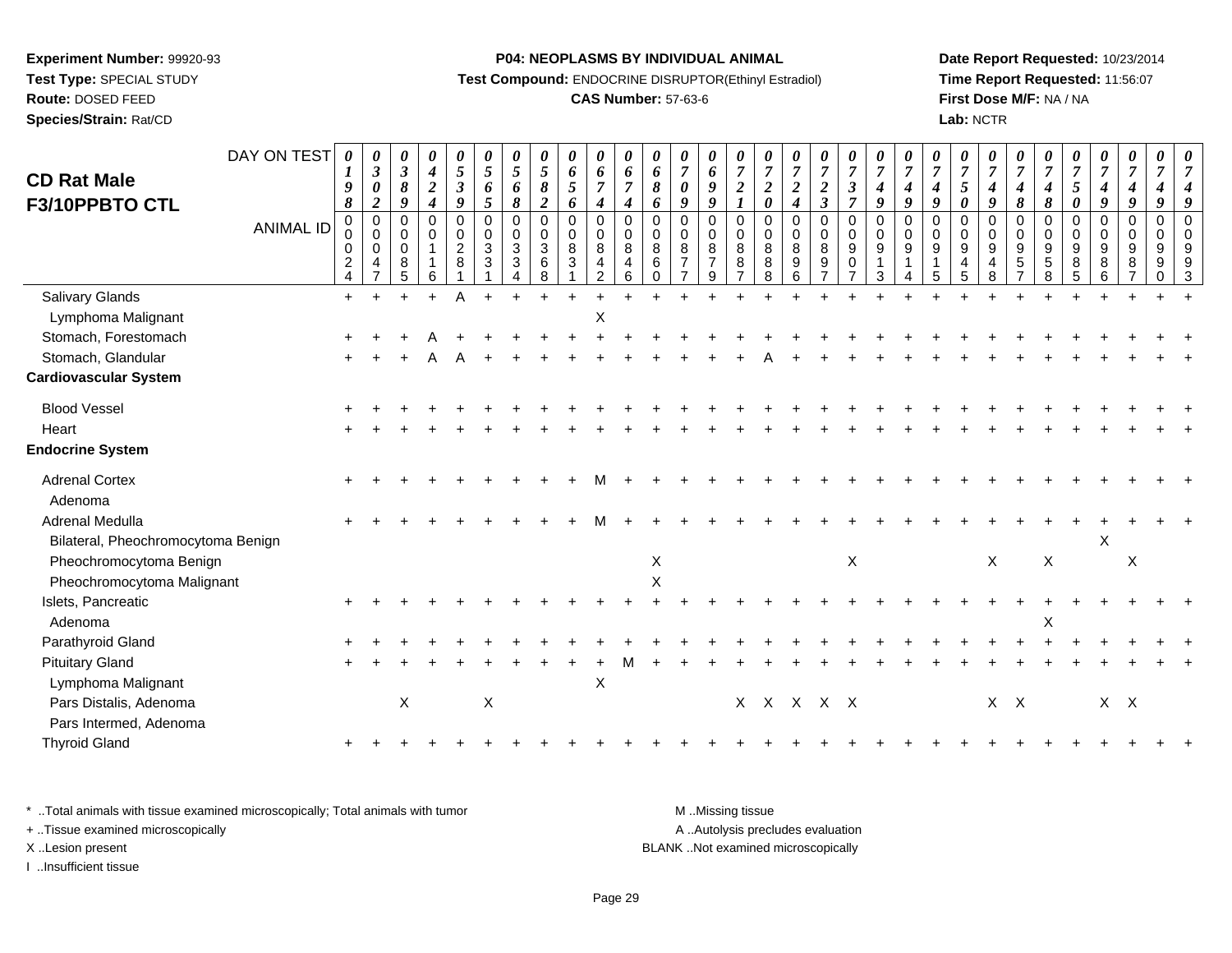**Experiment Number:** 99920-93
**Test Type:** SPECIAL STUDY
**Route:** DOSED FEED
**Species/Strain:** Rat/CD

**P04: NEOPLASMS BY INDIVIDUAL ANIMAL**
**Test Compound:** ENDOCRINE DISRUPTOR(Ethinyl Estradiol)
**CAS Number:** 57-63-6

**Date Report Requested:** 10/23/2014
**Time Report Requested:** 11:56:07
**First Dose M/F:** NA / NA
**Lab:** NCTR

## CD Rat Male F3/10PPBTO CTL

| DAY ON TEST | 0198 | 0302 | 0389 | 0424 | 0539 | 0565 | 0568 | 0582 | 0656 | 0674 | 0674 | 0686 | 0709 | 0699 | 0721 | 0720 | 0724 | 0723 | 0737 | 0749 | 0749 | 0749 | 0750 | 0749 | 0748 | 0748 | 0750 | 0749 | 0749 | 0749 | 0749 |
|---|---|---|---|---|---|---|---|---|---|---|---|---|---|---|---|---|---|---|---|---|---|---|---|---|---|---|---|---|---|---|---|
| **ANIMAL ID** | 00024 | 00047 | 00085 | 00116 | 00281 | 00331 | 00334 | 00368 | 00831 | 00842 | 00846 | 00860 | 00877 | 00879 | 00887 | 00888 | 00896 | 00897 | 00907 | 00913 | 00914 | 00915 | 00945 | 00948 | 00957 | 00958 | 00985 | 00986 | 00987 | 00990 | 00993 |
| Salivary Glands | + | + | + | + | A | + | + | + | + | + | + | + | + | + | + | + | + | + | + | + | + | + | + | + | + | + | + | + | + | + | + |
| Lymphoma Malignant | | | | | | | | | | X | | | | | | | | | | | | | | | | | | | | | |
| Stomach, Forestomach | + | + | + | A | + | + | + | + | + | + | + | + | + | + | + | + | + | + | + | + | + | + | + | + | + | + | + | + | + | + | + |
| Stomach, Glandular | + | + | + | A | A | + | + | + | + | + | + | + | + | + | + | A | + | + | + | + | + | + | + | + | + | + | + | + | + | + | + |
| **Cardiovascular System** | | | | | | | | | | | | | | | | | | | | | | | | | | | | | | | |
| Blood Vessel | + | + | + | + | + | + | + | + | + | + | + | + | + | + | + | + | + | + | + | + | + | + | + | + | + | + | + | + | + | + | + |
| Heart | + | + | + | + | + | + | + | + | + | + | + | + | + | + | + | + | + | + | + | + | + | + | + | + | + | + | + | + | + | + | + |
| **Endocrine System** | | | | | | | | | | | | | | | | | | | | | | | | | | | | | | | |
| Adrenal Cortex | + | + | + | + | + | + | + | + | + | M | + | + | + | + | + | + | + | + | + | + | + | + | + | + | + | + | + | + | + | + | + |
| Adenoma | | | | | | | | | | | | | | | | | | | | | | | | | | | | | | | |
| Adrenal Medulla | + | + | + | + | + | + | + | + | + | M | + | + | + | + | + | + | + | + | + | + | + | + | + | + | + | + | + | + | + | + | + |
| Bilateral, Pheochromocytoma Benign | | | | | | | | | | | | | | | | | | | | | | | | | | | | X | | | |
| Pheochromocytoma Benign | | | | | | | | | | | | X | | | | | | | X | | | | | X | | X | | | X | | |
| Pheochromocytoma Malignant | | | | | | | | | | | | X | | | | | | | | | | | | | | | | | | | |
| Islets, Pancreatic | + | + | + | + | + | + | + | + | + | + | + | + | + | + | + | + | + | + | + | + | + | + | + | + | + | + | + | + | + | + | + |
| Adenoma | | | | | | | | | | | | | | | | | | | | | | | | | | X | | | | | |
| Parathyroid Gland | + | + | + | + | + | + | + | + | + | + | + | + | + | + | + | + | + | + | + | + | + | + | + | + | + | + | + | + | + | + | + |
| Pituitary Gland | + | + | + | + | + | + | + | + | + | + | M | + | + | + | + | + | + | + | + | + | + | + | + | + | + | + | + | + | + | + | + |
| Lymphoma Malignant | | | | | | | | | | X | | | | | | | | | | | | | | | | | | | | | |
| Pars Distalis, Adenoma | | | X | | | X | | | | | | | | | X | X | X | X | X | | | | | X | X | | | X | X | | |
| Pars Intermed, Adenoma | | | | | | | | | | | | | | | | | | | | | | | | | | | | | | | |
| Thyroid Gland | + | + | + | + | + | + | + | + | + | + | + | + | + | + | + | + | + | + | + | + | + | + | + | + | + | + | + | + | + | + | + |

\* ..Total animals with tissue examined microscopically; Total animals with tumor
\+ ..Tissue examined microscopically
X ..Lesion present
I ..Insufficient tissue

M ..Missing tissue
A ..Autolysis precludes evaluation
BLANK ..Not examined microscopically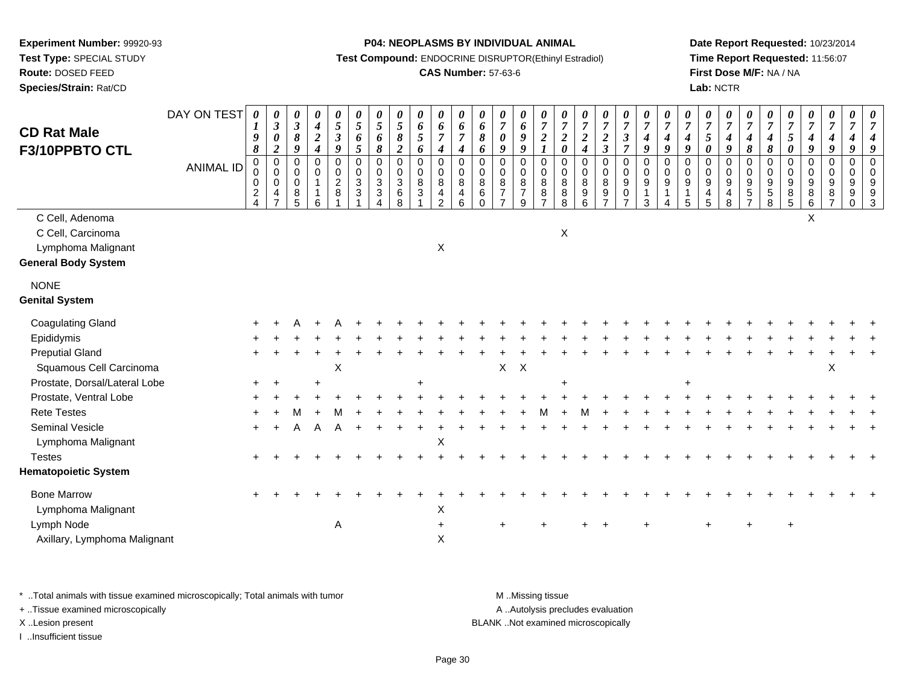**Experiment Number:** 99920-93
**Test Type:** SPECIAL STUDY
**Route:** DOSED FEED
**Species/Strain:** Rat/CD

**P04: NEOPLASMS BY INDIVIDUAL ANIMAL**
**Test Compound:** ENDOCRINE DISRUPTOR(Ethinyl Estradiol)
**CAS Number:** 57-63-6

**Date Report Requested:** 10/23/2014
**Time Report Requested:** 11:56:07
**First Dose M/F:** NA / NA
**Lab:** NCTR

# CD Rat Male F3/10PPBTO CTL

| DAY ON TEST | 0198 | 0302 | 0389 | 0424 | 0539 | 0565 | 0568 | 0582 | 0656 | 0674 | 0674 | 0686 | 0709 | 0699 | 0721 | 0720 | 0724 | 0723 | 0737 | 0749 | 0749 | 0749 | 0750 | 0749 | 0748 | 0748 | 0750 | 0749 | 0749 | 0749 | 0749 |
|---|---|---|---|---|---|---|---|---|---|---|---|---|---|---|---|---|---|---|---|---|---|---|---|---|---|---|---|---|---|---|---|
| **ANIMAL ID** | 00024 | 00047 | 00085 | 00116 | 00281 | 00331 | 00334 | 00368 | 00831 | 00842 | 00846 | 00860 | 00877 | 00879 | 00887 | 00888 | 00896 | 00897 | 00907 | 00913 | 00914 | 00915 | 00945 | 00948 | 00957 | 00958 | 00985 | 00986 | 00987 | 00990 | 00993 |
| C Cell, Adenoma | | | | | | | | | | | | | | | | | | | | | | | | | | | | X | | | |
| C Cell, Carcinoma | | | | | | | | | | | | | | | | X | | | | | | | | | | | | | | | |
| Lymphoma Malignant | | | | | | | | | | X | | | | | | | | | | | | | | | | | | | | | |
| **General Body System** | | | | | | | | | | | | | | | | | | | | | | | | | | | | | | | |
| NONE | | | | | | | | | | | | | | | | | | | | | | | | | | | | | | | |
| **Genital System** | | | | | | | | | | | | | | | | | | | | | | | | | | | | | | | |
| Coagulating Gland | + | + | A | + | A | + | + | + | + | + | + | + | + | + | + | + | + | + | + | + | + | + | + | + | + | + | + | + | + | + | + |
| Epididymis | + | + | + | + | + | + | + | + | + | + | + | + | + | + | + | + | + | + | + | + | + | + | + | + | + | + | + | + | + | + | + |
| Preputial Gland | + | + | + | + | + | + | + | + | + | + | + | + | + | + | + | + | + | + | + | + | + | + | + | + | + | + | + | + | + | + | + |
| Squamous Cell Carcinoma | | | | | X | | | | | | | | X | X | | | | | | | | | | | | | | | X | | |
| Prostate, Dorsal/Lateral Lobe | + | + | | + | | | | | + | | | | | | | + | | | | | | + | | | | | | | | | |
| Prostate, Ventral Lobe | + | + | + | + | + | + | + | + | + | + | + | + | + | + | + | + | + | + | + | + | + | + | + | + | + | + | + | + | + | + | + |
| Rete Testes | + | + | M | + | M | + | + | + | + | + | + | + | + | + | M | + | M | + | + | + | + | + | + | + | + | + | + | + | + | + | + |
| Seminal Vesicle | + | + | A | A | A | + | + | + | + | + | + | + | + | + | + | + | + | + | + | + | + | + | + | + | + | + | + | + | + | + | + |
| Lymphoma Malignant | | | | | | | | | | X | | | | | | | | | | | | | | | | | | | | | |
| Testes | + | + | + | + | + | + | + | + | + | + | + | + | + | + | + | + | + | + | + | + | + | + | + | + | + | + | + | + | + | + | + |
| **Hematopoietic System** | | | | | | | | | | | | | | | | | | | | | | | | | | | | | | | |
| Bone Marrow | + | + | + | + | + | + | + | + | + | + | + | + | + | + | + | + | + | + | + | + | + | + | + | + | + | + | + | + | + | + | + |
| Lymphoma Malignant | | | | | | | | | | X | | | | | | | | | | | | | | | | | | | | | |
| Lymph Node | | | | | A | | | | | + | | | + | | + | | + | + | | + | | | + | | + | | + | | | | |
| Axillary, Lymphoma Malignant | | | | | | | | | | X | | | | | | | | | | | | | | | | | | | | | |

\* ..Total animals with tissue examined microscopically; Total animals with tumor
+ ..Tissue examined microscopically
X ..Lesion present
I ..Insufficient tissue

M ..Missing tissue
A ..Autolysis precludes evaluation
BLANK ..Not examined microscopically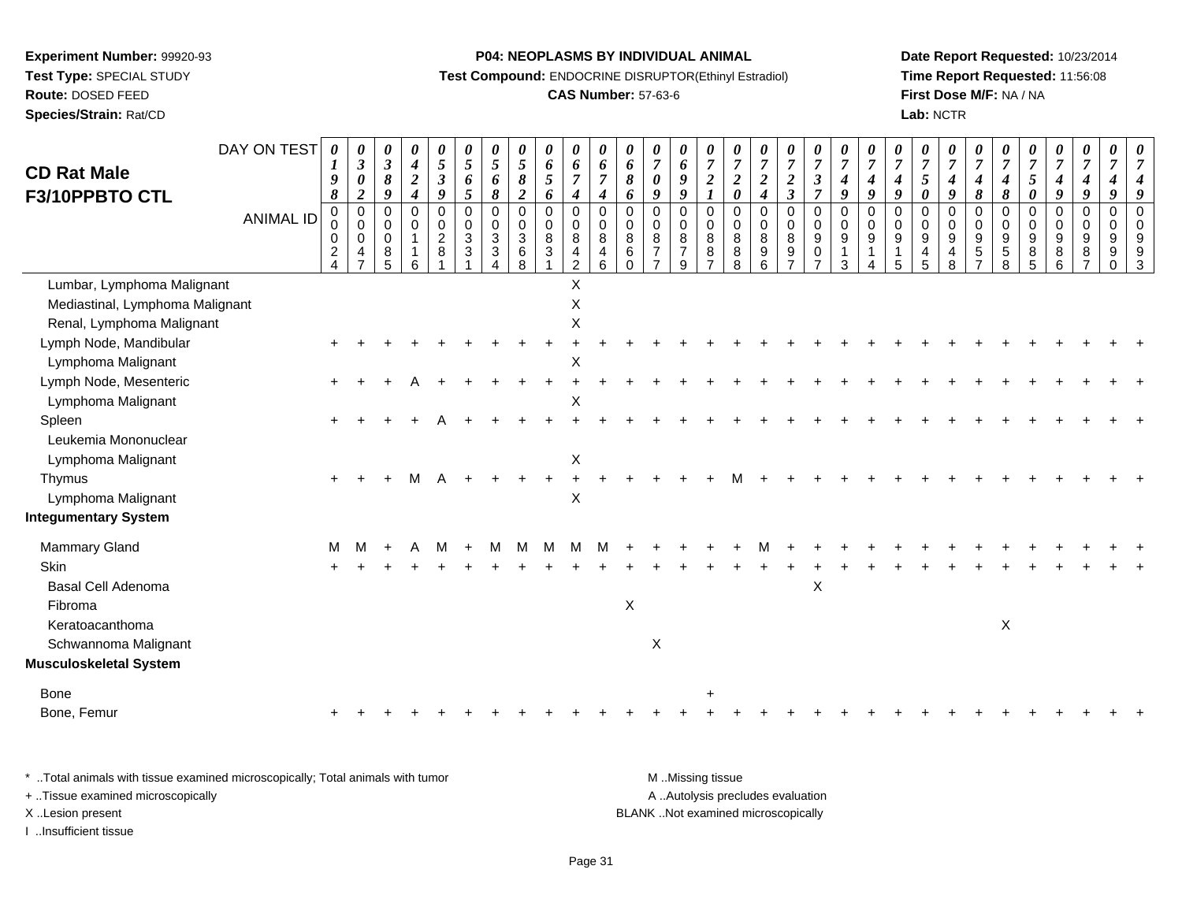**Experiment Number:** 99920-93
**Test Type:** SPECIAL STUDY
**Route:** DOSED FEED
**Species/Strain:** Rat/CD

**P04: NEOPLASMS BY INDIVIDUAL ANIMAL**
**Test Compound:** ENDOCRINE DISRUPTOR(Ethinyl Estradiol)
**CAS Number:** 57-63-6

**Date Report Requested:** 10/23/2014
**Time Report Requested:** 11:56:08
**First Dose M/F:** NA / NA
**Lab:** NCTR

# CD Rat Male F3/10PPBTO CTL

| DAY ON TEST | 0198 | 0302 | 0389 | 0424 | 0539 | 0565 | 0568 | 0582 | 0656 | 0674 | 0674 | 0686 | 0709 | 0699 | 0721 | 0720 | 0724 | 0723 | 0737 | 0749 | 0749 | 0749 | 0750 | 0749 | 0748 | 0748 | 0750 | 0749 | 0749 | 0749 | 0749 |
|---|---|---|---|---|---|---|---|---|---|---|---|---|---|---|---|---|---|---|---|---|---|---|---|---|---|---|---|---|---|---|---|
| **ANIMAL ID** | 00024 | 00047 | 00085 | 00116 | 00281 | 00331 | 00334 | 00368 | 00831 | 00842 | 00846 | 00860 | 00877 | 00879 | 00887 | 00888 | 00896 | 00897 | 00907 | 00913 | 00914 | 00915 | 00945 | 00948 | 00957 | 00958 | 00985 | 00986 | 00987 | 00990 | 00993 |
| Lumbar, Lymphoma Malignant | | | | | | | | | | X | | | | | | | | | | | | | | | | | | | | | |
| Mediastinal, Lymphoma Malignant | | | | | | | | | | X | | | | | | | | | | | | | | | | | | | | | |
| Renal, Lymphoma Malignant | | | | | | | | | | X | | | | | | | | | | | | | | | | | | | | | |
| Lymph Node, Mandibular | + | + | + | + | + | + | + | + | + | + | + | + | + | + | + | + | + | + | + | + | + | + | + | + | + | + | + | + | + | + | + |
| Lymphoma Malignant | | | | | | | | | | X | | | | | | | | | | | | | | | | | | | | | |
| Lymph Node, Mesenteric | + | + | + | A | + | + | + | + | + | + | + | + | + | + | + | + | + | + | + | + | + | + | + | + | + | + | + | + | + | + | + |
| Lymphoma Malignant | | | | | | | | | | X | | | | | | | | | | | | | | | | | | | | | |
| Spleen | + | + | + | + | A | + | + | + | + | + | + | + | + | + | + | + | + | + | + | + | + | + | + | + | + | + | + | + | + | + | + |
| Leukemia Mononuclear | | | | | | | | | | | | | | | | | | | | | | | | | | | | | | | |
| Lymphoma Malignant | | | | | | | | | | X | | | | | | | | | | | | | | | | | | | | | |
| Thymus | + | + | + | M | A | + | + | + | + | + | + | + | + | + | + | M | + | + | + | + | + | + | + | + | + | + | + | + | + | + | + |
| Lymphoma Malignant | | | | | | | | | | X | | | | | | | | | | | | | | | | | | | | | |
| **Integumentary System** | | | | | | | | | | | | | | | | | | | | | | | | | | | | | | | |
| Mammary Gland | M | M | + | A | M | + | M | M | M | M | M | + | + | + | + | + | M | + | + | + | + | + | + | + | + | + | + | + | + | + | + |
| Skin | + | + | + | + | + | + | + | + | + | + | + | + | + | + | + | + | + | + | + | + | + | + | + | + | + | + | + | + | + | + | + |
| Basal Cell Adenoma | | | | | | | | | | | | | | | | | | | X | | | | | | | | | | | | |
| Fibroma | | | | | | | | | | | | X | | | | | | | | | | | | | | | | | | | |
| Keratoacanthoma | | | | | | | | | | | | | | | | | | | | | | | | | | X | | | | | |
| Schwannoma Malignant | | | | | | | | | | | | | X | | | | | | | | | | | | | | | | | | |
| **Musculoskeletal System** | | | | | | | | | | | | | | | | | | | | | | | | | | | | | | | |
| Bone | | | | | | | | | | | | | | | + | | | | | | | | | | | | | | | | |
| Bone, Femur | + | + | + | + | + | + | + | + | + | + | + | + | + | + | + | + | + | + | + | + | + | + | + | + | + | + | + | + | + | + | + |

\* ..Total animals with tissue examined microscopically; Total animals with tumor
+ ..Tissue examined microscopically
X ..Lesion present
I ..Insufficient tissue

M ..Missing tissue
A ..Autolysis precludes evaluation
BLANK ..Not examined microscopically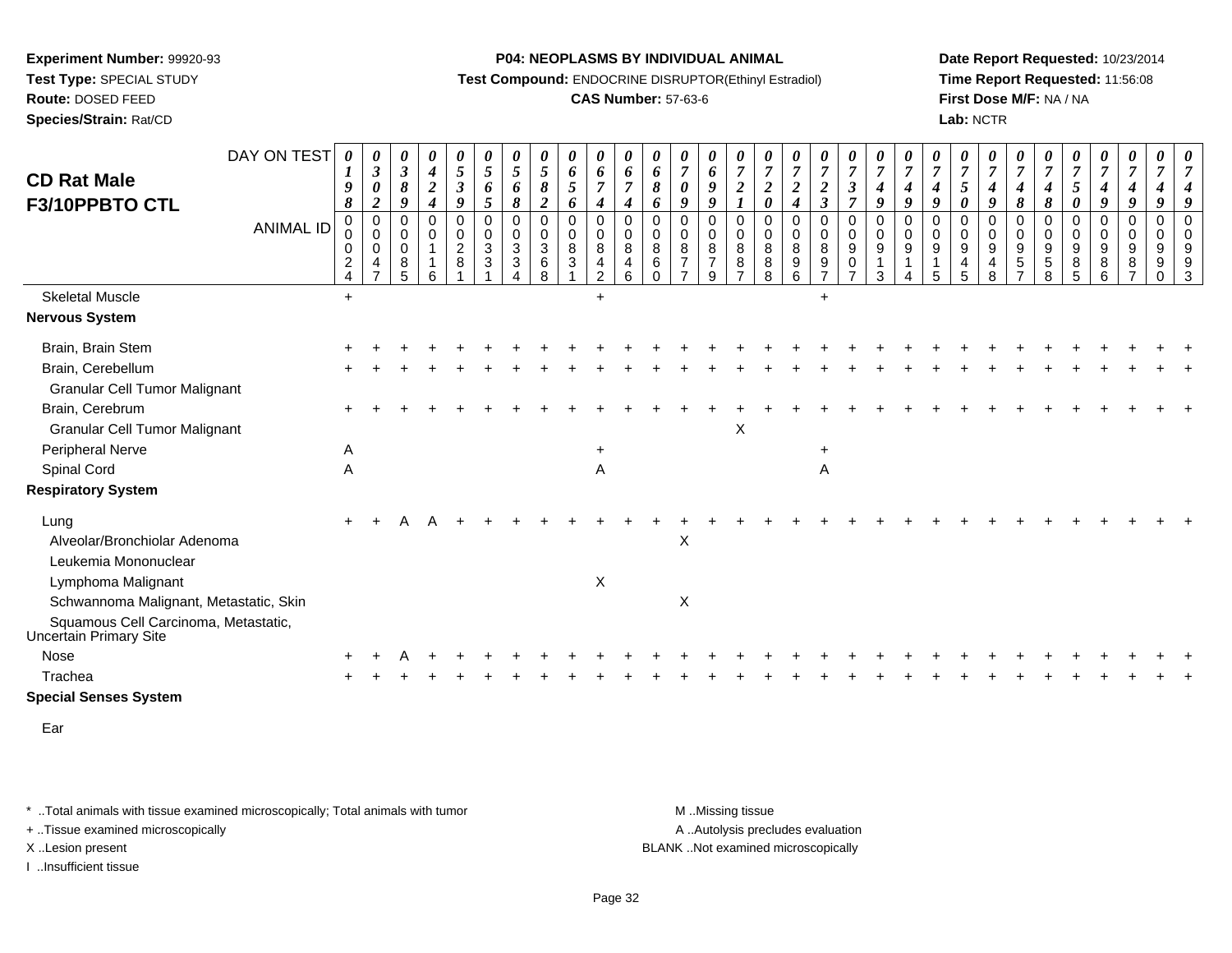**Experiment Number:** 99920-93
**Test Type:** SPECIAL STUDY
**Route:** DOSED FEED
**Species/Strain:** Rat/CD

**P04: NEOPLASMS BY INDIVIDUAL ANIMAL**
**Test Compound:** ENDOCRINE DISRUPTOR(Ethinyl Estradiol)
**CAS Number:** 57-63-6

**Date Report Requested:** 10/23/2014
**Time Report Requested:** 11:56:08
**First Dose M/F:** NA / NA
**Lab:** NCTR

## CD Rat Male F3/10PPBTO CTL

| DAY ON TEST | 0198 | 0302 | 0389 | 0424 | 0539 | 0565 | 0568 | 0582 | 0656 | 0674 | 0674 | 0686 | 0709 | 0699 | 0721 | 0720 | 0724 | 0723 | 0737 | 0749 | 0749 | 0749 | 0750 | 0749 | 0748 | 0748 | 0750 | 0749 | 0749 | 0749 | 0749 |
|---|---|---|---|---|---|---|---|---|---|---|---|---|---|---|---|---|---|---|---|---|---|---|---|---|---|---|---|---|---|---|---|
| **ANIMAL ID** | 00024 | 00047 | 00085 | 00116 | 00281 | 00331 | 00334 | 00368 | 00831 | 00842 | 00846 | 00860 | 00877 | 00879 | 00887 | 00888 | 00896 | 00897 | 00907 | 00913 | 00914 | 00915 | 00945 | 00948 | 00957 | 00958 | 00985 | 00986 | 00987 | 00990 | 00993 |
| Skeletal Muscle | + | | | | | | | | | + | | | | | | | | + | | | | | | | | | | | | | |
| **Nervous System** | | | | | | | | | | | | | | | | | | | | | | | | | | | | | | | |
| Brain, Brain Stem | + | + | + | + | + | + | + | + | + | + | + | + | + | + | + | + | + | + | + | + | + | + | + | + | + | + | + | + | + | + | + |
| Brain, Cerebellum | + | + | + | + | + | + | + | + | + | + | + | + | + | + | + | + | + | + | + | + | + | + | + | + | + | + | + | + | + | + | + |
| Granular Cell Tumor Malignant | | | | | | | | | | | | | | | | | | | | | | | | | | | | | | | |
| Brain, Cerebrum | + | + | + | + | + | + | + | + | + | + | + | + | + | + | + | + | + | + | + | + | + | + | + | + | + | + | + | + | + | + | + |
| Granular Cell Tumor Malignant | | | | | | | | | | | | | | | X | | | | | | | | | | | | | | | | |
| Peripheral Nerve | A | | | | | | | | | + | | | | | | | | + | | | | | | | | | | | | | |
| Spinal Cord | A | | | | | | | | | A | | | | | | | | A | | | | | | | | | | | | | |
| **Respiratory System** | | | | | | | | | | | | | | | | | | | | | | | | | | | | | | | |
| Lung | + | + | A | A | + | + | + | + | + | + | + | + | + | + | + | + | + | + | + | + | + | + | + | + | + | + | + | + | + | + | + |
| Alveolar/Bronchiolar Adenoma | | | | | | | | | | | | | X | | | | | | | | | | | | | | | | | | |
| Leukemia Mononuclear | | | | | | | | | | | | | | | | | | | | | | | | | | | | | | | |
| Lymphoma Malignant | | | | | | | | | | X | | | | | | | | | | | | | | | | | | | | | |
| Schwannoma Malignant, Metastatic, Skin | | | | | | | | | | | | | X | | | | | | | | | | | | | | | | | | |
| Squamous Cell Carcinoma, Metastatic, Uncertain Primary Site | | | | | | | | | | | | | | | | | | | | | | | | | | | | | | | |
| Nose | + | + | A | + | + | + | + | + | + | + | + | + | + | + | + | + | + | + | + | + | + | + | + | + | + | + | + | + | + | + | + |
| Trachea | + | + | + | + | + | + | + | + | + | + | + | + | + | + | + | + | + | + | + | + | + | + | + | + | + | + | + | + | + | + | + |
| **Special Senses System** | | | | | | | | | | | | | | | | | | | | | | | | | | | | | | | |
| Ear | | | | | | | | | | | | | | | | | | | | | | | | | | | | | | | |

\* ..Total animals with tissue examined microscopically; Total animals with tumor
+ ..Tissue examined microscopically
X ..Lesion present
I ..Insufficient tissue

M ..Missing tissue
A ..Autolysis precludes evaluation
BLANK ..Not examined microscopically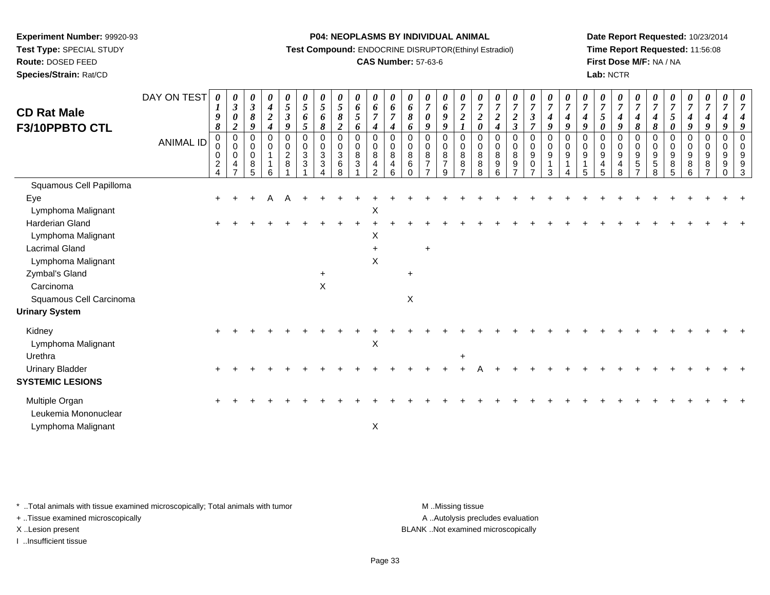**Experiment Number:** 99920-93
**Test Type:** SPECIAL STUDY
**Route:** DOSED FEED
**Species/Strain:** Rat/CD

**P04: NEOPLASMS BY INDIVIDUAL ANIMAL**
**Test Compound:** ENDOCRINE DISRUPTOR(Ethinyl Estradiol)
**CAS Number:** 57-63-6

**Date Report Requested:** 10/23/2014
**Time Report Requested:** 11:56:08
**First Dose M/F:** NA / NA
**Lab:** NCTR

## CD Rat Male F3/10PPBTO CTL

| DAY ON TEST | 0198 | 0302 | 0389 | 0424 | 0539 | 0565 | 0568 | 0582 | 0656 | 0674 | 0674 | 0686 | 0709 | 0699 | 0721 | 0720 | 0724 | 0723 | 0737 | 0749 | 0749 | 0749 | 0750 | 0749 | 0748 | 0748 | 0750 | 0749 | 0749 | 0749 | 0749 |
|---|---|---|---|---|---|---|---|---|---|---|---|---|---|---|---|---|---|---|---|---|---|---|---|---|---|---|---|---|---|---|---|
| **ANIMAL ID** | 00024 | 00047 | 00085 | 00116 | 00281 | 00331 | 00334 | 00368 | 00831 | 00842 | 00846 | 00860 | 00877 | 00879 | 00887 | 00888 | 00896 | 00897 | 00907 | 00913 | 00914 | 00915 | 00945 | 00948 | 00957 | 00958 | 00985 | 00986 | 00987 | 00990 | 00993 |
| Squamous Cell Papilloma | | | | | | | | | | | | | | | | | | | | | | | | | | | | | | | |
| Eye | + | + | + | A | A | + | + | + | + | + | + | + | + | + | + | + | + | + | + | + | + | + | + | + | + | + | + | + | + | + | + |
| Lymphoma Malignant | | | | | | | | | | X | | | | | | | | | | | | | | | | | | | | | |
| Harderian Gland | + | + | + | + | + | + | + | + | + | + | + | + | + | + | + | + | + | + | + | + | + | + | + | + | + | + | + | + | + | + | + |
| Lymphoma Malignant | | | | | | | | | | X | | | | | | | | | | | | | | | | | | | | | |
| Lacrimal Gland | | | | | | | | | | + | | | + | | | | | | | | | | | | | | | | | | |
| Lymphoma Malignant | | | | | | | | | | X | | | | | | | | | | | | | | | | | | | | | |
| Zymbal's Gland | | | | | | | + | | | | | + | | | | | | | | | | | | | | | | | | | |
| Carcinoma | | | | | | | X | | | | | | | | | | | | | | | | | | | | | | | | |
| Squamous Cell Carcinoma | | | | | | | | | | | | X | | | | | | | | | | | | | | | | | | | |
| **Urinary System** | | | | | | | | | | | | | | | | | | | | | | | | | | | | | | | |
| Kidney | + | + | + | + | + | + | + | + | + | + | + | + | + | + | + | + | + | + | + | + | + | + | + | + | + | + | + | + | + | + | + |
| Lymphoma Malignant | | | | | | | | | | X | | | | | | | | | | | | | | | | | | | | | |
| Urethra | | | | | | | | | | | | | | | + | | | | | | | | | | | | | | | | |
| Urinary Bladder | + | + | + | + | + | + | + | + | + | + | + | + | + | + | + | A | + | + | + | + | + | + | + | + | + | + | + | + | + | + | + |
| **SYSTEMIC LESIONS** | | | | | | | | | | | | | | | | | | | | | | | | | | | | | | | |
| Multiple Organ | + | + | + | + | + | + | + | + | + | + | + | + | + | + | + | + | + | + | + | + | + | + | + | + | + | + | + | + | + | + | + |
| Leukemia Mononuclear | | | | | | | | | | | | | | | | | | | | | | | | | | | | | | | |
| Lymphoma Malignant | | | | | | | | | | X | | | | | | | | | | | | | | | | | | | | | |

\* ..Total animals with tissue examined microscopically; Total animals with tumor
\+ ..Tissue examined microscopically
X ..Lesion present
I ..Insufficient tissue

M ..Missing tissue
A ..Autolysis precludes evaluation
BLANK ..Not examined microscopically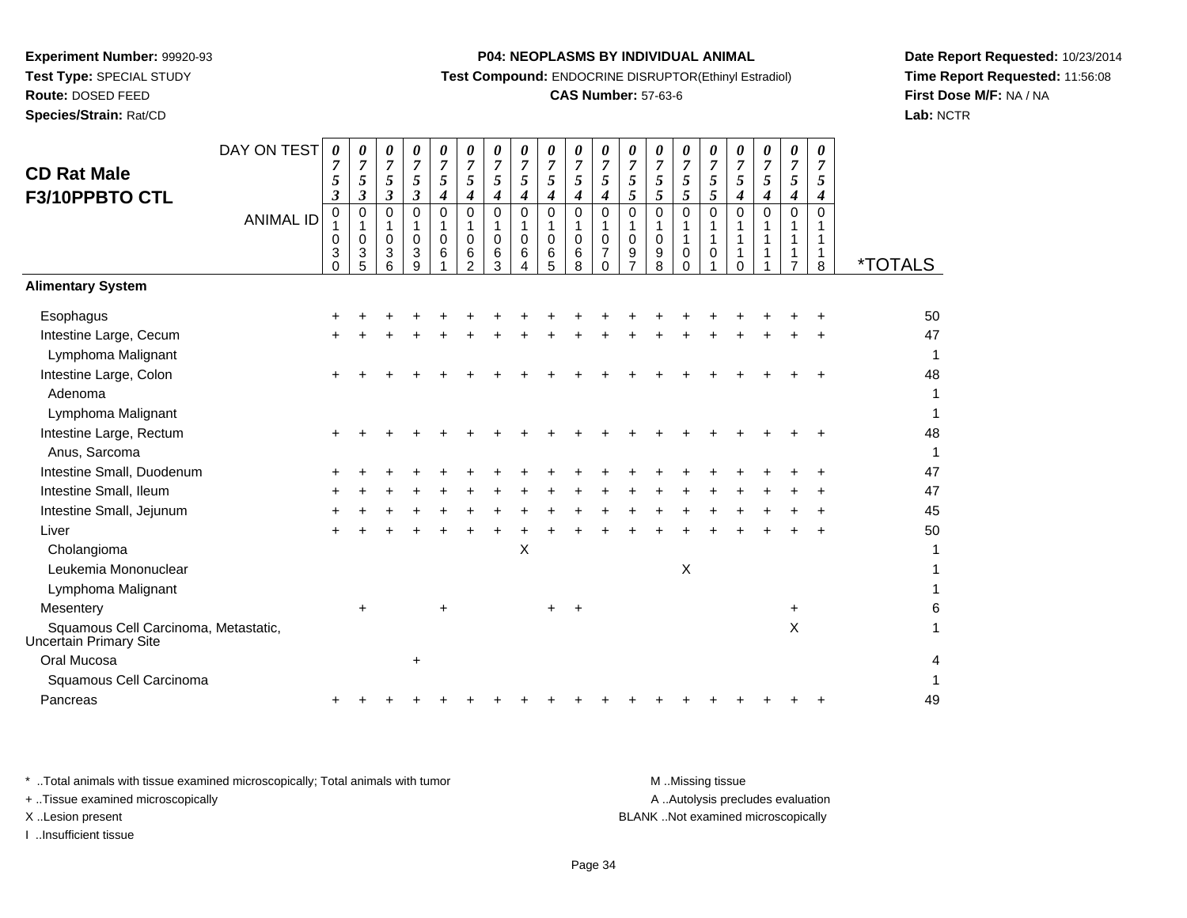**Experiment Number:** 99920-93
**Test Type:** SPECIAL STUDY
**Route:** DOSED FEED
**Species/Strain:** Rat/CD

**P04: NEOPLASMS BY INDIVIDUAL ANIMAL**
**Test Compound:** ENDOCRINE DISRUPTOR(Ethinyl Estradiol)
**CAS Number:** 57-63-6

**Date Report Requested:** 10/23/2014
**Time Report Requested:** 11:56:08
**First Dose M/F:** NA / NA
**Lab:** NCTR

## CD Rat Male F3/10PPBTO CTL

| DAY ON TEST | 0753 | 0753 | 0753 | 0753 | 0754 | 0754 | 0754 | 0754 | 0754 | 0754 | 0754 | 0755 | 0755 | 0755 | 0755 | 0754 | 0754 | 0754 | 0754 | |
|---|---|---|---|---|---|---|---|---|---|---|---|---|---|---|---|---|---|---|---|---|
| **ANIMAL ID** | 01030 | 01035 | 01036 | 01039 | 01061 | 01062 | 01063 | 01064 | 01065 | 01068 | 01070 | 01097 | 01098 | 01100 | 01101 | 01110 | 01111 | 01117 | 01118 | ***TOTALS** |
| **Alimentary System** | | | | | | | | | | | | | | | | | | | | |
| Esophagus | + | + | + | + | + | + | + | + | + | + | + | + | + | + | + | + | + | + | + | 50 |
| Intestine Large, Cecum | + | + | + | + | + | + | + | + | + | + | + | + | + | + | + | + | + | + | + | 47 |
| Lymphoma Malignant | | | | | | | | | | | | | | | | | | | | 1 |
| Intestine Large, Colon | + | + | + | + | + | + | + | + | + | + | + | + | + | + | + | + | + | + | + | 48 |
| Adenoma | | | | | | | | | | | | | | | | | | | | 1 |
| Lymphoma Malignant | | | | | | | | | | | | | | | | | | | | 1 |
| Intestine Large, Rectum | + | + | + | + | + | + | + | + | + | + | + | + | + | + | + | + | + | + | + | 48 |
| Anus, Sarcoma | | | | | | | | | | | | | | | | | | | | 1 |
| Intestine Small, Duodenum | + | + | + | + | + | + | + | + | + | + | + | + | + | + | + | + | + | + | + | 47 |
| Intestine Small, Ileum | + | + | + | + | + | + | + | + | + | + | + | + | + | + | + | + | + | + | + | 47 |
| Intestine Small, Jejunum | + | + | + | + | + | + | + | + | + | + | + | + | + | + | + | + | + | + | + | 45 |
| Liver | + | + | + | + | + | + | + | + | + | + | + | + | + | + | + | + | + | + | + | 50 |
| Cholangioma | | | | | | | | X | | | | | | | | | | | | 1 |
| Leukemia Mononuclear | | | | | | | | | | | | | | X | | | | | | 1 |
| Lymphoma Malignant | | | | | | | | | | | | | | | | | | | | 1 |
| Mesentery | | + | | | + | | | | + | + | | | | | | | | + | | 6 |
| Squamous Cell Carcinoma, Metastatic, Uncertain Primary Site | | | | | | | | | | | | | | | | | | X | | 1 |
| Oral Mucosa | | | | + | | | | | | | | | | | | | | | | 4 |
| Squamous Cell Carcinoma | | | | | | | | | | | | | | | | | | | | 1 |
| Pancreas | + | + | + | + | + | + | + | + | + | + | + | + | + | + | + | + | + | + | + | 49 |

\* ..Total animals with tissue examined microscopically; Total animals with tumor
\+ ..Tissue examined microscopically
X ..Lesion present
I ..Insufficient tissue

M ..Missing tissue
A ..Autolysis precludes evaluation
BLANK ..Not examined microscopically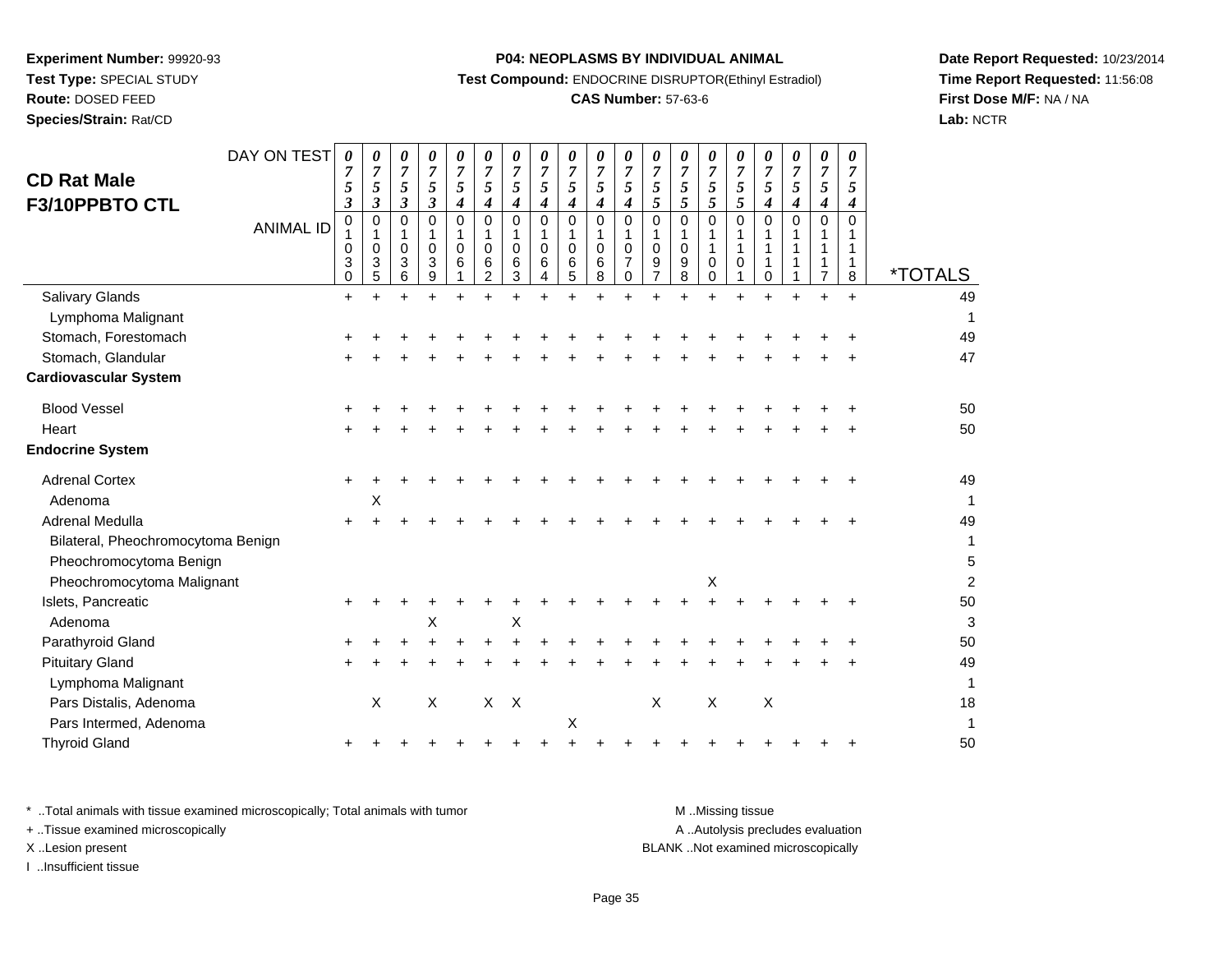**Experiment Number:** 99920-93
**Test Type:** SPECIAL STUDY
**Route:** DOSED FEED
**Species/Strain:** Rat/CD

**P04: NEOPLASMS BY INDIVIDUAL ANIMAL**
**Test Compound:** ENDOCRINE DISRUPTOR(Ethinyl Estradiol)
**CAS Number:** 57-63-6

**Date Report Requested:** 10/23/2014
**Time Report Requested:** 11:56:08
**First Dose M/F:** NA / NA
**Lab:** NCTR

## CD Rat Male F3/10PPBTO CTL

| DAY ON TEST | 0753 | 0753 | 0753 | 0753 | 0754 | 0754 | 0754 | 0754 | 0754 | 0754 | 0754 | 0755 | 0755 | 0755 | 0755 | 0754 | 0754 | 0754 | 0754 | |
|---|---|---|---|---|---|---|---|---|---|---|---|---|---|---|---|---|---|---|---|---|
| **ANIMAL ID** | 01030 | 01035 | 01036 | 01039 | 01061 | 01062 | 01063 | 01064 | 01065 | 01068 | 01070 | 01097 | 01098 | 01100 | 01101 | 01110 | 01111 | 01117 | 01118 | ***TOTALS** |
| Salivary Glands | + | + | + | + | + | + | + | + | + | + | + | + | + | + | + | + | + | + | + | 49 |
| Lymphoma Malignant | | | | | | | | | | | | | | | | | | | | 1 |
| Stomach, Forestomach | + | + | + | + | + | + | + | + | + | + | + | + | + | + | + | + | + | + | + | 49 |
| Stomach, Glandular | + | + | + | + | + | + | + | + | + | + | + | + | + | + | + | + | + | + | + | 47 |
| **Cardiovascular System** | | | | | | | | | | | | | | | | | | | | |
| Blood Vessel | + | + | + | + | + | + | + | + | + | + | + | + | + | + | + | + | + | + | + | 50 |
| Heart | + | + | + | + | + | + | + | + | + | + | + | + | + | + | + | + | + | + | + | 50 |
| **Endocrine System** | | | | | | | | | | | | | | | | | | | | |
| Adrenal Cortex | + | + | + | + | + | + | + | + | + | + | + | + | + | + | + | + | + | + | + | 49 |
| Adenoma | | X | | | | | | | | | | | | | | | | | | 1 |
| Adrenal Medulla | + | + | + | + | + | + | + | + | + | + | + | + | + | + | + | + | + | + | + | 49 |
| Bilateral, Pheochromocytoma Benign | | | | | | | | | | | | | | | | | | | | 1 |
| Pheochromocytoma Benign | | | | | | | | | | | | | | | | | | | | 5 |
| Pheochromocytoma Malignant | | | | | | | | | | | | | | X | | | | | | 2 |
| Islets, Pancreatic | + | + | + | + | + | + | + | + | + | + | + | + | + | + | + | + | + | + | + | 50 |
| Adenoma | | | | X | | | X | | | | | | | | | | | | | 3 |
| Parathyroid Gland | + | + | + | + | + | + | + | + | + | + | + | + | + | + | + | + | + | + | + | 50 |
| Pituitary Gland | + | + | + | + | + | + | + | + | + | + | + | + | + | + | + | + | + | + | + | 49 |
| Lymphoma Malignant | | | | | | | | | | | | | | | | | | | | 1 |
| Pars Distalis, Adenoma | | X | | X | | X | X | | | | | X | | X | | X | | | | 18 |
| Pars Intermed, Adenoma | | | | | | | | | X | | | | | | | | | | | 1 |
| Thyroid Gland | + | + | + | + | + | + | + | + | + | + | + | + | + | + | + | + | + | + | + | 50 |

\* ..Total animals with tissue examined microscopically; Total animals with tumor
+ ..Tissue examined microscopically
X ..Lesion present
I ..Insufficient tissue

M ..Missing tissue
A ..Autolysis precludes evaluation
BLANK ..Not examined microscopically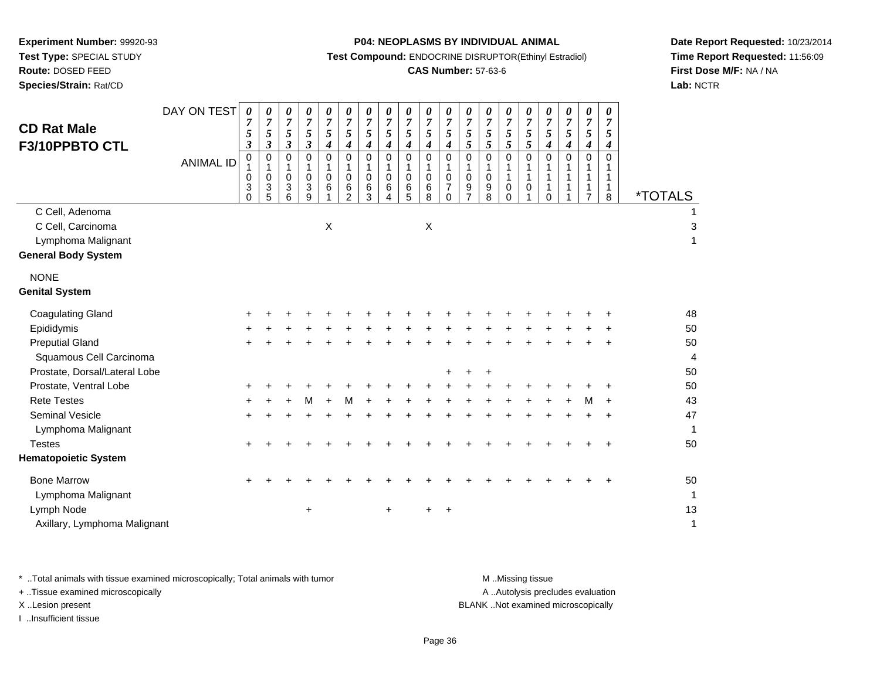**Experiment Number:** 99920-93
**Test Type:** SPECIAL STUDY
**Route:** DOSED FEED
**Species/Strain:** Rat/CD

**P04: NEOPLASMS BY INDIVIDUAL ANIMAL**
**Test Compound:** ENDOCRINE DISRUPTOR(Ethinyl Estradiol)
**CAS Number:** 57-63-6

**Date Report Requested:** 10/23/2014
**Time Report Requested:** 11:56:09
**First Dose M/F:** NA / NA
**Lab:** NCTR

## CD Rat Male F3/10PPBTO CTL

| DAY ON TEST | 0753 | 0753 | 0753 | 0753 | 0754 | 0754 | 0754 | 0754 | 0754 | 0754 | 0754 | 0755 | 0755 | 0755 | 0755 | 0754 | 0754 | 0754 | 0754 | |
|---|---|---|---|---|---|---|---|---|---|---|---|---|---|---|---|---|---|---|---|---|
| **ANIMAL ID** | 01030 | 01035 | 01036 | 01039 | 01061 | 01062 | 01063 | 01064 | 01065 | 01068 | 01070 | 01097 | 01098 | 01100 | 01101 | 01110 | 01111 | 01117 | 01118 | ***TOTALS** |
| C Cell, Adenoma | | | | | | | | | | | | | | | | | | | | 1 |
| C Cell, Carcinoma | | | | | X | | | | | X | | | | | | | | | | 3 |
| Lymphoma Malignant | | | | | | | | | | | | | | | | | | | | 1 |
| **General Body System** | | | | | | | | | | | | | | | | | | | | |
| NONE | | | | | | | | | | | | | | | | | | | | |
| **Genital System** | | | | | | | | | | | | | | | | | | | | |
| Coagulating Gland | + | + | + | + | + | + | + | + | + | + | + | + | + | + | + | + | + | + | + | 48 |
| Epididymis | + | + | + | + | + | + | + | + | + | + | + | + | + | + | + | + | + | + | + | 50 |
| Preputial Gland | + | + | + | + | + | + | + | + | + | + | + | + | + | + | + | + | + | + | + | 50 |
| Squamous Cell Carcinoma | | | | | | | | | | | | | | | | | | | | 4 |
| Prostate, Dorsal/Lateral Lobe | | | | | | | | | | | + | + | + | | | | | | | 50 |
| Prostate, Ventral Lobe | + | + | + | + | + | + | + | + | + | + | + | + | + | + | + | + | + | + | + | 50 |
| Rete Testes | + | + | + | M | + | M | + | + | + | + | + | + | + | + | + | + | + | M | + | 43 |
| Seminal Vesicle | + | + | + | + | + | + | + | + | + | + | + | + | + | + | + | + | + | + | + | 47 |
| Lymphoma Malignant | | | | | | | | | | | | | | | | | | | | 1 |
| Testes | + | + | + | + | + | + | + | + | + | + | + | + | + | + | + | + | + | + | + | 50 |
| **Hematopoietic System** | | | | | | | | | | | | | | | | | | | | |
| Bone Marrow | + | + | + | + | + | + | + | + | + | + | + | + | + | + | + | + | + | + | + | 50 |
| Lymphoma Malignant | | | | | | | | | | | | | | | | | | | | 1 |
| Lymph Node | | | | + | | | | + | | + | + | | | | | | | | | 13 |
| Axillary, Lymphoma Malignant | | | | | | | | | | | | | | | | | | | | 1 |

\* ..Total animals with tissue examined microscopically; Total animals with tumor
\+ ..Tissue examined microscopically
X ..Lesion present
I ..Insufficient tissue

M ..Missing tissue
A ..Autolysis precludes evaluation
BLANK ..Not examined microscopically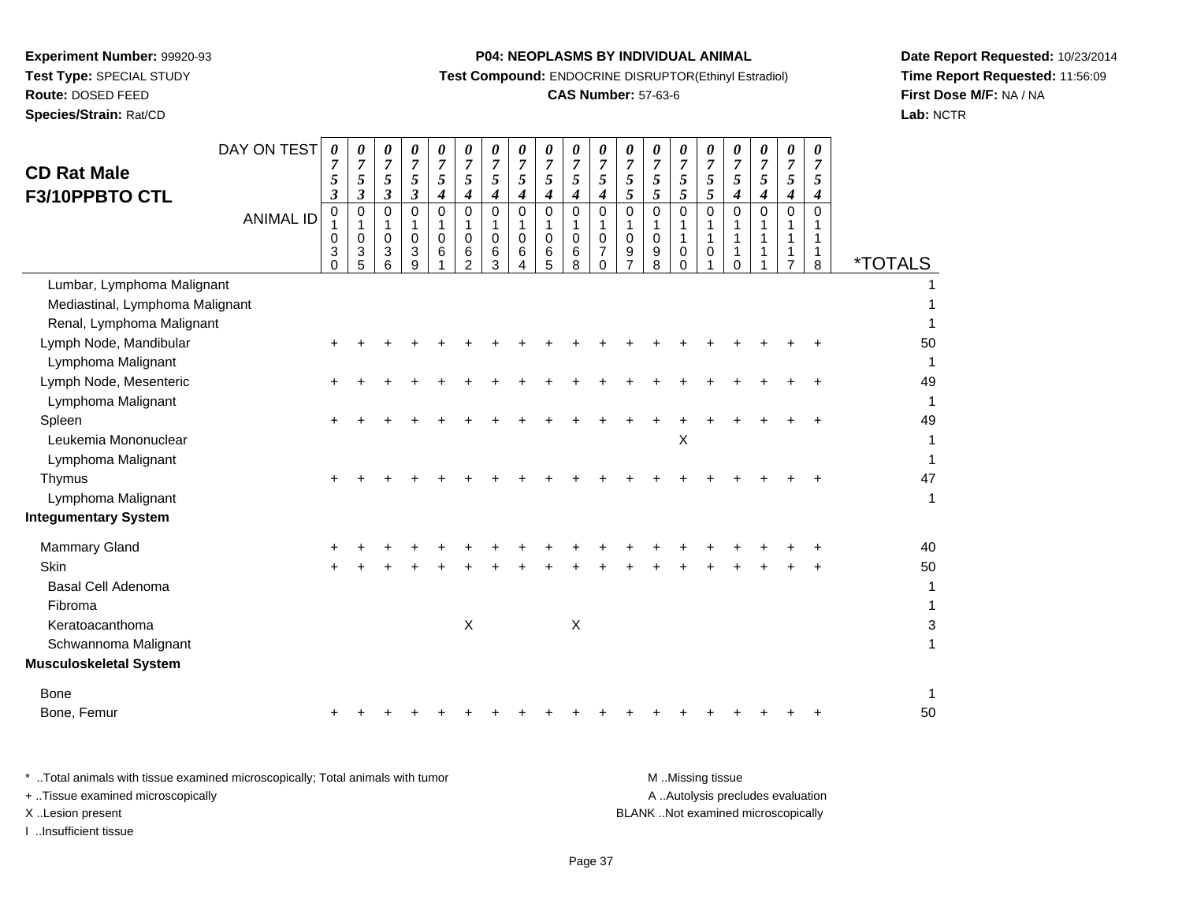**Experiment Number:** 99920-93
**Test Type:** SPECIAL STUDY
**Route:** DOSED FEED
**Species/Strain:** Rat/CD

**P04: NEOPLASMS BY INDIVIDUAL ANIMAL**
**Test Compound:** ENDOCRINE DISRUPTOR(Ethinyl Estradiol)
**CAS Number:** 57-63-6

**Date Report Requested:** 10/23/2014
**Time Report Requested:** 11:56:09
**First Dose M/F:** NA / NA
**Lab:** NCTR

## CD Rat Male F3/10PPBTO CTL

| DAY ON TEST | 0753 | 0753 | 0753 | 0753 | 0754 | 0754 | 0754 | 0754 | 0754 | 0754 | 0754 | 0755 | 0755 | 0755 | 0755 | 0754 | 0754 | 0754 | 0754 | |
|---|---|---|---|---|---|---|---|---|---|---|---|---|---|---|---|---|---|---|---|---|
| **ANIMAL ID** | 01030 | 01035 | 01036 | 01039 | 01061 | 01062 | 01063 | 01064 | 01065 | 01068 | 01070 | 01097 | 01098 | 01100 | 01101 | 01110 | 01111 | 01117 | 01118 | ***TOTALS** |
| Lumbar, Lymphoma Malignant | | | | | | | | | | | | | | | | | | | | 1 |
| Mediastinal, Lymphoma Malignant | | | | | | | | | | | | | | | | | | | | 1 |
| Renal, Lymphoma Malignant | | | | | | | | | | | | | | | | | | | | 1 |
| Lymph Node, Mandibular | + | + | + | + | + | + | + | + | + | + | + | + | + | + | + | + | + | + | + | 50 |
| Lymphoma Malignant | | | | | | | | | | | | | | | | | | | | 1 |
| Lymph Node, Mesenteric | + | + | + | + | + | + | + | + | + | + | + | + | + | + | + | + | + | + | + | 49 |
| Lymphoma Malignant | | | | | | | | | | | | | | | | | | | | 1 |
| Spleen | + | + | + | + | + | + | + | + | + | + | + | + | + | + | + | + | + | + | + | 49 |
| Leukemia Mononuclear | | | | | | | | | | | | | | X | | | | | | 1 |
| Lymphoma Malignant | | | | | | | | | | | | | | | | | | | | 1 |
| Thymus | + | + | + | + | + | + | + | + | + | + | + | + | + | + | + | + | + | + | + | 47 |
| Lymphoma Malignant | | | | | | | | | | | | | | | | | | | | 1 |
| **Integumentary System** | | | | | | | | | | | | | | | | | | | | |
| Mammary Gland | + | + | + | + | + | + | + | + | + | + | + | + | + | + | + | + | + | + | + | 40 |
| Skin | + | + | + | + | + | + | + | + | + | + | + | + | + | + | + | + | + | + | + | 50 |
| Basal Cell Adenoma | | | | | | | | | | | | | | | | | | | | 1 |
| Fibroma | | | | | | | | | | | | | | | | | | | | 1 |
| Keratoacanthoma | | | | | | X | | | | X | | | | | | | | | | 3 |
| Schwannoma Malignant | | | | | | | | | | | | | | | | | | | | 1 |
| **Musculoskeletal System** | | | | | | | | | | | | | | | | | | | | |
| Bone | | | | | | | | | | | | | | | | | | | | 1 |
| Bone, Femur | + | + | + | + | + | + | + | + | + | + | + | + | + | + | + | + | + | + | + | 50 |

\* ..Total animals with tissue examined microscopically; Total animals with tumor
\+ ..Tissue examined microscopically
X ..Lesion present
I ..Insufficient tissue

M ..Missing tissue
A ..Autolysis precludes evaluation
BLANK ..Not examined microscopically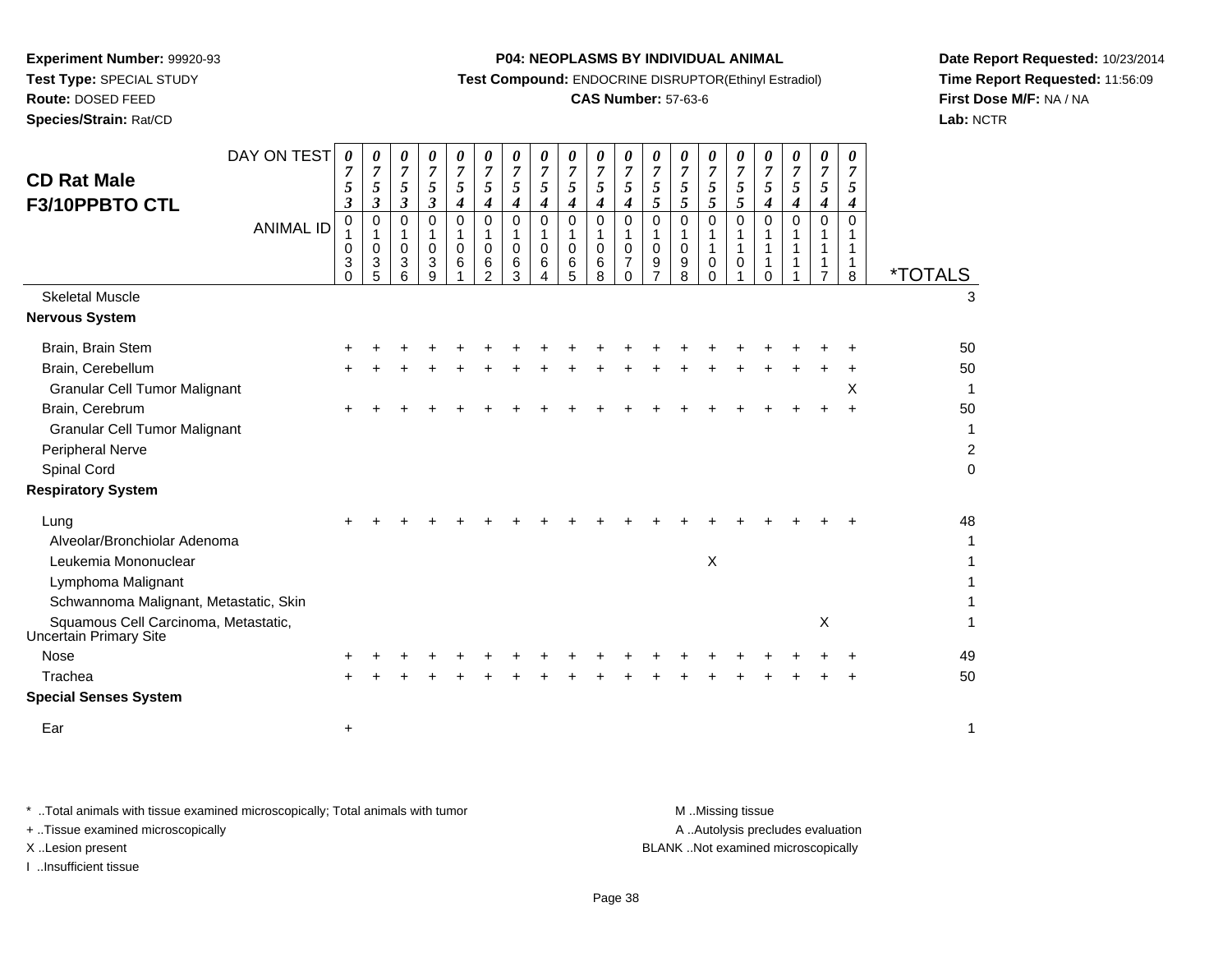**Experiment Number:** 99920-93
**Test Type:** SPECIAL STUDY
**Route:** DOSED FEED
**Species/Strain:** Rat/CD

**P04: NEOPLASMS BY INDIVIDUAL ANIMAL**
**Test Compound:** ENDOCRINE DISRUPTOR(Ethinyl Estradiol)
**CAS Number:** 57-63-6

**Date Report Requested:** 10/23/2014
**Time Report Requested:** 11:56:09
**First Dose M/F:** NA / NA
**Lab:** NCTR

## CD Rat Male F3/10PPBTO CTL

| DAY ON TEST | 0753 | 0753 | 0753 | 0753 | 0754 | 0754 | 0754 | 0754 | 0754 | 0754 | 0754 | 0755 | 0755 | 0755 | 0755 | 0754 | 0754 | 0754 | 0754 | |
|---|---|---|---|---|---|---|---|---|---|---|---|---|---|---|---|---|---|---|---|---|
| **ANIMAL ID** | 01030 | 01035 | 01036 | 01039 | 01061 | 01062 | 01063 | 01064 | 01065 | 01068 | 01070 | 01097 | 01098 | 01100 | 01101 | 01110 | 01111 | 01117 | 01118 | ***TOTALS** |
| Skeletal Muscle | | | | | | | | | | | | | | | | | | | | 3 |
| **Nervous System** | | | | | | | | | | | | | | | | | | | | |
| Brain, Brain Stem | + | + | + | + | + | + | + | + | + | + | + | + | + | + | + | + | + | + | + | 50 |
| Brain, Cerebellum | + | + | + | + | + | + | + | + | + | + | + | + | + | + | + | + | + | + | + | 50 |
| Granular Cell Tumor Malignant | | | | | | | | | | | | | | | | | | | X | 1 |
| Brain, Cerebrum | + | + | + | + | + | + | + | + | + | + | + | + | + | + | + | + | + | + | + | 50 |
| Granular Cell Tumor Malignant | | | | | | | | | | | | | | | | | | | | 1 |
| Peripheral Nerve | | | | | | | | | | | | | | | | | | | | 2 |
| Spinal Cord | | | | | | | | | | | | | | | | | | | | 0 |
| **Respiratory System** | | | | | | | | | | | | | | | | | | | | |
| Lung | + | + | + | + | + | + | + | + | + | + | + | + | + | + | + | + | + | + | + | 48 |
| Alveolar/Bronchiolar Adenoma | | | | | | | | | | | | | | | | | | | | 1 |
| Leukemia Mononuclear | | | | | | | | | | | | | | X | | | | | | 1 |
| Lymphoma Malignant | | | | | | | | | | | | | | | | | | | | 1 |
| Schwannoma Malignant, Metastatic, Skin | | | | | | | | | | | | | | | | | | | | 1 |
| Squamous Cell Carcinoma, Metastatic, Uncertain Primary Site | | | | | | | | | | | | | | | | | | X | | 1 |
| Nose | + | + | + | + | + | + | + | + | + | + | + | + | + | + | + | + | + | + | + | 49 |
| Trachea | + | + | + | + | + | + | + | + | + | + | + | + | + | + | + | + | + | + | + | 50 |
| **Special Senses System** | | | | | | | | | | | | | | | | | | | | |
| Ear | + | | | | | | | | | | | | | | | | | | | 1 |

\* ..Total animals with tissue examined microscopically; Total animals with tumor
+ ..Tissue examined microscopically
X ..Lesion present
I ..Insufficient tissue

M ..Missing tissue
A ..Autolysis precludes evaluation
BLANK ..Not examined microscopically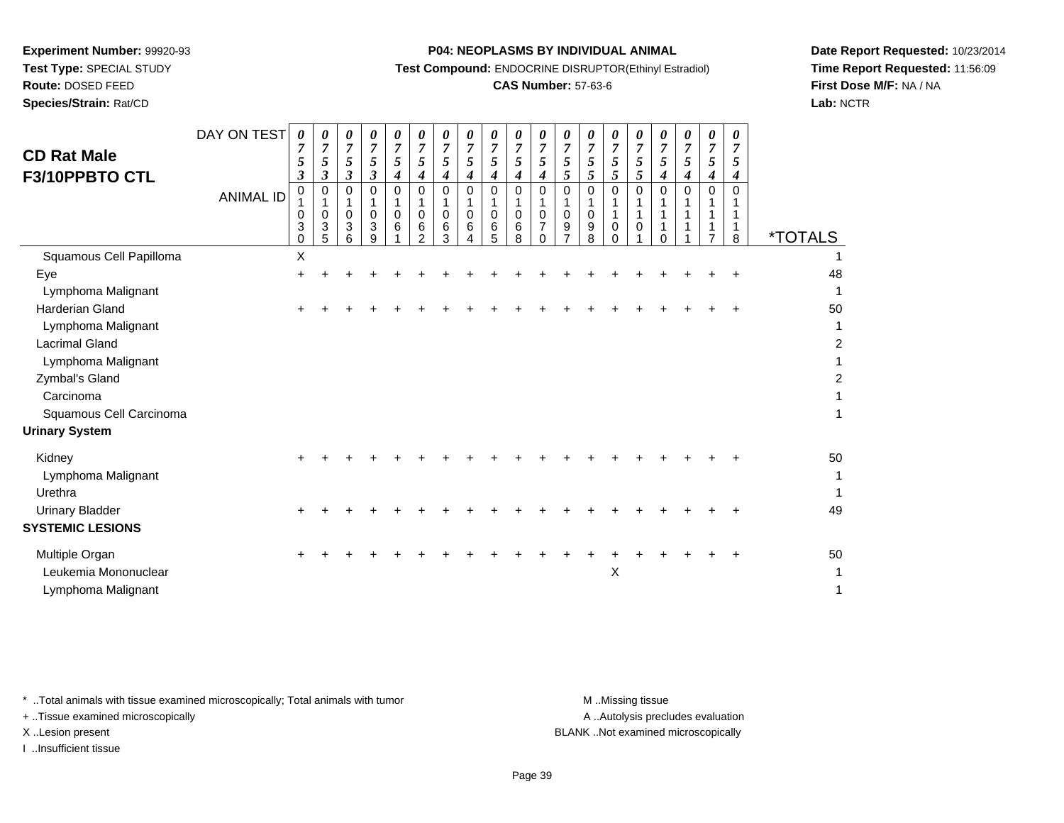**Experiment Number:** 99920-93
**Test Type:** SPECIAL STUDY
**Route:** DOSED FEED
**Species/Strain:** Rat/CD

**P04: NEOPLASMS BY INDIVIDUAL ANIMAL**
**Test Compound:** ENDOCRINE DISRUPTOR(Ethinyl Estradiol)
**CAS Number:** 57-63-6

**Date Report Requested:** 10/23/2014
**Time Report Requested:** 11:56:09
**First Dose M/F:** NA / NA
**Lab:** NCTR

## CD Rat Male F3/10PPBTO CTL

| DAY ON TEST | 0753 | 0753 | 0753 | 0753 | 0754 | 0754 | 0754 | 0754 | 0754 | 0754 | 0754 | 0755 | 0755 | 0755 | 0755 | 0754 | 0754 | 0754 | 0754 | |
|---|---|---|---|---|---|---|---|---|---|---|---|---|---|---|---|---|---|---|---|---|
| **ANIMAL ID** | 01030 | 01035 | 01036 | 01039 | 01061 | 01062 | 01063 | 01064 | 01065 | 01068 | 01070 | 01097 | 01098 | 01100 | 01101 | 01110 | 01111 | 01117 | 01118 | ***TOTALS** |
| Squamous Cell Papilloma | X | | | | | | | | | | | | | | | | | | | 1 |
| Eye | + | + | + | + | + | + | + | + | + | + | + | + | + | + | + | + | + | + | + | 48 |
| Lymphoma Malignant | | | | | | | | | | | | | | | | | | | | 1 |
| Harderian Gland | + | + | + | + | + | + | + | + | + | + | + | + | + | + | + | + | + | + | + | 50 |
| Lymphoma Malignant | | | | | | | | | | | | | | | | | | | | 1 |
| Lacrimal Gland | | | | | | | | | | | | | | | | | | | | 2 |
| Lymphoma Malignant | | | | | | | | | | | | | | | | | | | | 1 |
| Zymbal's Gland | | | | | | | | | | | | | | | | | | | | 2 |
| Carcinoma | | | | | | | | | | | | | | | | | | | | 1 |
| Squamous Cell Carcinoma | | | | | | | | | | | | | | | | | | | | 1 |
| **Urinary System** | | | | | | | | | | | | | | | | | | | | |
| Kidney | + | + | + | + | + | + | + | + | + | + | + | + | + | + | + | + | + | + | + | 50 |
| Lymphoma Malignant | | | | | | | | | | | | | | | | | | | | 1 |
| Urethra | | | | | | | | | | | | | | | | | | | | 1 |
| Urinary Bladder | + | + | + | + | + | + | + | + | + | + | + | + | + | + | + | + | + | + | + | 49 |
| **SYSTEMIC LESIONS** | | | | | | | | | | | | | | | | | | | | |
| Multiple Organ | + | + | + | + | + | + | + | + | + | + | + | + | + | + | + | + | + | + | + | 50 |
| Leukemia Mononuclear | | | | | | | | | | | | | | X | | | | | | 1 |
| Lymphoma Malignant | | | | | | | | | | | | | | | | | | | | 1 |

\* ..Total animals with tissue examined microscopically; Total animals with tumor
\+ ..Tissue examined microscopically
X ..Lesion present
I ..Insufficient tissue

M ..Missing tissue
A ..Autolysis precludes evaluation
BLANK ..Not examined microscopically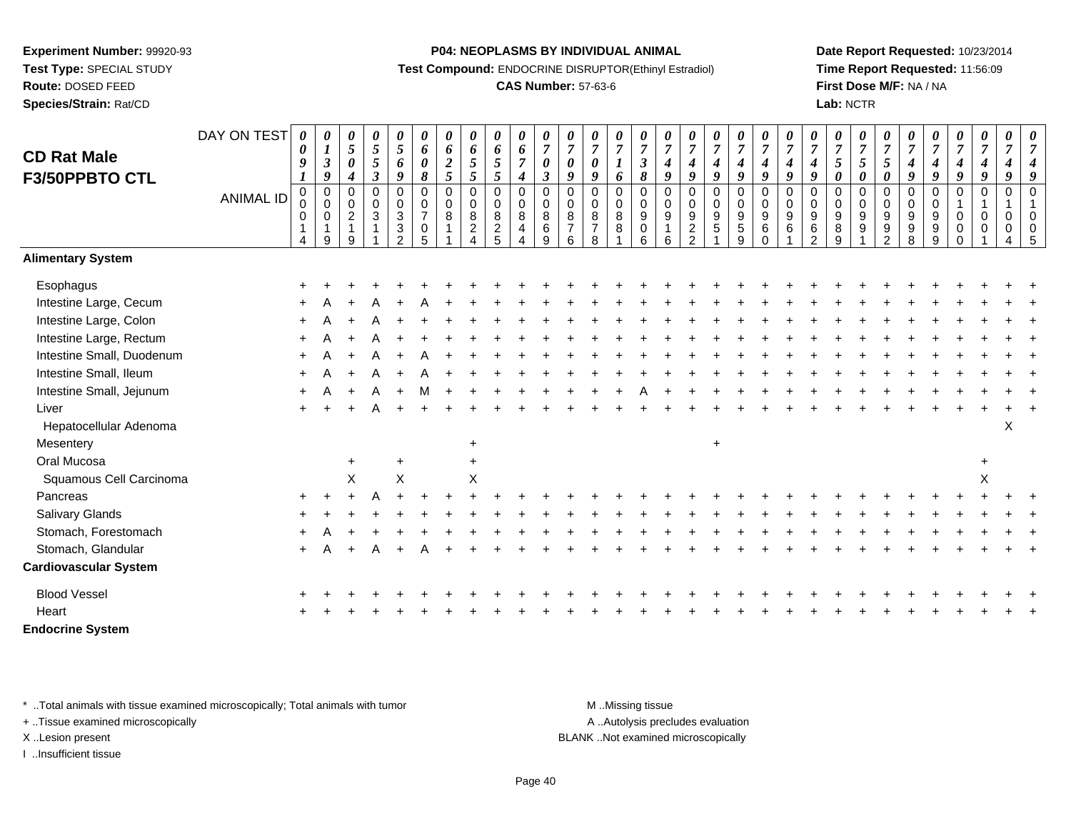**Experiment Number:** 99920-93
**Test Type:** SPECIAL STUDY
**Route:** DOSED FEED
**Species/Strain:** Rat/CD

**P04: NEOPLASMS BY INDIVIDUAL ANIMAL**
**Test Compound:** ENDOCRINE DISRUPTOR(Ethinyl Estradiol)
**CAS Number:** 57-63-6

**Date Report Requested:** 10/23/2014
**Time Report Requested:** 11:56:09
**First Dose M/F:** NA / NA
**Lab:** NCTR

# CD Rat Male F3/50PPBTO CTL

| DAY ON TEST | 0091 | 0139 | 0504 | 0553 | 0569 | 0608 | 0625 | 0655 | 0655 | 0674 | 0703 | 0709 | 0709 | 0716 | 0738 | 0749 | 0749 | 0749 | 0749 | 0749 | 0749 | 0749 | 0750 | 0750 | 0750 | 0749 | 0749 | 0749 | 0749 | 0749 | 0749 |
|---|---|---|---|---|---|---|---|---|---|---|---|---|---|---|---|---|---|---|---|---|---|---|---|---|---|---|---|---|---|---|---|
| **ANIMAL ID** | 00014 | 00019 | 00219 | 00311 | 00332 | 00705 | 00811 | 00824 | 00825 | 00844 | 00869 | 00876 | 00878 | 00881 | 00906 | 00916 | 00922 | 00951 | 00959 | 00960 | 00961 | 00962 | 00989 | 00991 | 00992 | 00998 | 00999 | 01000 | 01001 | 01004 | 01005 |
| **Alimentary System** | | | | | | | | | | | | | | | | | | | | | | | | | | | | | | | |
| Esophagus | + | + | + | + | + | + | + | + | + | + | + | + | + | + | + | + | + | + | + | + | + | + | + | + | + | + | + | + | + | + | + |
| Intestine Large, Cecum | + | A | + | A | + | A | + | + | + | + | + | + | + | + | + | + | + | + | + | + | + | + | + | + | + | + | + | + | + | + | + |
| Intestine Large, Colon | + | A | + | A | + | + | + | + | + | + | + | + | + | + | + | + | + | + | + | + | + | + | + | + | + | + | + | + | + | + | + |
| Intestine Large, Rectum | + | A | + | A | + | + | + | + | + | + | + | + | + | + | + | + | + | + | + | + | + | + | + | + | + | + | + | + | + | + | + |
| Intestine Small, Duodenum | + | A | + | A | + | A | + | + | + | + | + | + | + | + | + | + | + | + | + | + | + | + | + | + | + | + | + | + | + | + | + |
| Intestine Small, Ileum | + | A | + | A | + | A | + | + | + | + | + | + | + | + | + | + | + | + | + | + | + | + | + | + | + | + | + | + | + | + | + |
| Intestine Small, Jejunum | + | A | + | A | + | M | + | + | + | + | + | + | + | + | A | + | + | + | + | + | + | + | + | + | + | + | + | + | + | + | + |
| Liver | + | + | + | A | + | + | + | + | + | + | + | + | + | + | + | + | + | + | + | + | + | + | + | + | + | + | + | + | + | + | + |
| Hepatocellular Adenoma | | | | | | | | | | | | | | | | | | | | | | | | | | | | | | X | |
| Mesentery | | | | | | | | + | | | | | | | | | | + | | | | | | | | | | | | | |
| Oral Mucosa | | | + | | + | | | + | | | | | | | | | | | | | | | | | | | | | + | | |
| Squamous Cell Carcinoma | | | X | | X | | | X | | | | | | | | | | | | | | | | | | | | | X | | |
| Pancreas | + | + | + | A | + | + | + | + | + | + | + | + | + | + | + | + | + | + | + | + | + | + | + | + | + | + | + | + | + | + | + |
| Salivary Glands | + | + | + | + | + | + | + | + | + | + | + | + | + | + | + | + | + | + | + | + | + | + | + | + | + | + | + | + | + | + | + |
| Stomach, Forestomach | + | A | + | + | + | + | + | + | + | + | + | + | + | + | + | + | + | + | + | + | + | + | + | + | + | + | + | + | + | + | + |
| Stomach, Glandular | + | A | + | A | + | A | + | + | + | + | + | + | + | + | + | + | + | + | + | + | + | + | + | + | + | + | + | + | + | + | + |
| **Cardiovascular System** | | | | | | | | | | | | | | | | | | | | | | | | | | | | | | | |
| Blood Vessel | + | + | + | + | + | + | + | + | + | + | + | + | + | + | + | + | + | + | + | + | + | + | + | + | + | + | + | + | + | + | + |
| Heart | + | + | + | + | + | + | + | + | + | + | + | + | + | + | + | + | + | + | + | + | + | + | + | + | + | + | + | + | + | + | + |
| **Endocrine System** | | | | | | | | | | | | | | | | | | | | | | | | | | | | | | | |

* ..Total animals with tissue examined microscopically; Total animals with tumor
+ ..Tissue examined microscopically
X ..Lesion present
I ..Insufficient tissue

M ..Missing tissue
A ..Autolysis precludes evaluation
BLANK ..Not examined microscopically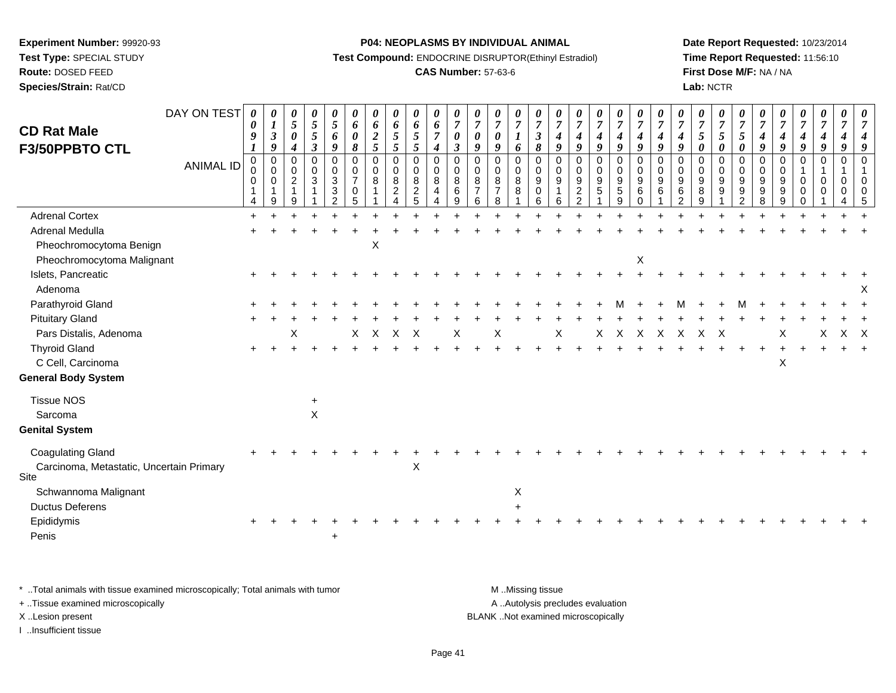**Experiment Number:** 99920-93
**Test Type:** SPECIAL STUDY
**Route:** DOSED FEED
**Species/Strain:** Rat/CD

**P04: NEOPLASMS BY INDIVIDUAL ANIMAL**
**Test Compound:** ENDOCRINE DISRUPTOR(Ethinyl Estradiol)
**CAS Number:** 57-63-6

**Date Report Requested:** 10/23/2014
**Time Report Requested:** 11:56:10
**First Dose M/F:** NA / NA
**Lab:** NCTR

## CD Rat Male F3/50PPBTO CTL

| DAY ON TEST | 0091 | 0139 | 0504 | 0553 | 0569 | 0608 | 0625 | 0655 | 0655 | 0674 | 0703 | 0709 | 0709 | 0716 | 0738 | 0749 | 0749 | 0749 | 0749 | 0749 | 0749 | 0749 | 0750 | 0750 | 0750 | 0749 | 0749 | 0749 | 0749 | 0749 | 0749 |
|---|---|---|---|---|---|---|---|---|---|---|---|---|---|---|---|---|---|---|---|---|---|---|---|---|---|---|---|---|---|---|---|
| **ANIMAL ID** | 00014 | 00019 | 00219 | 00311 | 00332 | 00705 | 00811 | 00824 | 00825 | 00844 | 00869 | 00876 | 00878 | 00881 | 00906 | 00916 | 00922 | 00951 | 00959 | 00960 | 00961 | 00962 | 00989 | 00991 | 00992 | 00998 | 00999 | 01000 | 01001 | 01004 | 01005 |
| Adrenal Cortex | + | + | + | + | + | + | + | + | + | + | + | + | + | + | + | + | + | + | + | + | + | + | + | + | + | + | + | + | + | + | + |
| Adrenal Medulla | + | + | + | + | + | + | + | + | + | + | + | + | + | + | + | + | + | + | + | + | + | + | + | + | + | + | + | + | + | + | + |
| Pheochromocytoma Benign | | | | | | | X | | | | | | | | | | | | | | | | | | | | | | | | |
| Pheochromocytoma Malignant | | | | | | | | | | | | | | | | | | | | X | | | | | | | | | | | |
| Islets, Pancreatic | + | + | + | + | + | + | + | + | + | + | + | + | + | + | + | + | + | + | + | + | + | + | + | + | + | + | + | + | + | + | + |
| Adenoma | | | | | | | | | | | | | | | | | | | | | | | | | | | | | | | X |
| Parathyroid Gland | + | + | + | + | + | + | + | + | + | + | + | + | + | + | + | + | + | + | M | + | + | M | + | + | M | + | + | + | + | + | + |
| Pituitary Gland | + | + | + | + | + | + | + | + | + | + | + | + | + | + | + | + | + | + | + | + | + | + | + | + | + | + | + | + | + | + | + |
| Pars Distalis, Adenoma | | | X | | | X | X | X | X | | X | | X | | | X | | X | X | X | X | X | X | X | | | X | | X | X | X |
| Thyroid Gland | + | + | + | + | + | + | + | + | + | + | + | + | + | + | + | + | + | + | + | + | + | + | + | + | + | + | + | + | + | + | + |
| C Cell, Carcinoma | | | | | | | | | | | | | | | | | | | | | | | | | | | X | | | | |
| **General Body System** | | | | | | | | | | | | | | | | | | | | | | | | | | | | | | | |
| Tissue NOS | | | | + | | | | | | | | | | | | | | | | | | | | | | | | | | | |
| Sarcoma | | | | X | | | | | | | | | | | | | | | | | | | | | | | | | | | |
| **Genital System** | | | | | | | | | | | | | | | | | | | | | | | | | | | | | | | |
| Coagulating Gland | + | + | + | + | + | + | + | + | + | + | + | + | + | + | + | + | + | + | + | + | + | + | + | + | + | + | + | + | + | + | + |
| Carcinoma, Metastatic, Uncertain Primary Site | | | | | | | | | X | | | | | | | | | | | | | | | | | | | | | | |
| Schwannoma Malignant | | | | | | | | | | | | | | X | | | | | | | | | | | | | | | | | |
| Ductus Deferens | | | | | | | | | | | | | | + | | | | | | | | | | | | | | | | | |
| Epididymis | + | + | + | + | + | + | + | + | + | + | + | + | + | + | + | + | + | + | + | + | + | + | + | + | + | + | + | + | + | + | + |
| Penis | | | | | + | | | | | | | | | | | | | | | | | | | | | | | | | | |

\* ..Total animals with tissue examined microscopically; Total animals with tumor
+ ..Tissue examined microscopically
X ..Lesion present
I ..Insufficient tissue

M ..Missing tissue
A ..Autolysis precludes evaluation
BLANK ..Not examined microscopically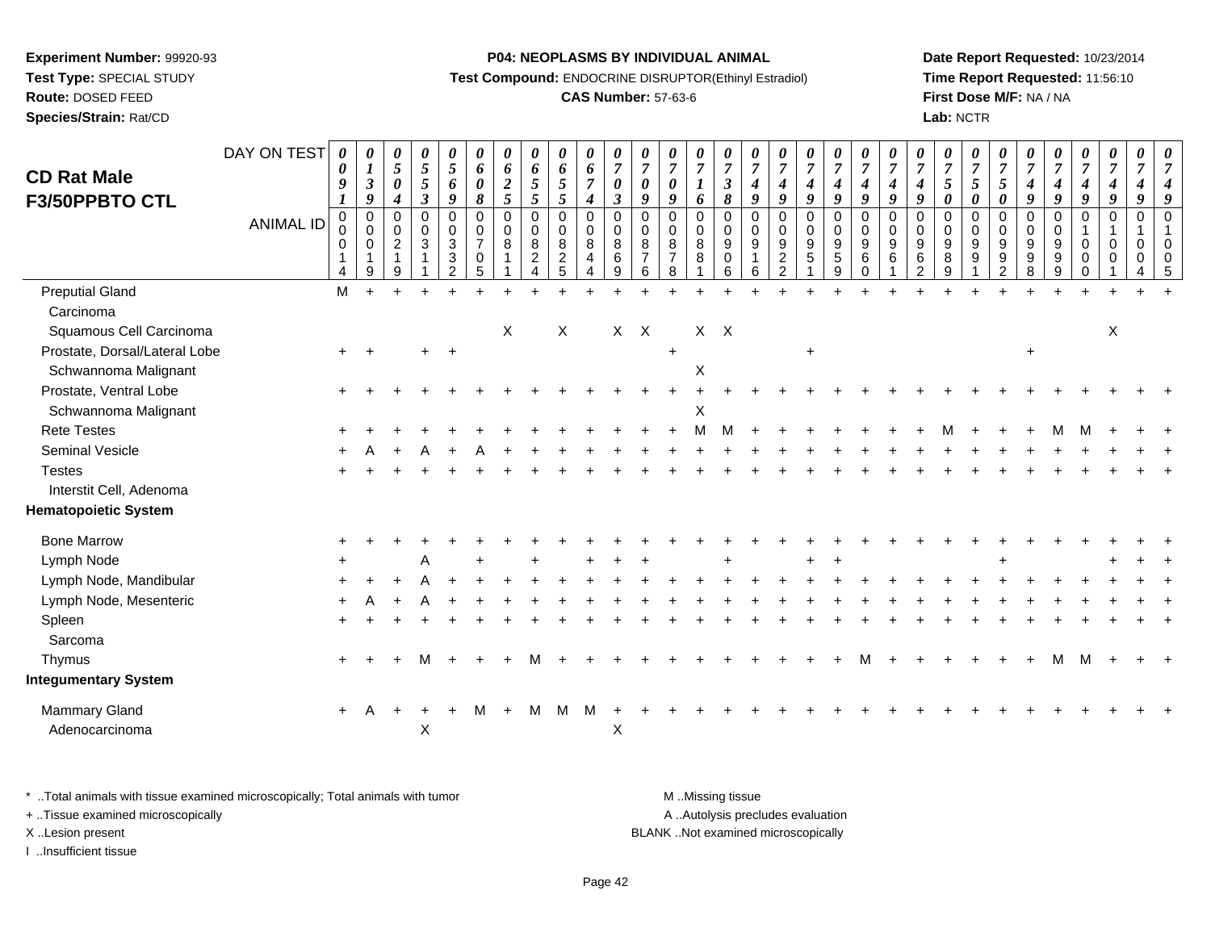**Experiment Number:** 99920-93
**Test Type:** SPECIAL STUDY
**Route:** DOSED FEED
**Species/Strain:** Rat/CD

**P04: NEOPLASMS BY INDIVIDUAL ANIMAL**
**Test Compound:** ENDOCRINE DISRUPTOR(Ethinyl Estradiol)
**CAS Number:** 57-63-6

**Date Report Requested:** 10/23/2014
**Time Report Requested:** 11:56:10
**First Dose M/F:** NA / NA
**Lab:** NCTR

# CD Rat Male F3/50PPBTO CTL

| DAY ON TEST | 0091 | 0139 | 0504 | 0553 | 0569 | 0608 | 0625 | 0655 | 0655 | 0674 | 0703 | 0709 | 0709 | 0716 | 0738 | 0749 | 0749 | 0749 | 0749 | 0749 | 0749 | 0749 | 0750 | 0750 | 0750 | 0749 | 0749 | 0749 | 0749 | 0749 | 0749 |
|---|---|---|---|---|---|---|---|---|---|---|---|---|---|---|---|---|---|---|---|---|---|---|---|---|---|---|---|---|---|---|---|
| **ANIMAL ID** | 00014 | 00019 | 00219 | 00311 | 00332 | 00705 | 00811 | 00824 | 00825 | 00844 | 00869 | 00876 | 00878 | 00881 | 00906 | 00916 | 00922 | 00951 | 00959 | 00960 | 00961 | 00962 | 00989 | 00991 | 00992 | 00998 | 00999 | 01000 | 01001 | 01004 | 01005 |
| Preputial Gland | M | + | + | + | + | + | + | + | + | + | + | + | + | + | + | + | + | + | + | + | + | + | + | + | + | + | + | + | + | + | + |
| Carcinoma | | | | | | | | | | | | | | | | | | | | | | | | | | | | | | | |
| Squamous Cell Carcinoma | | | | | | | X | | X | | X | X | | X | X | | | | | | | | | | | | | | X | | |
| Prostate, Dorsal/Lateral Lobe | + | + | | + | + | | | | | | | | + | | | | | + | | | | | | | | + | | | | | |
| Schwannoma Malignant | | | | | | | | | | | | | | X | | | | | | | | | | | | | | | | | |
| Prostate, Ventral Lobe | + | + | + | + | + | + | + | + | + | + | + | + | + | + | + | + | + | + | + | + | + | + | + | + | + | + | + | + | + | + | + |
| Schwannoma Malignant | | | | | | | | | | | | | | X | | | | | | | | | | | | | | | | | |
| Rete Testes | + | + | + | + | + | + | + | + | + | + | + | + | + | M | M | + | + | + | + | + | + | + | M | + | + | + | M | M | + | + | + |
| Seminal Vesicle | + | A | + | A | + | A | + | + | + | + | + | + | + | + | + | + | + | + | + | + | + | + | + | + | + | + | + | + | + | + | + |
| Testes | + | + | + | + | + | + | + | + | + | + | + | + | + | + | + | + | + | + | + | + | + | + | + | + | + | + | + | + | + | + | + |
| Interstit Cell, Adenoma | | | | | | | | | | | | | | | | | | | | | | | | | | | | | | | |
| **Hematopoietic System** | | | | | | | | | | | | | | | | | | | | | | | | | | | | | | | |
| Bone Marrow | + | + | + | + | + | + | + | + | + | + | + | + | + | + | + | + | + | + | + | + | + | + | + | + | + | + | + | + | + | + | + |
| Lymph Node | + | | | A | | + | | + | | + | + | + | | | + | | | + | + | | | | | | + | | | | + | + | + |
| Lymph Node, Mandibular | + | + | + | A | + | + | + | + | + | + | + | + | + | + | + | + | + | + | + | + | + | + | + | + | + | + | + | + | + | + | + |
| Lymph Node, Mesenteric | + | A | + | A | + | + | + | + | + | + | + | + | + | + | + | + | + | + | + | + | + | + | + | + | + | + | + | + | + | + | + |
| Spleen | + | + | + | + | + | + | + | + | + | + | + | + | + | + | + | + | + | + | + | + | + | + | + | + | + | + | + | + | + | + | + |
| Sarcoma | | | | | | | | | | | | | | | | | | | | | | | | | | | | | | | |
| Thymus | + | + | + | M | + | + | + | M | + | + | + | + | + | + | + | + | + | + | + | M | + | + | + | + | + | + | M | M | + | + | + |
| **Integumentary System** | | | | | | | | | | | | | | | | | | | | | | | | | | | | | | | |
| Mammary Gland | + | A | + | + | + | M | + | M | M | M | + | + | + | + | + | + | + | + | + | + | + | + | + | + | + | + | + | + | + | + | + |
| Adenocarcinoma | | | | X | | | | | | | X | | | | | | | | | | | | | | | | | | | | |

\* ..Total animals with tissue examined microscopically; Total animals with tumor
\+ ..Tissue examined microscopically
X ..Lesion present
I ..Insufficient tissue

M ..Missing tissue
A ..Autolysis precludes evaluation
BLANK ..Not examined microscopically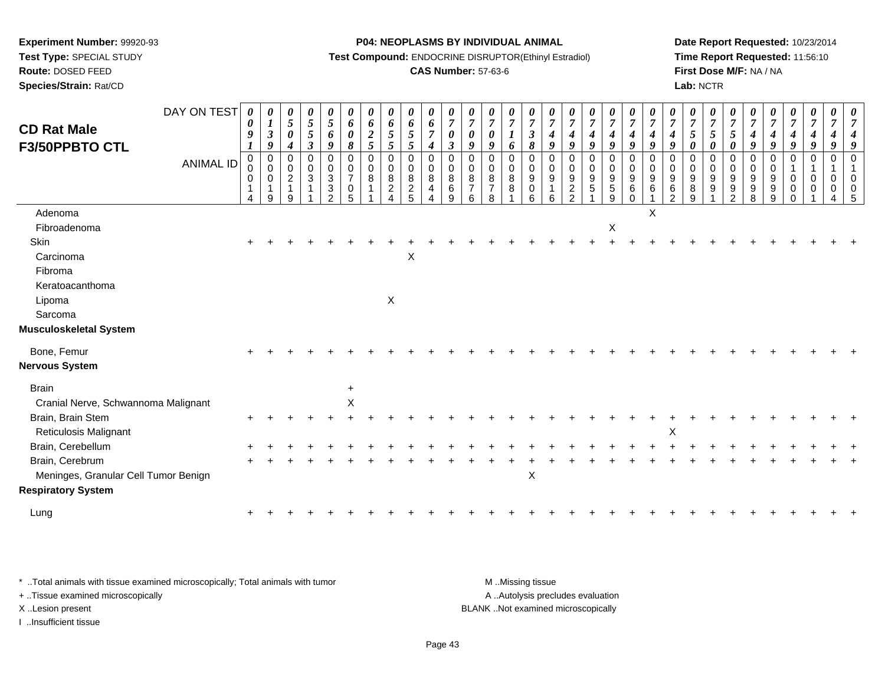**Experiment Number:** 99920-93
**Test Type:** SPECIAL STUDY
**Route:** DOSED FEED
**Species/Strain:** Rat/CD

**P04: NEOPLASMS BY INDIVIDUAL ANIMAL**
**Test Compound:** ENDOCRINE DISRUPTOR(Ethinyl Estradiol)
**CAS Number:** 57-63-6

**Date Report Requested:** 10/23/2014
**Time Report Requested:** 11:56:10
**First Dose M/F:** NA / NA
**Lab:** NCTR

## CD Rat Male F3/50PPBTO CTL

| DAY ON TEST | 0091 | 0139 | 0504 | 0553 | 0569 | 0608 | 0625 | 0655 | 0655 | 0674 | 0703 | 0709 | 0709 | 0716 | 0738 | 0749 | 0749 | 0749 | 0749 | 0749 | 0749 | 0749 | 0750 | 0750 | 0750 | 0749 | 0749 | 0749 | 0749 | 0749 | 0749 |
|---|---|---|---|---|---|---|---|---|---|---|---|---|---|---|---|---|---|---|---|---|---|---|---|---|---|---|---|---|---|---|---|
| **ANIMAL ID** | 00014 | 00019 | 00219 | 00311 | 00332 | 00705 | 00811 | 00824 | 00825 | 00844 | 00869 | 00876 | 00878 | 00881 | 00906 | 00916 | 00922 | 00951 | 00959 | 00960 | 00961 | 00962 | 00989 | 00991 | 00992 | 00998 | 00999 | 01000 | 01001 | 01004 | 01005 |
| Adenoma | | | | | | | | | | | | | | | | | | | | | X | | | | | | | | | | |
| Fibroadenoma | | | | | | | | | | | | | | | | | | | X | | | | | | | | | | | | |
| Skin | + | + | + | + | + | + | + | + | + | + | + | + | + | + | + | + | + | + | + | + | + | + | + | + | + | + | + | + | + | + | + |
| Carcinoma | | | | | | | | | X | | | | | | | | | | | | | | | | | | | | | | |
| Fibroma | | | | | | | | | | | | | | | | | | | | | | | | | | | | | | | |
| Keratoacanthoma | | | | | | | | | | | | | | | | | | | | | | | | | | | | | | | |
| Lipoma | | | | | | | | X | | | | | | | | | | | | | | | | | | | | | | | |
| Sarcoma | | | | | | | | | | | | | | | | | | | | | | | | | | | | | | | |
| **Musculoskeletal System** | | | | | | | | | | | | | | | | | | | | | | | | | | | | | | | |
| Bone, Femur | + | + | + | + | + | + | + | + | + | + | + | + | + | + | + | + | + | + | + | + | + | + | + | + | + | + | + | + | + | + | + |
| **Nervous System** | | | | | | | | | | | | | | | | | | | | | | | | | | | | | | | |
| Brain | | | | | | + | | | | | | | | | | | | | | | | | | | | | | | | | |
| Cranial Nerve, Schwannoma Malignant | | | | | | X | | | | | | | | | | | | | | | | | | | | | | | | | |
| Brain, Brain Stem | + | + | + | + | + | + | + | + | + | + | + | + | + | + | + | + | + | + | + | + | + | + | + | + | + | + | + | + | + | + | + |
| Reticulosis Malignant | | | | | | | | | | | | | | | | | | | | | | X | | | | | | | | | |
| Brain, Cerebellum | + | + | + | + | + | + | + | + | + | + | + | + | + | + | + | + | + | + | + | + | + | + | + | + | + | + | + | + | + | + | + |
| Brain, Cerebrum | + | + | + | + | + | + | + | + | + | + | + | + | + | + | + | + | + | + | + | + | + | + | + | + | + | + | + | + | + | + | + |
| Meninges, Granular Cell Tumor Benign | | | | | | | | | | | | | | | X | | | | | | | | | | | | | | | | |
| **Respiratory System** | | | | | | | | | | | | | | | | | | | | | | | | | | | | | | | |
| Lung | + | + | + | + | + | + | + | + | + | + | + | + | + | + | + | + | + | + | + | + | + | + | + | + | + | + | + | + | + | + | + |

* ..Total animals with tissue examined microscopically; Total animals with tumor
+ ..Tissue examined microscopically
X ..Lesion present
I ..Insufficient tissue

M ..Missing tissue
A ..Autolysis precludes evaluation
BLANK ..Not examined microscopically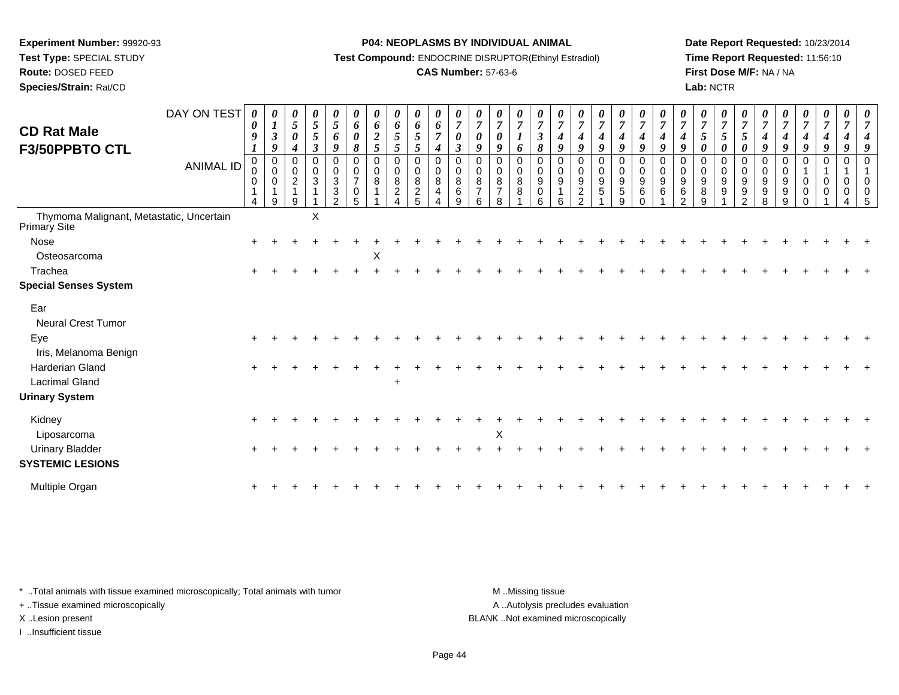**Experiment Number:** 99920-93
**Test Type:** SPECIAL STUDY
**Route:** DOSED FEED
**Species/Strain:** Rat/CD

**P04: NEOPLASMS BY INDIVIDUAL ANIMAL**
**Test Compound:** ENDOCRINE DISRUPTOR(Ethinyl Estradiol)
**CAS Number:** 57-63-6

**Date Report Requested:** 10/23/2014
**Time Report Requested:** 11:56:10
**First Dose M/F:** NA / NA
**Lab:** NCTR

## CD Rat Male F3/50PPBTO CTL

| DAY ON TEST | 0091 | 0139 | 0504 | 0553 | 0569 | 0608 | 0625 | 0655 | 0655 | 0674 | 0703 | 0709 | 0709 | 0716 | 0738 | 0749 | 0749 | 0749 | 0749 | 0749 | 0749 | 0749 | 0750 | 0750 | 0750 | 0749 | 0749 | 0749 | 0749 | 0749 | 0749 |
|---|---|---|---|---|---|---|---|---|---|---|---|---|---|---|---|---|---|---|---|---|---|---|---|---|---|---|---|---|---|---|---|
| **ANIMAL ID** | 00014 | 00019 | 00219 | 00311 | 00332 | 00705 | 00811 | 00824 | 00825 | 00844 | 00869 | 00876 | 00878 | 00881 | 00906 | 00916 | 00922 | 00951 | 00959 | 00960 | 00961 | 00962 | 00989 | 00991 | 00992 | 00998 | 00999 | 01000 | 01001 | 01004 | 01005 |
| Thymoma Malignant, Metastatic, Uncertain Primary Site | | | | X | | | | | | | | | | | | | | | | | | | | | | | | | | | |
| Nose | + | + | + | + | + | + | + | + | + | + | + | + | + | + | + | + | + | + | + | + | + | + | + | + | + | + | + | + | + | + | + |
| Osteosarcoma | | | | | | | X | | | | | | | | | | | | | | | | | | | | | | | | |
| Trachea | + | + | + | + | + | + | + | + | + | + | + | + | + | + | + | + | + | + | + | + | + | + | + | + | + | + | + | + | + | + | + |
| **Special Senses System** | | | | | | | | | | | | | | | | | | | | | | | | | | | | | | | |
| Ear | | | | | | | | | | | | | | | | | | | | | | | | | | | | | | | |
| Neural Crest Tumor | | | | | | | | | | | | | | | | | | | | | | | | | | | | | | | |
| Eye | + | + | + | + | + | + | + | + | + | + | + | + | + | + | + | + | + | + | + | + | + | + | + | + | + | + | + | + | + | + | + |
| Iris, Melanoma Benign | | | | | | | | | | | | | | | | | | | | | | | | | | | | | | | |
| Harderian Gland | + | + | + | + | + | + | + | + | + | + | + | + | + | + | + | + | + | + | + | + | + | + | + | + | + | + | + | + | + | + | + |
| Lacrimal Gland | | | | | | | | + | | | | | | | | | | | | | | | | | | | | | | | |
| **Urinary System** | | | | | | | | | | | | | | | | | | | | | | | | | | | | | | | |
| Kidney | + | + | + | + | + | + | + | + | + | + | + | + | + | + | + | + | + | + | + | + | + | + | + | + | + | + | + | + | + | + | + |
| Liposarcoma | | | | | | | | | | | | | X | | | | | | | | | | | | | | | | | | |
| Urinary Bladder | + | + | + | + | + | + | + | + | + | + | + | + | + | + | + | + | + | + | + | + | + | + | + | + | + | + | + | + | + | + | + |
| **SYSTEMIC LESIONS** | | | | | | | | | | | | | | | | | | | | | | | | | | | | | | | |
| Multiple Organ | + | + | + | + | + | + | + | + | + | + | + | + | + | + | + | + | + | + | + | + | + | + | + | + | + | + | + | + | + | + | + |

* ..Total animals with tissue examined microscopically; Total animals with tumor
+ ..Tissue examined microscopically
X ..Lesion present
I ..Insufficient tissue

M ..Missing tissue
A ..Autolysis precludes evaluation
BLANK ..Not examined microscopically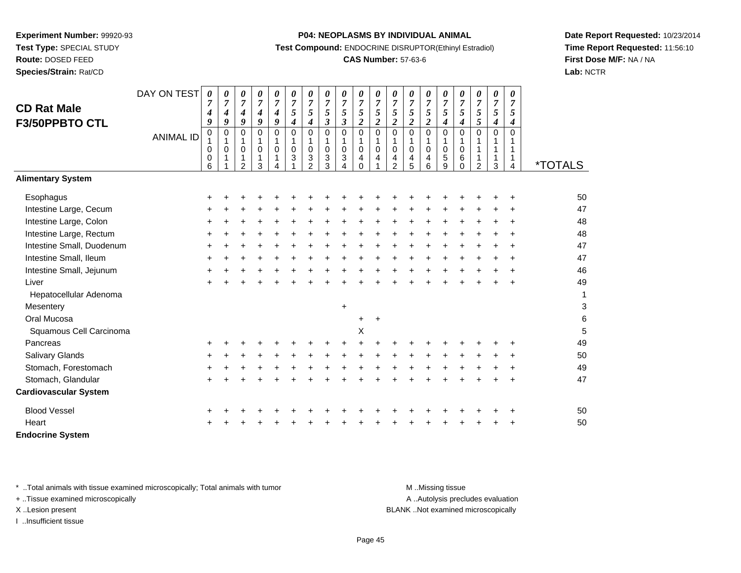**Experiment Number:** 99920-93
**Test Type:** SPECIAL STUDY
**Route:** DOSED FEED
**Species/Strain:** Rat/CD

**P04: NEOPLASMS BY INDIVIDUAL ANIMAL**
**Test Compound:** ENDOCRINE DISRUPTOR(Ethinyl Estradiol)
**CAS Number:** 57-63-6

**Date Report Requested:** 10/23/2014
**Time Report Requested:** 11:56:10
**First Dose M/F:** NA / NA
**Lab:** NCTR

## CD Rat Male F3/50PPBTO CTL

| DAY ON TEST | 0749 | 0749 | 0749 | 0749 | 0749 | 0754 | 0754 | 0753 | 0753 | 0752 | 0752 | 0752 | 0752 | 0752 | 0754 | 0754 | 0755 | 0754 | 0754 | |
|---|---|---|---|---|---|---|---|---|---|---|---|---|---|---|---|---|---|---|---|---|
| **ANIMAL ID** | 01006 | 01011 | 01012 | 01013 | 01014 | 01031 | 01032 | 01033 | 01034 | 01040 | 01041 | 01042 | 01045 | 01046 | 01059 | 01060 | 01112 | 01113 | 01114 | ***TOTALS** |
| **Alimentary System** | | | | | | | | | | | | | | | | | | | | |
| Esophagus | + | + | + | + | + | + | + | + | + | + | + | + | + | + | + | + | + | + | + | 50 |
| Intestine Large, Cecum | + | + | + | + | + | + | + | + | + | + | + | + | + | + | + | + | + | + | + | 47 |
| Intestine Large, Colon | + | + | + | + | + | + | + | + | + | + | + | + | + | + | + | + | + | + | + | 48 |
| Intestine Large, Rectum | + | + | + | + | + | + | + | + | + | + | + | + | + | + | + | + | + | + | + | 48 |
| Intestine Small, Duodenum | + | + | + | + | + | + | + | + | + | + | + | + | + | + | + | + | + | + | + | 47 |
| Intestine Small, Ileum | + | + | + | + | + | + | + | + | + | + | + | + | + | + | + | + | + | + | + | 47 |
| Intestine Small, Jejunum | + | + | + | + | + | + | + | + | + | + | + | + | + | + | + | + | + | + | + | 46 |
| Liver | + | + | + | + | + | + | + | + | + | + | + | + | + | + | + | + | + | + | + | 49 |
| Hepatocellular Adenoma | | | | | | | | | | | | | | | | | | | | 1 |
| Mesentery | | | | | | | | | + | | | | | | | | | | | 3 |
| Oral Mucosa | | | | | | | | | | + | + | | | | | | | | | 6 |
| Squamous Cell Carcinoma | | | | | | | | | | X | | | | | | | | | | 5 |
| Pancreas | + | + | + | + | + | + | + | + | + | + | + | + | + | + | + | + | + | + | + | 49 |
| Salivary Glands | + | + | + | + | + | + | + | + | + | + | + | + | + | + | + | + | + | + | + | 50 |
| Stomach, Forestomach | + | + | + | + | + | + | + | + | + | + | + | + | + | + | + | + | + | + | + | 49 |
| Stomach, Glandular | + | + | + | + | + | + | + | + | + | + | + | + | + | + | + | + | + | + | + | 47 |
| **Cardiovascular System** | | | | | | | | | | | | | | | | | | | | |
| Blood Vessel | + | + | + | + | + | + | + | + | + | + | + | + | + | + | + | + | + | + | + | 50 |
| Heart | + | + | + | + | + | + | + | + | + | + | + | + | + | + | + | + | + | + | + | 50 |
| **Endocrine System** | | | | | | | | | | | | | | | | | | | | |

\* ..Total animals with tissue examined microscopically; Total animals with tumor
\+ ..Tissue examined microscopically
X ..Lesion present
I ..Insufficient tissue

M ..Missing tissue
A ..Autolysis precludes evaluation
BLANK ..Not examined microscopically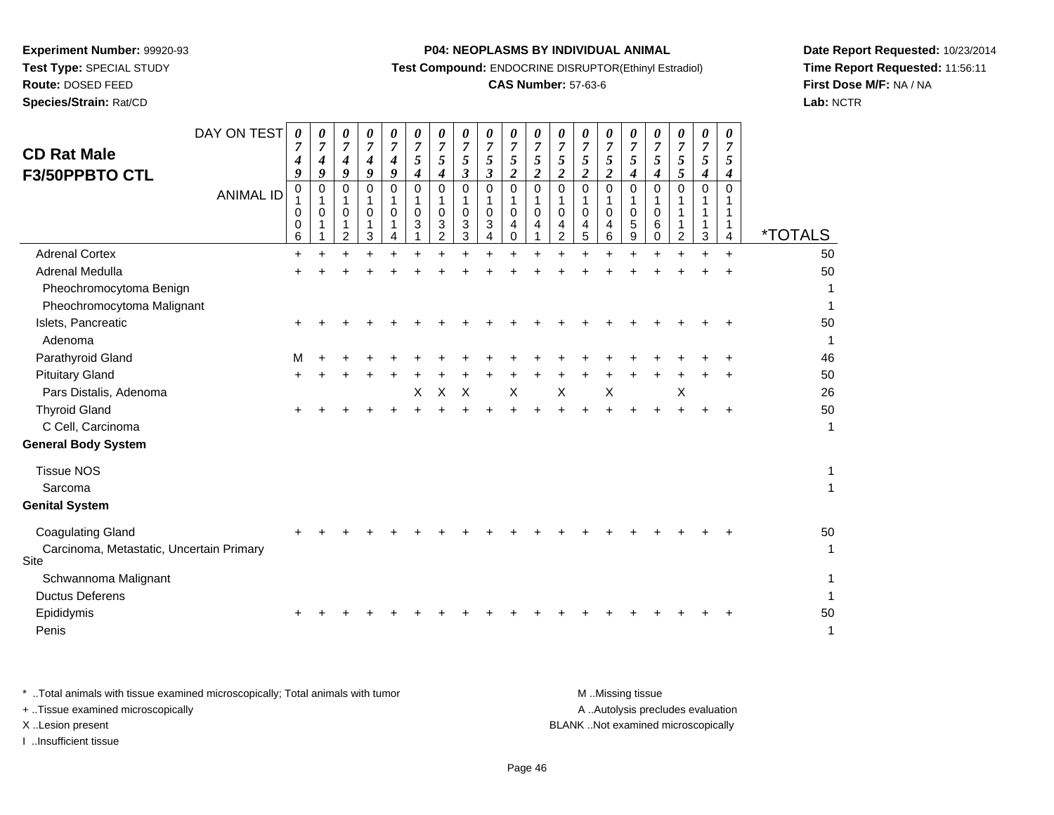**Experiment Number:** 99920-93
**Test Type:** SPECIAL STUDY
**Route:** DOSED FEED
**Species/Strain:** Rat/CD

**P04: NEOPLASMS BY INDIVIDUAL ANIMAL**
**Test Compound:** ENDOCRINE DISRUPTOR(Ethinyl Estradiol)
**CAS Number:** 57-63-6

**Date Report Requested:** 10/23/2014
**Time Report Requested:** 11:56:11
**First Dose M/F:** NA / NA
**Lab:** NCTR

## CD Rat Male F3/50PPBTO CTL

| DAY ON TEST | 0749 | 0749 | 0749 | 0749 | 0749 | 0754 | 0754 | 0753 | 0753 | 0752 | 0752 | 0752 | 0752 | 0752 | 0754 | 0754 | 0755 | 0754 | 0754 | |
|---|---|---|---|---|---|---|---|---|---|---|---|---|---|---|---|---|---|---|---|---|
| **ANIMAL ID** | 01006 | 01011 | 01012 | 01013 | 01014 | 01031 | 01032 | 01033 | 01034 | 01040 | 01041 | 01042 | 01045 | 01046 | 01059 | 01060 | 01112 | 01113 | 01114 | ***TOTALS** |
| Adrenal Cortex | + | + | + | + | + | + | + | + | + | + | + | + | + | + | + | + | + | + | + | 50 |
| Adrenal Medulla | + | + | + | + | + | + | + | + | + | + | + | + | + | + | + | + | + | + | + | 50 |
| Pheochromocytoma Benign | | | | | | | | | | | | | | | | | | | | 1 |
| Pheochromocytoma Malignant | | | | | | | | | | | | | | | | | | | | 1 |
| Islets, Pancreatic | + | + | + | + | + | + | + | + | + | + | + | + | + | + | + | + | + | + | + | 50 |
| Adenoma | | | | | | | | | | | | | | | | | | | | 1 |
| Parathyroid Gland | M | + | + | + | + | + | + | + | + | + | + | + | + | + | + | + | + | + | + | 46 |
| Pituitary Gland | + | + | + | + | + | + | + | + | + | + | + | + | + | + | + | + | + | + | + | 50 |
| Pars Distalis, Adenoma | | | | | | X | X | X | | X | | X | | X | | | X | | | 26 |
| Thyroid Gland | + | + | + | + | + | + | + | + | + | + | + | + | + | + | + | + | + | + | + | 50 |
| C Cell, Carcinoma | | | | | | | | | | | | | | | | | | | | 1 |
| **General Body System** | | | | | | | | | | | | | | | | | | | | |
| Tissue NOS | | | | | | | | | | | | | | | | | | | | 1 |
| Sarcoma | | | | | | | | | | | | | | | | | | | | 1 |
| **Genital System** | | | | | | | | | | | | | | | | | | | | |
| Coagulating Gland | + | + | + | + | + | + | + | + | + | + | + | + | + | + | + | + | + | + | + | 50 |
| Carcinoma, Metastatic, Uncertain Primary Site | | | | | | | | | | | | | | | | | | | | 1 |
| Schwannoma Malignant | | | | | | | | | | | | | | | | | | | | 1 |
| Ductus Deferens | | | | | | | | | | | | | | | | | | | | 1 |
| Epididymis | + | + | + | + | + | + | + | + | + | + | + | + | + | + | + | + | + | + | + | 50 |
| Penis | | | | | | | | | | | | | | | | | | | | 1 |

\* ..Total animals with tissue examined microscopically; Total animals with tumor
\+ ..Tissue examined microscopically
X ..Lesion present
I ..Insufficient tissue

M ..Missing tissue
A ..Autolysis precludes evaluation
BLANK ..Not examined microscopically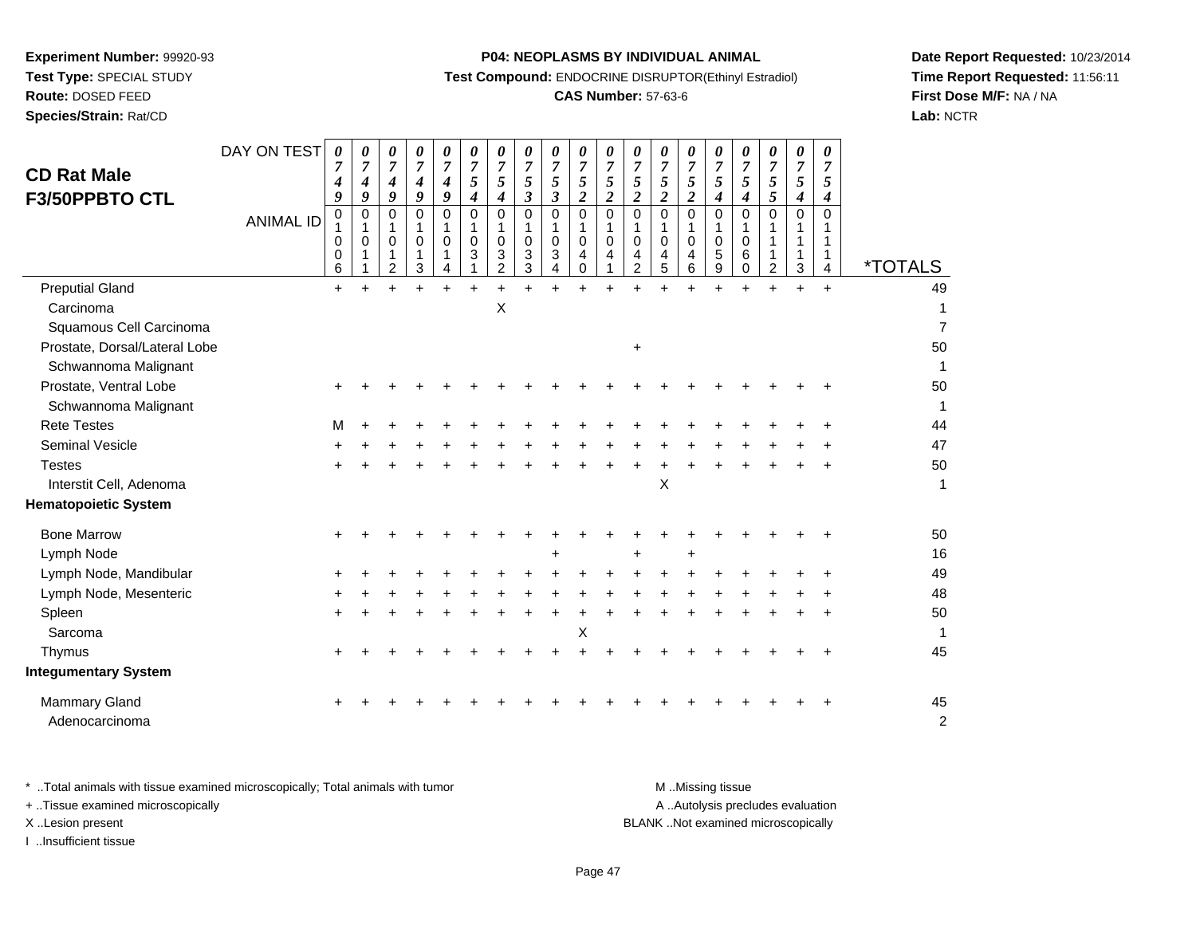**Experiment Number:** 99920-93
**Test Type:** SPECIAL STUDY
**Route:** DOSED FEED
**Species/Strain:** Rat/CD

**P04: NEOPLASMS BY INDIVIDUAL ANIMAL**
**Test Compound:** ENDOCRINE DISRUPTOR(Ethinyl Estradiol)
**CAS Number:** 57-63-6

**Date Report Requested:** 10/23/2014
**Time Report Requested:** 11:56:11
**First Dose M/F:** NA / NA
**Lab:** NCTR

## CD Rat Male F3/50PPBTO CTL

| DAY ON TEST | 0749 | 0749 | 0749 | 0749 | 0749 | 0754 | 0754 | 0753 | 0753 | 0752 | 0752 | 0752 | 0752 | 0752 | 0754 | 0754 | 0755 | 0754 | 0754 | |
|---|---|---|---|---|---|---|---|---|---|---|---|---|---|---|---|---|---|---|---|---|
| **ANIMAL ID** | 01006 | 01011 | 01012 | 01013 | 01014 | 01031 | 01032 | 01033 | 01034 | 01040 | 01041 | 01042 | 01045 | 01046 | 01059 | 01060 | 01112 | 01113 | 01114 | ***TOTALS** |
| Preputial Gland | + | + | + | + | + | + | + | + | + | + | + | + | + | + | + | + | + | + | + | 49 |
| Carcinoma | | | | | | | X | | | | | | | | | | | | | 1 |
| Squamous Cell Carcinoma | | | | | | | | | | | | | | | | | | | | 7 |
| Prostate, Dorsal/Lateral Lobe | | | | | | | | | | | | + | | | | | | | | 50 |
| Schwannoma Malignant | | | | | | | | | | | | | | | | | | | | 1 |
| Prostate, Ventral Lobe | + | + | + | + | + | + | + | + | + | + | + | + | + | + | + | + | + | + | + | 50 |
| Schwannoma Malignant | | | | | | | | | | | | | | | | | | | | 1 |
| Rete Testes | M | + | + | + | + | + | + | + | + | + | + | + | + | + | + | + | + | + | + | 44 |
| Seminal Vesicle | + | + | + | + | + | + | + | + | + | + | + | + | + | + | + | + | + | + | + | 47 |
| Testes | + | + | + | + | + | + | + | + | + | + | + | + | + | + | + | + | + | + | + | 50 |
| Interstit Cell, Adenoma | | | | | | | | | | | | | X | | | | | | | 1 |
| **Hematopoietic System** | | | | | | | | | | | | | | | | | | | | |
| Bone Marrow | + | + | + | + | + | + | + | + | + | + | + | + | + | + | + | + | + | + | + | 50 |
| Lymph Node | | | | | | | | | + | | | + | | + | | | | | | 16 |
| Lymph Node, Mandibular | + | + | + | + | + | + | + | + | + | + | + | + | + | + | + | + | + | + | + | 49 |
| Lymph Node, Mesenteric | + | + | + | + | + | + | + | + | + | + | + | + | + | + | + | + | + | + | + | 48 |
| Spleen | + | + | + | + | + | + | + | + | + | + | + | + | + | + | + | + | + | + | + | 50 |
| Sarcoma | | | | | | | | | | X | | | | | | | | | | 1 |
| Thymus | + | + | + | + | + | + | + | + | + | + | + | + | + | + | + | + | + | + | + | 45 |
| **Integumentary System** | | | | | | | | | | | | | | | | | | | | |
| Mammary Gland | + | + | + | + | + | + | + | + | + | + | + | + | + | + | + | + | + | + | + | 45 |
| Adenocarcinoma | | | | | | | | | | | | | | | | | | | | 2 |

\* ..Total animals with tissue examined microscopically; Total animals with tumor
\+ ..Tissue examined microscopically
X ..Lesion present
I ..Insufficient tissue

M ..Missing tissue
A ..Autolysis precludes evaluation
BLANK ..Not examined microscopically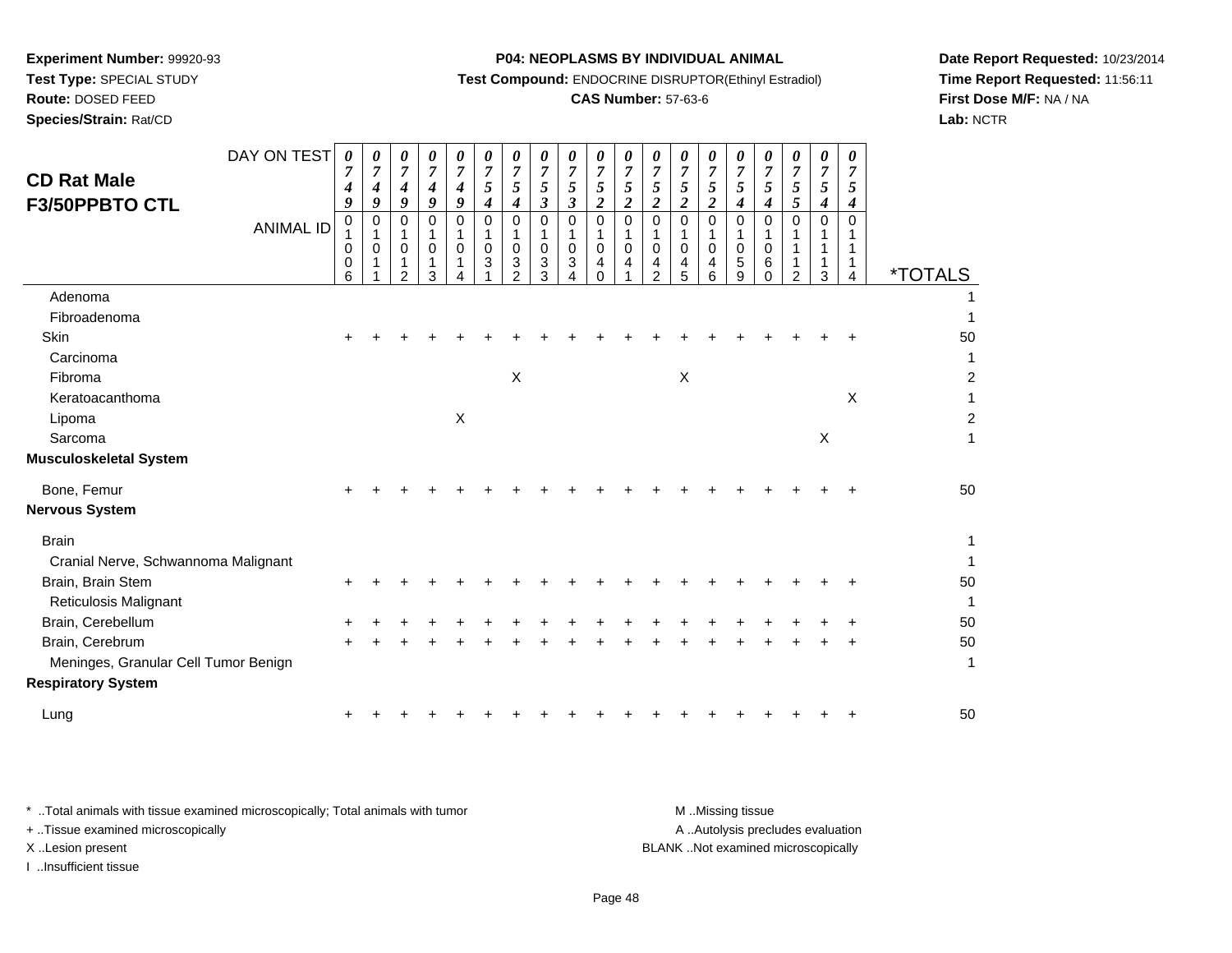**Experiment Number:** 99920-93
**Test Type:** SPECIAL STUDY
**Route:** DOSED FEED
**Species/Strain:** Rat/CD

**P04: NEOPLASMS BY INDIVIDUAL ANIMAL**
**Test Compound:** ENDOCRINE DISRUPTOR(Ethinyl Estradiol)
**CAS Number:** 57-63-6

**Date Report Requested:** 10/23/2014
**Time Report Requested:** 11:56:11
**First Dose M/F:** NA / NA
**Lab:** NCTR

## CD Rat Male F3/50PPBTO CTL

| DAY ON TEST | 0749 | 0749 | 0749 | 0749 | 0749 | 0754 | 0754 | 0753 | 0753 | 0752 | 0752 | 0752 | 0752 | 0752 | 0754 | 0754 | 0755 | 0754 | 0754 | |
|---|---|---|---|---|---|---|---|---|---|---|---|---|---|---|---|---|---|---|---|---|
| ANIMAL ID | 01006 | 01011 | 01012 | 01013 | 01014 | 01031 | 01032 | 01033 | 01034 | 01040 | 01041 | 01042 | 01045 | 01046 | 01059 | 01060 | 01112 | 01113 | 01114 | *TOTALS |
| Adenoma | | | | | | | | | | | | | | | | | | | | 1 |
| Fibroadenoma | | | | | | | | | | | | | | | | | | | | 1 |
| Skin | + | + | + | + | + | + | + | + | + | + | + | + | + | + | + | + | + | + | + | 50 |
| Carcinoma | | | | | | | | | | | | | | | | | | | | 1 |
| Fibroma | | | | | | | X | | | | | | X | | | | | | | 2 |
| Keratoacanthoma | | | | | | | | | | | | | | | | | | | X | 1 |
| Lipoma | | | | | X | | | | | | | | | | | | | | | 2 |
| Sarcoma | | | | | | | | | | | | | | | | | | X | | 1 |
| **Musculoskeletal System** | | | | | | | | | | | | | | | | | | | | |
| Bone, Femur | + | + | + | + | + | + | + | + | + | + | + | + | + | + | + | + | + | + | + | 50 |
| **Nervous System** | | | | | | | | | | | | | | | | | | | | |
| Brain | | | | | | | | | | | | | | | | | | | | 1 |
| Cranial Nerve, Schwannoma Malignant | | | | | | | | | | | | | | | | | | | | 1 |
| Brain, Brain Stem | + | + | + | + | + | + | + | + | + | + | + | + | + | + | + | + | + | + | + | 50 |
| Reticulosis Malignant | | | | | | | | | | | | | | | | | | | | 1 |
| Brain, Cerebellum | + | + | + | + | + | + | + | + | + | + | + | + | + | + | + | + | + | + | + | 50 |
| Brain, Cerebrum | + | + | + | + | + | + | + | + | + | + | + | + | + | + | + | + | + | + | + | 50 |
| Meninges, Granular Cell Tumor Benign | | | | | | | | | | | | | | | | | | | | 1 |
| **Respiratory System** | | | | | | | | | | | | | | | | | | | | |
| Lung | + | + | + | + | + | + | + | + | + | + | + | + | + | + | + | + | + | + | + | 50 |

\* ..Total animals with tissue examined microscopically; Total animals with tumor
\+ ..Tissue examined microscopically
X ..Lesion present
I ..Insufficient tissue

M ..Missing tissue
A ..Autolysis precludes evaluation
BLANK ..Not examined microscopically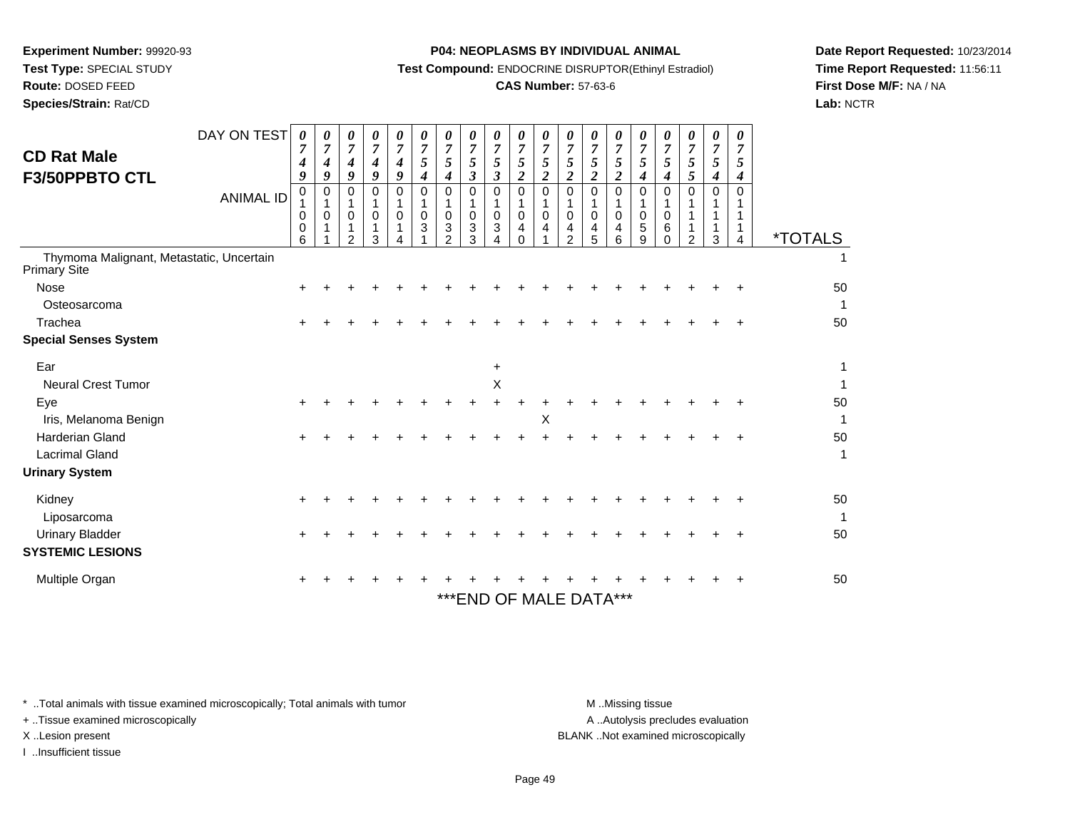**Experiment Number:** 99920-93
**Test Type:** SPECIAL STUDY
**Route:** DOSED FEED
**Species/Strain:** Rat/CD

**P04: NEOPLASMS BY INDIVIDUAL ANIMAL**
**Test Compound:** ENDOCRINE DISRUPTOR(Ethinyl Estradiol)
**CAS Number:** 57-63-6

**Date Report Requested:** 10/23/2014
**Time Report Requested:** 11:56:11
**First Dose M/F:** NA / NA
**Lab:** NCTR

## CD Rat Male F3/50PPBTO CTL

| DAY ON TEST | 0749 | 0749 | 0749 | 0749 | 0749 | 0754 | 0754 | 0753 | 0753 | 0752 | 0752 | 0752 | 0752 | 0752 | 0754 | 0754 | 0755 | 0754 | 0754 | |
|---|---|---|---|---|---|---|---|---|---|---|---|---|---|---|---|---|---|---|---|---|
| **ANIMAL ID** | 01006 | 01011 | 01012 | 01013 | 01014 | 01031 | 01032 | 01033 | 01034 | 01040 | 01041 | 01042 | 01045 | 01046 | 01059 | 01060 | 01112 | 01113 | 01114 | ***TOTALS** |
| Thymoma Malignant, Metastatic, Uncertain Primary Site | | | | | | | | | | | | | | | | | | | | 1 |
| Nose | + | + | + | + | + | + | + | + | + | + | + | + | + | + | + | + | + | + | + | 50 |
| Osteosarcoma | | | | | | | | | | | | | | | | | | | | 1 |
| Trachea | + | + | + | + | + | + | + | + | + | + | + | + | + | + | + | + | + | + | + | 50 |
| **Special Senses System** | | | | | | | | | | | | | | | | | | | | |
| Ear | | | | | | | | | + | | | | | | | | | | | 1 |
| Neural Crest Tumor | | | | | | | | | X | | | | | | | | | | | 1 |
| Eye | + | + | + | + | + | + | + | + | + | + | + | + | + | + | + | + | + | + | + | 50 |
| Iris, Melanoma Benign | | | | | | | | | | | X | | | | | | | | | 1 |
| Harderian Gland | + | + | + | + | + | + | + | + | + | + | + | + | + | + | + | + | + | + | + | 50 |
| Lacrimal Gland | | | | | | | | | | | | | | | | | | | | 1 |
| **Urinary System** | | | | | | | | | | | | | | | | | | | | |
| Kidney | + | + | + | + | + | + | + | + | + | + | + | + | + | + | + | + | + | + | + | 50 |
| Liposarcoma | | | | | | | | | | | | | | | | | | | | 1 |
| Urinary Bladder | + | + | + | + | + | + | + | + | + | + | + | + | + | + | + | + | + | + | + | 50 |
| **SYSTEMIC LESIONS** | | | | | | | | | | | | | | | | | | | | |
| Multiple Organ | + | + | + | + | + | + | + | + | + | + | + | + | + | + | + | + | + | + | + | 50 |

***END OF MALE DATA***

\* ..Total animals with tissue examined microscopically; Total animals with tumor
\+ ..Tissue examined microscopically
X ..Lesion present
I ..Insufficient tissue

M ..Missing tissue
A ..Autolysis precludes evaluation
BLANK ..Not examined microscopically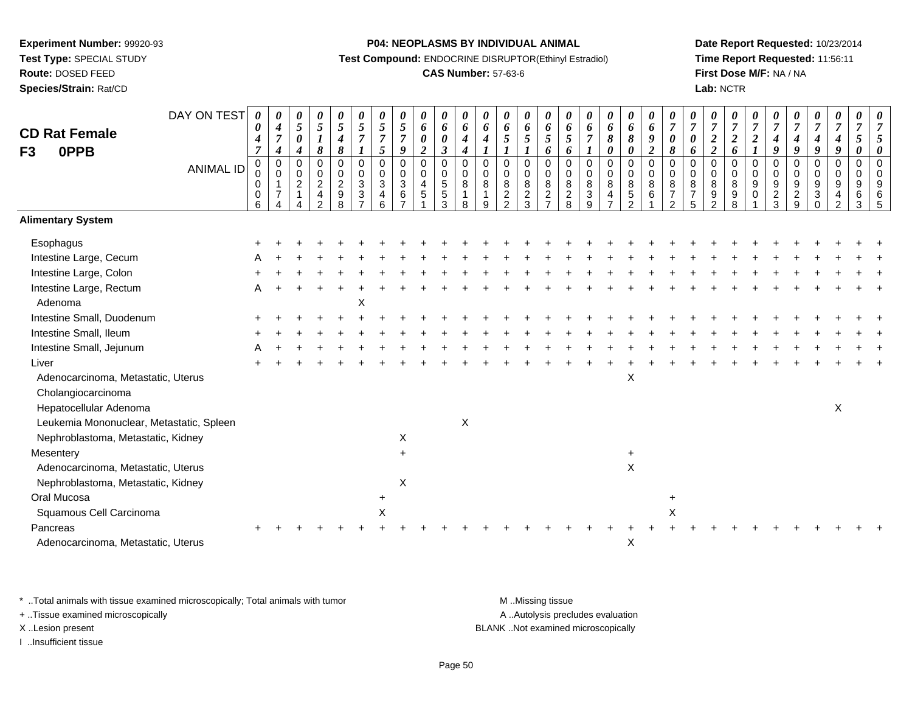**Experiment Number:** 99920-93
**Test Type:** SPECIAL STUDY
**Route:** DOSED FEED
**Species/Strain:** Rat/CD

**P04: NEOPLASMS BY INDIVIDUAL ANIMAL**
**Test Compound:** ENDOCRINE DISRUPTOR(Ethinyl Estradiol)
**CAS Number:** 57-63-6

**Date Report Requested:** 10/23/2014
**Time Report Requested:** 11:56:11
**First Dose M/F:** NA / NA
**Lab:** NCTR

## CD Rat Female F3 0PPB

| DAY ON TEST | 0047 | 0474 | 0504 | 0518 | 0548 | 0571 | 0575 | 0579 | 0602 | 0603 | 0644 | 0641 | 0651 | 0651 | 0656 | 0656 | 0671 | 0680 | 0680 | 0692 | 0708 | 0706 | 0722 | 0726 | 0721 | 0749 | 0749 | 0749 | 0749 | 0750 | 0750 |
|---|---|---|---|---|---|---|---|---|---|---|---|---|---|---|---|---|---|---|---|---|---|---|---|---|---|---|---|---|---|---|---|
| ANIMAL ID | 00006 | 00174 | 00214 | 00242 | 00298 | 00337 | 00346 | 00367 | 00451 | 00553 | 00818 | 00819 | 00822 | 00823 | 00827 | 00828 | 00839 | 00847 | 00852 | 00861 | 00872 | 00875 | 00892 | 00898 | 00901 | 00923 | 00929 | 00930 | 00942 | 00963 | 00965 |
| **Alimentary System** | | | | | | | | | | | | | | | | | | | | | | | | | | | | | | | |
| Esophagus | + | + | + | + | + | + | + | + | + | + | + | + | + | + | + | + | + | + | + | + | + | + | + | + | + | + | + | + | + | + | + |
| Intestine Large, Cecum | A | + | + | + | + | + | + | + | + | + | + | + | + | + | + | + | + | + | + | + | + | + | + | + | + | + | + | + | + | + | + |
| Intestine Large, Colon | + | + | + | + | + | + | + | + | + | + | + | + | + | + | + | + | + | + | + | + | + | + | + | + | + | + | + | + | + | + | + |
| Intestine Large, Rectum | A | + | + | + | + | + | + | + | + | + | + | + | + | + | + | + | + | + | + | + | + | + | + | + | + | + | + | + | + | + | + |
| Adenoma | | | | | | X | | | | | | | | | | | | | | | | | | | | | | | | | |
| Intestine Small, Duodenum | + | + | + | + | + | + | + | + | + | + | + | + | + | + | + | + | + | + | + | + | + | + | + | + | + | + | + | + | + | + | + |
| Intestine Small, Ileum | + | + | + | + | + | + | + | + | + | + | + | + | + | + | + | + | + | + | + | + | + | + | + | + | + | + | + | + | + | + | + |
| Intestine Small, Jejunum | A | + | + | + | + | + | + | + | + | + | + | + | + | + | + | + | + | + | + | + | + | + | + | + | + | + | + | + | + | + | + |
| Liver | + | + | + | + | + | + | + | + | + | + | + | + | + | + | + | + | + | + | + | + | + | + | + | + | + | + | + | + | + | + | + |
| Adenocarcinoma, Metastatic, Uterus | | | | | | | | | | | | | | | | | | | X | | | | | | | | | | | | |
| Cholangiocarcinoma | | | | | | | | | | | | | | | | | | | | | | | | | | | | | | | |
| Hepatocellular Adenoma | | | | | | | | | | | | | | | | | | | | | | | | | | | | | X | | |
| Leukemia Mononuclear, Metastatic, Spleen | | | | | | | | | | | X | | | | | | | | | | | | | | | | | | | | |
| Nephroblastoma, Metastatic, Kidney | | | | | | | | X | | | | | | | | | | | | | | | | | | | | | | | |
| Mesentery | | | | | | | | + | | | | | | | | | | | + | | | | | | | | | | | | |
| Adenocarcinoma, Metastatic, Uterus | | | | | | | | | | | | | | | | | | | X | | | | | | | | | | | | |
| Nephroblastoma, Metastatic, Kidney | | | | | | | | X | | | | | | | | | | | | | | | | | | | | | | | |
| Oral Mucosa | | | | | | | + | | | | | | | | | | | | | | + | | | | | | | | | | |
| Squamous Cell Carcinoma | | | | | | | X | | | | | | | | | | | | | | X | | | | | | | | | | |
| Pancreas | + | + | + | + | + | + | + | + | + | + | + | + | + | + | + | + | + | + | + | + | + | + | + | + | + | + | + | + | + | + | + |
| Adenocarcinoma, Metastatic, Uterus | | | | | | | | | | | | | | | | | | | X | | | | | | | | | | | | |

\* ..Total animals with tissue examined microscopically; Total animals with tumor
+ ..Tissue examined microscopically
X ..Lesion present
I ..Insufficient tissue
M ..Missing tissue
A ..Autolysis precludes evaluation
BLANK ..Not examined microscopically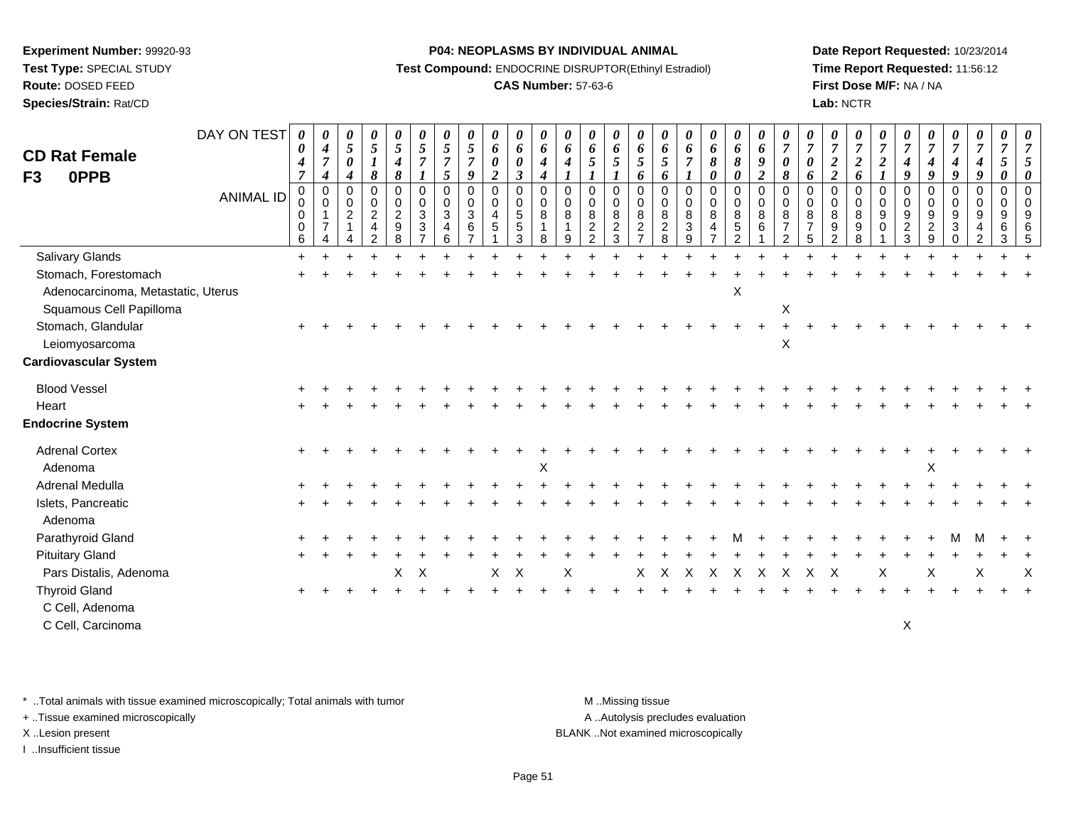**Experiment Number:** 99920-93
**Test Type:** SPECIAL STUDY
**Route:** DOSED FEED
**Species/Strain:** Rat/CD

**P04: NEOPLASMS BY INDIVIDUAL ANIMAL**
**Test Compound:** ENDOCRINE DISRUPTOR(Ethinyl Estradiol)
**CAS Number:** 57-63-6

**Date Report Requested:** 10/23/2014
**Time Report Requested:** 11:56:12
**First Dose M/F:** NA / NA
**Lab:** NCTR

# CD Rat Female F3 0PPB

| DAY ON TEST | 0047 | 0474 | 0504 | 0518 | 0548 | 0571 | 0575 | 0579 | 0602 | 0603 | 0644 | 0641 | 0651 | 0651 | 0656 | 0656 | 0671 | 0680 | 0680 | 0692 | 0708 | 0706 | 0722 | 0726 | 0721 | 0749 | 0749 | 0749 | 0749 | 0750 | 0750 |
|---|---|---|---|---|---|---|---|---|---|---|---|---|---|---|---|---|---|---|---|---|---|---|---|---|---|---|---|---|---|---|---|
| **ANIMAL ID** | 00006 | 00174 | 00214 | 00242 | 00298 | 00337 | 00346 | 00367 | 00451 | 00553 | 00818 | 00819 | 00822 | 00823 | 00827 | 00828 | 00839 | 00847 | 00852 | 00861 | 00872 | 00875 | 00892 | 00898 | 00901 | 00923 | 00929 | 00930 | 00942 | 00963 | 00965 |
| Salivary Glands | + | + | + | + | + | + | + | + | + | + | + | + | + | + | + | + | + | + | + | + | + | + | + | + | + | + | + | + | + | + | + |
| Stomach, Forestomach | + | + | + | + | + | + | + | + | + | + | + | + | + | + | + | + | + | + | + | + | + | + | + | + | + | + | + | + | + | + | + |
| Adenocarcinoma, Metastatic, Uterus | | | | | | | | | | | | | | | | | | | X | | | | | | | | | | | | |
| Squamous Cell Papilloma | | | | | | | | | | | | | | | | | | | | | X | | | | | | | | | | |
| Stomach, Glandular | + | + | + | + | + | + | + | + | + | + | + | + | + | + | + | + | + | + | + | + | + | + | + | + | + | + | + | + | + | + | + |
| Leiomyosarcoma | | | | | | | | | | | | | | | | | | | | | X | | | | | | | | | | |
| **Cardiovascular System** | | | | | | | | | | | | | | | | | | | | | | | | | | | | | | | |
| Blood Vessel | + | + | + | + | + | + | + | + | + | + | + | + | + | + | + | + | + | + | + | + | + | + | + | + | + | + | + | + | + | + | + |
| Heart | + | + | + | + | + | + | + | + | + | + | + | + | + | + | + | + | + | + | + | + | + | + | + | + | + | + | + | + | + | + | + |
| **Endocrine System** | | | | | | | | | | | | | | | | | | | | | | | | | | | | | | | |
| Adrenal Cortex | + | + | + | + | + | + | + | + | + | + | + | + | + | + | + | + | + | + | + | + | + | + | + | + | + | + | + | + | + | + | + |
| Adenoma | | | | | | | | | | | X | | | | | | | | | | | | | | | | X | | | | |
| Adrenal Medulla | + | + | + | + | + | + | + | + | + | + | + | + | + | + | + | + | + | + | + | + | + | + | + | + | + | + | + | + | + | + | + |
| Islets, Pancreatic | + | + | + | + | + | + | + | + | + | + | + | + | + | + | + | + | + | + | + | + | + | + | + | + | + | + | + | + | + | + | + |
| Adenoma | | | | | | | | | | | | | | | | | | | | | | | | | | | | | | | |
| Parathyroid Gland | + | + | + | + | + | + | + | + | + | + | + | + | + | + | + | + | + | + | M | + | + | + | + | + | + | + | + | M | M | + | + |
| Pituitary Gland | + | + | + | + | + | + | + | + | + | + | + | + | + | + | + | + | + | + | + | + | + | + | + | + | + | + | + | + | + | + | + |
| Pars Distalis, Adenoma | | | | | X | X | | | X | X | | X | | | X | X | X | X | X | X | X | X | X | | X | | X | | X | | X |
| Thyroid Gland | + | + | + | + | + | + | + | + | + | + | + | + | + | + | + | + | + | + | + | + | + | + | + | + | + | + | + | + | + | + | + |
| C Cell, Adenoma | | | | | | | | | | | | | | | | | | | | | | | | | | | | | | | |
| C Cell, Carcinoma | | | | | | | | | | | | | | | | | | | | | | | | | | X | | | | | |

\* ..Total animals with tissue examined microscopically; Total animals with tumor
\+ ..Tissue examined microscopically
X ..Lesion present
I ..Insufficient tissue

M ..Missing tissue
A ..Autolysis precludes evaluation
BLANK ..Not examined microscopically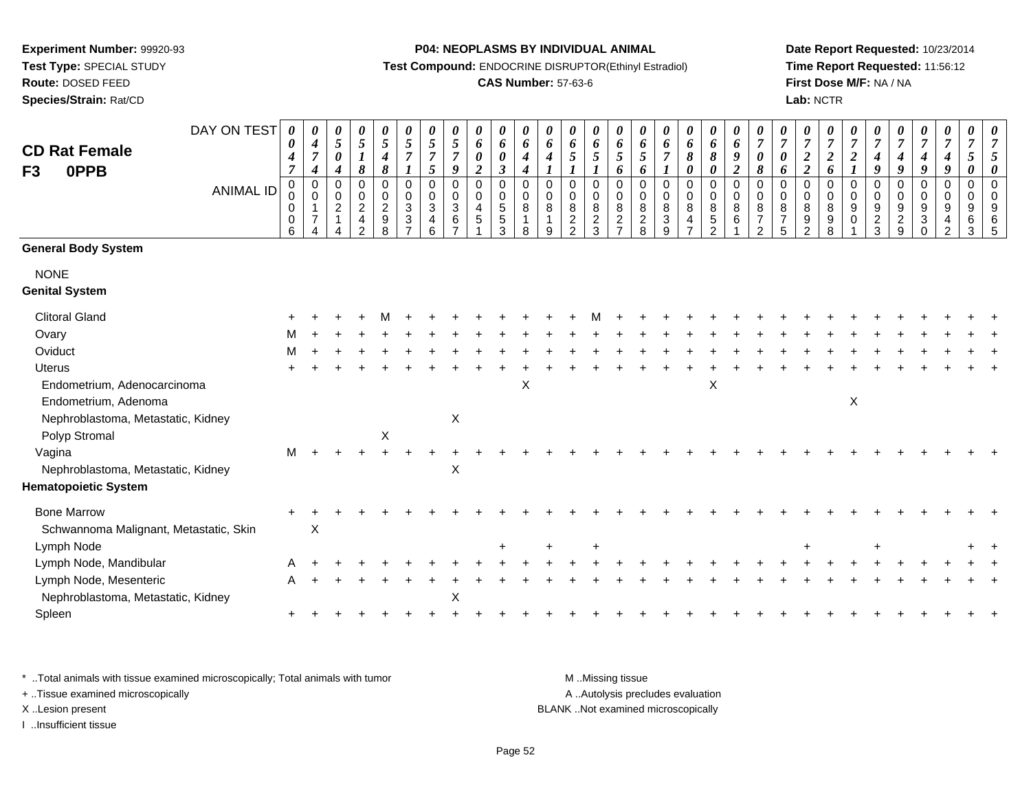**CD Rat Female F3 0PPB**

| DAY ON TEST | 0047 | 0474 | 0504 | 0518 | 0548 | 0571 | 0575 | 0579 | 0602 | 0603 | 0644 | 0641 | 0651 | 0651 | 0656 | 0656 | 0671 | 0680 | 0680 | 0692 | 0708 | 0706 | 0722 | 0726 | 0721 | 0749 | 0749 | 0749 | 0749 | 0750 | 0750 |
|---|---|---|---|---|---|---|---|---|---|---|---|---|---|---|---|---|---|---|---|---|---|---|---|---|---|---|---|---|---|---|---|
| **ANIMAL ID** | 00006 | 00174 | 00214 | 00242 | 00298 | 00337 | 00346 | 00367 | 00451 | 00553 | 00818 | 00819 | 00822 | 00823 | 00827 | 00828 | 00839 | 00847 | 00852 | 00861 | 00872 | 00875 | 00892 | 00898 | 00901 | 00923 | 00929 | 00930 | 00942 | 00963 | 00965 |
| **General Body System** | | | | | | | | | | | | | | | | | | | | | | | | | | | | | | | |
| NONE | | | | | | | | | | | | | | | | | | | | | | | | | | | | | | | |
| **Genital System** | | | | | | | | | | | | | | | | | | | | | | | | | | | | | | | |
| Clitoral Gland | + | + | + | + | M | + | + | + | + | + | + | + | + | M | + | + | + | + | + | + | + | + | + | + | + | + | + | + | + | + | + |
| Ovary | M | + | + | + | + | + | + | + | + | + | + | + | + | + | + | + | + | + | + | + | + | + | + | + | + | + | + | + | + | + | + |
| Oviduct | M | + | + | + | + | + | + | + | + | + | + | + | + | + | + | + | + | + | + | + | + | + | + | + | + | + | + | + | + | + | + |
| Uterus | + | + | + | + | + | + | + | + | + | + | + | + | + | + | + | + | + | + | + | + | + | + | + | + | + | + | + | + | + | + | + |
| Endometrium, Adenocarcinoma | | | | | | | | | | | X | | | | | | | | X | | | | | | | | | | | | |
| Endometrium, Adenoma | | | | | | | | | | | | | | | | | | | | | | | | | X | | | | | | |
| Nephroblastoma, Metastatic, Kidney | | | | | | | | X | | | | | | | | | | | | | | | | | | | | | | | |
| Polyp Stromal | | | | | X | | | | | | | | | | | | | | | | | | | | | | | | | | |
| Vagina | M | + | + | + | + | + | + | + | + | + | + | + | + | + | + | + | + | + | + | + | + | + | + | + | + | + | + | + | + | + | + |
| Nephroblastoma, Metastatic, Kidney | | | | | | | | X | | | | | | | | | | | | | | | | | | | | | | | |
| **Hematopoietic System** | | | | | | | | | | | | | | | | | | | | | | | | | | | | | | | |
| Bone Marrow | + | + | + | + | + | + | + | + | + | + | + | + | + | + | + | + | + | + | + | + | + | + | + | + | + | + | + | + | + | + | + |
| Schwannoma Malignant, Metastatic, Skin | | X | | | | | | | | | | | | | | | | | | | | | | | | | | | | | |
| Lymph Node | | | | | | | | | | + | | + | | + | | | | | | | | | + | | | + | | | | + | + |
| Lymph Node, Mandibular | A | + | + | + | + | + | + | + | + | + | + | + | + | + | + | + | + | + | + | + | + | + | + | + | + | + | + | + | + | + | + |
| Lymph Node, Mesenteric | A | + | + | + | + | + | + | + | + | + | + | + | + | + | + | + | + | + | + | + | + | + | + | + | + | + | + | + | + | + | + |
| Nephroblastoma, Metastatic, Kidney | | | | | | | | X | | | | | | | | | | | | | | | | | | | | | | | |
| Spleen | + | + | + | + | + | + | + | + | + | + | + | + | + | + | + | + | + | + | + | + | + | + | + | + | + | + | + | + | + | + | + |

* ..Total animals with tissue examined microscopically; Total animals with tumor
+ ..Tissue examined microscopically
X ..Lesion present
I ..Insufficient tissue

M ..Missing tissue
A ..Autolysis precludes evaluation
BLANK ..Not examined microscopically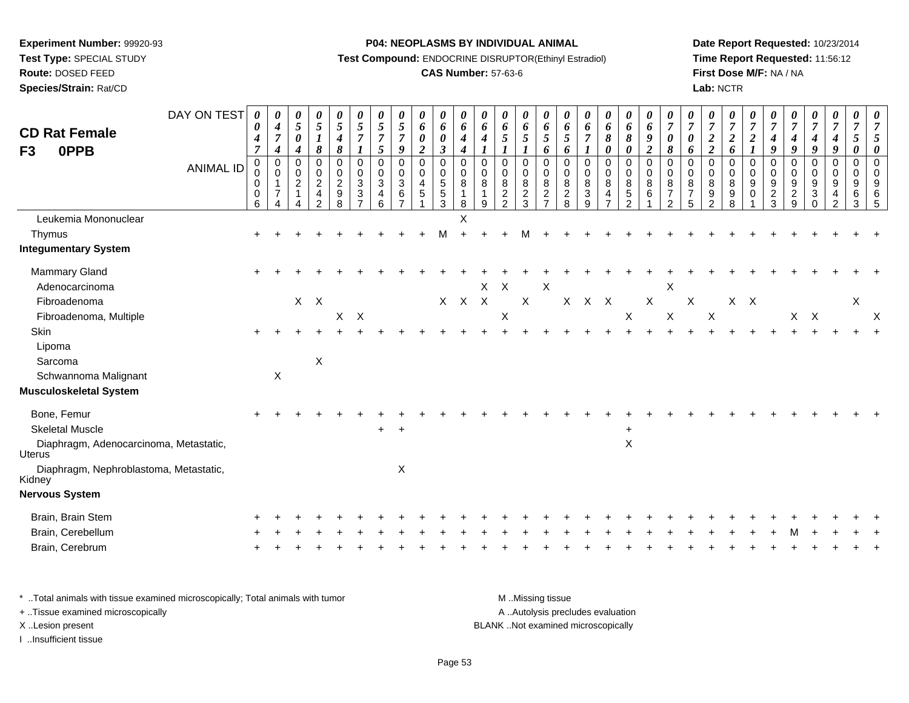**Experiment Number:** 99920-93
**Test Type:** SPECIAL STUDY
**Route:** DOSED FEED
**Species/Strain:** Rat/CD

**P04: NEOPLASMS BY INDIVIDUAL ANIMAL**
**Test Compound:** ENDOCRINE DISRUPTOR(Ethinyl Estradiol)
**CAS Number:** 57-63-6

**Date Report Requested:** 10/23/2014
**Time Report Requested:** 11:56:12
**First Dose M/F:** NA / NA
**Lab:** NCTR

# CD Rat Female
## F3 0PPB

| DAY ON TEST | 0047 | 0474 | 0504 | 0518 | 0548 | 0571 | 0575 | 0579 | 0602 | 0603 | 0644 | 0641 | 0651 | 0651 | 0656 | 0656 | 0671 | 0680 | 0680 | 0692 | 0708 | 0706 | 0722 | 0726 | 0721 | 0749 | 0749 | 0749 | 0749 | 0750 | 0750 |
|---|---|---|---|---|---|---|---|---|---|---|---|---|---|---|---|---|---|---|---|---|---|---|---|---|---|---|---|---|---|---|---|
| **ANIMAL ID** | 00006 | 00174 | 00214 | 00242 | 00298 | 00337 | 00346 | 00367 | 00451 | 00553 | 00818 | 00819 | 00822 | 00823 | 00827 | 00828 | 00839 | 00847 | 00852 | 00861 | 00872 | 00875 | 00892 | 00898 | 00901 | 00923 | 00929 | 00930 | 00942 | 00963 | 00965 |
| Leukemia Mononuclear | | | | | | | | | | | X | | | | | | | | | | | | | | | | | | | | |
| Thymus | + | + | + | + | + | + | + | + | + | M | + | + | + | M | + | + | + | + | + | + | + | + | + | + | + | + | + | + | + | + | + |
| **Integumentary System** | | | | | | | | | | | | | | | | | | | | | | | | | | | | | | | |
| Mammary Gland | + | + | + | + | + | + | + | + | + | + | + | + | + | + | + | + | + | + | + | + | + | + | + | + | + | + | + | + | + | + | + |
| Adenocarcinoma | | | | | | | | | | | | X | X | | X | | | | | | X | | | | | | | | | | |
| Fibroadenoma | | | X | X | | | | | | X | X | X | | X | | X | X | X | | X | | X | | X | X | | | | | X | |
| Fibroadenoma, Multiple | | | | | X | X | | | | | | | X | | | | | | X | | X | | X | | | | X | X | | | X |
| Skin | + | + | + | + | + | + | + | + | + | + | + | + | + | + | + | + | + | + | + | + | + | + | + | + | + | + | + | + | + | + | + |
| Lipoma | | | | | | | | | | | | | | | | | | | | | | | | | | | | | | | |
| Sarcoma | | | | X | | | | | | | | | | | | | | | | | | | | | | | | | | | |
| Schwannoma Malignant | | X | | | | | | | | | | | | | | | | | | | | | | | | | | | | | |
| **Musculoskeletal System** | | | | | | | | | | | | | | | | | | | | | | | | | | | | | | | |
| Bone, Femur | + | + | + | + | + | + | + | + | + | + | + | + | + | + | + | + | + | + | + | + | + | + | + | + | + | + | + | + | + | + | + |
| Skeletal Muscle | | | | | | | + | + | | | | | | | | | | | + | | | | | | | | | | | | |
| Diaphragm, Adenocarcinoma, Metastatic, Uterus | | | | | | | | | | | | | | | | | | | X | | | | | | | | | | | | |
| Diaphragm, Nephroblastoma, Metastatic, Kidney | | | | | | | | X | | | | | | | | | | | | | | | | | | | | | | | |
| **Nervous System** | | | | | | | | | | | | | | | | | | | | | | | | | | | | | | | |
| Brain, Brain Stem | + | + | + | + | + | + | + | + | + | + | + | + | + | + | + | + | + | + | + | + | + | + | + | + | + | + | + | + | + | + | + |
| Brain, Cerebellum | + | + | + | + | + | + | + | + | + | + | + | + | + | + | + | + | + | + | + | + | + | + | + | + | + | + | M | + | + | + | + |
| Brain, Cerebrum | + | + | + | + | + | + | + | + | + | + | + | + | + | + | + | + | + | + | + | + | + | + | + | + | + | + | + | + | + | + | + |

\* ..Total animals with tissue examined microscopically; Total animals with tumor
\+ ..Tissue examined microscopically
X ..Lesion present
I ..Insufficient tissue

M ..Missing tissue
A ..Autolysis precludes evaluation
BLANK ..Not examined microscopically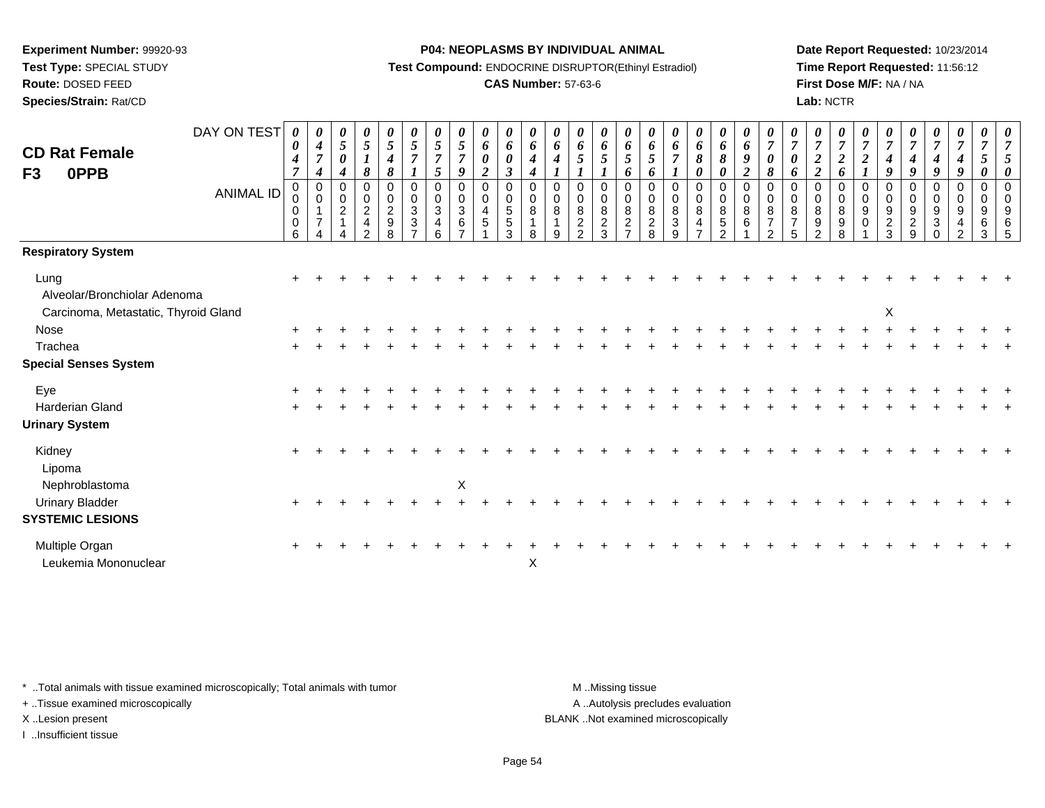**Experiment Number:** 99920-93
**Test Type:** SPECIAL STUDY
**Route:** DOSED FEED
**Species/Strain:** Rat/CD

**P04: NEOPLASMS BY INDIVIDUAL ANIMAL**
**Test Compound:** ENDOCRINE DISRUPTOR(Ethinyl Estradiol)
**CAS Number:** 57-63-6

**Date Report Requested:** 10/23/2014
**Time Report Requested:** 11:56:12
**First Dose M/F:** NA / NA
**Lab:** NCTR

**CD Rat Female**
**F3 0PPB**

| DAY ON TEST | 0047 | 0474 | 0504 | 0518 | 0548 | 0571 | 0575 | 0579 | 0602 | 0603 | 0644 | 0641 | 0651 | 0651 | 0656 | 0656 | 0671 | 0680 | 0680 | 0692 | 0708 | 0706 | 0722 | 0726 | 0721 | 0749 | 0749 | 0749 | 0749 | 0750 | 0750 |
|---|---|---|---|---|---|---|---|---|---|---|---|---|---|---|---|---|---|---|---|---|---|---|---|---|---|---|---|---|---|---|---|
| ANIMAL ID | 00006 | 00174 | 00214 | 00242 | 00298 | 00337 | 00346 | 00367 | 00451 | 00553 | 00818 | 00819 | 00822 | 00823 | 00827 | 00828 | 00839 | 00847 | 00852 | 00861 | 00872 | 00875 | 00892 | 00898 | 00901 | 00923 | 00929 | 00930 | 00942 | 00963 | 00965 |
| **Respiratory System** | | | | | | | | | | | | | | | | | | | | | | | | | | | | | | | |
| Lung | + | + | + | + | + | + | + | + | + | + | + | + | + | + | + | + | + | + | + | + | + | + | + | + | + | + | + | + | + | + | + |
| Alveolar/Bronchiolar Adenoma | | | | | | | | | | | | | | | | | | | | | | | | | | | | | | | |
| Carcinoma, Metastatic, Thyroid Gland | | | | | | | | | | | | | | | | | | | | | | | | | | X | | | | | |
| Nose | + | + | + | + | + | + | + | + | + | + | + | + | + | + | + | + | + | + | + | + | + | + | + | + | + | + | + | + | + | + | + |
| Trachea | + | + | + | + | + | + | + | + | + | + | + | + | + | + | + | + | + | + | + | + | + | + | + | + | + | + | + | + | + | + | + |
| **Special Senses System** | | | | | | | | | | | | | | | | | | | | | | | | | | | | | | | |
| Eye | + | + | + | + | + | + | + | + | + | + | + | + | + | + | + | + | + | + | + | + | + | + | + | + | + | + | + | + | + | + | + |
| Harderian Gland | + | + | + | + | + | + | + | + | + | + | + | + | + | + | + | + | + | + | + | + | + | + | + | + | + | + | + | + | + | + | + |
| **Urinary System** | | | | | | | | | | | | | | | | | | | | | | | | | | | | | | | |
| Kidney | + | + | + | + | + | + | + | + | + | + | + | + | + | + | + | + | + | + | + | + | + | + | + | + | + | + | + | + | + | + | + |
| Lipoma | | | | | | | | | | | | | | | | | | | | | | | | | | | | | | | |
| Nephroblastoma | | | | | | | | X | | | | | | | | | | | | | | | | | | | | | | | |
| Urinary Bladder | + | + | + | + | + | + | + | + | + | + | + | + | + | + | + | + | + | + | + | + | + | + | + | + | + | + | + | + | + | + | + |
| **SYSTEMIC LESIONS** | | | | | | | | | | | | | | | | | | | | | | | | | | | | | | | |
| Multiple Organ | + | + | + | + | + | + | + | + | + | + | + | + | + | + | + | + | + | + | + | + | + | + | + | + | + | + | + | + | + | + | + |
| Leukemia Mononuclear | | | | | | | | | | | X | | | | | | | | | | | | | | | | | | | | |

\* ..Total animals with tissue examined microscopically; Total animals with tumor
+ ..Tissue examined microscopically
X ..Lesion present
I ..Insufficient tissue

M ..Missing tissue
A ..Autolysis precludes evaluation
BLANK ..Not examined microscopically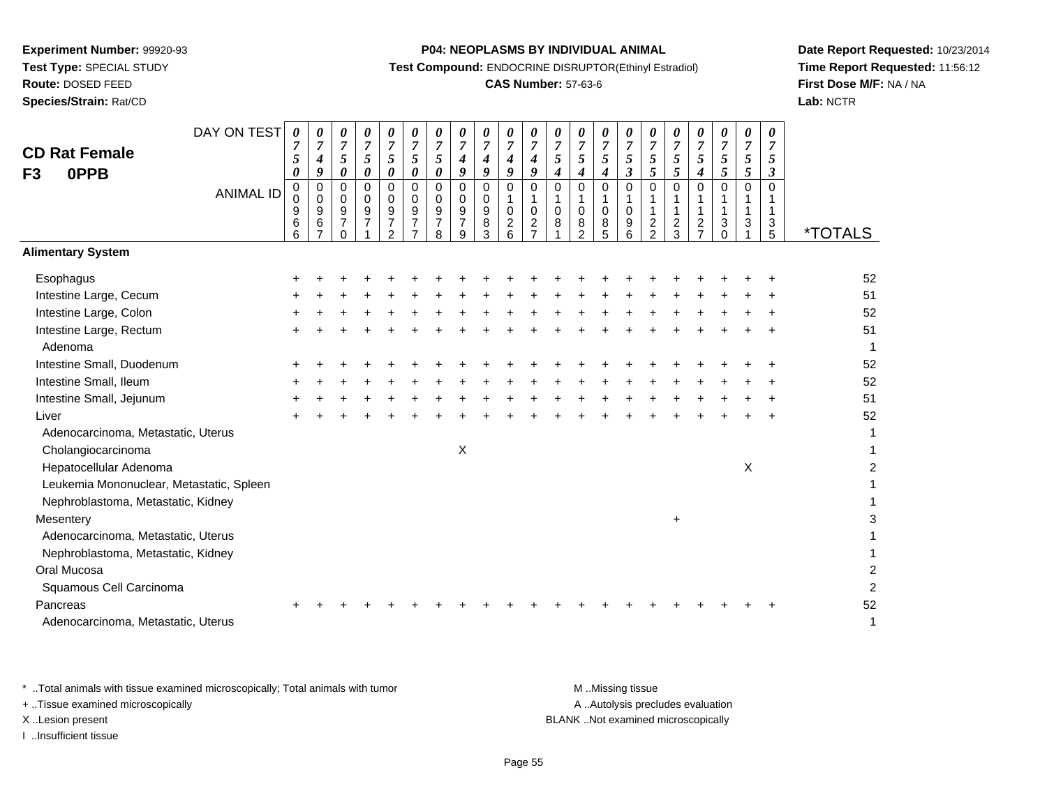**Experiment Number:** 99920-93
**Test Type:** SPECIAL STUDY
**Route:** DOSED FEED
**Species/Strain:** Rat/CD

**P04: NEOPLASMS BY INDIVIDUAL ANIMAL**
**Test Compound:** ENDOCRINE DISRUPTOR(Ethinyl Estradiol)
**CAS Number:** 57-63-6

**Date Report Requested:** 10/23/2014
**Time Report Requested:** 11:56:12
**First Dose M/F:** NA / NA
**Lab:** NCTR

## CD Rat Female
## F3 0PPB

| DAY ON TEST | 0750 | 0749 | 0750 | 0750 | 0750 | 0750 | 0750 | 0749 | 0749 | 0749 | 0749 | 0754 | 0754 | 0754 | 0753 | 0755 | 0755 | 0754 | 0755 | 0755 | 0753 | |
|---|---|---|---|---|---|---|---|---|---|---|---|---|---|---|---|---|---|---|---|---|---|---|
| **ANIMAL ID** | 00966 | 00967 | 00970 | 00971 | 00972 | 00977 | 00978 | 00979 | 00983 | 01026 | 01027 | 01081 | 01082 | 01085 | 01096 | 01122 | 01123 | 01127 | 01130 | 01131 | 01135 | ***TOTALS** |
| **Alimentary System** | | | | | | | | | | | | | | | | | | | | | | |
| Esophagus | + | + | + | + | + | + | + | + | + | + | + | + | + | + | + | + | + | + | + | + | + | 52 |
| Intestine Large, Cecum | + | + | + | + | + | + | + | + | + | + | + | + | + | + | + | + | + | + | + | + | + | 51 |
| Intestine Large, Colon | + | + | + | + | + | + | + | + | + | + | + | + | + | + | + | + | + | + | + | + | + | 52 |
| Intestine Large, Rectum | + | + | + | + | + | + | + | + | + | + | + | + | + | + | + | + | + | + | + | + | + | 51 |
| Adenoma | | | | | | | | | | | | | | | | | | | | | | 1 |
| Intestine Small, Duodenum | + | + | + | + | + | + | + | + | + | + | + | + | + | + | + | + | + | + | + | + | + | 52 |
| Intestine Small, Ileum | + | + | + | + | + | + | + | + | + | + | + | + | + | + | + | + | + | + | + | + | + | 52 |
| Intestine Small, Jejunum | + | + | + | + | + | + | + | + | + | + | + | + | + | + | + | + | + | + | + | + | + | 51 |
| Liver | + | + | + | + | + | + | + | + | + | + | + | + | + | + | + | + | + | + | + | + | + | 52 |
| Adenocarcinoma, Metastatic, Uterus | | | | | | | | | | | | | | | | | | | | | | 1 |
| Cholangiocarcinoma | | | | | | | | X | | | | | | | | | | | | | | 1 |
| Hepatocellular Adenoma | | | | | | | | | | | | | | | | | | | | X | | 2 |
| Leukemia Mononuclear, Metastatic, Spleen | | | | | | | | | | | | | | | | | | | | | | 1 |
| Nephroblastoma, Metastatic, Kidney | | | | | | | | | | | | | | | | | | | | | | 1 |
| Mesentery | | | | | | | | | | | | | | | | | + | | | | | 3 |
| Adenocarcinoma, Metastatic, Uterus | | | | | | | | | | | | | | | | | | | | | | 1 |
| Nephroblastoma, Metastatic, Kidney | | | | | | | | | | | | | | | | | | | | | | 1 |
| Oral Mucosa | | | | | | | | | | | | | | | | | | | | | | 2 |
| Squamous Cell Carcinoma | | | | | | | | | | | | | | | | | | | | | | 2 |
| Pancreas | + | + | + | + | + | + | + | + | + | + | + | + | + | + | + | + | + | + | + | + | + | 52 |
| Adenocarcinoma, Metastatic, Uterus | | | | | | | | | | | | | | | | | | | | | | 1 |

\* ..Total animals with tissue examined microscopically; Total animals with tumor
\+ ..Tissue examined microscopically
X ..Lesion present
I ..Insufficient tissue

M ..Missing tissue
A ..Autolysis precludes evaluation
BLANK ..Not examined microscopically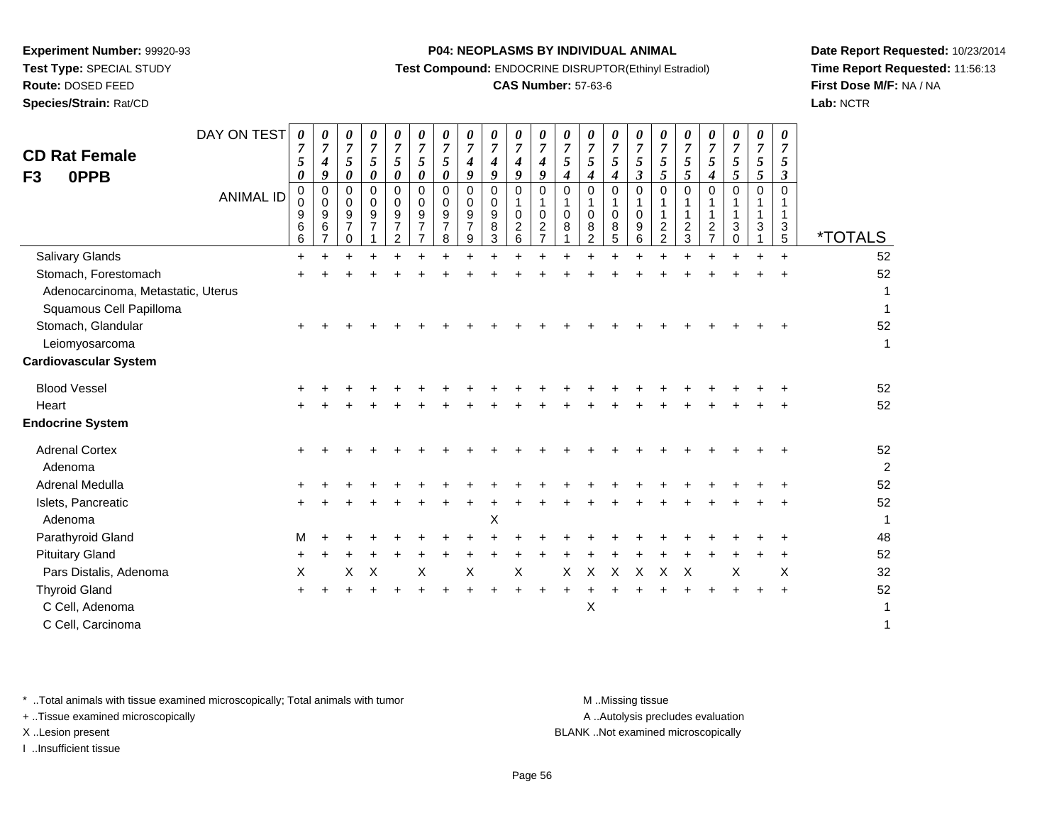**Experiment Number:** 99920-93
**Test Type:** SPECIAL STUDY
**Route:** DOSED FEED
**Species/Strain:** Rat/CD

**P04: NEOPLASMS BY INDIVIDUAL ANIMAL**
**Test Compound:** ENDOCRINE DISRUPTOR(Ethinyl Estradiol)
**CAS Number:** 57-63-6

**Date Report Requested:** 10/23/2014
**Time Report Requested:** 11:56:13
**First Dose M/F:** NA / NA
**Lab:** NCTR

## CD Rat Female
## F3 0PPB

| DAY ON TEST | 0750 | 0749 | 0750 | 0750 | 0750 | 0750 | 0750 | 0749 | 0749 | 0749 | 0749 | 0754 | 0754 | 0754 | 0753 | 0755 | 0755 | 0754 | 0755 | 0755 | 0753 | |
|---|---|---|---|---|---|---|---|---|---|---|---|---|---|---|---|---|---|---|---|---|---|---|
| **ANIMAL ID** | 00966 | 00967 | 00970 | 00971 | 00972 | 00977 | 00978 | 00979 | 00983 | 01026 | 01027 | 01081 | 01082 | 01085 | 01096 | 01122 | 01123 | 01127 | 01130 | 01131 | 01135 | ***TOTALS** |
| Salivary Glands | + | + | + | + | + | + | + | + | + | + | + | + | + | + | + | + | + | + | + | + | + | 52 |
| Stomach, Forestomach | + | + | + | + | + | + | + | + | + | + | + | + | + | + | + | + | + | + | + | + | + | 52 |
| Adenocarcinoma, Metastatic, Uterus | | | | | | | | | | | | | | | | | | | | | | 1 |
| Squamous Cell Papilloma | | | | | | | | | | | | | | | | | | | | | | 1 |
| Stomach, Glandular | + | + | + | + | + | + | + | + | + | + | + | + | + | + | + | + | + | + | + | + | + | 52 |
| Leiomyosarcoma | | | | | | | | | | | | | | | | | | | | | | 1 |
| **Cardiovascular System** | | | | | | | | | | | | | | | | | | | | | | |
| Blood Vessel | + | + | + | + | + | + | + | + | + | + | + | + | + | + | + | + | + | + | + | + | + | 52 |
| Heart | + | + | + | + | + | + | + | + | + | + | + | + | + | + | + | + | + | + | + | + | + | 52 |
| **Endocrine System** | | | | | | | | | | | | | | | | | | | | | | |
| Adrenal Cortex | + | + | + | + | + | + | + | + | + | + | + | + | + | + | + | + | + | + | + | + | + | 52 |
| Adenoma | | | | | | | | | | | | | | | | | | | | | | 2 |
| Adrenal Medulla | + | + | + | + | + | + | + | + | + | + | + | + | + | + | + | + | + | + | + | + | + | 52 |
| Islets, Pancreatic | + | + | + | + | + | + | + | + | + | + | + | + | + | + | + | + | + | + | + | + | + | 52 |
| Adenoma | | | | | | | | | X | | | | | | | | | | | | | 1 |
| Parathyroid Gland | M | + | + | + | + | + | + | + | + | + | + | + | + | + | + | + | + | + | + | + | + | 48 |
| Pituitary Gland | + | + | + | + | + | + | + | + | + | + | + | + | + | + | + | + | + | + | + | + | + | 52 |
| Pars Distalis, Adenoma | X | | X | X | | X | | X | | X | | X | X | X | X | X | X | | X | | X | 32 |
| Thyroid Gland | + | + | + | + | + | + | + | + | + | + | + | + | + | + | + | + | + | + | + | + | + | 52 |
| C Cell, Adenoma | | | | | | | | | | | | | X | | | | | | | | | 1 |
| C Cell, Carcinoma | | | | | | | | | | | | | | | | | | | | | | 1 |

\* ..Total animals with tissue examined microscopically; Total animals with tumor
\+ ..Tissue examined microscopically
X ..Lesion present
I ..Insufficient tissue

M ..Missing tissue
A ..Autolysis precludes evaluation
BLANK ..Not examined microscopically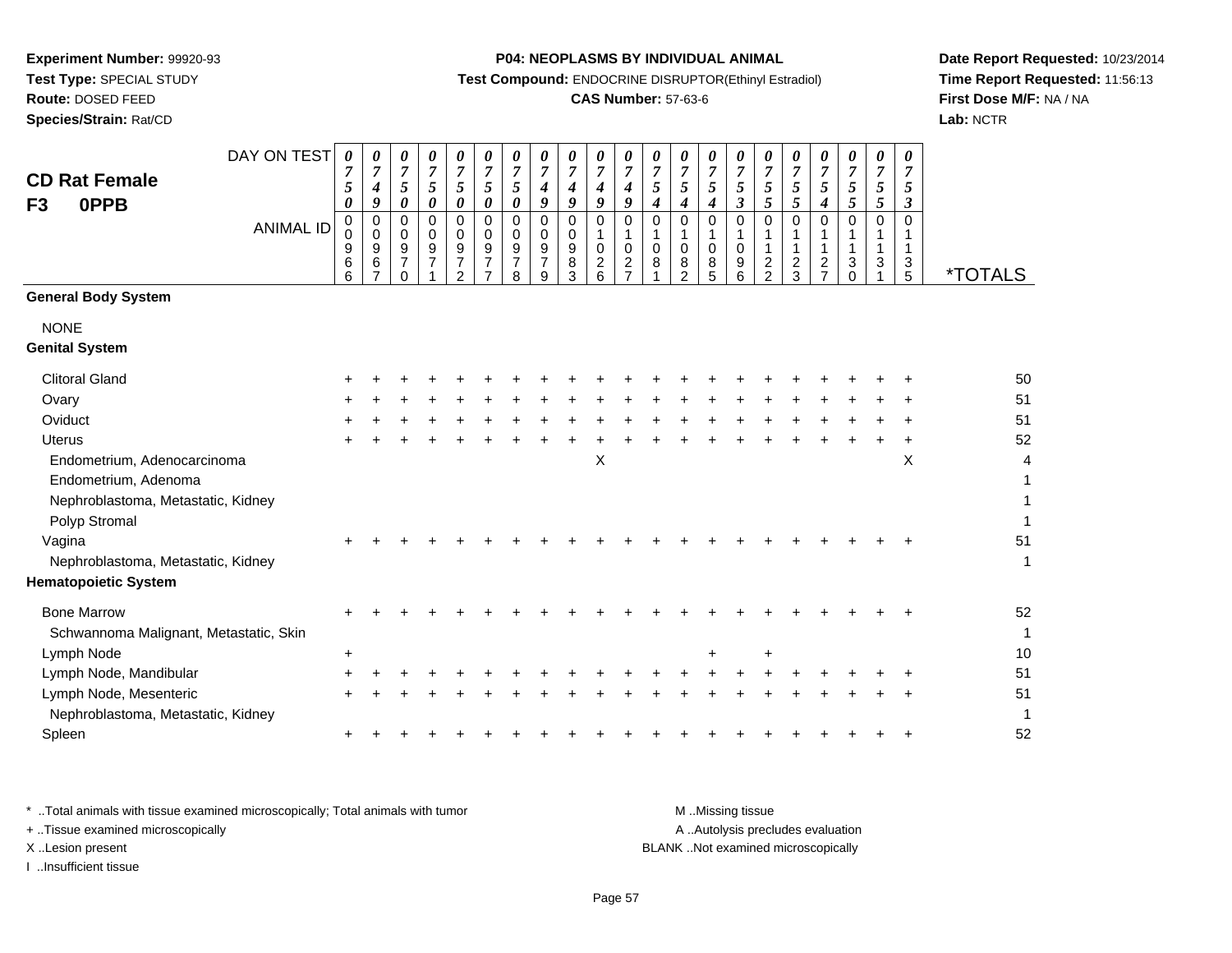**Experiment Number:** 99920-93
**Test Type:** SPECIAL STUDY
**Route:** DOSED FEED
**Species/Strain:** Rat/CD

**P04: NEOPLASMS BY INDIVIDUAL ANIMAL**
**Test Compound:** ENDOCRINE DISRUPTOR(Ethinyl Estradiol)
**CAS Number:** 57-63-6

**Date Report Requested:** 10/23/2014
**Time Report Requested:** 11:56:13
**First Dose M/F:** NA / NA
**Lab:** NCTR

## CD Rat Female
## F3 0PPB

| DAY ON TEST | 0750 | 0749 | 0750 | 0750 | 0750 | 0750 | 0750 | 0749 | 0749 | 0749 | 0749 | 0754 | 0754 | 0754 | 0753 | 0755 | 0755 | 0754 | 0755 | 0755 | 0753 | |
|---|---|---|---|---|---|---|---|---|---|---|---|---|---|---|---|---|---|---|---|---|---|---|
| ANIMAL ID | 00966 | 00967 | 00970 | 00971 | 00972 | 00977 | 00978 | 00979 | 00983 | 01026 | 01027 | 01081 | 01082 | 01085 | 01096 | 01122 | 01123 | 01127 | 01130 | 01131 | 01135 | *TOTALS |
| **General Body System** | | | | | | | | | | | | | | | | | | | | | | |
| NONE | | | | | | | | | | | | | | | | | | | | | | |
| **Genital System** | | | | | | | | | | | | | | | | | | | | | | |
| Clitoral Gland | + | + | + | + | + | + | + | + | + | + | + | + | + | + | + | + | + | + | + | + | + | 50 |
| Ovary | + | + | + | + | + | + | + | + | + | + | + | + | + | + | + | + | + | + | + | + | + | 51 |
| Oviduct | + | + | + | + | + | + | + | + | + | + | + | + | + | + | + | + | + | + | + | + | + | 51 |
| Uterus | + | + | + | + | + | + | + | + | + | + | + | + | + | + | + | + | + | + | + | + | + | 52 |
| Endometrium, Adenocarcinoma | | | | | | | | | | X | | | | | | | | | | | X | 4 |
| Endometrium, Adenoma | | | | | | | | | | | | | | | | | | | | | | 1 |
| Nephroblastoma, Metastatic, Kidney | | | | | | | | | | | | | | | | | | | | | | 1 |
| Polyp Stromal | | | | | | | | | | | | | | | | | | | | | | 1 |
| Vagina | + | + | + | + | + | + | + | + | + | + | + | + | + | + | + | + | + | + | + | + | + | 51 |
| Nephroblastoma, Metastatic, Kidney | | | | | | | | | | | | | | | | | | | | | | 1 |
| **Hematopoietic System** | | | | | | | | | | | | | | | | | | | | | | |
| Bone Marrow | + | + | + | + | + | + | + | + | + | + | + | + | + | + | + | + | + | + | + | + | + | 52 |
| Schwannoma Malignant, Metastatic, Skin | | | | | | | | | | | | | | | | | | | | | | 1 |
| Lymph Node | + | | | | | | | | | | | | | + | | + | | | | | | 10 |
| Lymph Node, Mandibular | + | + | + | + | + | + | + | + | + | + | + | + | + | + | + | + | + | + | + | + | + | 51 |
| Lymph Node, Mesenteric | + | + | + | + | + | + | + | + | + | + | + | + | + | + | + | + | + | + | + | + | + | 51 |
| Nephroblastoma, Metastatic, Kidney | | | | | | | | | | | | | | | | | | | | | | 1 |
| Spleen | + | + | + | + | + | + | + | + | + | + | + | + | + | + | + | + | + | + | + | + | + | 52 |

\* ..Total animals with tissue examined microscopically; Total animals with tumor
\+ ..Tissue examined microscopically
X ..Lesion present
I ..Insufficient tissue

M ..Missing tissue
A ..Autolysis precludes evaluation
BLANK ..Not examined microscopically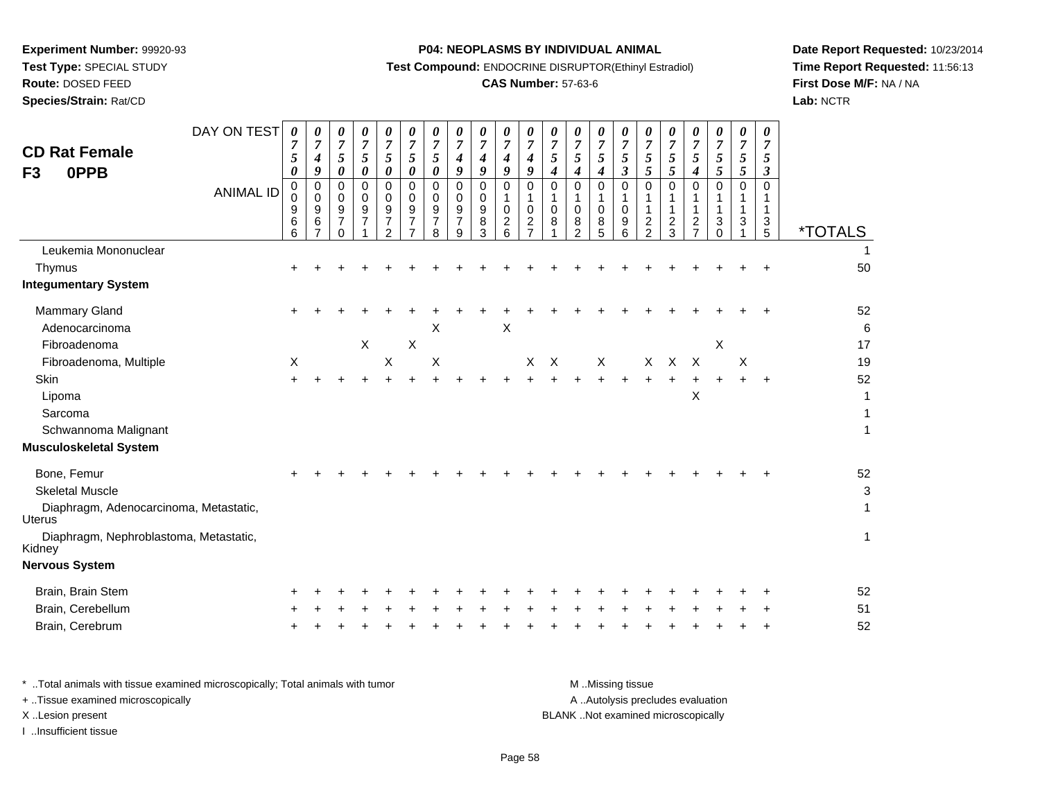**Experiment Number:** 99920-93
**Test Type:** SPECIAL STUDY
**Route:** DOSED FEED
**Species/Strain:** Rat/CD

**P04: NEOPLASMS BY INDIVIDUAL ANIMAL**
**Test Compound:** ENDOCRINE DISRUPTOR(Ethinyl Estradiol)
**CAS Number:** 57-63-6

**Date Report Requested:** 10/23/2014
**Time Report Requested:** 11:56:13
**First Dose M/F:** NA / NA
**Lab:** NCTR

## CD Rat Female
## F3 0PPB

| DAY ON TEST | 0750 | 0749 | 0750 | 0750 | 0750 | 0750 | 0750 | 0749 | 0749 | 0749 | 0749 | 0754 | 0754 | 0754 | 0753 | 0755 | 0755 | 0754 | 0755 | 0755 | 0753 | |
|---|---|---|---|---|---|---|---|---|---|---|---|---|---|---|---|---|---|---|---|---|---|---|
| **ANIMAL ID** | 00966 | 00967 | 00970 | 00971 | 00972 | 00977 | 00978 | 00979 | 00983 | 01026 | 01027 | 01081 | 01082 | 01085 | 01096 | 01122 | 01123 | 01127 | 01130 | 01131 | 01135 | ***TOTALS** |
| Leukemia Mononuclear | | | | | | | | | | | | | | | | | | | | | | 1 |
| Thymus | + | + | + | + | + | + | + | + | + | + | + | + | + | + | + | + | + | + | + | + | + | 50 |
| **Integumentary System** | | | | | | | | | | | | | | | | | | | | | | |
| Mammary Gland | + | + | + | + | + | + | + | + | + | + | + | + | + | + | + | + | + | + | + | + | + | 52 |
| Adenocarcinoma | | | | | | | X | | | X | | | | | | | | | | | | 6 |
| Fibroadenoma | | | | X | | X | | | | | | | | | | | | | X | | | 17 |
| Fibroadenoma, Multiple | X | | | | X | | X | | | | X | X | | X | | X | X | X | | X | | 19 |
| Skin | + | + | + | + | + | + | + | + | + | + | + | + | + | + | + | + | + | + | + | + | + | 52 |
| Lipoma | | | | | | | | | | | | | | | | | | X | | | | 1 |
| Sarcoma | | | | | | | | | | | | | | | | | | | | | | 1 |
| Schwannoma Malignant | | | | | | | | | | | | | | | | | | | | | | 1 |
| **Musculoskeletal System** | | | | | | | | | | | | | | | | | | | | | | |
| Bone, Femur | + | + | + | + | + | + | + | + | + | + | + | + | + | + | + | + | + | + | + | + | + | 52 |
| Skeletal Muscle | | | | | | | | | | | | | | | | | | | | | | 3 |
| Diaphragm, Adenocarcinoma, Metastatic, Uterus | | | | | | | | | | | | | | | | | | | | | | 1 |
| Diaphragm, Nephroblastoma, Metastatic, Kidney | | | | | | | | | | | | | | | | | | | | | | 1 |
| **Nervous System** | | | | | | | | | | | | | | | | | | | | | | |
| Brain, Brain Stem | + | + | + | + | + | + | + | + | + | + | + | + | + | + | + | + | + | + | + | + | + | 52 |
| Brain, Cerebellum | + | + | + | + | + | + | + | + | + | + | + | + | + | + | + | + | + | + | + | + | + | 51 |
| Brain, Cerebrum | + | + | + | + | + | + | + | + | + | + | + | + | + | + | + | + | + | + | + | + | + | 52 |

\* ..Total animals with tissue examined microscopically; Total animals with tumor
\+ ..Tissue examined microscopically
X ..Lesion present
I ..Insufficient tissue

M ..Missing tissue
A ..Autolysis precludes evaluation
BLANK ..Not examined microscopically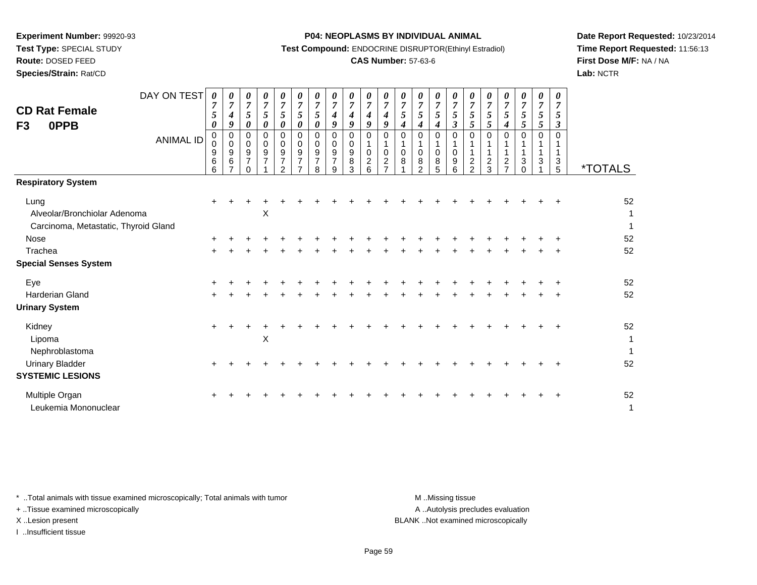**Experiment Number:** 99920-93
**Test Type:** SPECIAL STUDY
**Route:** DOSED FEED
**Species/Strain:** Rat/CD

**P04: NEOPLASMS BY INDIVIDUAL ANIMAL**
**Test Compound:** ENDOCRINE DISRUPTOR(Ethinyl Estradiol)
**CAS Number:** 57-63-6

**Date Report Requested:** 10/23/2014
**Time Report Requested:** 11:56:13
**First Dose M/F:** NA / NA
**Lab:** NCTR

## CD Rat Female
## F3 0PPB

| DAY ON TEST | 0750 | 0749 | 0750 | 0750 | 0750 | 0750 | 0750 | 0749 | 0749 | 0749 | 0749 | 0754 | 0754 | 0754 | 0753 | 0755 | 0755 | 0754 | 0755 | 0755 | 0753 | |
|---|---|---|---|---|---|---|---|---|---|---|---|---|---|---|---|---|---|---|---|---|---|---|
| **ANIMAL ID** | 00966 | 00967 | 00970 | 00971 | 00972 | 00977 | 00978 | 00979 | 00983 | 01026 | 01027 | 01081 | 01082 | 01085 | 01096 | 01122 | 01123 | 01127 | 01130 | 01131 | 01135 | ***TOTALS** |
| **Respiratory System** | | | | | | | | | | | | | | | | | | | | | | |
| Lung | + | + | + | + | + | + | + | + | + | + | + | + | + | + | + | + | + | + | + | + | + | 52 |
| Alveolar/Bronchiolar Adenoma | | | | X | | | | | | | | | | | | | | | | | | 1 |
| Carcinoma, Metastatic, Thyroid Gland | | | | | | | | | | | | | | | | | | | | | | 1 |
| Nose | + | + | + | + | + | + | + | + | + | + | + | + | + | + | + | + | + | + | + | + | + | 52 |
| Trachea | + | + | + | + | + | + | + | + | + | + | + | + | + | + | + | + | + | + | + | + | + | 52 |
| **Special Senses System** | | | | | | | | | | | | | | | | | | | | | | |
| Eye | + | + | + | + | + | + | + | + | + | + | + | + | + | + | + | + | + | + | + | + | + | 52 |
| Harderian Gland | + | + | + | + | + | + | + | + | + | + | + | + | + | + | + | + | + | + | + | + | + | 52 |
| **Urinary System** | | | | | | | | | | | | | | | | | | | | | | |
| Kidney | + | + | + | + | + | + | + | + | + | + | + | + | + | + | + | + | + | + | + | + | + | 52 |
| Lipoma | | | | X | | | | | | | | | | | | | | | | | | 1 |
| Nephroblastoma | | | | | | | | | | | | | | | | | | | | | | 1 |
| Urinary Bladder | + | + | + | + | + | + | + | + | + | + | + | + | + | + | + | + | + | + | + | + | + | 52 |
| **SYSTEMIC LESIONS** | | | | | | | | | | | | | | | | | | | | | | |
| Multiple Organ | + | + | + | + | + | + | + | + | + | + | + | + | + | + | + | + | + | + | + | + | + | 52 |
| Leukemia Mononuclear | | | | | | | | | | | | | | | | | | | | | | 1 |

* ..Total animals with tissue examined microscopically; Total animals with tumor
+ ..Tissue examined microscopically
X ..Lesion present
I ..Insufficient tissue

M ..Missing tissue
A ..Autolysis precludes evaluation
BLANK ..Not examined microscopically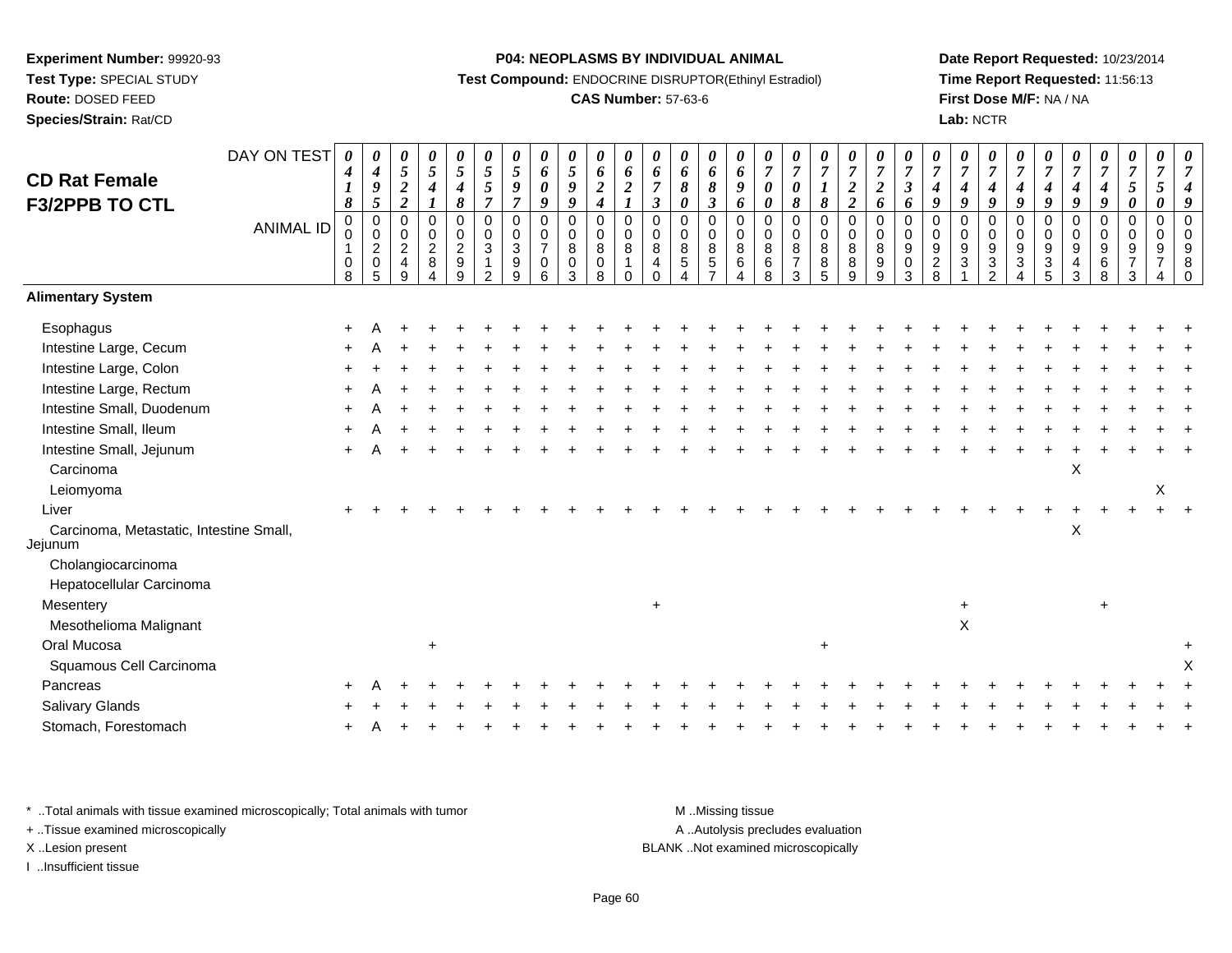**Experiment Number:** 99920-93
**Test Type:** SPECIAL STUDY
**Route:** DOSED FEED
**Species/Strain:** Rat/CD

**P04: NEOPLASMS BY INDIVIDUAL ANIMAL**
**Test Compound:** ENDOCRINE DISRUPTOR(Ethinyl Estradiol)
**CAS Number:** 57-63-6

**Date Report Requested:** 10/23/2014
**Time Report Requested:** 11:56:13
**First Dose M/F:** NA / NA
**Lab:** NCTR

## CD Rat Female F3/2PPB TO CTL

| DAY ON TEST | 0418 | 0495 | 0522 | 0541 | 0548 | 0557 | 0597 | 0609 | 0599 | 0624 | 0621 | 0673 | 0680 | 0683 | 0696 | 0700 | 0708 | 0718 | 0722 | 0726 | 0736 | 0749 | 0749 | 0749 | 0749 | 0749 | 0749 | 0749 | 0750 | 0750 | 0749 |
|---|---|---|---|---|---|---|---|---|---|---|---|---|---|---|---|---|---|---|---|---|---|---|---|---|---|---|---|---|---|---|---|
| **ANIMAL ID** | 00108 | 00205 | 00249 | 00284 | 00299 | 00312 | 00399 | 00706 | 00803 | 00808 | 00810 | 00840 | 00854 | 00857 | 00864 | 00868 | 00873 | 00885 | 00889 | 00899 | 00903 | 00928 | 00931 | 00932 | 00934 | 00935 | 00943 | 00968 | 00973 | 00974 | 00980 |
| **Alimentary System** | | | | | | | | | | | | | | | | | | | | | | | | | | | | | | | |
| Esophagus | + | A | + | + | + | + | + | + | + | + | + | + | + | + | + | + | + | + | + | + | + | + | + | + | + | + | + | + | + | + | + |
| Intestine Large, Cecum | + | A | + | + | + | + | + | + | + | + | + | + | + | + | + | + | + | + | + | + | + | + | + | + | + | + | + | + | + | + | + |
| Intestine Large, Colon | + | + | + | + | + | + | + | + | + | + | + | + | + | + | + | + | + | + | + | + | + | + | + | + | + | + | + | + | + | + | + |
| Intestine Large, Rectum | + | A | + | + | + | + | + | + | + | + | + | + | + | + | + | + | + | + | + | + | + | + | + | + | + | + | + | + | + | + | + |
| Intestine Small, Duodenum | + | A | + | + | + | + | + | + | + | + | + | + | + | + | + | + | + | + | + | + | + | + | + | + | + | + | + | + | + | + | + |
| Intestine Small, Ileum | + | A | + | + | + | + | + | + | + | + | + | + | + | + | + | + | + | + | + | + | + | + | + | + | + | + | + | + | + | + | + |
| Intestine Small, Jejunum | + | A | + | + | + | + | + | + | + | + | + | + | + | + | + | + | + | + | + | + | + | + | + | + | + | + | + | + | + | + | + |
| Carcinoma | | | | | | | | | | | | | | | | | | | | | | | | | | | X | | | | |
| Leiomyoma | | | | | | | | | | | | | | | | | | | | | | | | | | | | | | X | |
| Liver | + | + | + | + | + | + | + | + | + | + | + | + | + | + | + | + | + | + | + | + | + | + | + | + | + | + | + | + | + | + | + |
| Carcinoma, Metastatic, Intestine Small, Jejunum | | | | | | | | | | | | | | | | | | | | | | | | | | | X | | | | |
| Cholangiocarcinoma | | | | | | | | | | | | | | | | | | | | | | | | | | | | | | | |
| Hepatocellular Carcinoma | | | | | | | | | | | | | | | | | | | | | | | | | | | | | | | |
| Mesentery | | | | | | | | | | | | + | | | | | | | | | | | + | | | | | + | | | |
| Mesothelioma Malignant | | | | | | | | | | | | | | | | | | | | | | | X | | | | | | | | |
| Oral Mucosa | | | | + | | | | | | | | | | | | | | + | | | | | | | | | | | | | + |
| Squamous Cell Carcinoma | | | | | | | | | | | | | | | | | | | | | | | | | | | | | | | X |
| Pancreas | + | A | + | + | + | + | + | + | + | + | + | + | + | + | + | + | + | + | + | + | + | + | + | + | + | + | + | + | + | + | + |
| Salivary Glands | + | + | + | + | + | + | + | + | + | + | + | + | + | + | + | + | + | + | + | + | + | + | + | + | + | + | + | + | + | + | + |
| Stomach, Forestomach | + | A | + | + | + | + | + | + | + | + | + | + | + | + | + | + | + | + | + | + | + | + | + | + | + | + | + | + | + | + | + |

\* ..Total animals with tissue examined microscopically; Total animals with tumor
+ ..Tissue examined microscopically
X ..Lesion present
I ..Insufficient tissue

M ..Missing tissue
A ..Autolysis precludes evaluation
BLANK ..Not examined microscopically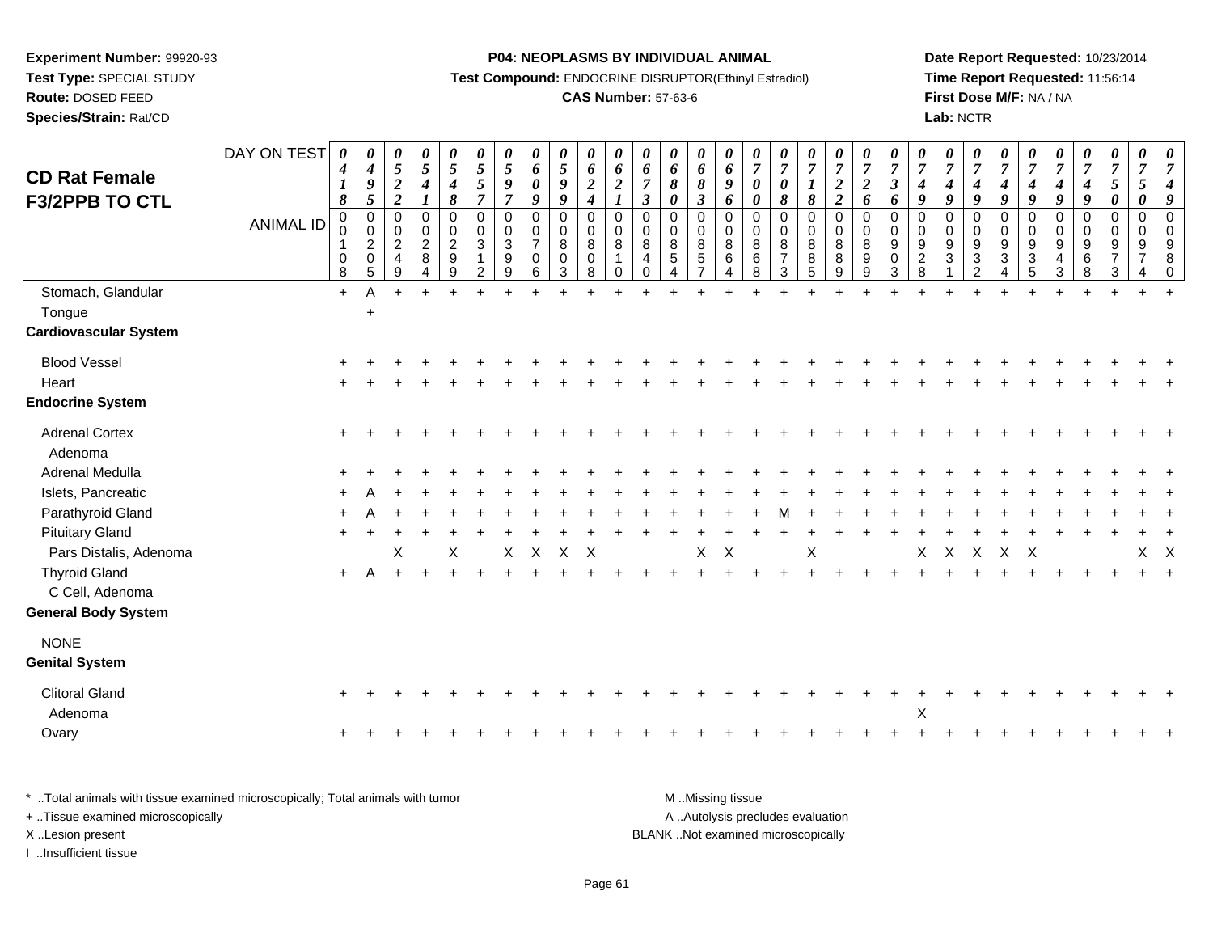**Experiment Number:** 99920-93
**Test Type:** SPECIAL STUDY
**Route:** DOSED FEED
**Species/Strain:** Rat/CD

**P04: NEOPLASMS BY INDIVIDUAL ANIMAL**
**Test Compound:** ENDOCRINE DISRUPTOR(Ethinyl Estradiol)
**CAS Number:** 57-63-6

**Date Report Requested:** 10/23/2014
**Time Report Requested:** 11:56:14
**First Dose M/F:** NA / NA
**Lab:** NCTR

## CD Rat Female F3/2PPB TO CTL

| DAY ON TEST | 0418 | 0495 | 0522 | 0541 | 0548 | 0557 | 0597 | 0609 | 0599 | 0624 | 0621 | 0673 | 0680 | 0683 | 0696 | 0700 | 0708 | 0718 | 0722 | 0726 | 0736 | 0749 | 0749 | 0749 | 0749 | 0749 | 0749 | 0749 | 0750 | 0750 | 0749 |
|---|---|---|---|---|---|---|---|---|---|---|---|---|---|---|---|---|---|---|---|---|---|---|---|---|---|---|---|---|---|---|---|
| **ANIMAL ID** | 00108 | 00205 | 00249 | 00284 | 00299 | 00312 | 00399 | 00706 | 00803 | 00808 | 00810 | 00840 | 00854 | 00857 | 00864 | 00868 | 00873 | 00885 | 00889 | 00899 | 00903 | 00928 | 00931 | 00932 | 00934 | 00935 | 00943 | 00968 | 00973 | 00974 | 00980 |
| Stomach, Glandular | + | A | + | + | + | + | + | + | + | + | + | + | + | + | + | + | + | + | + | + | + | + | + | + | + | + | + | + | + | + | + |
| Tongue | | + | | | | | | | | | | | | | | | | | | | | | | | | | | | | | |
| **Cardiovascular System** | | | | | | | | | | | | | | | | | | | | | | | | | | | | | | | |
| Blood Vessel | + | + | + | + | + | + | + | + | + | + | + | + | + | + | + | + | + | + | + | + | + | + | + | + | + | + | + | + | + | + | + |
| Heart | + | + | + | + | + | + | + | + | + | + | + | + | + | + | + | + | + | + | + | + | + | + | + | + | + | + | + | + | + | + | + |
| **Endocrine System** | | | | | | | | | | | | | | | | | | | | | | | | | | | | | | | |
| Adrenal Cortex | + | + | + | + | + | + | + | + | + | + | + | + | + | + | + | + | + | + | + | + | + | + | + | + | + | + | + | + | + | + | + |
| Adenoma | | | | | | | | | | | | | | | | | | | | | | | | | | | | | | | |
| Adrenal Medulla | + | + | + | + | + | + | + | + | + | + | + | + | + | + | + | + | + | + | + | + | + | + | + | + | + | + | + | + | + | + | + |
| Islets, Pancreatic | + | A | + | + | + | + | + | + | + | + | + | + | + | + | + | + | + | + | + | + | + | + | + | + | + | + | + | + | + | + | + |
| Parathyroid Gland | + | A | + | + | + | + | + | + | + | + | + | + | + | + | + | + | M | + | + | + | + | + | + | + | + | + | + | + | + | + | + |
| Pituitary Gland | + | + | + | + | + | + | + | + | + | + | + | + | + | + | + | + | + | + | + | + | + | + | + | + | + | + | + | + | + | + | + |
| Pars Distalis, Adenoma | | | X | | X | | X | X | X | X | | | | X | X | | | X | | | | X | X | X | X | X | | | | X | X |
| Thyroid Gland | + | A | + | + | + | + | + | + | + | + | + | + | + | + | + | + | + | + | + | + | + | + | + | + | + | + | + | + | + | + | + |
| C Cell, Adenoma | | | | | | | | | | | | | | | | | | | | | | | | | | | | | | | |
| **General Body System** | | | | | | | | | | | | | | | | | | | | | | | | | | | | | | | |
| NONE | | | | | | | | | | | | | | | | | | | | | | | | | | | | | | | |
| **Genital System** | | | | | | | | | | | | | | | | | | | | | | | | | | | | | | | |
| Clitoral Gland | + | + | + | + | + | + | + | + | + | + | + | + | + | + | + | + | + | + | + | + | + | + | + | + | + | + | + | + | + | + | + |
| Adenoma | | | | | | | | | | | | | | | | | | | | | | X | | | | | | | | | |
| Ovary | + | + | + | + | + | + | + | + | + | + | + | + | + | + | + | + | + | + | + | + | + | + | + | + | + | + | + | + | + | + | + |

\* ..Total animals with tissue examined microscopically; Total animals with tumor
+ ..Tissue examined microscopically
X ..Lesion present
I ..Insufficient tissue

M ..Missing tissue
A ..Autolysis precludes evaluation
BLANK ..Not examined microscopically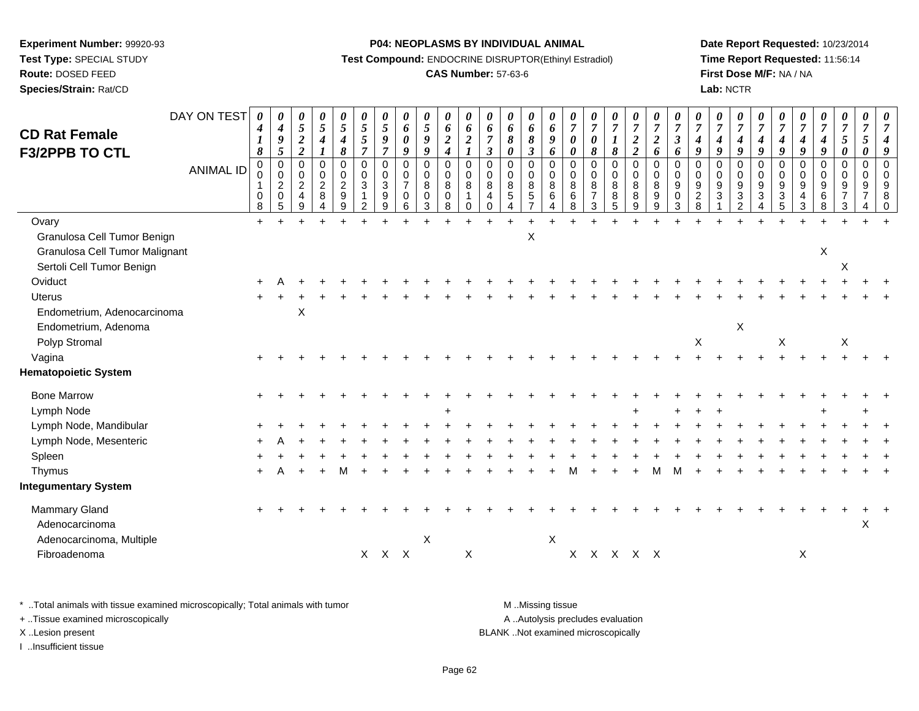**Experiment Number:** 99920-93
**Test Type:** SPECIAL STUDY
**Route:** DOSED FEED
**Species/Strain:** Rat/CD

**P04: NEOPLASMS BY INDIVIDUAL ANIMAL**
**Test Compound:** ENDOCRINE DISRUPTOR(Ethinyl Estradiol)
**CAS Number:** 57-63-6

**Date Report Requested:** 10/23/2014
**Time Report Requested:** 11:56:14
**First Dose M/F:** NA / NA
**Lab:** NCTR

## CD Rat Female F3/2PPB TO CTL

| DAY ON TEST | 0418 | 0495 | 0522 | 0541 | 0548 | 0557 | 0597 | 0609 | 0599 | 0624 | 0621 | 0673 | 0680 | 0683 | 0696 | 0700 | 0708 | 0718 | 0722 | 0726 | 0736 | 0749 | 0749 | 0749 | 0749 | 0749 | 0749 | 0749 | 0750 | 0750 | 0749 |
|---|---|---|---|---|---|---|---|---|---|---|---|---|---|---|---|---|---|---|---|---|---|---|---|---|---|---|---|---|---|---|---|
| **ANIMAL ID** | 00108 | 00205 | 00249 | 00284 | 00299 | 00312 | 00399 | 00706 | 00803 | 00808 | 00810 | 00840 | 00854 | 00857 | 00864 | 00868 | 00873 | 00885 | 00889 | 00899 | 00903 | 00928 | 00931 | 00932 | 00934 | 00935 | 00943 | 00968 | 00973 | 00974 | 00980 |
| Ovary | + | + | + | + | + | + | + | + | + | + | + | + | + | + | + | + | + | + | + | + | + | + | + | + | + | + | + | + | + | + | + |
| Granulosa Cell Tumor Benign | | | | | | | | | | | | | | X | | | | | | | | | | | | | | | | | |
| Granulosa Cell Tumor Malignant | | | | | | | | | | | | | | | | | | | | | | | | | | | | X | | | |
| Sertoli Cell Tumor Benign | | | | | | | | | | | | | | | | | | | | | | | | | | | | | X | | |
| Oviduct | + | A | + | + | + | + | + | + | + | + | + | + | + | + | + | + | + | + | + | + | + | + | + | + | + | + | + | + | + | + | + |
| Uterus | + | + | + | + | + | + | + | + | + | + | + | + | + | + | + | + | + | + | + | + | + | + | + | + | + | + | + | + | + | + | + |
| Endometrium, Adenocarcinoma | | | X | | | | | | | | | | | | | | | | | | | | | | | | | | | | |
| Endometrium, Adenoma | | | | | | | | | | | | | | | | | | | | | | | | X | | | | | | | |
| Polyp Stromal | | | | | | | | | | | | | | | | | | | | | | X | | | | X | | | X | | |
| Vagina | + | + | + | + | + | + | + | + | + | + | + | + | + | + | + | + | + | + | + | + | + | + | + | + | + | + | + | + | + | + | + |
| **Hematopoietic System** | | | | | | | | | | | | | | | | | | | | | | | | | | | | | | | |
| Bone Marrow | + | + | + | + | + | + | + | + | + | + | + | + | + | + | + | + | + | + | + | + | + | + | + | + | + | + | + | + | + | + | + |
| Lymph Node | | | | | | | | | | + | | | | | | | | | + | | + | + | + | | | | | + | | + | |
| Lymph Node, Mandibular | + | + | + | + | + | + | + | + | + | + | + | + | + | + | + | + | + | + | + | + | + | + | + | + | + | + | + | + | + | + | + |
| Lymph Node, Mesenteric | + | A | + | + | + | + | + | + | + | + | + | + | + | + | + | + | + | + | + | + | + | + | + | + | + | + | + | + | + | + | + |
| Spleen | + | + | + | + | + | + | + | + | + | + | + | + | + | + | + | + | + | + | + | + | + | + | + | + | + | + | + | + | + | + | + |
| Thymus | + | A | + | + | M | + | + | + | + | + | + | + | + | + | + | M | + | + | + | M | M | + | + | + | + | + | + | + | + | + | + |
| **Integumentary System** | | | | | | | | | | | | | | | | | | | | | | | | | | | | | | | |
| Mammary Gland | + | + | + | + | + | + | + | + | + | + | + | + | + | + | + | + | + | + | + | + | + | + | + | + | + | + | + | + | + | + | + |
| Adenocarcinoma | | | | | | | | | | | | | | | | | | | | | | | | | | | | | | X | |
| Adenocarcinoma, Multiple | | | | | | | | | X | | | | | | X | | | | | | | | | | | | | | | | |
| Fibroadenoma | | | | | | X | X | X | | | X | | | | | X | X | X | X | X | | | | | | | X | | | | |

\* ..Total animals with tissue examined microscopically; Total animals with tumor
\+ ..Tissue examined microscopically
X ..Lesion present
I ..Insufficient tissue

M ..Missing tissue
A ..Autolysis precludes evaluation
BLANK ..Not examined microscopically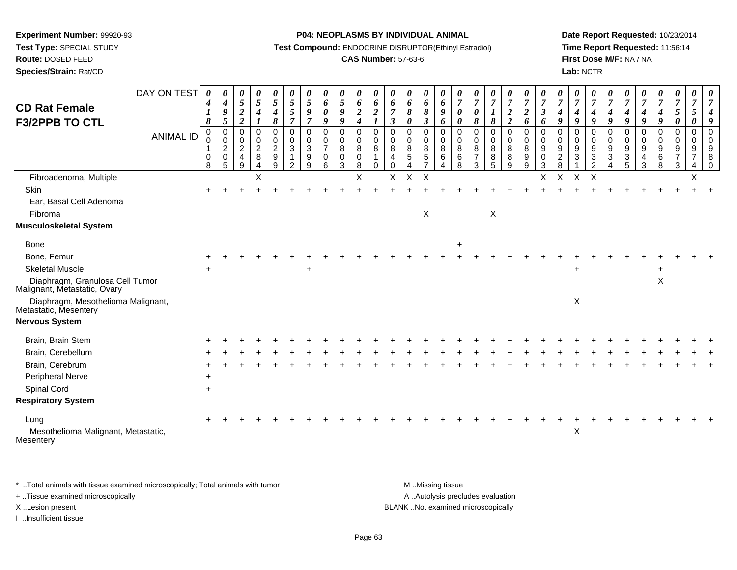**Experiment Number:** 99920-93
**Test Type:** SPECIAL STUDY
**Route:** DOSED FEED
**Species/Strain:** Rat/CD

**P04: NEOPLASMS BY INDIVIDUAL ANIMAL**
**Test Compound:** ENDOCRINE DISRUPTOR(Ethinyl Estradiol)
**CAS Number:** 57-63-6

**Date Report Requested:** 10/23/2014
**Time Report Requested:** 11:56:14
**First Dose M/F:** NA / NA
**Lab:** NCTR

## CD Rat Female F3/2PPB TO CTL

| DAY ON TEST | 0418 | 0495 | 0522 | 0541 | 0548 | 0557 | 0597 | 0609 | 0599 | 0624 | 0621 | 0673 | 0680 | 0683 | 0696 | 0700 | 0708 | 0718 | 0722 | 0726 | 0736 | 0749 | 0749 | 0749 | 0749 | 0749 | 0749 | 0749 | 0750 | 0750 | 0749 |
|---|---|---|---|---|---|---|---|---|---|---|---|---|---|---|---|---|---|---|---|---|---|---|---|---|---|---|---|---|---|---|---|
| **ANIMAL ID** | 00108 | 00205 | 00249 | 00284 | 00299 | 00312 | 00399 | 00706 | 00803 | 00808 | 00810 | 00840 | 00854 | 00857 | 00864 | 00868 | 00873 | 00885 | 00889 | 00899 | 00903 | 00928 | 00931 | 00932 | 00934 | 00935 | 00943 | 00968 | 00973 | 00974 | 00980 |
| Fibroadenoma, Multiple | | | | X | | | | | | X | | X | X | X | | | | | | | X | X | X | X | | | | | | X | |
| Skin | + | + | + | + | + | + | + | + | + | + | + | + | + | + | + | + | + | + | + | + | + | + | + | + | + | + | + | + | + | + | + |
| Ear, Basal Cell Adenoma | | | | | | | | | | | | | | | | | | | | | | | | | | | | | | | |
| Fibroma | | | | | | | | | | | | | | X | | | | X | | | | | | | | | | | | | |
| **Musculoskeletal System** | | | | | | | | | | | | | | | | | | | | | | | | | | | | | | | |
| Bone | | | | | | | | | | | | | | | | + | | | | | | | | | | | | | | | |
| Bone, Femur | + | + | + | + | + | + | + | + | + | + | + | + | + | + | + | + | + | + | + | + | + | + | + | + | + | + | + | + | + | + | + |
| Skeletal Muscle | + | | | | | | + | | | | | | | | | | | | | | | | + | | | | | + | | | |
| Diaphragm, Granulosa Cell Tumor Malignant, Metastatic, Ovary | | | | | | | | | | | | | | | | | | | | | | | | | | | | X | | | |
| Diaphragm, Mesothelioma Malignant, Metastatic, Mesentery | | | | | | | | | | | | | | | | | | | | | | | X | | | | | | | | |
| **Nervous System** | | | | | | | | | | | | | | | | | | | | | | | | | | | | | | | |
| Brain, Brain Stem | + | + | + | + | + | + | + | + | + | + | + | + | + | + | + | + | + | + | + | + | + | + | + | + | + | + | + | + | + | + | + |
| Brain, Cerebellum | + | + | + | + | + | + | + | + | + | + | + | + | + | + | + | + | + | + | + | + | + | + | + | + | + | + | + | + | + | + | + |
| Brain, Cerebrum | + | + | + | + | + | + | + | + | + | + | + | + | + | + | + | + | + | + | + | + | + | + | + | + | + | + | + | + | + | + | + |
| Peripheral Nerve | + | | | | | | | | | | | | | | | | | | | | | | | | | | | | | | |
| Spinal Cord | + | | | | | | | | | | | | | | | | | | | | | | | | | | | | | | |
| **Respiratory System** | | | | | | | | | | | | | | | | | | | | | | | | | | | | | | | |
| Lung | + | + | + | + | + | + | + | + | + | + | + | + | + | + | + | + | + | + | + | + | + | + | + | + | + | + | + | + | + | + | + |
| Mesothelioma Malignant, Metastatic, Mesentery | | | | | | | | | | | | | | | | | | | | | | | X | | | | | | | | |

\* ..Total animals with tissue examined microscopically; Total animals with tumor
+ ..Tissue examined microscopically
X ..Lesion present
I ..Insufficient tissue
M ..Missing tissue
A ..Autolysis precludes evaluation
BLANK ..Not examined microscopically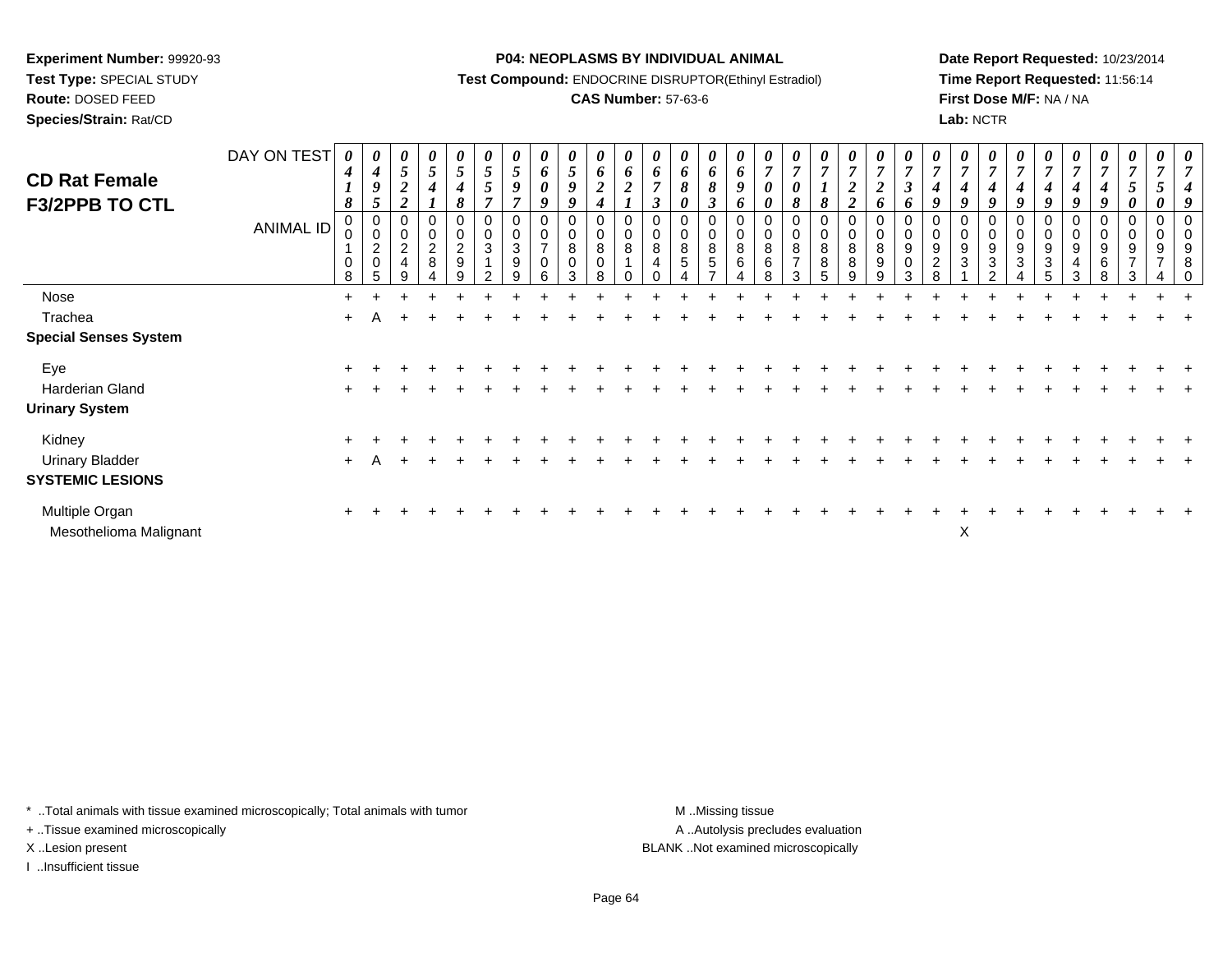**Experiment Number:** 99920-93
**Test Type:** SPECIAL STUDY
**Route:** DOSED FEED
**Species/Strain:** Rat/CD

**P04: NEOPLASMS BY INDIVIDUAL ANIMAL**
**Test Compound:** ENDOCRINE DISRUPTOR(Ethinyl Estradiol)
**CAS Number:** 57-63-6

**Date Report Requested:** 10/23/2014
**Time Report Requested:** 11:56:14
**First Dose M/F:** NA / NA
**Lab:** NCTR

## CD Rat Female F3/2PPB TO CTL

| DAY ON TEST | 0418 | 0495 | 0522 | 0541 | 0548 | 0557 | 0597 | 0609 | 0599 | 0624 | 0621 | 0673 | 0680 | 0683 | 0696 | 0700 | 0708 | 0718 | 0722 | 0726 | 0736 | 0749 | 0749 | 0749 | 0749 | 0749 | 0749 | 0749 | 0750 | 0750 | 0749 |
|---|---|---|---|---|---|---|---|---|---|---|---|---|---|---|---|---|---|---|---|---|---|---|---|---|---|---|---|---|---|---|---|
| **ANIMAL ID** | 00108 | 00205 | 00249 | 00284 | 00299 | 00312 | 00399 | 00706 | 00803 | 00808 | 00810 | 00840 | 00854 | 00857 | 00864 | 00868 | 00873 | 00885 | 00889 | 00899 | 00903 | 00928 | 00931 | 00932 | 00934 | 00935 | 00943 | 00968 | 00973 | 00974 | 00980 |
| Nose | + | + | + | + | + | + | + | + | + | + | + | + | + | + | + | + | + | + | + | + | + | + | + | + | + | + | + | + | + | + | + |
| Trachea | + | A | + | + | + | + | + | + | + | + | + | + | + | + | + | + | + | + | + | + | + | + | + | + | + | + | + | + | + | + | + |
| **Special Senses System** | | | | | | | | | | | | | | | | | | | | | | | | | | | | | | | |
| Eye | + | + | + | + | + | + | + | + | + | + | + | + | + | + | + | + | + | + | + | + | + | + | + | + | + | + | + | + | + | + | + |
| Harderian Gland | + | + | + | + | + | + | + | + | + | + | + | + | + | + | + | + | + | + | + | + | + | + | + | + | + | + | + | + | + | + | + |
| **Urinary System** | | | | | | | | | | | | | | | | | | | | | | | | | | | | | | | |
| Kidney | + | + | + | + | + | + | + | + | + | + | + | + | + | + | + | + | + | + | + | + | + | + | + | + | + | + | + | + | + | + | + |
| Urinary Bladder | + | A | + | + | + | + | + | + | + | + | + | + | + | + | + | + | + | + | + | + | + | + | + | + | + | + | + | + | + | + | + |
| **SYSTEMIC LESIONS** | | | | | | | | | | | | | | | | | | | | | | | | | | | | | | | |
| Multiple Organ | + | + | + | + | + | + | + | + | + | + | + | + | + | + | + | + | + | + | + | + | + | + | + | + | + | + | + | + | + | + | + |
| Mesothelioma Malignant | | | | | | | | | | | | | | | | | | | | | | | X | | | | | | | | |

\* ..Total animals with tissue examined microscopically; Total animals with tumor
\+ ..Tissue examined microscopically
X ..Lesion present
I ..Insufficient tissue

M ..Missing tissue
A ..Autolysis precludes evaluation
BLANK ..Not examined microscopically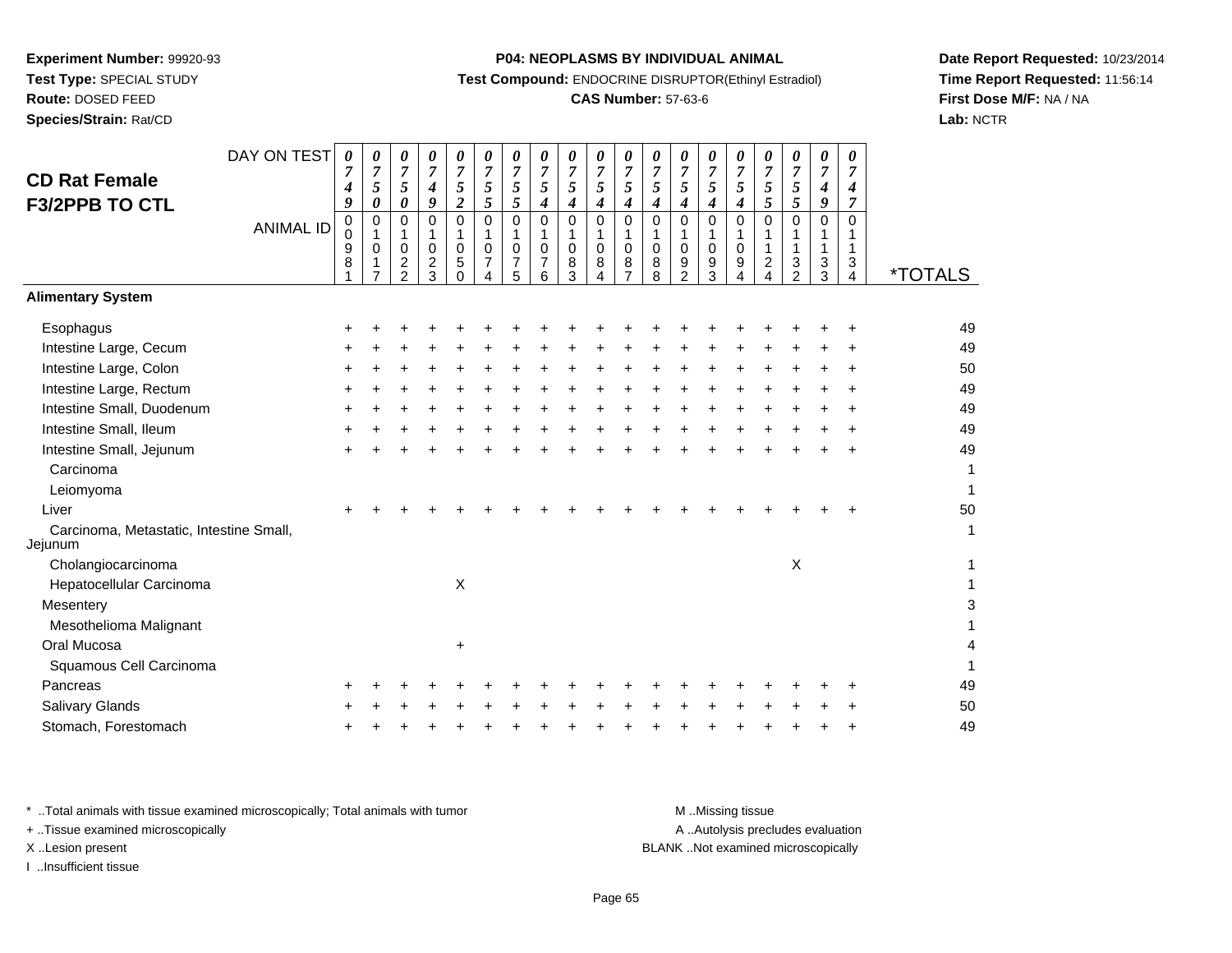**Experiment Number:** 99920-93
**Test Type:** SPECIAL STUDY
**Route:** DOSED FEED
**Species/Strain:** Rat/CD

**P04: NEOPLASMS BY INDIVIDUAL ANIMAL**
**Test Compound:** ENDOCRINE DISRUPTOR(Ethinyl Estradiol)
**CAS Number:** 57-63-6

**Date Report Requested:** 10/23/2014
**Time Report Requested:** 11:56:14
**First Dose M/F:** NA / NA
**Lab:** NCTR

## CD Rat Female F3/2PPB TO CTL

| DAY ON TEST | 0749 | 0750 | 0750 | 0749 | 0752 | 0755 | 0755 | 0754 | 0754 | 0754 | 0754 | 0754 | 0754 | 0754 | 0754 | 0755 | 0755 | 0749 | 0747 | |
|---|---|---|---|---|---|---|---|---|---|---|---|---|---|---|---|---|---|---|---|---|
| **ANIMAL ID** | 00981 | 01017 | 01022 | 01023 | 01050 | 01074 | 01075 | 01076 | 01083 | 01084 | 01087 | 01088 | 01092 | 01093 | 01094 | 01124 | 01132 | 01133 | 01134 | ***TOTALS** |
| **Alimentary System** | | | | | | | | | | | | | | | | | | | | |
| Esophagus | + | + | + | + | + | + | + | + | + | + | + | + | + | + | + | + | + | + | + | 49 |
| Intestine Large, Cecum | + | + | + | + | + | + | + | + | + | + | + | + | + | + | + | + | + | + | + | 49 |
| Intestine Large, Colon | + | + | + | + | + | + | + | + | + | + | + | + | + | + | + | + | + | + | + | 50 |
| Intestine Large, Rectum | + | + | + | + | + | + | + | + | + | + | + | + | + | + | + | + | + | + | + | 49 |
| Intestine Small, Duodenum | + | + | + | + | + | + | + | + | + | + | + | + | + | + | + | + | + | + | + | 49 |
| Intestine Small, Ileum | + | + | + | + | + | + | + | + | + | + | + | + | + | + | + | + | + | + | + | 49 |
| Intestine Small, Jejunum | + | + | + | + | + | + | + | + | + | + | + | + | + | + | + | + | + | + | + | 49 |
| Carcinoma | | | | | | | | | | | | | | | | | | | | 1 |
| Leiomyoma | | | | | | | | | | | | | | | | | | | | 1 |
| Liver | + | + | + | + | + | + | + | + | + | + | + | + | + | + | + | + | + | + | + | 50 |
| Carcinoma, Metastatic, Intestine Small, Jejunum | | | | | | | | | | | | | | | | | | | | 1 |
| Cholangiocarcinoma | | | | | | | | | | | | | | | | | X | | | 1 |
| Hepatocellular Carcinoma | | | | | X | | | | | | | | | | | | | | | 1 |
| Mesentery | | | | | | | | | | | | | | | | | | | | 3 |
| Mesothelioma Malignant | | | | | | | | | | | | | | | | | | | | 1 |
| Oral Mucosa | | | | | + | | | | | | | | | | | | | | | 4 |
| Squamous Cell Carcinoma | | | | | | | | | | | | | | | | | | | | 1 |
| Pancreas | + | + | + | + | + | + | + | + | + | + | + | + | + | + | + | + | + | + | + | 49 |
| Salivary Glands | + | + | + | + | + | + | + | + | + | + | + | + | + | + | + | + | + | + | + | 50 |
| Stomach, Forestomach | + | + | + | + | + | + | + | + | + | + | + | + | + | + | + | + | + | + | + | 49 |

\* ..Total animals with tissue examined microscopically; Total animals with tumor
\+ ..Tissue examined microscopically
X ..Lesion present
I ..Insufficient tissue

M ..Missing tissue
A ..Autolysis precludes evaluation
BLANK ..Not examined microscopically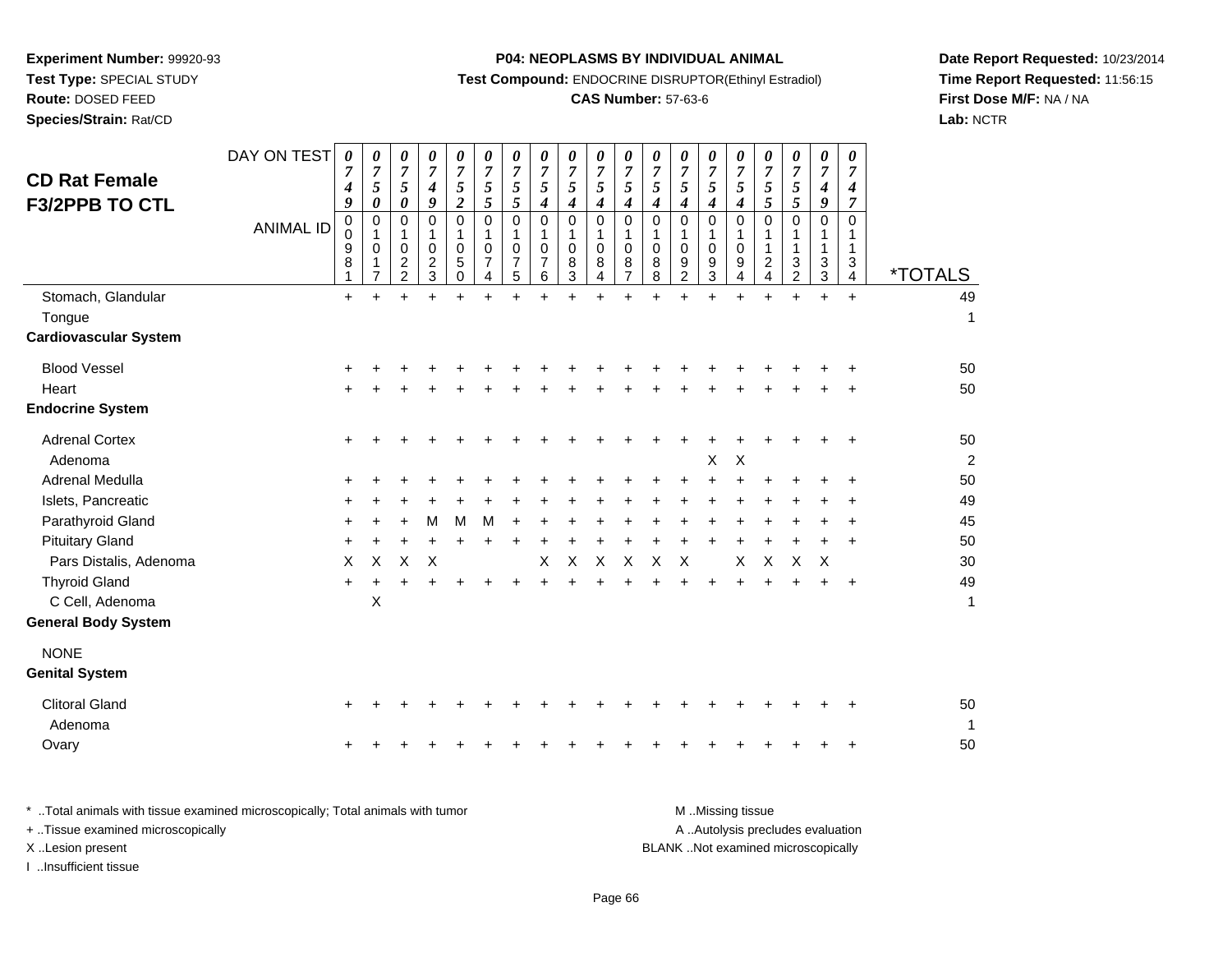**Experiment Number:** 99920-93
**Test Type:** SPECIAL STUDY
**Route:** DOSED FEED
**Species/Strain:** Rat/CD

**P04: NEOPLASMS BY INDIVIDUAL ANIMAL**
**Test Compound:** ENDOCRINE DISRUPTOR(Ethinyl Estradiol)
**CAS Number:** 57-63-6

**Date Report Requested:** 10/23/2014
**Time Report Requested:** 11:56:15
**First Dose M/F:** NA / NA
**Lab:** NCTR

## CD Rat Female F3/2PPB TO CTL

| DAY ON TEST | 0749 | 0750 | 0750 | 0749 | 0752 | 0755 | 0755 | 0754 | 0754 | 0754 | 0754 | 0754 | 0754 | 0754 | 0754 | 0755 | 0755 | 0749 | 0747 | |
|---|---|---|---|---|---|---|---|---|---|---|---|---|---|---|---|---|---|---|---|---|
| **ANIMAL ID** | 00981 | 01017 | 01022 | 01023 | 01050 | 01074 | 01075 | 01076 | 01083 | 01084 | 01087 | 01088 | 01092 | 01093 | 01094 | 01124 | 01132 | 01133 | 01134 | ***TOTALS** |
| Stomach, Glandular | + | + | + | + | + | + | + | + | + | + | + | + | + | + | + | + | + | + | + | 49 |
| Tongue | | | | | | | | | | | | | | | | | | | | 1 |
| **Cardiovascular System** | | | | | | | | | | | | | | | | | | | | |
| Blood Vessel | + | + | + | + | + | + | + | + | + | + | + | + | + | + | + | + | + | + | + | 50 |
| Heart | + | + | + | + | + | + | + | + | + | + | + | + | + | + | + | + | + | + | + | 50 |
| **Endocrine System** | | | | | | | | | | | | | | | | | | | | |
| Adrenal Cortex | + | + | + | + | + | + | + | + | + | + | + | + | + | + | + | + | + | + | + | 50 |
| Adenoma | | | | | | | | | | | | | | X | X | | | | | 2 |
| Adrenal Medulla | + | + | + | + | + | + | + | + | + | + | + | + | + | + | + | + | + | + | + | 50 |
| Islets, Pancreatic | + | + | + | + | + | + | + | + | + | + | + | + | + | + | + | + | + | + | + | 49 |
| Parathyroid Gland | + | + | + | M | M | M | + | + | + | + | + | + | + | + | + | + | + | + | + | 45 |
| Pituitary Gland | + | + | + | + | + | + | + | + | + | + | + | + | + | + | + | + | + | + | + | 50 |
| Pars Distalis, Adenoma | X | X | X | X | | | | X | X | X | X | X | X | | X | X | X | X | | 30 |
| Thyroid Gland | + | + | + | + | + | + | + | + | + | + | + | + | + | + | + | + | + | + | + | 49 |
| C Cell, Adenoma | | X | | | | | | | | | | | | | | | | | | 1 |
| **General Body System** | | | | | | | | | | | | | | | | | | | | |
| NONE | | | | | | | | | | | | | | | | | | | | |
| **Genital System** | | | | | | | | | | | | | | | | | | | | |
| Clitoral Gland | + | + | + | + | + | + | + | + | + | + | + | + | + | + | + | + | + | + | + | 50 |
| Adenoma | | | | | | | | | | | | | | | | | | | | 1 |
| Ovary | + | + | + | + | + | + | + | + | + | + | + | + | + | + | + | + | + | + | + | 50 |

\* ..Total animals with tissue examined microscopically; Total animals with tumor
\+ ..Tissue examined microscopically
X ..Lesion present
I ..Insufficient tissue

M ..Missing tissue
A ..Autolysis precludes evaluation
BLANK ..Not examined microscopically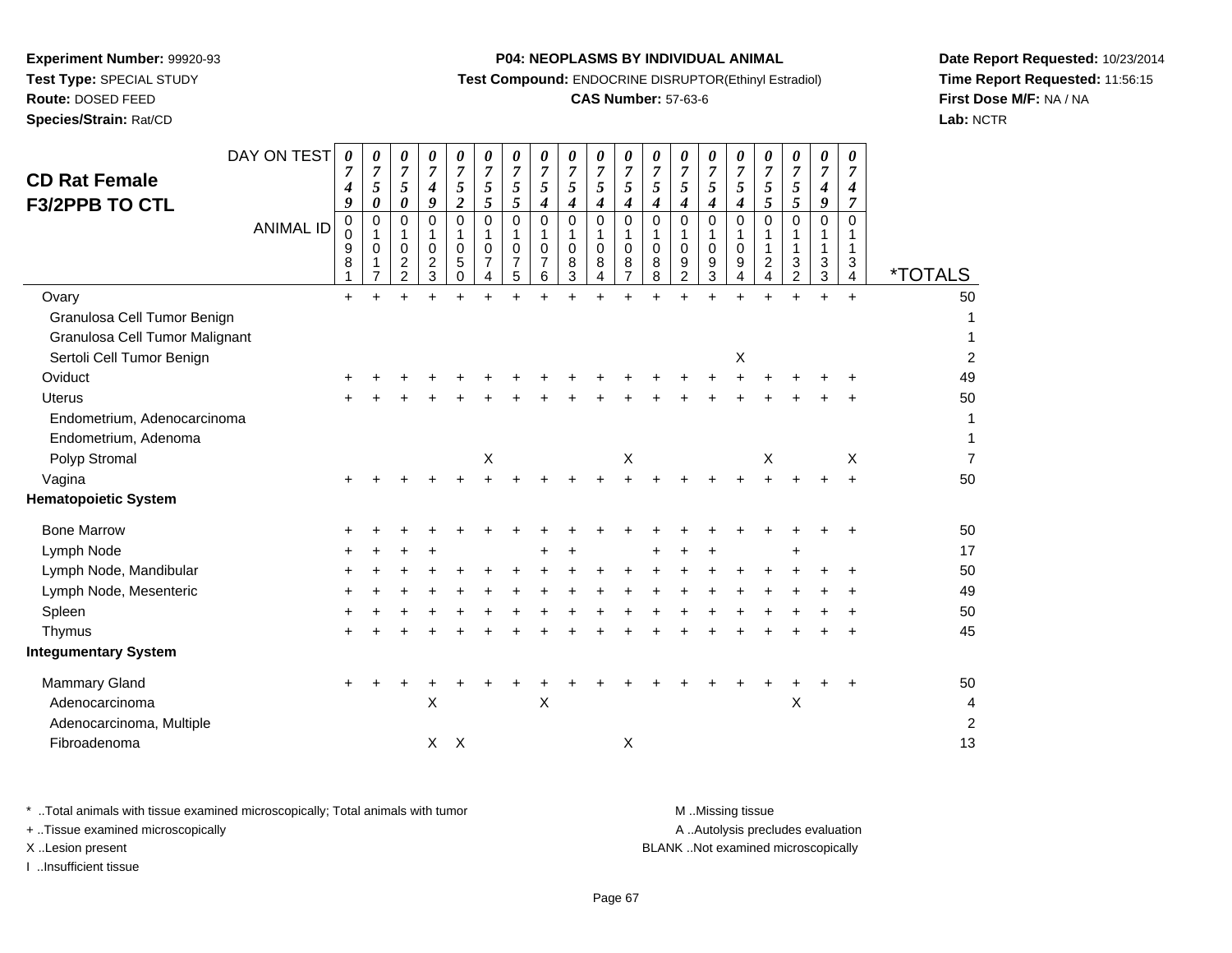**Experiment Number:** 99920-93
**Test Type:** SPECIAL STUDY
**Route:** DOSED FEED
**Species/Strain:** Rat/CD

**P04: NEOPLASMS BY INDIVIDUAL ANIMAL**
**Test Compound:** ENDOCRINE DISRUPTOR(Ethinyl Estradiol)
**CAS Number:** 57-63-6

**Date Report Requested:** 10/23/2014
**Time Report Requested:** 11:56:15
**First Dose M/F:** NA / NA
**Lab:** NCTR

## CD Rat Female F3/2PPB TO CTL

| DAY ON TEST | 0749 | 0750 | 0750 | 0749 | 0752 | 0755 | 0755 | 0754 | 0754 | 0754 | 0754 | 0754 | 0754 | 0754 | 0754 | 0755 | 0755 | 0749 | 0747 | |
|---|---|---|---|---|---|---|---|---|---|---|---|---|---|---|---|---|---|---|---|---|
| **ANIMAL ID** | 00981 | 01017 | 01022 | 01023 | 01050 | 01074 | 01075 | 01076 | 01083 | 01084 | 01087 | 01088 | 01092 | 01093 | 01094 | 01124 | 01132 | 01133 | 01134 | ***TOTALS** |
| Ovary | + | + | + | + | + | + | + | + | + | + | + | + | + | + | + | + | + | + | + | 50 |
| Granulosa Cell Tumor Benign | | | | | | | | | | | | | | | | | | | | 1 |
| Granulosa Cell Tumor Malignant | | | | | | | | | | | | | | | | | | | | 1 |
| Sertoli Cell Tumor Benign | | | | | | | | | | | | | | | X | | | | | 2 |
| Oviduct | + | + | + | + | + | + | + | + | + | + | + | + | + | + | + | + | + | + | + | 49 |
| Uterus | + | + | + | + | + | + | + | + | + | + | + | + | + | + | + | + | + | + | + | 50 |
| Endometrium, Adenocarcinoma | | | | | | | | | | | | | | | | | | | | 1 |
| Endometrium, Adenoma | | | | | | | | | | | | | | | | | | | | 1 |
| Polyp Stromal | | | | | | X | | | | | X | | | | | X | | | X | 7 |
| Vagina | + | + | + | + | + | + | + | + | + | + | + | + | + | + | + | + | + | + | + | 50 |
| **Hematopoietic System** | | | | | | | | | | | | | | | | | | | | |
| Bone Marrow | + | + | + | + | + | + | + | + | + | + | + | + | + | + | + | + | + | + | + | 50 |
| Lymph Node | + | + | + | + | | | | + | + | | | + | + | + | | | + | | | 17 |
| Lymph Node, Mandibular | + | + | + | + | + | + | + | + | + | + | + | + | + | + | + | + | + | + | + | 50 |
| Lymph Node, Mesenteric | + | + | + | + | + | + | + | + | + | + | + | + | + | + | + | + | + | + | + | 49 |
| Spleen | + | + | + | + | + | + | + | + | + | + | + | + | + | + | + | + | + | + | + | 50 |
| Thymus | + | + | + | + | + | + | + | + | + | + | + | + | + | + | + | + | + | + | + | 45 |
| **Integumentary System** | | | | | | | | | | | | | | | | | | | | |
| Mammary Gland | + | + | + | + | + | + | + | + | + | + | + | + | + | + | + | + | + | + | + | 50 |
| Adenocarcinoma | | | | X | | | | X | | | | | | | | | X | | | 4 |
| Adenocarcinoma, Multiple | | | | | | | | | | | | | | | | | | | | 2 |
| Fibroadenoma | | | | X | X | | | | | | X | | | | | | | | | 13 |

\* ..Total animals with tissue examined microscopically; Total animals with tumor
\+ ..Tissue examined microscopically
X ..Lesion present
I ..Insufficient tissue

M ..Missing tissue
A ..Autolysis precludes evaluation
BLANK ..Not examined microscopically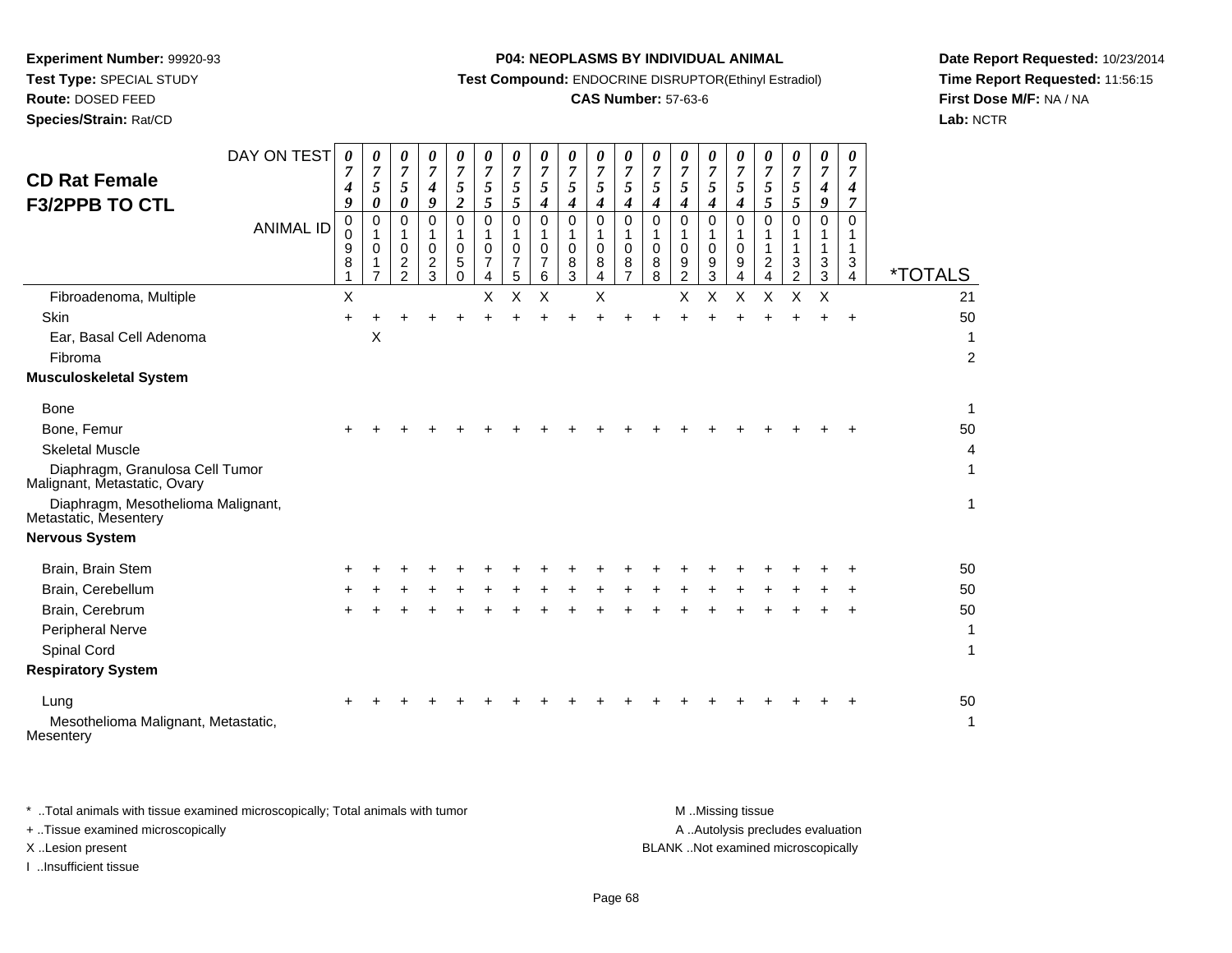**Experiment Number:** 99920-93
**Test Type:** SPECIAL STUDY
**Route:** DOSED FEED
**Species/Strain:** Rat/CD

**P04: NEOPLASMS BY INDIVIDUAL ANIMAL**
**Test Compound:** ENDOCRINE DISRUPTOR(Ethinyl Estradiol)
**CAS Number:** 57-63-6

**Date Report Requested:** 10/23/2014
**Time Report Requested:** 11:56:15
**First Dose M/F:** NA / NA
**Lab:** NCTR

## CD Rat Female F3/2PPB TO CTL

| DAY ON TEST | 0749 | 0750 | 0750 | 0749 | 0752 | 0755 | 0755 | 0754 | 0754 | 0754 | 0754 | 0754 | 0754 | 0754 | 0754 | 0755 | 0755 | 0749 | 0747 | |
|---|---|---|---|---|---|---|---|---|---|---|---|---|---|---|---|---|---|---|---|---|
| **ANIMAL ID** | 00981 | 01017 | 01022 | 01023 | 01050 | 01074 | 01075 | 01076 | 01083 | 01084 | 01087 | 01088 | 01092 | 01093 | 01094 | 01124 | 01132 | 01133 | 01134 | ***TOTALS** |
| Fibroadenoma, Multiple | X | | | | | X | X | X | | X | | | X | X | X | X | X | X | | 21 |
| Skin | + | + | + | + | + | + | + | + | + | + | + | + | + | + | + | + | + | + | + | 50 |
| Ear, Basal Cell Adenoma | | X | | | | | | | | | | | | | | | | | | 1 |
| Fibroma | | | | | | | | | | | | | | | | | | | | 2 |
| **Musculoskeletal System** | | | | | | | | | | | | | | | | | | | | |
| Bone | | | | | | | | | | | | | | | | | | | | 1 |
| Bone, Femur | + | + | + | + | + | + | + | + | + | + | + | + | + | + | + | + | + | + | + | 50 |
| Skeletal Muscle | | | | | | | | | | | | | | | | | | | | 4 |
| Diaphragm, Granulosa Cell Tumor Malignant, Metastatic, Ovary | | | | | | | | | | | | | | | | | | | | 1 |
| Diaphragm, Mesothelioma Malignant, Metastatic, Mesentery | | | | | | | | | | | | | | | | | | | | 1 |
| **Nervous System** | | | | | | | | | | | | | | | | | | | | |
| Brain, Brain Stem | + | + | + | + | + | + | + | + | + | + | + | + | + | + | + | + | + | + | + | 50 |
| Brain, Cerebellum | + | + | + | + | + | + | + | + | + | + | + | + | + | + | + | + | + | + | + | 50 |
| Brain, Cerebrum | + | + | + | + | + | + | + | + | + | + | + | + | + | + | + | + | + | + | + | 50 |
| Peripheral Nerve | | | | | | | | | | | | | | | | | | | | 1 |
| Spinal Cord | | | | | | | | | | | | | | | | | | | | 1 |
| **Respiratory System** | | | | | | | | | | | | | | | | | | | | |
| Lung | + | + | + | + | + | + | + | + | + | + | + | + | + | + | + | + | + | + | + | 50 |
| Mesothelioma Malignant, Metastatic, Mesentery | | | | | | | | | | | | | | | | | | | | 1 |

\* ..Total animals with tissue examined microscopically; Total animals with tumor
\+ ..Tissue examined microscopically
X ..Lesion present
I ..Insufficient tissue

M ..Missing tissue
A ..Autolysis precludes evaluation
BLANK ..Not examined microscopically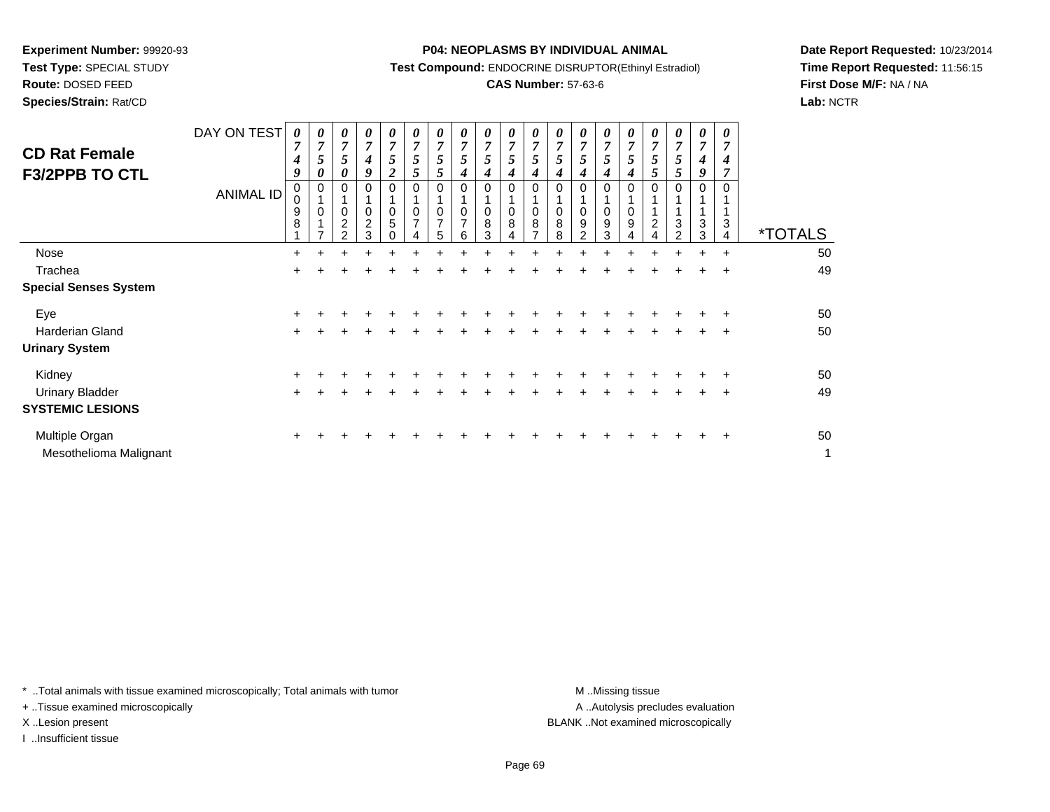**Experiment Number:** 99920-93
**Test Type:** SPECIAL STUDY
**Route:** DOSED FEED
**Species/Strain:** Rat/CD

**P04: NEOPLASMS BY INDIVIDUAL ANIMAL**
**Test Compound:** ENDOCRINE DISRUPTOR(Ethinyl Estradiol)
**CAS Number:** 57-63-6

**Date Report Requested:** 10/23/2014
**Time Report Requested:** 11:56:15
**First Dose M/F:** NA / NA
**Lab:** NCTR

## CD Rat Female F3/2PPB TO CTL

| DAY ON TEST | 0749 | 0750 | 0750 | 0749 | 0752 | 0755 | 0755 | 0754 | 0754 | 0754 | 0754 | 0754 | 0754 | 0754 | 0754 | 0755 | 0755 | 0749 | 0747 | |
|---|---|---|---|---|---|---|---|---|---|---|---|---|---|---|---|---|---|---|---|---|
| **ANIMAL ID** | 00981 | 01017 | 01022 | 01023 | 01050 | 01074 | 01075 | 01076 | 01083 | 01084 | 01087 | 01088 | 01092 | 01093 | 01094 | 01124 | 01132 | 01133 | 01134 | ***TOTALS** |
| Nose | + | + | + | + | + | + | + | + | + | + | + | + | + | + | + | + | + | + | + | 50 |
| Trachea | + | + | + | + | + | + | + | + | + | + | + | + | + | + | + | + | + | + | + | 49 |
| **Special Senses System** | | | | | | | | | | | | | | | | | | | | |
| Eye | + | + | + | + | + | + | + | + | + | + | + | + | + | + | + | + | + | + | + | 50 |
| Harderian Gland | + | + | + | + | + | + | + | + | + | + | + | + | + | + | + | + | + | + | + | 50 |
| **Urinary System** | | | | | | | | | | | | | | | | | | | | |
| Kidney | + | + | + | + | + | + | + | + | + | + | + | + | + | + | + | + | + | + | + | 50 |
| Urinary Bladder | + | + | + | + | + | + | + | + | + | + | + | + | + | + | + | + | + | + | + | 49 |
| **SYSTEMIC LESIONS** | | | | | | | | | | | | | | | | | | | | |
| Multiple Organ | + | + | + | + | + | + | + | + | + | + | + | + | + | + | + | + | + | + | + | 50 |
| Mesothelioma Malignant | | | | | | | | | | | | | | | | | | | | 1 |

\* ..Total animals with tissue examined microscopically; Total animals with tumor
\+ ..Tissue examined microscopically
X ..Lesion present
I ..Insufficient tissue

M ..Missing tissue
A ..Autolysis precludes evaluation
BLANK ..Not examined microscopically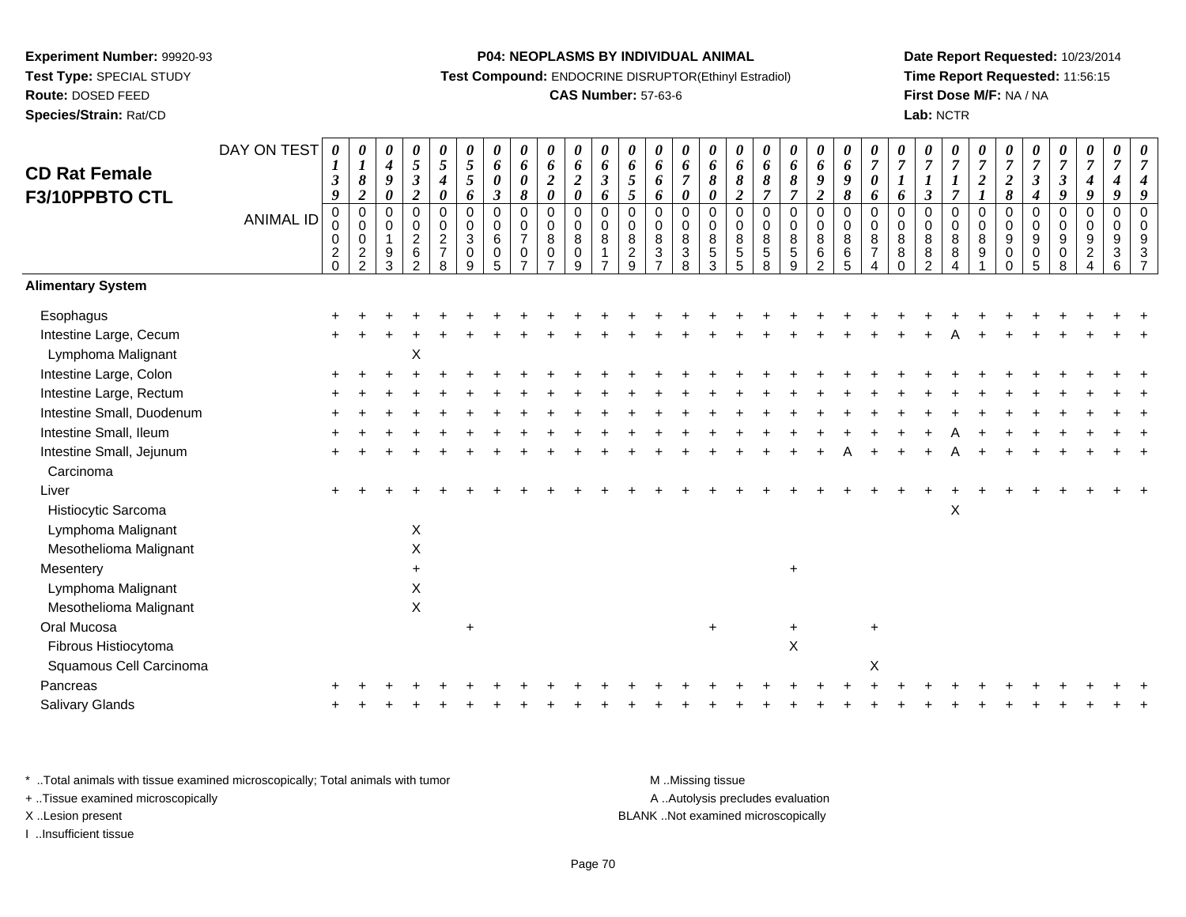**Experiment Number:** 99920-93
**Test Type:** SPECIAL STUDY
**Route:** DOSED FEED
**Species/Strain:** Rat/CD

**P04: NEOPLASMS BY INDIVIDUAL ANIMAL**
**Test Compound:** ENDOCRINE DISRUPTOR(Ethinyl Estradiol)
**CAS Number:** 57-63-6

**Date Report Requested:** 10/23/2014
**Time Report Requested:** 11:56:15
**First Dose M/F:** NA / NA
**Lab:** NCTR

## CD Rat Female F3/10PPBTO CTL

| DAY ON TEST | 0139 | 0182 | 0490 | 0532 | 0540 | 0556 | 0603 | 0608 | 0620 | 0620 | 0636 | 0655 | 0666 | 0670 | 0680 | 0682 | 0687 | 0687 | 0692 | 0698 | 0706 | 0716 | 0713 | 0717 | 0721 | 0728 | 0734 | 0739 | 0749 | 0749 | 0749 |
|---|---|---|---|---|---|---|---|---|---|---|---|---|---|---|---|---|---|---|---|---|---|---|---|---|---|---|---|---|---|---|---|
| **ANIMAL ID** | 00020 | 00222 | 00193 | 00262 | 00278 | 00309 | 00605 | 00707 | 00807 | 00809 | 00817 | 00829 | 00837 | 00838 | 00853 | 00855 | 00858 | 00859 | 00862 | 00865 | 00874 | 00880 | 00882 | 00884 | 00891 | 00900 | 00905 | 00908 | 00924 | 00936 | 00937 |
| **Alimentary System** | | | | | | | | | | | | | | | | | | | | | | | | | | | | | | | |
| Esophagus | + | + | + | + | + | + | + | + | + | + | + | + | + | + | + | + | + | + | + | + | + | + | + | + | + | + | + | + | + | + | + |
| Intestine Large, Cecum | + | + | + | + | + | + | + | + | + | + | + | + | + | + | + | + | + | + | + | + | + | + | + | A | + | + | + | + | + | + | + |
| Lymphoma Malignant | | | | X | | | | | | | | | | | | | | | | | | | | | | | | | | | |
| Intestine Large, Colon | + | + | + | + | + | + | + | + | + | + | + | + | + | + | + | + | + | + | + | + | + | + | + | + | + | + | + | + | + | + | + |
| Intestine Large, Rectum | + | + | + | + | + | + | + | + | + | + | + | + | + | + | + | + | + | + | + | + | + | + | + | + | + | + | + | + | + | + | + |
| Intestine Small, Duodenum | + | + | + | + | + | + | + | + | + | + | + | + | + | + | + | + | + | + | + | + | + | + | + | + | + | + | + | + | + | + | + |
| Intestine Small, Ileum | + | + | + | + | + | + | + | + | + | + | + | + | + | + | + | + | + | + | + | + | + | + | + | A | + | + | + | + | + | + | + |
| Intestine Small, Jejunum | + | + | + | + | + | + | + | + | + | + | + | + | + | + | + | + | + | + | + | A | + | + | + | A | + | + | + | + | + | + | + |
| Carcinoma | | | | | | | | | | | | | | | | | | | | | | | | | | | | | | | |
| Liver | + | + | + | + | + | + | + | + | + | + | + | + | + | + | + | + | + | + | + | + | + | + | + | + | + | + | + | + | + | + | + |
| Histiocytic Sarcoma | | | | | | | | | | | | | | | | | | | | | | | | X | | | | | | | |
| Lymphoma Malignant | | | | X | | | | | | | | | | | | | | | | | | | | | | | | | | | |
| Mesothelioma Malignant | | | | X | | | | | | | | | | | | | | | | | | | | | | | | | | | |
| Mesentery | | | | + | | | | | | | | | | | | | | + | | | | | | | | | | | | | |
| Lymphoma Malignant | | | | X | | | | | | | | | | | | | | | | | | | | | | | | | | | |
| Mesothelioma Malignant | | | | X | | | | | | | | | | | | | | | | | | | | | | | | | | | |
| Oral Mucosa | | | | | | + | | | | | | | | | + | | | + | | | + | | | | | | | | | | |
| Fibrous Histiocytoma | | | | | | | | | | | | | | | | | | X | | | | | | | | | | | | | |
| Squamous Cell Carcinoma | | | | | | | | | | | | | | | | | | | | | X | | | | | | | | | | |
| Pancreas | + | + | + | + | + | + | + | + | + | + | + | + | + | + | + | + | + | + | + | + | + | + | + | + | + | + | + | + | + | + | + |
| Salivary Glands | + | + | + | + | + | + | + | + | + | + | + | + | + | + | + | + | + | + | + | + | + | + | + | + | + | + | + | + | + | + | + |

* ..Total animals with tissue examined microscopically; Total animals with tumor
+ ..Tissue examined microscopically
X ..Lesion present
I ..Insufficient tissue

M ..Missing tissue
A ..Autolysis precludes evaluation
BLANK ..Not examined microscopically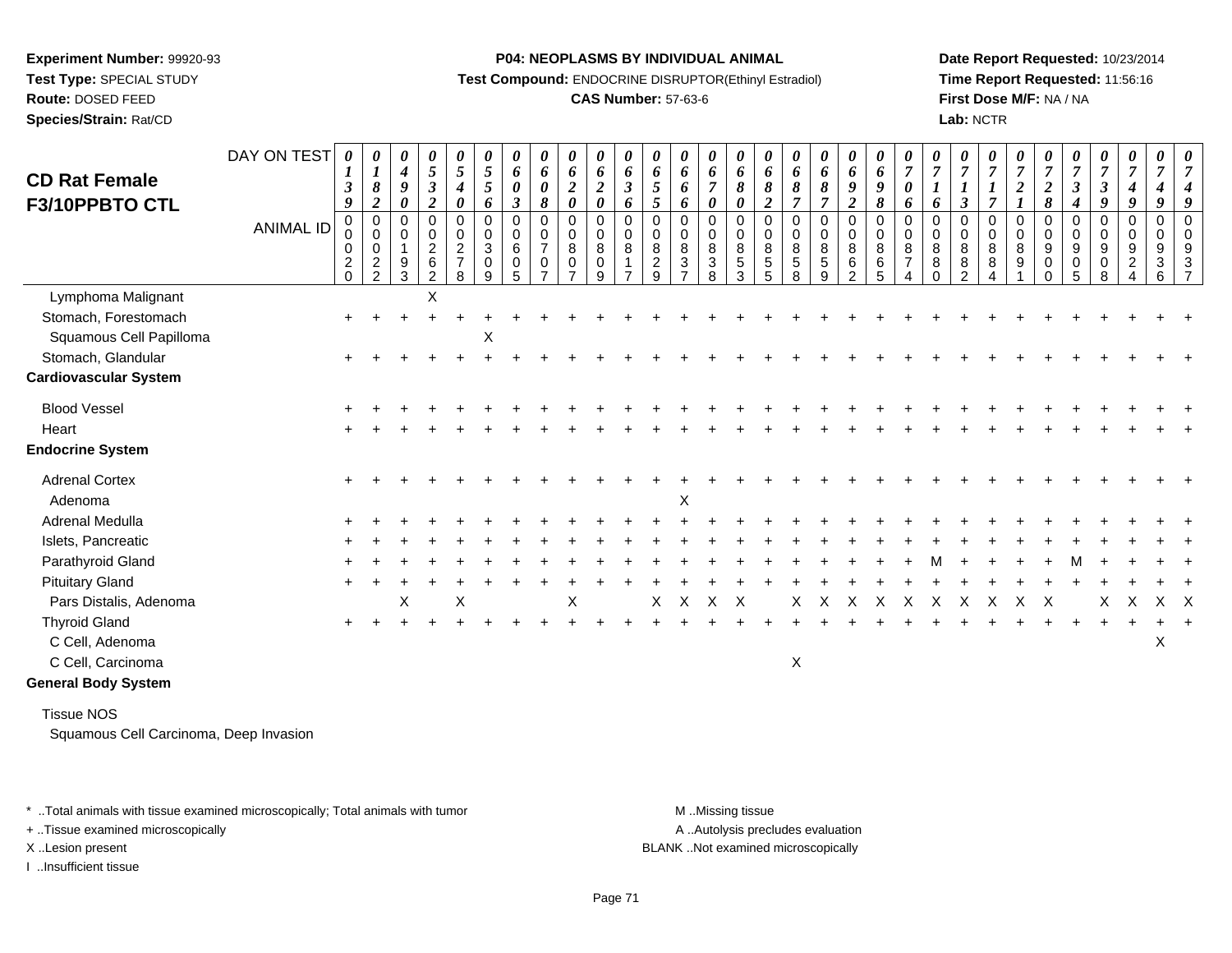**Experiment Number:** 99920-93
**Test Type:** SPECIAL STUDY
**Route:** DOSED FEED
**Species/Strain:** Rat/CD

**P04: NEOPLASMS BY INDIVIDUAL ANIMAL**
**Test Compound:** ENDOCRINE DISRUPTOR(Ethinyl Estradiol)
**CAS Number:** 57-63-6

**Date Report Requested:** 10/23/2014
**Time Report Requested:** 11:56:16
**First Dose M/F:** NA / NA
**Lab:** NCTR

## CD Rat Female F3/10PPBTO CTL

| DAY ON TEST | 0139 | 0182 | 0490 | 0532 | 0540 | 0556 | 0603 | 0608 | 0620 | 0620 | 0636 | 0655 | 0666 | 0670 | 0680 | 0682 | 0687 | 0687 | 0692 | 0698 | 0706 | 0716 | 0713 | 0717 | 0721 | 0728 | 0734 | 0739 | 0749 | 0749 | 0749 |
|---|---|---|---|---|---|---|---|---|---|---|---|---|---|---|---|---|---|---|---|---|---|---|---|---|---|---|---|---|---|---|---|
| **ANIMAL ID** | 00020 | 00022 | 00193 | 00262 | 00278 | 00309 | 00605 | 00707 | 00807 | 00809 | 00817 | 00829 | 00837 | 00838 | 00853 | 00855 | 00858 | 00859 | 00862 | 00865 | 00874 | 00880 | 00882 | 00884 | 00891 | 00900 | 00905 | 00908 | 00924 | 00936 | 00937 |
| Lymphoma Malignant | | | | X | | | | | | | | | | | | | | | | | | | | | | | | | | | |
| Stomach, Forestomach | + | + | + | + | + | + | + | + | + | + | + | + | + | + | + | + | + | + | + | + | + | + | + | + | + | + | + | + | + | + | + |
| Squamous Cell Papilloma | | | | | | X | | | | | | | | | | | | | | | | | | | | | | | | | |
| Stomach, Glandular | + | + | + | + | + | + | + | + | + | + | + | + | + | + | + | + | + | + | + | + | + | + | + | + | + | + | + | + | + | + | + |
| **Cardiovascular System** | | | | | | | | | | | | | | | | | | | | | | | | | | | | | | | |
| Blood Vessel | + | + | + | + | + | + | + | + | + | + | + | + | + | + | + | + | + | + | + | + | + | + | + | + | + | + | + | + | + | + | + |
| Heart | + | + | + | + | + | + | + | + | + | + | + | + | + | + | + | + | + | + | + | + | + | + | + | + | + | + | + | + | + | + | + |
| **Endocrine System** | | | | | | | | | | | | | | | | | | | | | | | | | | | | | | | |
| Adrenal Cortex | + | + | + | + | + | + | + | + | + | + | + | + | + | + | + | + | + | + | + | + | + | + | + | + | + | + | + | + | + | + | + |
| Adenoma | | | | | | | | | | | | | X | | | | | | | | | | | | | | | | | | |
| Adrenal Medulla | + | + | + | + | + | + | + | + | + | + | + | + | + | + | + | + | + | + | + | + | + | + | + | + | + | + | + | + | + | + | + |
| Islets, Pancreatic | + | + | + | + | + | + | + | + | + | + | + | + | + | + | + | + | + | + | + | + | + | + | + | + | + | + | + | + | + | + | + |
| Parathyroid Gland | + | + | + | + | + | + | + | + | + | + | + | + | + | + | + | + | + | + | + | + | + | M | + | + | + | + | M | + | + | + | + |
| Pituitary Gland | + | + | + | + | + | + | + | + | + | + | + | + | + | + | + | + | + | + | + | + | + | + | + | + | + | + | + | + | + | + | + |
| Pars Distalis, Adenoma | | | X | | X | | | | X | | | X | X | X | X | | X | X | X | X | X | X | X | X | X | X | | X | X | X | X |
| Thyroid Gland | + | + | + | + | + | + | + | + | + | + | + | + | + | + | + | + | + | + | + | + | + | + | + | + | + | + | + | + | + | + | + |
| C Cell, Adenoma | | | | | | | | | | | | | | | | | | | | | | | | | | | | | | X | |
| C Cell, Carcinoma | | | | | | | | | | | | | | | | | X | | | | | | | | | | | | | | |
| **General Body System** | | | | | | | | | | | | | | | | | | | | | | | | | | | | | | | |
| Tissue NOS | | | | | | | | | | | | | | | | | | | | | | | | | | | | | | | |
| Squamous Cell Carcinoma, Deep Invasion | | | | | | | | | | | | | | | | | | | | | | | | | | | | | | | |

\* ..Total animals with tissue examined microscopically; Total animals with tumor
\+ ..Tissue examined microscopically
X ..Lesion present
I ..Insufficient tissue

M ..Missing tissue
A ..Autolysis precludes evaluation
BLANK ..Not examined microscopically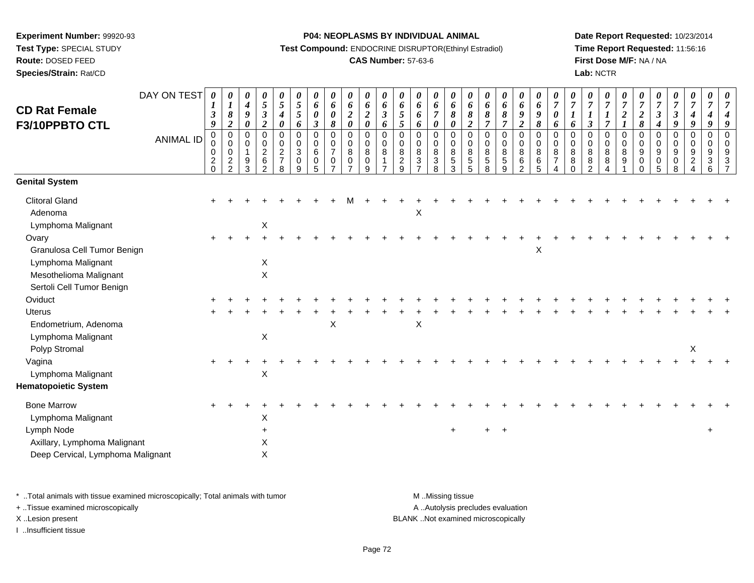**Experiment Number:** 99920-93
**Test Type:** SPECIAL STUDY
**Route:** DOSED FEED
**Species/Strain:** Rat/CD

**P04: NEOPLASMS BY INDIVIDUAL ANIMAL**
**Test Compound:** ENDOCRINE DISRUPTOR(Ethinyl Estradiol)
**CAS Number:** 57-63-6

**Date Report Requested:** 10/23/2014
**Time Report Requested:** 11:56:16
**First Dose M/F:** NA / NA
**Lab:** NCTR

## CD Rat Female F3/10PPBTO CTL

| DAY ON TEST | 0139 | 0182 | 0490 | 0532 | 0540 | 0556 | 0603 | 0608 | 0620 | 0620 | 0636 | 0655 | 0666 | 0670 | 0680 | 0682 | 0687 | 0687 | 0692 | 0698 | 0706 | 0716 | 0713 | 0717 | 0721 | 0728 | 0734 | 0739 | 0749 | 0749 | 0749 |
|---|---|---|---|---|---|---|---|---|---|---|---|---|---|---|---|---|---|---|---|---|---|---|---|---|---|---|---|---|---|---|---|
| ANIMAL ID | 00020 | 00022 | 00193 | 00262 | 00278 | 00309 | 00605 | 00707 | 00807 | 00809 | 00817 | 00829 | 00837 | 00838 | 00853 | 00855 | 00858 | 00859 | 00862 | 00865 | 00874 | 00880 | 00882 | 00884 | 00891 | 00900 | 00905 | 00908 | 00924 | 00936 | 00937 |
| **Genital System** | | | | | | | | | | | | | | | | | | | | | | | | | | | | | | | |
| Clitoral Gland | + | + | + | + | + | + | + | + | M | + | + | + | + | + | + | + | + | + | + | + | + | + | + | + | + | + | + | + | + | + | + |
| Adenoma | | | | | | | | | | | | | X | | | | | | | | | | | | | | | | | | |
| Lymphoma Malignant | | | | X | | | | | | | | | | | | | | | | | | | | | | | | | | | |
| Ovary | + | + | + | + | + | + | + | + | + | + | + | + | + | + | + | + | + | + | + | + | + | + | + | + | + | + | + | + | + | + | + |
| Granulosa Cell Tumor Benign | | | | | | | | | | | | | | | | | | | | X | | | | | | | | | | | |
| Lymphoma Malignant | | | | X | | | | | | | | | | | | | | | | | | | | | | | | | | | |
| Mesothelioma Malignant | | | | X | | | | | | | | | | | | | | | | | | | | | | | | | | | |
| Sertoli Cell Tumor Benign | | | | | | | | | | | | | | | | | | | | | | | | | | | | | | | |
| Oviduct | + | + | + | + | + | + | + | + | + | + | + | + | + | + | + | + | + | + | + | + | + | + | + | + | + | + | + | + | + | + | + |
| Uterus | + | + | + | + | + | + | + | + | + | + | + | + | + | + | + | + | + | + | + | + | + | + | + | + | + | + | + | + | + | + | + |
| Endometrium, Adenoma | | | | | | | | X | | | | | X | | | | | | | | | | | | | | | | | | |
| Lymphoma Malignant | | | | X | | | | | | | | | | | | | | | | | | | | | | | | | | | |
| Polyp Stromal | | | | | | | | | | | | | | | | | | | | | | | | | | | | | X | | |
| Vagina | + | + | + | + | + | + | + | + | + | + | + | + | + | + | + | + | + | + | + | + | + | + | + | + | + | + | + | + | + | + | + |
| Lymphoma Malignant | | | | X | | | | | | | | | | | | | | | | | | | | | | | | | | | |
| **Hematopoietic System** | | | | | | | | | | | | | | | | | | | | | | | | | | | | | | | |
| Bone Marrow | + | + | + | + | + | + | + | + | + | + | + | + | + | + | + | + | + | + | + | + | + | + | + | + | + | + | + | + | + | + | + |
| Lymphoma Malignant | | | | X | | | | | | | | | | | | | | | | | | | | | | | | | | | |
| Lymph Node | | | | + | | | | | | | | | | | + | | + | + | | | | | | | | | | | | + | |
| Axillary, Lymphoma Malignant | | | | X | | | | | | | | | | | | | | | | | | | | | | | | | | | |
| Deep Cervical, Lymphoma Malignant | | | | X | | | | | | | | | | | | | | | | | | | | | | | | | | | |

\* ..Total animals with tissue examined microscopically; Total animals with tumor
\+ ..Tissue examined microscopically
X ..Lesion present
I ..Insufficient tissue

M ..Missing tissue
A ..Autolysis precludes evaluation
BLANK ..Not examined microscopically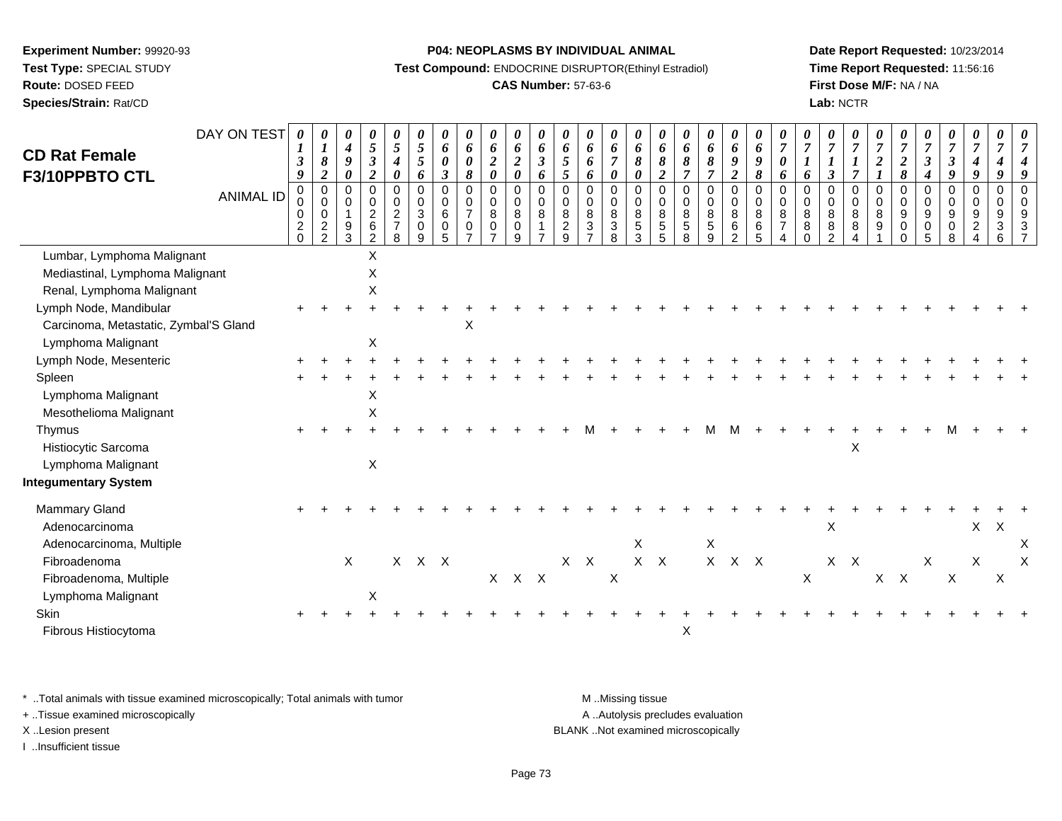**Experiment Number:** 99920-93
**Test Type:** SPECIAL STUDY
**Route:** DOSED FEED
**Species/Strain:** Rat/CD

**P04: NEOPLASMS BY INDIVIDUAL ANIMAL**
**Test Compound:** ENDOCRINE DISRUPTOR(Ethinyl Estradiol)
**CAS Number:** 57-63-6

**Date Report Requested:** 10/23/2014
**Time Report Requested:** 11:56:16
**First Dose M/F:** NA / NA
**Lab:** NCTR

## CD Rat Female F3/10PPBTO CTL

| DAY ON TEST | 0139 | 0182 | 0490 | 0532 | 0540 | 0556 | 0603 | 0608 | 0620 | 0620 | 0636 | 0655 | 0666 | 0670 | 0680 | 0682 | 0687 | 0687 | 0692 | 0698 | 0706 | 0716 | 0713 | 0717 | 0721 | 0728 | 0734 | 0739 | 0749 | 0749 | 0749 |
|---|---|---|---|---|---|---|---|---|---|---|---|---|---|---|---|---|---|---|---|---|---|---|---|---|---|---|---|---|---|---|---|
| **ANIMAL ID** | 00020 | 00022 | 00193 | 00262 | 00278 | 00309 | 00605 | 00707 | 00807 | 00809 | 00817 | 00829 | 00837 | 00838 | 00853 | 00855 | 00858 | 00859 | 00862 | 00865 | 00874 | 00880 | 00882 | 00884 | 00891 | 00900 | 00905 | 00908 | 00924 | 00936 | 00937 |
| Lumbar, Lymphoma Malignant | | | | X | | | | | | | | | | | | | | | | | | | | | | | | | | | |
| Mediastinal, Lymphoma Malignant | | | | X | | | | | | | | | | | | | | | | | | | | | | | | | | | |
| Renal, Lymphoma Malignant | | | | X | | | | | | | | | | | | | | | | | | | | | | | | | | | |
| Lymph Node, Mandibular | + | + | + | + | + | + | + | + | + | + | + | + | + | + | + | + | + | + | + | + | + | + | + | + | + | + | + | + | + | + | + |
| Carcinoma, Metastatic, Zymbal'S Gland | | | | | | | | X | | | | | | | | | | | | | | | | | | | | | | | |
| Lymphoma Malignant | | | | X | | | | | | | | | | | | | | | | | | | | | | | | | | | |
| Lymph Node, Mesenteric | + | + | + | + | + | + | + | + | + | + | + | + | + | + | + | + | + | + | + | + | + | + | + | + | + | + | + | + | + | + | + |
| Spleen | + | + | + | + | + | + | + | + | + | + | + | + | + | + | + | + | + | + | + | + | + | + | + | + | + | + | + | + | + | + | + |
| Lymphoma Malignant | | | | X | | | | | | | | | | | | | | | | | | | | | | | | | | | |
| Mesothelioma Malignant | | | | X | | | | | | | | | | | | | | | | | | | | | | | | | | | |
| Thymus | + | + | + | + | + | + | + | + | + | + | + | + | M | + | + | + | + | M | M | + | + | + | + | + | + | + | + | M | + | + | + |
| Histiocytic Sarcoma | | | | | | | | | | | | | | | | | | | | | | | | X | | | | | | | |
| Lymphoma Malignant | | | | X | | | | | | | | | | | | | | | | | | | | | | | | | | | |
| **Integumentary System** | | | | | | | | | | | | | | | | | | | | | | | | | | | | | | | |
| Mammary Gland | + | + | + | + | + | + | + | + | + | + | + | + | + | + | + | + | + | + | + | + | + | + | + | + | + | + | + | + | + | + | + |
| Adenocarcinoma | | | | | | | | | | | | | | | | | | | | | | | X | | | | | | X | X | |
| Adenocarcinoma, Multiple | | | | | | | | | | | | | | | X | | | X | | | | | | | | | | | | | X |
| Fibroadenoma | | | X | | X | X | X | | | | | X | X | | X | X | | X | X | X | | | X | X | | | X | | X | | X |
| Fibroadenoma, Multiple | | | | | | | | | X | X | X | | | X | | | | | | | | X | | | X | X | | X | | X | |
| Lymphoma Malignant | | | | X | | | | | | | | | | | | | | | | | | | | | | | | | | | |
| Skin | + | + | + | + | + | + | + | + | + | + | + | + | + | + | + | + | + | + | + | + | + | + | + | + | + | + | + | + | + | + | + |
| Fibrous Histiocytoma | | | | | | | | | | | | | | | | | X | | | | | | | | | | | | | | |

\* ..Total animals with tissue examined microscopically; Total animals with tumor
+ ..Tissue examined microscopically
X ..Lesion present
I ..Insufficient tissue

M ..Missing tissue
A ..Autolysis precludes evaluation
BLANK ..Not examined microscopically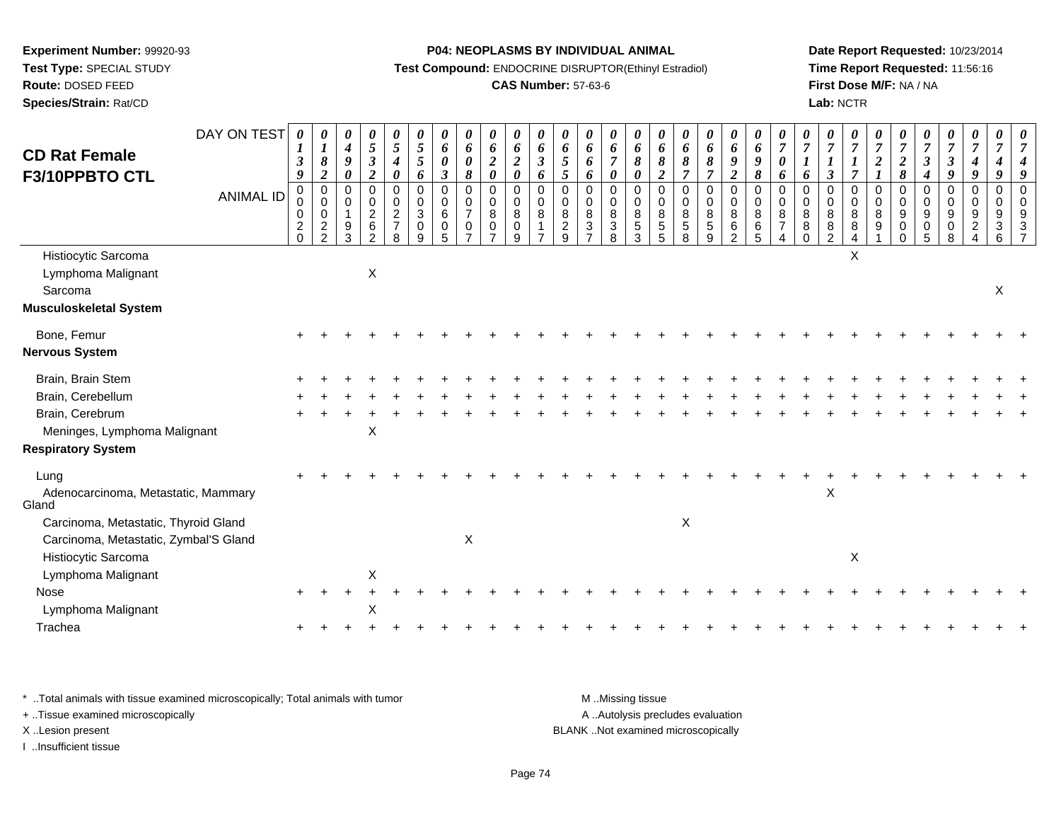**Experiment Number:** 99920-93
**Test Type:** SPECIAL STUDY
**Route:** DOSED FEED
**Species/Strain:** Rat/CD

**P04: NEOPLASMS BY INDIVIDUAL ANIMAL**
**Test Compound:** ENDOCRINE DISRUPTOR(Ethinyl Estradiol)
**CAS Number:** 57-63-6

**Date Report Requested:** 10/23/2014
**Time Report Requested:** 11:56:16
**First Dose M/F:** NA / NA
**Lab:** NCTR

## CD Rat Female F3/10PPBTO CTL

| DAY ON TEST | 0139 | 0182 | 0490 | 0532 | 0540 | 0556 | 0603 | 0608 | 0620 | 0620 | 0636 | 0655 | 0666 | 0670 | 0680 | 0682 | 0687 | 0687 | 0692 | 0698 | 0706 | 0716 | 0713 | 0717 | 0721 | 0728 | 0734 | 0739 | 0749 | 0749 |
|---|---|---|---|---|---|---|---|---|---|---|---|---|---|---|---|---|---|---|---|---|---|---|---|---|---|---|---|---|---|---|
| **ANIMAL ID** | 00020 | 00022 | 00193 | 00262 | 00278 | 00309 | 00605 | 00707 | 00807 | 00809 | 00817 | 00829 | 00837 | 00838 | 00853 | 00855 | 00858 | 00859 | 00862 | 00865 | 00874 | 00880 | 00882 | 00884 | 00891 | 00900 | 00905 | 00908 | 00924 | 00937 |
| Histiocytic Sarcoma | | | | | | | | | | | | | | | | | | | | | | | | X | | | | | | |
| Lymphoma Malignant | | | | X | | | | | | | | | | | | | | | | | | | | | | | | | | |
| Sarcoma | | | | | | | | | | | | | | | | | | | | | | | | | | | | | X | |
| **Musculoskeletal System** | | | | | | | | | | | | | | | | | | | | | | | | | | | | | | |
| Bone, Femur | + | + | + | + | + | + | + | + | + | + | + | + | + | + | + | + | + | + | + | + | + | + | + | + | + | + | + | + | + | + |
| **Nervous System** | | | | | | | | | | | | | | | | | | | | | | | | | | | | | | |
| Brain, Brain Stem | + | + | + | + | + | + | + | + | + | + | + | + | + | + | + | + | + | + | + | + | + | + | + | + | + | + | + | + | + | + |
| Brain, Cerebellum | + | + | + | + | + | + | + | + | + | + | + | + | + | + | + | + | + | + | + | + | + | + | + | + | + | + | + | + | + | + |
| Brain, Cerebrum | + | + | + | + | + | + | + | + | + | + | + | + | + | + | + | + | + | + | + | + | + | + | + | + | + | + | + | + | + | + |
| Meninges, Lymphoma Malignant | | | | X | | | | | | | | | | | | | | | | | | | | | | | | | | |
| **Respiratory System** | | | | | | | | | | | | | | | | | | | | | | | | | | | | | | |
| Lung | + | + | + | + | + | + | + | + | + | + | + | + | + | + | + | + | + | + | + | + | + | + | + | + | + | + | + | + | + | + |
| Adenocarcinoma, Metastatic, Mammary Gland | | | | | | | | | | | | | | | | | | | | | | | X | | | | | | | |
| Carcinoma, Metastatic, Thyroid Gland | | | | | | | | | | | | | | | | | X | | | | | | | | | | | | | |
| Carcinoma, Metastatic, Zymbal'S Gland | | | | | | | | X | | | | | | | | | | | | | | | | | | | | | | |
| Histiocytic Sarcoma | | | | | | | | | | | | | | | | | | | | | | | | X | | | | | | |
| Lymphoma Malignant | | | | X | | | | | | | | | | | | | | | | | | | | | | | | | | |
| Nose | + | + | + | + | + | + | + | + | + | + | + | + | + | + | + | + | + | + | + | + | + | + | + | + | + | + | + | + | + | + |
| Lymphoma Malignant | | | | X | | | | | | | | | | | | | | | | | | | | | | | | | | |
| Trachea | + | + | + | + | + | + | + | + | + | + | + | + | + | + | + | + | + | + | + | + | + | + | + | + | + | + | + | + | + | + |

* ..Total animals with tissue examined microscopically; Total animals with tumor
+ ..Tissue examined microscopically
X ..Lesion present
I ..Insufficient tissue

M ..Missing tissue
A ..Autolysis precludes evaluation
BLANK ..Not examined microscopically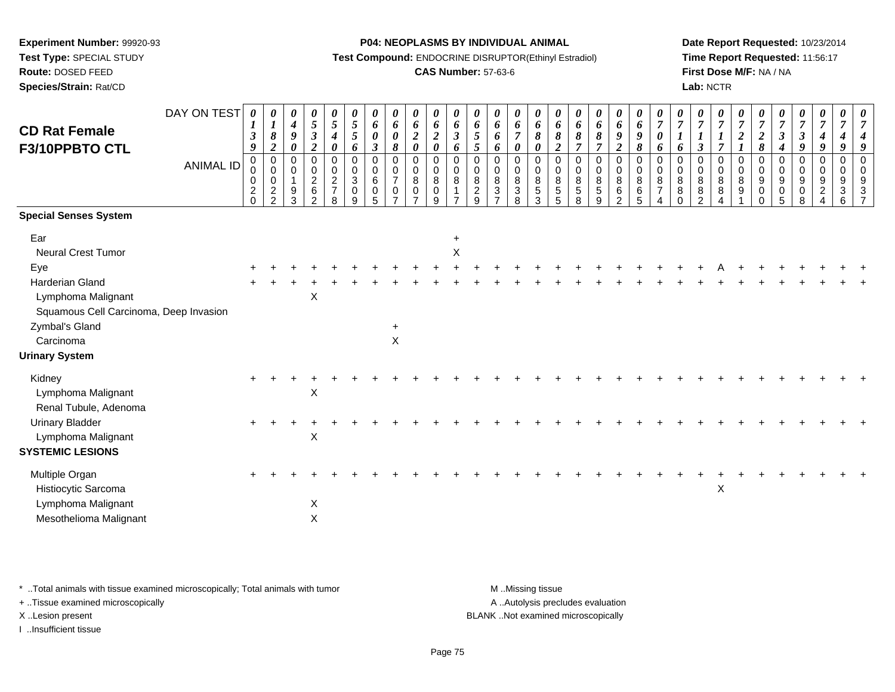**Experiment Number:** 99920-93
**Test Type:** SPECIAL STUDY
**Route:** DOSED FEED
**Species/Strain:** Rat/CD

**P04: NEOPLASMS BY INDIVIDUAL ANIMAL**
**Test Compound:** ENDOCRINE DISRUPTOR(Ethinyl Estradiol)
**CAS Number:** 57-63-6

**Date Report Requested:** 10/23/2014
**Time Report Requested:** 11:56:17
**First Dose M/F:** NA / NA
**Lab:** NCTR

## CD Rat Female F3/10PPBTO CTL

| DAY ON TEST | 0139 | 0182 | 0490 | 0532 | 0540 | 0556 | 0603 | 0608 | 0620 | 0620 | 0636 | 0655 | 0666 | 0670 | 0680 | 0682 | 0687 | 0687 | 0692 | 0698 | 0706 | 0716 | 0713 | 0717 | 0721 | 0728 | 0734 | 0739 | 0749 | 0749 |
|---|---|---|---|---|---|---|---|---|---|---|---|---|---|---|---|---|---|---|---|---|---|---|---|---|---|---|---|---|---|---|
| **ANIMAL ID** | 00020 | 00022 | 00193 | 00262 | 00278 | 00309 | 00605 | 00707 | 00807 | 00809 | 00817 | 00829 | 00837 | 00838 | 00853 | 00855 | 00858 | 00859 | 00862 | 00865 | 00874 | 00880 | 00882 | 00884 | 00891 | 00900 | 00905 | 00908 | 00924 | 00936 |
| **Special Senses System** | | | | | | | | | | | | | | | | | | | | | | | | | | | | | | |
| Ear | | | | | | | | | | | + | | | | | | | | | | | | | | | | | | | |
| Neural Crest Tumor | | | | | | | | | | | X | | | | | | | | | | | | | | | | | | | |
| Eye | + | + | + | + | + | + | + | + | + | + | + | + | + | + | + | + | + | + | + | + | + | + | + | A | + | + | + | + | + | + |
| Harderian Gland | + | + | + | + | + | + | + | + | + | + | + | + | + | + | + | + | + | + | + | + | + | + | + | + | + | + | + | + | + | + |
| Lymphoma Malignant | | | | X | | | | | | | | | | | | | | | | | | | | | | | | | | |
| Squamous Cell Carcinoma, Deep Invasion | | | | | | | | | | | | | | | | | | | | | | | | | | | | | | |
| Zymbal's Gland | | | | | | | | + | | | | | | | | | | | | | | | | | | | | | | |
| Carcinoma | | | | | | | | X | | | | | | | | | | | | | | | | | | | | | | |
| **Urinary System** | | | | | | | | | | | | | | | | | | | | | | | | | | | | | | |
| Kidney | + | + | + | + | + | + | + | + | + | + | + | + | + | + | + | + | + | + | + | + | + | + | + | + | + | + | + | + | + | + |
| Lymphoma Malignant | | | | X | | | | | | | | | | | | | | | | | | | | | | | | | | |
| Renal Tubule, Adenoma | | | | | | | | | | | | | | | | | | | | | | | | | | | | | | |
| Urinary Bladder | + | + | + | + | + | + | + | + | + | + | + | + | + | + | + | + | + | + | + | + | + | + | + | + | + | + | + | + | + | + |
| Lymphoma Malignant | | | | X | | | | | | | | | | | | | | | | | | | | | | | | | | |
| **SYSTEMIC LESIONS** | | | | | | | | | | | | | | | | | | | | | | | | | | | | | | |
| Multiple Organ | + | + | + | + | + | + | + | + | + | + | + | + | + | + | + | + | + | + | + | + | + | + | + | + | + | + | + | + | + | + |
| Histiocytic Sarcoma | | | | | | | | | | | | | | | | | | | | | | | | X | | | | | | |
| Lymphoma Malignant | | | | X | | | | | | | | | | | | | | | | | | | | | | | | | | |
| Mesothelioma Malignant | | | | X | | | | | | | | | | | | | | | | | | | | | | | | | | |

The table above shows 30 of the 31 animals on the page. The last animal column (Day on Test 0749, Animal ID 00937) is not a column in the table; all of its entries are "+" for Eye, Harderian Gland, Kidney, Urinary Bladder and Multiple Organ.

\* ..Total animals with tissue examined microscopically; Total animals with tumor
\+ ..Tissue examined microscopically
X ..Lesion present
I ..Insufficient tissue

M ..Missing tissue
A ..Autolysis precludes evaluation
BLANK ..Not examined microscopically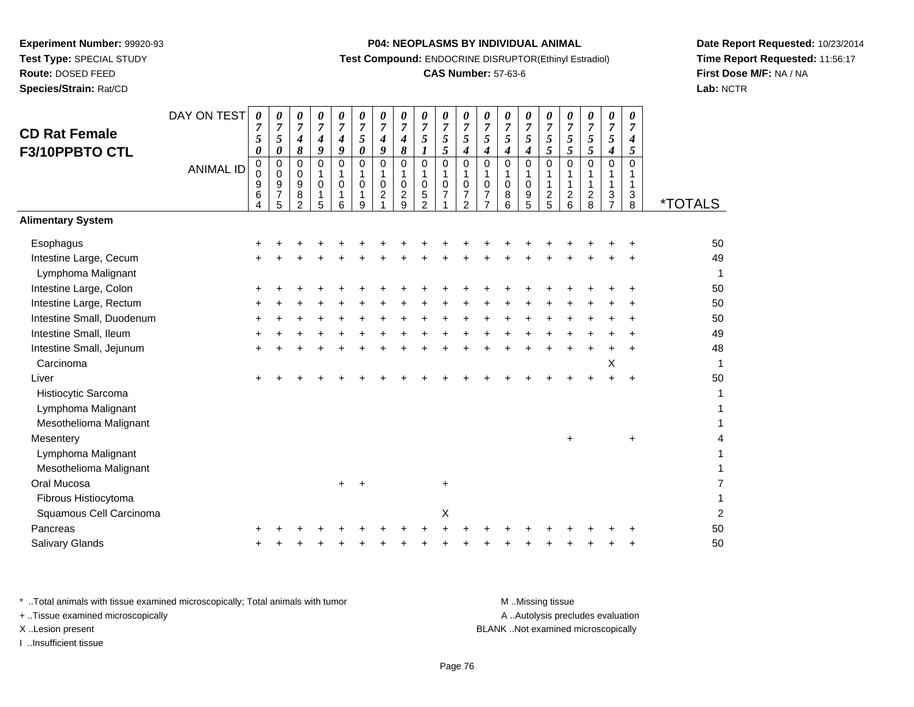**Experiment Number:** 99920-93
**Test Type:** SPECIAL STUDY
**Route:** DOSED FEED
**Species/Strain:** Rat/CD

**P04: NEOPLASMS BY INDIVIDUAL ANIMAL**
**Test Compound:** ENDOCRINE DISRUPTOR(Ethinyl Estradiol)
**CAS Number:** 57-63-6

**Date Report Requested:** 10/23/2014
**Time Report Requested:** 11:56:17
**First Dose M/F:** NA / NA
**Lab:** NCTR

## CD Rat Female F3/10PPBTO CTL

| DAY ON TEST | 0750 | 0750 | 0748 | 0749 | 0749 | 0750 | 0749 | 0748 | 0751 | 0755 | 0754 | 0754 | 0754 | 0754 | 0755 | 0755 | 0755 | 0754 | 0745 | |
|---|---|---|---|---|---|---|---|---|---|---|---|---|---|---|---|---|---|---|---|---|
| **ANIMAL ID** | 00964 | 00975 | 00982 | 01015 | 01016 | 01019 | 01021 | 01029 | 01052 | 01071 | 01072 | 01077 | 01086 | 01095 | 01125 | 01126 | 01128 | 01137 | 01138 | ***TOTALS** |
| **Alimentary System** | | | | | | | | | | | | | | | | | | | | |
| Esophagus | + | + | + | + | + | + | + | + | + | + | + | + | + | + | + | + | + | + | + | 50 |
| Intestine Large, Cecum | + | + | + | + | + | + | + | + | + | + | + | + | + | + | + | + | + | + | + | 49 |
| Lymphoma Malignant | | | | | | | | | | | | | | | | | | | | 1 |
| Intestine Large, Colon | + | + | + | + | + | + | + | + | + | + | + | + | + | + | + | + | + | + | + | 50 |
| Intestine Large, Rectum | + | + | + | + | + | + | + | + | + | + | + | + | + | + | + | + | + | + | + | 50 |
| Intestine Small, Duodenum | + | + | + | + | + | + | + | + | + | + | + | + | + | + | + | + | + | + | + | 50 |
| Intestine Small, Ileum | + | + | + | + | + | + | + | + | + | + | + | + | + | + | + | + | + | + | + | 49 |
| Intestine Small, Jejunum | + | + | + | + | + | + | + | + | + | + | + | + | + | + | + | + | + | + | + | 48 |
| Carcinoma | | | | | | | | | | | | | | | | | | X | | 1 |
| Liver | + | + | + | + | + | + | + | + | + | + | + | + | + | + | + | + | + | + | + | 50 |
| Histiocytic Sarcoma | | | | | | | | | | | | | | | | | | | | 1 |
| Lymphoma Malignant | | | | | | | | | | | | | | | | | | | | 1 |
| Mesothelioma Malignant | | | | | | | | | | | | | | | | | | | | 1 |
| Mesentery | | | | | | | | | | | | | | | | + | | | + | 4 |
| Lymphoma Malignant | | | | | | | | | | | | | | | | | | | | 1 |
| Mesothelioma Malignant | | | | | | | | | | | | | | | | | | | | 1 |
| Oral Mucosa | | | | | + | + | | | | + | | | | | | | | | | 7 |
| Fibrous Histiocytoma | | | | | | | | | | | | | | | | | | | | 1 |
| Squamous Cell Carcinoma | | | | | | | | | | X | | | | | | | | | | 2 |
| Pancreas | + | + | + | + | + | + | + | + | + | + | + | + | + | + | + | + | + | + | + | 50 |
| Salivary Glands | + | + | + | + | + | + | + | + | + | + | + | + | + | + | + | + | + | + | + | 50 |

\* ..Total animals with tissue examined microscopically; Total animals with tumor
\+ ..Tissue examined microscopically
X ..Lesion present
I ..Insufficient tissue

M ..Missing tissue
A ..Autolysis precludes evaluation
BLANK ..Not examined microscopically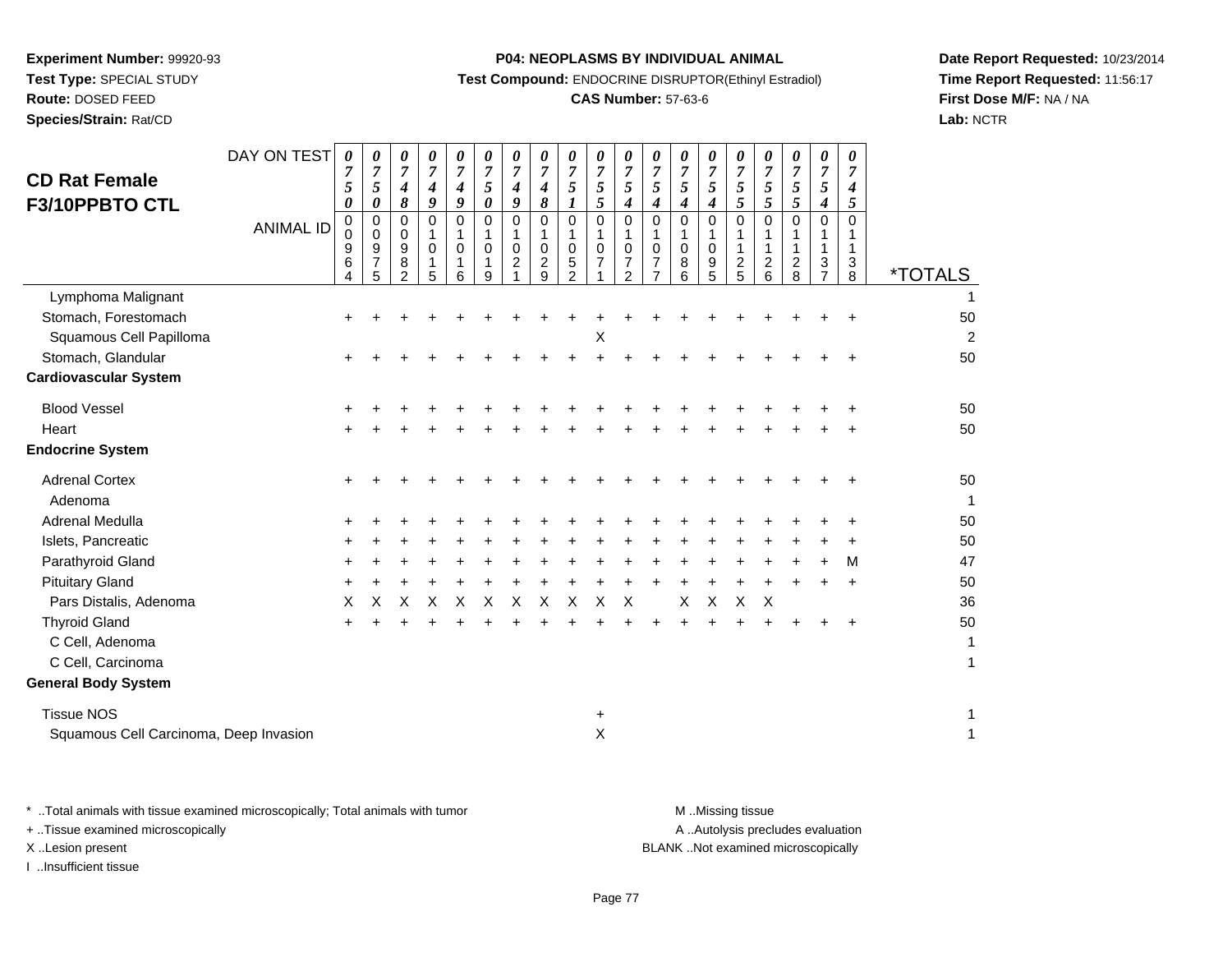**Experiment Number:** 99920-93
**Test Type:** SPECIAL STUDY
**Route:** DOSED FEED
**Species/Strain:** Rat/CD

**P04: NEOPLASMS BY INDIVIDUAL ANIMAL**
**Test Compound:** ENDOCRINE DISRUPTOR(Ethinyl Estradiol)
**CAS Number:** 57-63-6

**Date Report Requested:** 10/23/2014
**Time Report Requested:** 11:56:17
**First Dose M/F:** NA / NA
**Lab:** NCTR

## CD Rat Female F3/10PPBTO CTL

| DAY ON TEST | 0750 | 0750 | 0748 | 0749 | 0749 | 0750 | 0749 | 0748 | 0751 | 0755 | 0754 | 0754 | 0754 | 0754 | 0755 | 0755 | 0755 | 0754 | 0745 | |
|---|---|---|---|---|---|---|---|---|---|---|---|---|---|---|---|---|---|---|---|---|
| **ANIMAL ID** | 00964 | 00975 | 00982 | 01015 | 01016 | 01019 | 01021 | 01029 | 01052 | 01071 | 01072 | 01077 | 01086 | 01095 | 01125 | 01126 | 01128 | 01137 | 01138 | ***TOTALS** |
| Lymphoma Malignant | | | | | | | | | | | | | | | | | | | | 1 |
| Stomach, Forestomach | + | + | + | + | + | + | + | + | + | + | + | + | + | + | + | + | + | + | + | 50 |
| Squamous Cell Papilloma | | | | | | | | | | X | | | | | | | | | | 2 |
| Stomach, Glandular | + | + | + | + | + | + | + | + | + | + | + | + | + | + | + | + | + | + | + | 50 |
| **Cardiovascular System** | | | | | | | | | | | | | | | | | | | | |
| Blood Vessel | + | + | + | + | + | + | + | + | + | + | + | + | + | + | + | + | + | + | + | 50 |
| Heart | + | + | + | + | + | + | + | + | + | + | + | + | + | + | + | + | + | + | + | 50 |
| **Endocrine System** | | | | | | | | | | | | | | | | | | | | |
| Adrenal Cortex | + | + | + | + | + | + | + | + | + | + | + | + | + | + | + | + | + | + | + | 50 |
| Adenoma | | | | | | | | | | | | | | | | | | | | 1 |
| Adrenal Medulla | + | + | + | + | + | + | + | + | + | + | + | + | + | + | + | + | + | + | + | 50 |
| Islets, Pancreatic | + | + | + | + | + | + | + | + | + | + | + | + | + | + | + | + | + | + | + | 50 |
| Parathyroid Gland | + | + | + | + | + | + | + | + | + | + | + | + | + | + | + | + | + | + | M | 47 |
| Pituitary Gland | + | + | + | + | + | + | + | + | + | + | + | + | + | + | + | + | + | + | + | 50 |
| Pars Distalis, Adenoma | X | X | X | X | X | X | X | X | X | X | X | | X | X | X | X | | | | 36 |
| Thyroid Gland | + | + | + | + | + | + | + | + | + | + | + | + | + | + | + | + | + | + | + | 50 |
| C Cell, Adenoma | | | | | | | | | | | | | | | | | | | | 1 |
| C Cell, Carcinoma | | | | | | | | | | | | | | | | | | | | 1 |
| **General Body System** | | | | | | | | | | | | | | | | | | | | |
| Tissue NOS | | | | | | | | | | + | | | | | | | | | | 1 |
| Squamous Cell Carcinoma, Deep Invasion | | | | | | | | | | X | | | | | | | | | | 1 |

\* ..Total animals with tissue examined microscopically; Total animals with tumor
\+ ..Tissue examined microscopically
X ..Lesion present
I ..Insufficient tissue

M ..Missing tissue
A ..Autolysis precludes evaluation
BLANK ..Not examined microscopically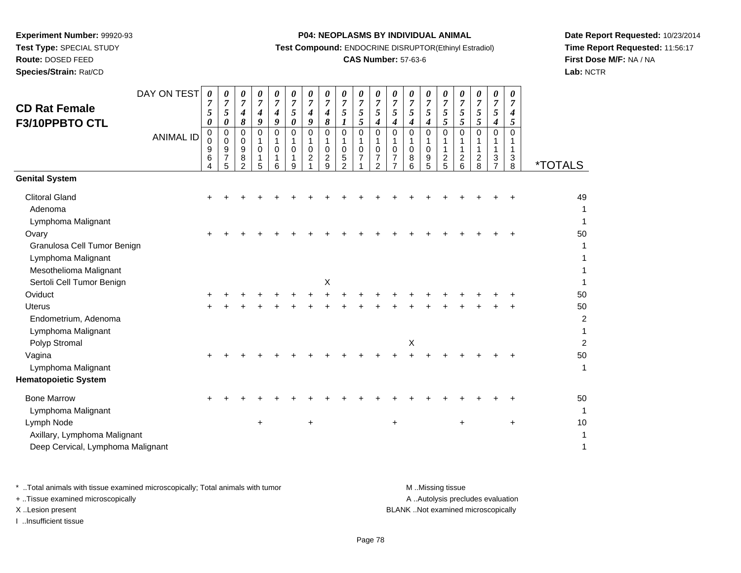**Experiment Number:** 99920-93
**Test Type:** SPECIAL STUDY
**Route:** DOSED FEED
**Species/Strain:** Rat/CD

**P04: NEOPLASMS BY INDIVIDUAL ANIMAL**
**Test Compound:** ENDOCRINE DISRUPTOR(Ethinyl Estradiol)
**CAS Number:** 57-63-6

**Date Report Requested:** 10/23/2014
**Time Report Requested:** 11:56:17
**First Dose M/F:** NA / NA
**Lab:** NCTR

## CD Rat Female F3/10PPBTO CTL

| DAY ON TEST | 0750 | 0750 | 0748 | 0749 | 0749 | 0750 | 0749 | 0748 | 0751 | 0755 | 0754 | 0754 | 0754 | 0754 | 0755 | 0755 | 0755 | 0754 | 0745 | |
|---|---|---|---|---|---|---|---|---|---|---|---|---|---|---|---|---|---|---|---|---|
| **ANIMAL ID** | 00964 | 00975 | 00982 | 01015 | 01016 | 01019 | 01021 | 01029 | 01052 | 01071 | 01072 | 01077 | 01086 | 01095 | 01125 | 01126 | 01128 | 01137 | 01138 | ***TOTALS** |
| **Genital System** | | | | | | | | | | | | | | | | | | | | |
| Clitoral Gland | + | + | + | + | + | + | + | + | + | + | + | + | + | + | + | + | + | + | + | 49 |
| Adenoma | | | | | | | | | | | | | | | | | | | | 1 |
| Lymphoma Malignant | | | | | | | | | | | | | | | | | | | | 1 |
| Ovary | + | + | + | + | + | + | + | + | + | + | + | + | + | + | + | + | + | + | + | 50 |
| Granulosa Cell Tumor Benign | | | | | | | | | | | | | | | | | | | | 1 |
| Lymphoma Malignant | | | | | | | | | | | | | | | | | | | | 1 |
| Mesothelioma Malignant | | | | | | | | | | | | | | | | | | | | 1 |
| Sertoli Cell Tumor Benign | | | | | | | | X | | | | | | | | | | | | 1 |
| Oviduct | + | + | + | + | + | + | + | + | + | + | + | + | + | + | + | + | + | + | + | 50 |
| Uterus | + | + | + | + | + | + | + | + | + | + | + | + | + | + | + | + | + | + | + | 50 |
| Endometrium, Adenoma | | | | | | | | | | | | | | | | | | | | 2 |
| Lymphoma Malignant | | | | | | | | | | | | | | | | | | | | 1 |
| Polyp Stromal | | | | | | | | | | | | | X | | | | | | | 2 |
| Vagina | + | + | + | + | + | + | + | + | + | + | + | + | + | + | + | + | + | + | + | 50 |
| Lymphoma Malignant | | | | | | | | | | | | | | | | | | | | 1 |
| **Hematopoietic System** | | | | | | | | | | | | | | | | | | | | |
| Bone Marrow | + | + | + | + | + | + | + | + | + | + | + | + | + | + | + | + | + | + | + | 50 |
| Lymphoma Malignant | | | | | | | | | | | | | | | | | | | | 1 |
| Lymph Node | | | | + | | | + | | | | | + | | | | + | | | + | 10 |
| Axillary, Lymphoma Malignant | | | | | | | | | | | | | | | | | | | | 1 |
| Deep Cervical, Lymphoma Malignant | | | | | | | | | | | | | | | | | | | | 1 |

* ..Total animals with tissue examined microscopically; Total animals with tumor
+ ..Tissue examined microscopically
X ..Lesion present
I ..Insufficient tissue

M ..Missing tissue
A ..Autolysis precludes evaluation
BLANK ..Not examined microscopically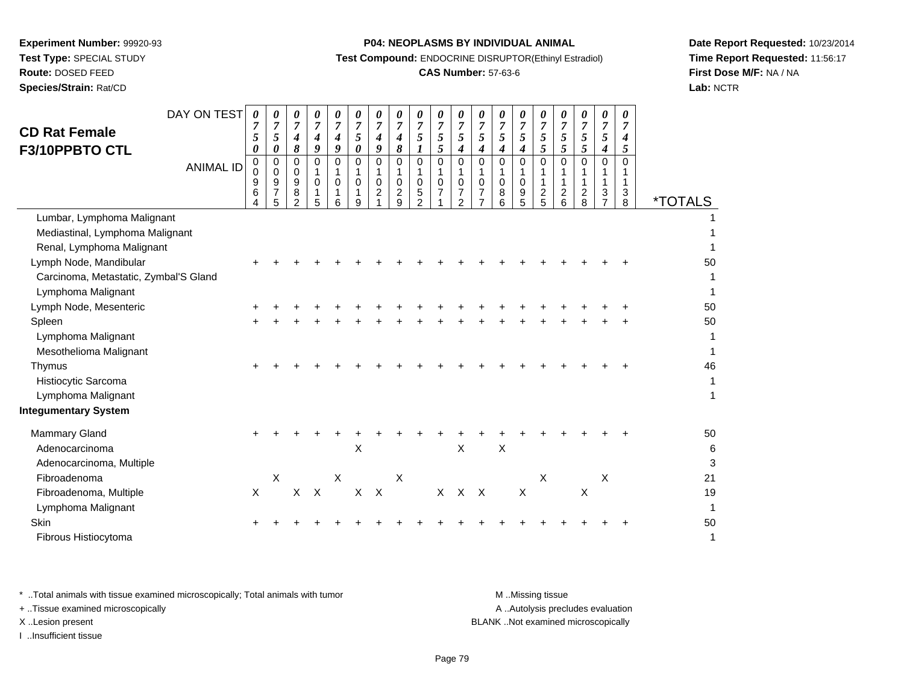**Experiment Number:** 99920-93
**Test Type:** SPECIAL STUDY
**Route:** DOSED FEED
**Species/Strain:** Rat/CD

**P04: NEOPLASMS BY INDIVIDUAL ANIMAL**
**Test Compound:** ENDOCRINE DISRUPTOR(Ethinyl Estradiol)
**CAS Number:** 57-63-6

**Date Report Requested:** 10/23/2014
**Time Report Requested:** 11:56:17
**First Dose M/F:** NA / NA
**Lab:** NCTR

## CD Rat Female F3/10PPBTO CTL

| DAY ON TEST | 0750 | 0750 | 0748 | 0749 | 0749 | 0750 | 0749 | 0748 | 0751 | 0755 | 0754 | 0754 | 0754 | 0754 | 0755 | 0755 | 0755 | 0754 | 0745 | |
|---|---|---|---|---|---|---|---|---|---|---|---|---|---|---|---|---|---|---|---|---|
| **ANIMAL ID** | 00964 | 00975 | 00982 | 01015 | 01016 | 01019 | 01021 | 01029 | 01052 | 01071 | 01072 | 01077 | 01086 | 01095 | 01125 | 01126 | 01128 | 01137 | 01138 | ***TOTALS** |
| Lumbar, Lymphoma Malignant | | | | | | | | | | | | | | | | | | | | 1 |
| Mediastinal, Lymphoma Malignant | | | | | | | | | | | | | | | | | | | | 1 |
| Renal, Lymphoma Malignant | | | | | | | | | | | | | | | | | | | | 1 |
| Lymph Node, Mandibular | + | + | + | + | + | + | + | + | + | + | + | + | + | + | + | + | + | + | + | 50 |
| Carcinoma, Metastatic, Zymbal'S Gland | | | | | | | | | | | | | | | | | | | | 1 |
| Lymphoma Malignant | | | | | | | | | | | | | | | | | | | | 1 |
| Lymph Node, Mesenteric | + | + | + | + | + | + | + | + | + | + | + | + | + | + | + | + | + | + | + | 50 |
| Spleen | + | + | + | + | + | + | + | + | + | + | + | + | + | + | + | + | + | + | + | 50 |
| Lymphoma Malignant | | | | | | | | | | | | | | | | | | | | 1 |
| Mesothelioma Malignant | | | | | | | | | | | | | | | | | | | | 1 |
| Thymus | + | + | + | + | + | + | + | + | + | + | + | + | + | + | + | + | + | + | + | 46 |
| Histiocytic Sarcoma | | | | | | | | | | | | | | | | | | | | 1 |
| Lymphoma Malignant | | | | | | | | | | | | | | | | | | | | 1 |
| **Integumentary System** | | | | | | | | | | | | | | | | | | | | |
| Mammary Gland | + | + | + | + | + | + | + | + | + | + | + | + | + | + | + | + | + | + | + | 50 |
| Adenocarcinoma | | | | | | X | | | | | X | | X | | | | | | | 6 |
| Adenocarcinoma, Multiple | | | | | | | | | | | | | | | | | | | | 3 |
| Fibroadenoma | | X | | | X | | | X | | | | | | | X | | | X | | 21 |
| Fibroadenoma, Multiple | X | | X | X | | X | X | | | X | X | X | | X | | | X | | | 19 |
| Lymphoma Malignant | | | | | | | | | | | | | | | | | | | | 1 |
| Skin | + | + | + | + | + | + | + | + | + | + | + | + | + | + | + | + | + | + | + | 50 |
| Fibrous Histiocytoma | | | | | | | | | | | | | | | | | | | | 1 |

\* ..Total animals with tissue examined microscopically; Total animals with tumor
\+ ..Tissue examined microscopically
X ..Lesion present
I ..Insufficient tissue

M ..Missing tissue
A ..Autolysis precludes evaluation
BLANK ..Not examined microscopically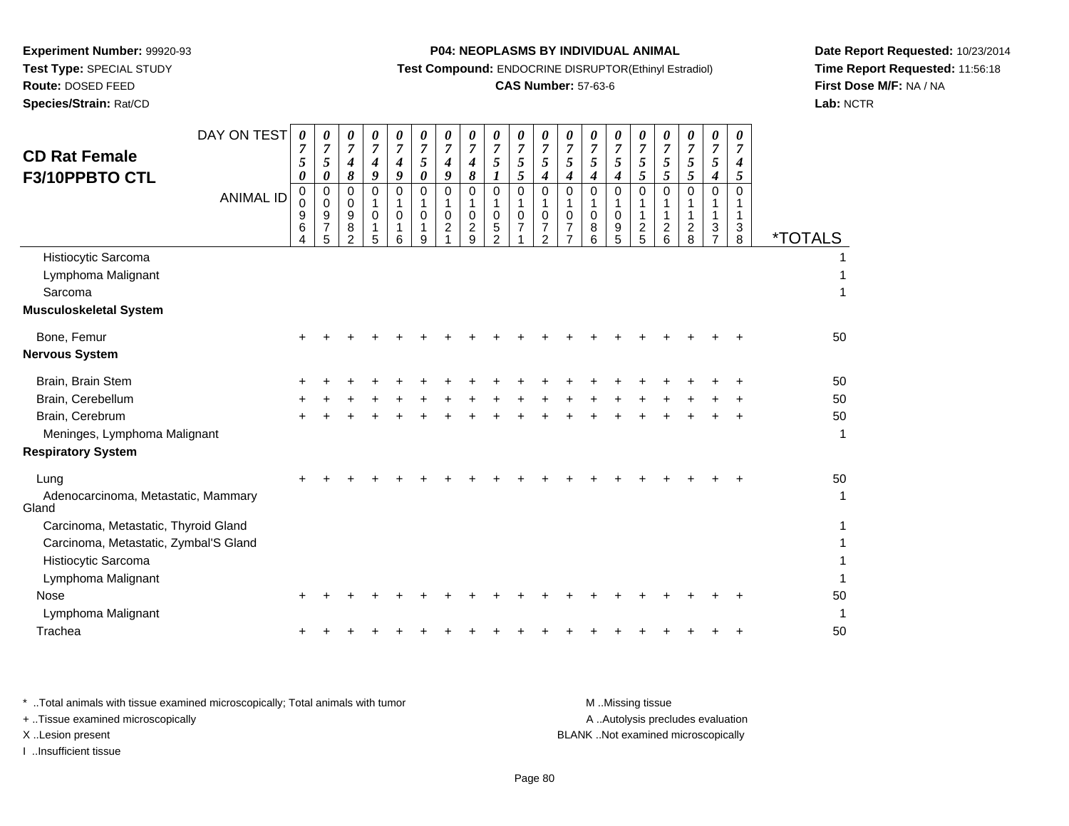**Experiment Number:** 99920-93
**Test Type:** SPECIAL STUDY
**Route:** DOSED FEED
**Species/Strain:** Rat/CD

**P04: NEOPLASMS BY INDIVIDUAL ANIMAL**
**Test Compound:** ENDOCRINE DISRUPTOR(Ethinyl Estradiol)
**CAS Number:** 57-63-6

**Date Report Requested:** 10/23/2014
**Time Report Requested:** 11:56:18
**First Dose M/F:** NA / NA
**Lab:** NCTR

## CD Rat Female F3/10PPBTO CTL

| DAY ON TEST | 0750 | 0750 | 0748 | 0749 | 0749 | 0750 | 0749 | 0748 | 0751 | 0755 | 0754 | 0754 | 0754 | 0754 | 0755 | 0755 | 0755 | 0754 | 0745 | |
|---|---|---|---|---|---|---|---|---|---|---|---|---|---|---|---|---|---|---|---|---|
| **ANIMAL ID** | 00964 | 00975 | 00982 | 01015 | 01016 | 01019 | 01021 | 01029 | 01052 | 01071 | 01072 | 01077 | 01086 | 01095 | 01125 | 01126 | 01128 | 01137 | 01138 | ***TOTALS** |
| Histiocytic Sarcoma | | | | | | | | | | | | | | | | | | | | 1 |
| Lymphoma Malignant | | | | | | | | | | | | | | | | | | | | 1 |
| Sarcoma | | | | | | | | | | | | | | | | | | | | 1 |
| **Musculoskeletal System** | | | | | | | | | | | | | | | | | | | | |
| Bone, Femur | + | + | + | + | + | + | + | + | + | + | + | + | + | + | + | + | + | + | + | 50 |
| **Nervous System** | | | | | | | | | | | | | | | | | | | | |
| Brain, Brain Stem | + | + | + | + | + | + | + | + | + | + | + | + | + | + | + | + | + | + | + | 50 |
| Brain, Cerebellum | + | + | + | + | + | + | + | + | + | + | + | + | + | + | + | + | + | + | + | 50 |
| Brain, Cerebrum | + | + | + | + | + | + | + | + | + | + | + | + | + | + | + | + | + | + | + | 50 |
| Meninges, Lymphoma Malignant | | | | | | | | | | | | | | | | | | | | 1 |
| **Respiratory System** | | | | | | | | | | | | | | | | | | | | |
| Lung | + | + | + | + | + | + | + | + | + | + | + | + | + | + | + | + | + | + | + | 50 |
| Adenocarcinoma, Metastatic, Mammary Gland | | | | | | | | | | | | | | | | | | | | 1 |
| Carcinoma, Metastatic, Thyroid Gland | | | | | | | | | | | | | | | | | | | | 1 |
| Carcinoma, Metastatic, Zymbal'S Gland | | | | | | | | | | | | | | | | | | | | 1 |
| Histiocytic Sarcoma | | | | | | | | | | | | | | | | | | | | 1 |
| Lymphoma Malignant | | | | | | | | | | | | | | | | | | | | 1 |
| Nose | + | + | + | + | + | + | + | + | + | + | + | + | + | + | + | + | + | + | + | 50 |
| Lymphoma Malignant | | | | | | | | | | | | | | | | | | | | 1 |
| Trachea | + | + | + | + | + | + | + | + | + | + | + | + | + | + | + | + | + | + | + | 50 |

* ..Total animals with tissue examined microscopically; Total animals with tumor
+ ..Tissue examined microscopically
X ..Lesion present
I ..Insufficient tissue

M ..Missing tissue
A ..Autolysis precludes evaluation
BLANK ..Not examined microscopically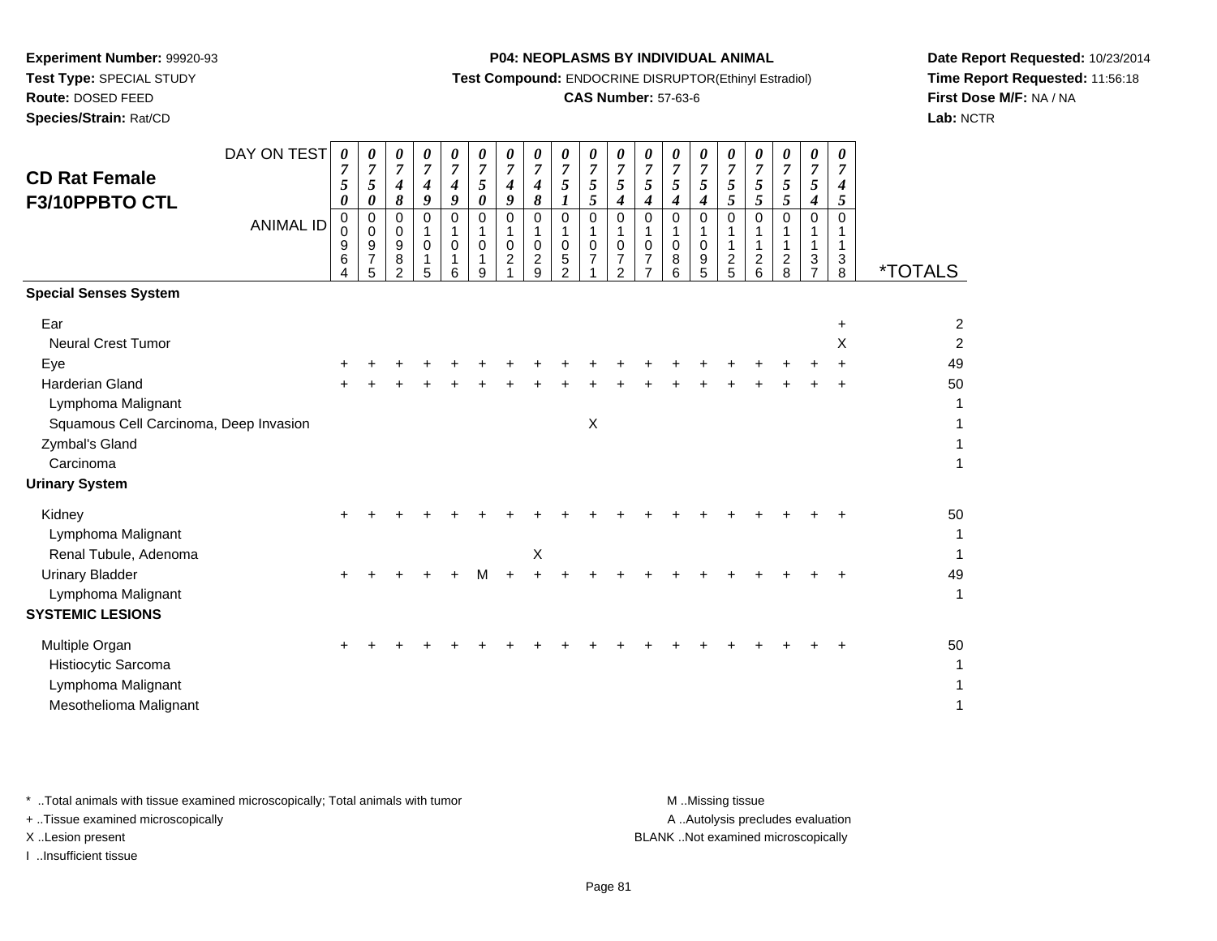**Experiment Number:** 99920-93
**Test Type:** SPECIAL STUDY
**Route:** DOSED FEED
**Species/Strain:** Rat/CD

**P04: NEOPLASMS BY INDIVIDUAL ANIMAL**
**Test Compound:** ENDOCRINE DISRUPTOR(Ethinyl Estradiol)
**CAS Number:** 57-63-6

**Date Report Requested:** 10/23/2014
**Time Report Requested:** 11:56:18
**First Dose M/F:** NA / NA
**Lab:** NCTR

## CD Rat Female F3/10PPBTO CTL

| DAY ON TEST | 0750 | 0750 | 0748 | 0749 | 0749 | 0750 | 0749 | 0748 | 0751 | 0755 | 0754 | 0754 | 0754 | 0754 | 0755 | 0755 | 0755 | 0754 | 0745 | |
|---|---|---|---|---|---|---|---|---|---|---|---|---|---|---|---|---|---|---|---|---|
| **ANIMAL ID** | 00964 | 00975 | 00982 | 01015 | 01016 | 01019 | 01021 | 01029 | 01052 | 01071 | 01072 | 01077 | 01086 | 01095 | 01125 | 01126 | 01128 | 01137 | 01138 | ***TOTALS** |
| **Special Senses System** | | | | | | | | | | | | | | | | | | | | |
| Ear | | | | | | | | | | | | | | | | | | | + | 2 |
| Neural Crest Tumor | | | | | | | | | | | | | | | | | | | X | 2 |
| Eye | + | + | + | + | + | + | + | + | + | + | + | + | + | + | + | + | + | + | + | 49 |
| Harderian Gland | + | + | + | + | + | + | + | + | + | + | + | + | + | + | + | + | + | + | + | 50 |
| Lymphoma Malignant | | | | | | | | | | | | | | | | | | | | 1 |
| Squamous Cell Carcinoma, Deep Invasion | | | | | | | | | | X | | | | | | | | | | 1 |
| Zymbal's Gland | | | | | | | | | | | | | | | | | | | | 1 |
| Carcinoma | | | | | | | | | | | | | | | | | | | | 1 |
| **Urinary System** | | | | | | | | | | | | | | | | | | | | |
| Kidney | + | + | + | + | + | + | + | + | + | + | + | + | + | + | + | + | + | + | + | 50 |
| Lymphoma Malignant | | | | | | | | | | | | | | | | | | | | 1 |
| Renal Tubule, Adenoma | | | | | | | | X | | | | | | | | | | | | 1 |
| Urinary Bladder | + | + | + | + | + | M | + | + | + | + | + | + | + | + | + | + | + | + | + | 49 |
| Lymphoma Malignant | | | | | | | | | | | | | | | | | | | | 1 |
| **SYSTEMIC LESIONS** | | | | | | | | | | | | | | | | | | | | |
| Multiple Organ | + | + | + | + | + | + | + | + | + | + | + | + | + | + | + | + | + | + | + | 50 |
| Histiocytic Sarcoma | | | | | | | | | | | | | | | | | | | | 1 |
| Lymphoma Malignant | | | | | | | | | | | | | | | | | | | | 1 |
| Mesothelioma Malignant | | | | | | | | | | | | | | | | | | | | 1 |

\* ..Total animals with tissue examined microscopically; Total animals with tumor
\+ ..Tissue examined microscopically
X ..Lesion present
I ..Insufficient tissue

M ..Missing tissue
A ..Autolysis precludes evaluation
BLANK ..Not examined microscopically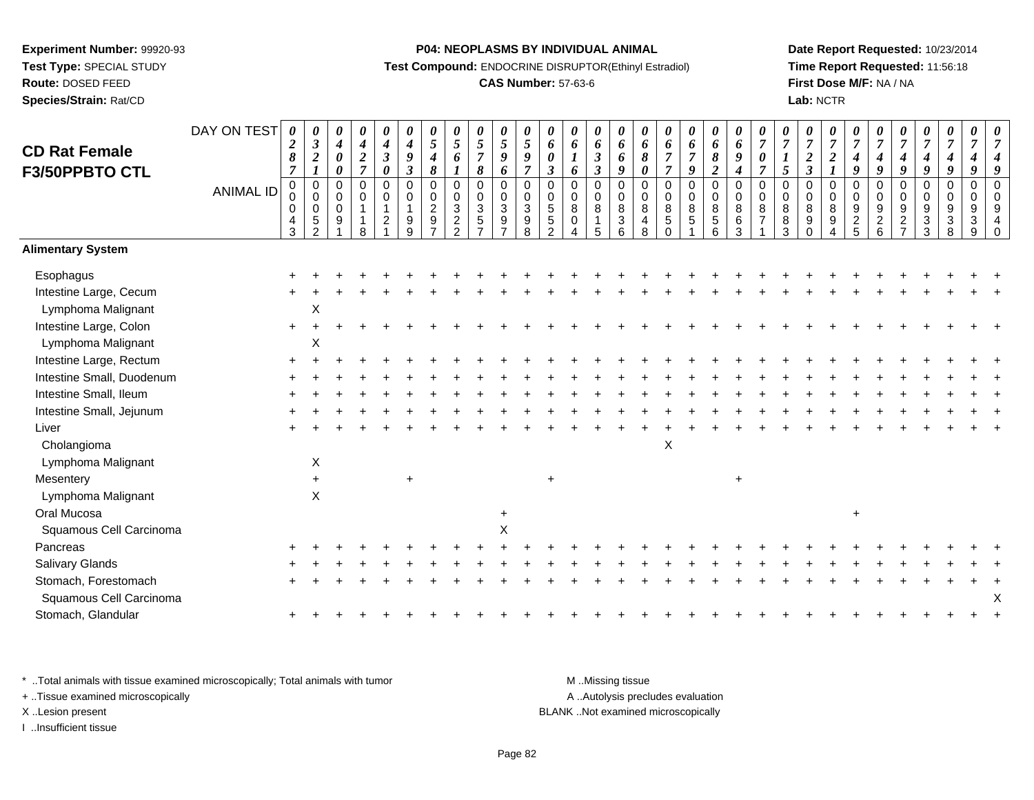**Experiment Number:** 99920-93
**Test Type:** SPECIAL STUDY
**Route:** DOSED FEED
**Species/Strain:** Rat/CD

**P04: NEOPLASMS BY INDIVIDUAL ANIMAL**
**Test Compound:** ENDOCRINE DISRUPTOR(Ethinyl Estradiol)
**CAS Number:** 57-63-6

**Date Report Requested:** 10/23/2014
**Time Report Requested:** 11:56:18
**First Dose M/F:** NA / NA
**Lab:** NCTR

## CD Rat Female F3/50PPBTO CTL

| DAY ON TEST | 0287 | 0321 | 0400 | 0427 | 0430 | 0493 | 0548 | 0561 | 0578 | 0596 | 0597 | 0603 | 0616 | 0633 | 0669 | 0680 | 0677 | 0679 | 0682 | 0694 | 0707 | 0715 | 0723 | 0721 | 0749 | 0749 | 0749 | 0749 | 0749 | 0749 | 0749 |
|---|---|---|---|---|---|---|---|---|---|---|---|---|---|---|---|---|---|---|---|---|---|---|---|---|---|---|---|---|---|---|---|
| **ANIMAL ID** | 00043 | 00052 | 00091 | 00118 | 00121 | 00199 | 00297 | 00322 | 00357 | 00397 | 00398 | 00552 | 00804 | 00815 | 00836 | 00848 | 00850 | 00851 | 00856 | 00863 | 00871 | 00883 | 00890 | 00894 | 00925 | 00926 | 00927 | 00933 | 00938 | 00939 | 00940 |
| **Alimentary System** | | | | | | | | | | | | | | | | | | | | | | | | | | | | | | | |
| Esophagus | + | + | + | + | + | + | + | + | + | + | + | + | + | + | + | + | + | + | + | + | + | + | + | + | + | + | + | + | + | + | + |
| Intestine Large, Cecum | + | + | + | + | + | + | + | + | + | + | + | + | + | + | + | + | + | + | + | + | + | + | + | + | + | + | + | + | + | + | + |
| Lymphoma Malignant | | X | | | | | | | | | | | | | | | | | | | | | | | | | | | | | |
| Intestine Large, Colon | + | + | + | + | + | + | + | + | + | + | + | + | + | + | + | + | + | + | + | + | + | + | + | + | + | + | + | + | + | + | + |
| Lymphoma Malignant | | X | | | | | | | | | | | | | | | | | | | | | | | | | | | | | |
| Intestine Large, Rectum | + | + | + | + | + | + | + | + | + | + | + | + | + | + | + | + | + | + | + | + | + | + | + | + | + | + | + | + | + | + | + |
| Intestine Small, Duodenum | + | + | + | + | + | + | + | + | + | + | + | + | + | + | + | + | + | + | + | + | + | + | + | + | + | + | + | + | + | + | + |
| Intestine Small, Ileum | + | + | + | + | + | + | + | + | + | + | + | + | + | + | + | + | + | + | + | + | + | + | + | + | + | + | + | + | + | + | + |
| Intestine Small, Jejunum | + | + | + | + | + | + | + | + | + | + | + | + | + | + | + | + | + | + | + | + | + | + | + | + | + | + | + | + | + | + | + |
| Liver | + | + | + | + | + | + | + | + | + | + | + | + | + | + | + | + | + | + | + | + | + | + | + | + | + | + | + | + | + | + | + |
| Cholangioma | | | | | | | | | | | | | | | | | X | | | | | | | | | | | | | | |
| Lymphoma Malignant | | X | | | | | | | | | | | | | | | | | | | | | | | | | | | | | |
| Mesentery | | + | | | | + | | | | | | + | | | | | | | | + | | | | | | | | | | | |
| Lymphoma Malignant | | X | | | | | | | | | | | | | | | | | | | | | | | | | | | | | |
| Oral Mucosa | | | | | | | | | | + | | | | | | | | | | | | | | | + | | | | | | |
| Squamous Cell Carcinoma | | | | | | | | | | X | | | | | | | | | | | | | | | | | | | | | |
| Pancreas | + | + | + | + | + | + | + | + | + | + | + | + | + | + | + | + | + | + | + | + | + | + | + | + | + | + | + | + | + | + | + |
| Salivary Glands | + | + | + | + | + | + | + | + | + | + | + | + | + | + | + | + | + | + | + | + | + | + | + | + | + | + | + | + | + | + | + |
| Stomach, Forestomach | + | + | + | + | + | + | + | + | + | + | + | + | + | + | + | + | + | + | + | + | + | + | + | + | + | + | + | + | + | + | + |
| Squamous Cell Carcinoma | | | | | | | | | | | | | | | | | | | | | | | | | | | | | | | X |
| Stomach, Glandular | + | + | + | + | + | + | + | + | + | + | + | + | + | + | + | + | + | + | + | + | + | + | + | + | + | + | + | + | + | + | + |

\* ..Total animals with tissue examined microscopically; Total animals with tumor
\+ ..Tissue examined microscopically
X ..Lesion present
I ..Insufficient tissue

M ..Missing tissue
A ..Autolysis precludes evaluation
BLANK ..Not examined microscopically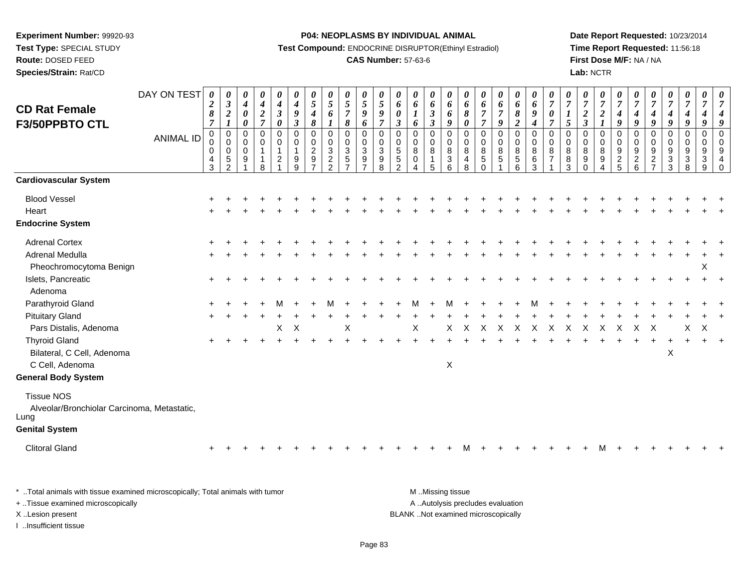**Experiment Number:** 99920-93
**Test Type:** SPECIAL STUDY
**Route:** DOSED FEED
**Species/Strain:** Rat/CD

**P04: NEOPLASMS BY INDIVIDUAL ANIMAL**
**Test Compound:** ENDOCRINE DISRUPTOR(Ethinyl Estradiol)
**CAS Number:** 57-63-6

**Date Report Requested:** 10/23/2014
**Time Report Requested:** 11:56:18
**First Dose M/F:** NA / NA
**Lab:** NCTR

# CD Rat Female F3/50PPBTO CTL

| DAY ON TEST | 0287 | 0321 | 0400 | 0427 | 0430 | 0493 | 0548 | 0561 | 0578 | 0596 | 0597 | 0603 | 0616 | 0633 | 0669 | 0680 | 0677 | 0679 | 0682 | 0694 | 0707 | 0715 | 0723 | 0721 | 0749 | 0749 | 0749 | 0749 | 0749 | 0749 | 0749 |
|---|---|---|---|---|---|---|---|---|---|---|---|---|---|---|---|---|---|---|---|---|---|---|---|---|---|---|---|---|---|---|---|
| **ANIMAL ID** | 0043 | 0052 | 0091 | 0118 | 0121 | 0199 | 0297 | 0322 | 0357 | 0397 | 0398 | 0552 | 0804 | 0815 | 0836 | 0848 | 0850 | 0851 | 0856 | 0863 | 0871 | 0883 | 0890 | 0894 | 0925 | 0926 | 0927 | 0933 | 0938 | 0939 | 0940 |
| **Cardiovascular System** | | | | | | | | | | | | | | | | | | | | | | | | | | | | | | | |
| Blood Vessel | + | + | + | + | + | + | + | + | + | + | + | + | + | + | + | + | + | + | + | + | + | + | + | + | + | + | + | + | + | + | + |
| Heart | + | + | + | + | + | + | + | + | + | + | + | + | + | + | + | + | + | + | + | + | + | + | + | + | + | + | + | + | + | + | + |
| **Endocrine System** | | | | | | | | | | | | | | | | | | | | | | | | | | | | | | | |
| Adrenal Cortex | + | + | + | + | + | + | + | + | + | + | + | + | + | + | + | + | + | + | + | + | + | + | + | + | + | + | + | + | + | + | + |
| Adrenal Medulla | + | + | + | + | + | + | + | + | + | + | + | + | + | + | + | + | + | + | + | + | + | + | + | + | + | + | + | + | + | + | + |
| Pheochromocytoma Benign | | | | | | | | | | | | | | | | | | | | | | | | | | | | | | X | |
| Islets, Pancreatic | + | + | + | + | + | + | + | + | + | + | + | + | + | + | + | + | + | + | + | + | + | + | + | + | + | + | + | + | + | + | + |
| Adenoma | | | | | | | | | | | | | | | | | | | | | | | | | | | | | | | |
| Parathyroid Gland | + | + | + | + | M | + | + | M | + | + | + | + | M | + | M | + | + | + | + | M | + | + | + | + | + | + | + | + | + | + | + |
| Pituitary Gland | + | + | + | + | + | + | + | + | + | + | + | + | + | + | + | + | + | + | + | + | + | + | + | + | + | + | + | + | + | + | + |
| Pars Distalis, Adenoma | | | | | X | X | | | X | | | | X | | X | X | X | X | X | X | X | X | X | X | X | X | X | | X | X | |
| Thyroid Gland | + | + | + | + | + | + | + | + | + | + | + | + | + | + | + | + | + | + | + | + | + | + | + | + | + | + | + | + | + | + | + |
| Bilateral, C Cell, Adenoma | | | | | | | | | | | | | | | | | | | | | | | | | | | | X | | | |
| C Cell, Adenoma | | | | | | | | | | | | | | | X | | | | | | | | | | | | | | | | |
| **General Body System** | | | | | | | | | | | | | | | | | | | | | | | | | | | | | | | |
| Tissue NOS | | | | | | | | | | | | | | | | | | | | | | | | | | | | | | | |
| Alveolar/Bronchiolar Carcinoma, Metastatic, Lung | | | | | | | | | | | | | | | | | | | | | | | | | | | | | | | |
| **Genital System** | | | | | | | | | | | | | | | | | | | | | | | | | | | | | | | |
| Clitoral Gland | + | + | + | + | + | + | + | + | + | + | + | + | + | + | + | M | + | + | + | + | + | + | + | M | + | + | + | + | + | + | + |

* ..Total animals with tissue examined microscopically; Total animals with tumor
+ ..Tissue examined microscopically
X ..Lesion present
I ..Insufficient tissue

M ..Missing tissue
A ..Autolysis precludes evaluation
BLANK ..Not examined microscopically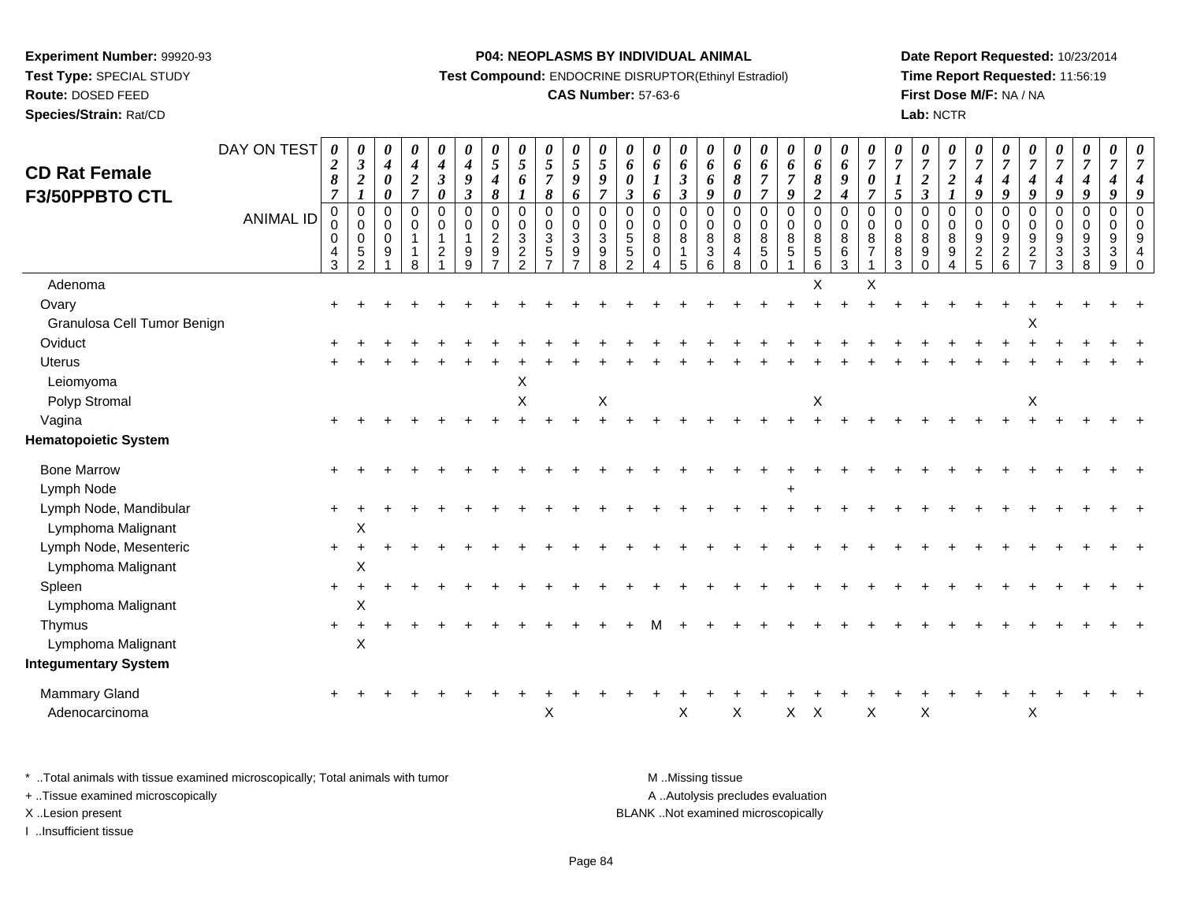**Experiment Number:** 99920-93
**Test Type:** SPECIAL STUDY
**Route:** DOSED FEED
**Species/Strain:** Rat/CD

**P04: NEOPLASMS BY INDIVIDUAL ANIMAL**
**Test Compound:** ENDOCRINE DISRUPTOR(Ethinyl Estradiol)
**CAS Number:** 57-63-6

**Date Report Requested:** 10/23/2014
**Time Report Requested:** 11:56:19
**First Dose M/F:** NA / NA
**Lab:** NCTR

## CD Rat Female F3/50PPBTO CTL

| DAY ON TEST | 0287 | 0321 | 0400 | 0427 | 0430 | 0493 | 0548 | 0561 | 0578 | 0596 | 0597 | 0603 | 0616 | 0633 | 0669 | 0680 | 0677 | 0679 | 0682 | 0694 | 0707 | 0715 | 0723 | 0721 | 0749 | 0749 | 0749 | 0749 | 0749 | 0749 |
|---|---|---|---|---|---|---|---|---|---|---|---|---|---|---|---|---|---|---|---|---|---|---|---|---|---|---|---|---|---|---|
| **ANIMAL ID** | 00043 | 00052 | 00091 | 00118 | 00121 | 00199 | 00297 | 00322 | 00357 | 00397 | 00398 | 00552 | 00804 | 00815 | 00836 | 00848 | 00850 | 00851 | 00856 | 00863 | 00871 | 00883 | 00890 | 00894 | 00925 | 00926 | 00927 | 00933 | 00938 | 00939 | 00940 |
| Adenoma | | | | | | | | | | | | | | | | | | | X | | X | | | | | | | | | | |
| Ovary | + | + | + | + | + | + | + | + | + | + | + | + | + | + | + | + | + | + | + | + | + | + | + | + | + | + | + | + | + | + |
| Granulosa Cell Tumor Benign | | | | | | | | | | | | | | | | | | | | | | | | | | | X | | | | |
| Oviduct | + | + | + | + | + | + | + | + | + | + | + | + | + | + | + | + | + | + | + | + | + | + | + | + | + | + | + | + | + | + |
| Uterus | + | + | + | + | + | + | + | + | + | + | + | + | + | + | + | + | + | + | + | + | + | + | + | + | + | + | + | + | + | + |
| Leiomyoma | | | | | | | | X | | | | | | | | | | | | | | | | | | | | | | | |
| Polyp Stromal | | | | | | | | X | | | X | | | | | | | | X | | | | | | | | X | | | | |
| Vagina | + | + | + | + | + | + | + | + | + | + | + | + | + | + | + | + | + | + | + | + | + | + | + | + | + | + | + | + | + | + |
| **Hematopoietic System** | | | | | | | | | | | | | | | | | | | | | | | | | | | | | | | |
| Bone Marrow | + | + | + | + | + | + | + | + | + | + | + | + | + | + | + | + | + | + | + | + | + | + | + | + | + | + | + | + | + | + |
| Lymph Node | | | | | | | | | | | | | | | | | | + | | | | | | | | | | | | | |
| Lymph Node, Mandibular | + | + | + | + | + | + | + | + | + | + | + | + | + | + | + | + | + | + | + | + | + | + | + | + | + | + | + | + | + | + |
| Lymphoma Malignant | | X | | | | | | | | | | | | | | | | | | | | | | | | | | | | | |
| Lymph Node, Mesenteric | + | + | + | + | + | + | + | + | + | + | + | + | + | + | + | + | + | + | + | + | + | + | + | + | + | + | + | + | + | + |
| Lymphoma Malignant | | X | | | | | | | | | | | | | | | | | | | | | | | | | | | | | |
| Spleen | + | + | + | + | + | + | + | + | + | + | + | + | + | + | + | + | + | + | + | + | + | + | + | + | + | + | + | + | + | + |
| Lymphoma Malignant | | X | | | | | | | | | | | | | | | | | | | | | | | | | | | | | |
| Thymus | + | + | + | + | + | + | + | + | + | + | + | + | M | + | + | + | + | + | + | + | + | + | + | + | + | + | + | + | + | + |
| Lymphoma Malignant | | X | | | | | | | | | | | | | | | | | | | | | | | | | | | | | |
| **Integumentary System** | | | | | | | | | | | | | | | | | | | | | | | | | | | | | | | |
| Mammary Gland | + | + | + | + | + | + | + | + | + | + | + | + | + | + | + | + | + | + | + | + | + | + | + | + | + | + | + | + | + | + |
| Adenocarcinoma | | | | | | | | | X | | | | | X | | X | | X | X | | X | | X | | | | X | | | | |

\* ..Total animals with tissue examined microscopically; Total animals with tumor
\+ ..Tissue examined microscopically
X ..Lesion present
I ..Insufficient tissue

M ..Missing tissue
A ..Autolysis precludes evaluation
BLANK ..Not examined microscopically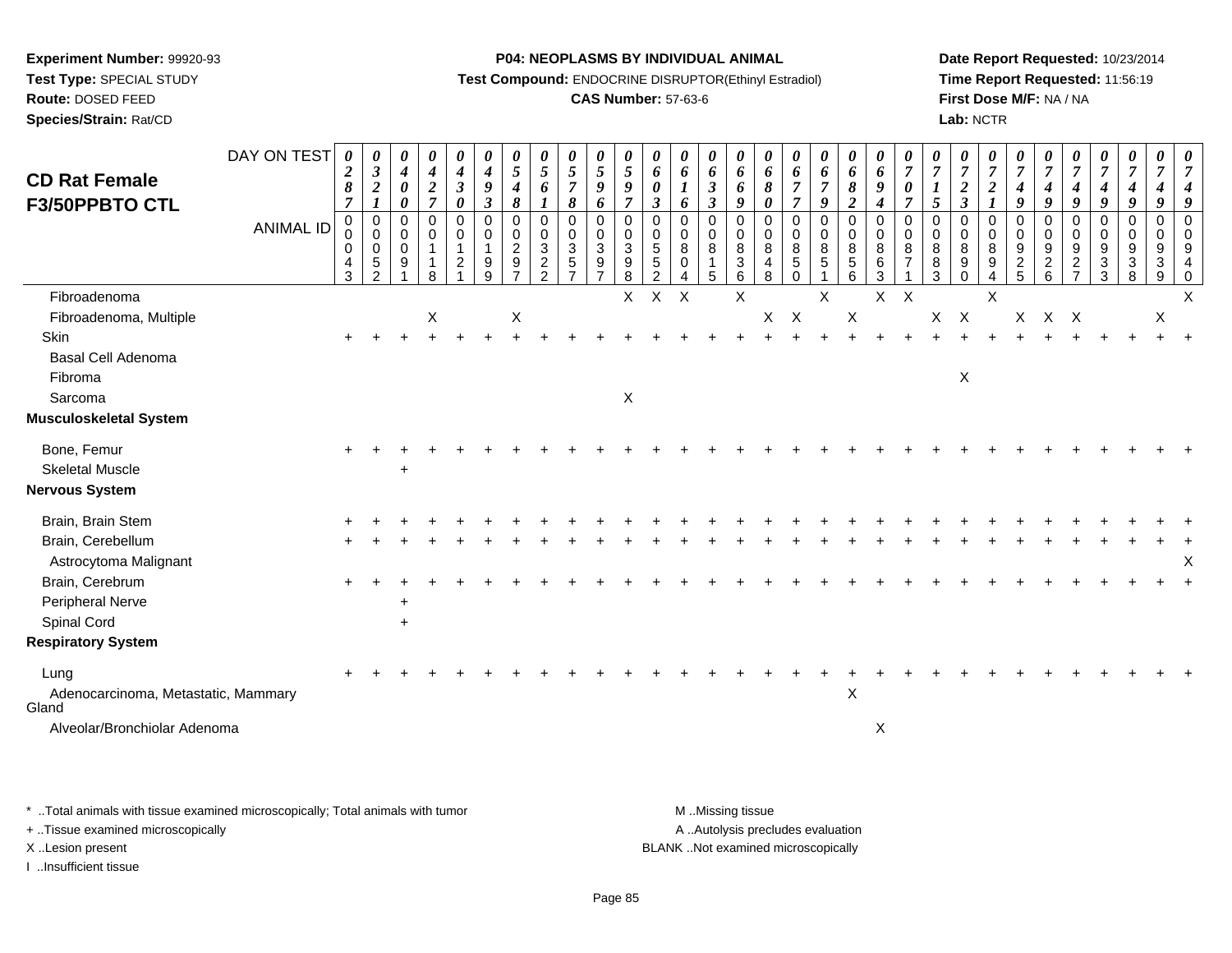**Experiment Number:** 99920-93
**Test Type:** SPECIAL STUDY
**Route:** DOSED FEED
**Species/Strain:** Rat/CD

**P04: NEOPLASMS BY INDIVIDUAL ANIMAL**
**Test Compound:** ENDOCRINE DISRUPTOR(Ethinyl Estradiol)
**CAS Number:** 57-63-6

**Date Report Requested:** 10/23/2014
**Time Report Requested:** 11:56:19
**First Dose M/F:** NA / NA
**Lab:** NCTR

## CD Rat Female F3/50PPBTO CTL

| DAY ON TEST | 0287 | 0321 | 0400 | 0427 | 0430 | 0493 | 0548 | 0561 | 0578 | 0596 | 0597 | 0603 | 0616 | 0633 | 0669 | 0680 | 0677 | 0679 | 0682 | 0694 | 0707 | 0715 | 0723 | 0721 | 0749 | 0749 | 0749 | 0749 | 0749 | 0749 | 0749 |
|---|---|---|---|---|---|---|---|---|---|---|---|---|---|---|---|---|---|---|---|---|---|---|---|---|---|---|---|---|---|---|---|
| **ANIMAL ID** | 0043 | 0052 | 0091 | 0118 | 0121 | 0199 | 0297 | 0322 | 0357 | 0397 | 0398 | 0552 | 0804 | 0815 | 0836 | 0848 | 0850 | 0851 | 0856 | 0863 | 0871 | 0883 | 0890 | 0894 | 0925 | 0926 | 0927 | 0933 | 0938 | 0939 | 0940 |
| Fibroadenoma | | | | | | | | | | | X | X | X | | X | | | X | | X | X | | | X | | | | | | | X |
| Fibroadenoma, Multiple | | | | X | | | X | | | | | | | | | X | X | | X | | | X | X | | X | X | X | | | X | |
| Skin | + | + | + | + | + | + | + | + | + | + | + | + | + | + | + | + | + | + | + | + | + | + | + | + | + | + | + | + | + | + | + |
| Basal Cell Adenoma | | | | | | | | | | | | | | | | | | | | | | | | | | | | | | | |
| Fibroma | | | | | | | | | | | | | | | | | | | | | | | X | | | | | | | | |
| Sarcoma | | | | | | | | | | | X | | | | | | | | | | | | | | | | | | | | |
| **Musculoskeletal System** | | | | | | | | | | | | | | | | | | | | | | | | | | | | | | | |
| Bone, Femur | + | + | + | + | + | + | + | + | + | + | + | + | + | + | + | + | + | + | + | + | + | + | + | + | + | + | + | + | + | + | + |
| Skeletal Muscle | | | + | | | | | | | | | | | | | | | | | | | | | | | | | | | | |
| **Nervous System** | | | | | | | | | | | | | | | | | | | | | | | | | | | | | | | |
| Brain, Brain Stem | + | + | + | + | + | + | + | + | + | + | + | + | + | + | + | + | + | + | + | + | + | + | + | + | + | + | + | + | + | + | + |
| Brain, Cerebellum | + | + | + | + | + | + | + | + | + | + | + | + | + | + | + | + | + | + | + | + | + | + | + | + | + | + | + | + | + | + | + |
| Astrocytoma Malignant | | | | | | | | | | | | | | | | | | | | | | | | | | | | | | | X |
| Brain, Cerebrum | + | + | + | + | + | + | + | + | + | + | + | + | + | + | + | + | + | + | + | + | + | + | + | + | + | + | + | + | + | + | + |
| Peripheral Nerve | | | + | | | | | | | | | | | | | | | | | | | | | | | | | | | | |
| Spinal Cord | | | + | | | | | | | | | | | | | | | | | | | | | | | | | | | | |
| **Respiratory System** | | | | | | | | | | | | | | | | | | | | | | | | | | | | | | | |
| Lung | + | + | + | + | + | + | + | + | + | + | + | + | + | + | + | + | + | + | + | + | + | + | + | + | + | + | + | + | + | + | + |
| Adenocarcinoma, Metastatic, Mammary Gland | | | | | | | | | | | | | | | | | | | X | | | | | | | | | | | | |
| Alveolar/Bronchiolar Adenoma | | | | | | | | | | | | | | | | | | | | X | | | | | | | | | | | |

* ..Total animals with tissue examined microscopically; Total animals with tumor
+ ..Tissue examined microscopically
X ..Lesion present
I ..Insufficient tissue

M ..Missing tissue
A ..Autolysis precludes evaluation
BLANK ..Not examined microscopically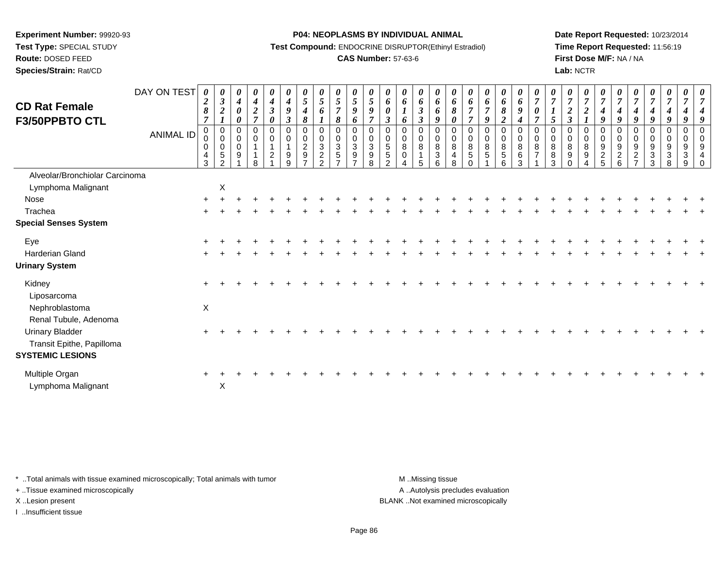**Experiment Number:** 99920-93
**Test Type:** SPECIAL STUDY
**Route:** DOSED FEED
**Species/Strain:** Rat/CD

**P04: NEOPLASMS BY INDIVIDUAL ANIMAL**
**Test Compound:** ENDOCRINE DISRUPTOR(Ethinyl Estradiol)
**CAS Number:** 57-63-6

**Date Report Requested:** 10/23/2014
**Time Report Requested:** 11:56:19
**First Dose M/F:** NA / NA
**Lab:** NCTR

## CD Rat Female F3/50PPBTO CTL

| DAY ON TEST | 0287 | 0321 | 0400 | 0427 | 0430 | 0493 | 0548 | 0561 | 0578 | 0596 | 0597 | 0603 | 0616 | 0633 | 0669 | 0680 | 0677 | 0679 | 0682 | 0694 | 0707 | 0715 | 0723 | 0721 | 0749 | 0749 | 0749 | 0749 | 0749 | 0749 | 0749 |
|---|---|---|---|---|---|---|---|---|---|---|---|---|---|---|---|---|---|---|---|---|---|---|---|---|---|---|---|---|---|---|---|
| **ANIMAL ID** | 00043 | 00052 | 00091 | 00118 | 00121 | 00199 | 00297 | 00322 | 00357 | 00397 | 00398 | 00552 | 00804 | 00815 | 00836 | 00848 | 00850 | 00851 | 00856 | 00863 | 00871 | 00883 | 00890 | 00894 | 00925 | 00926 | 00927 | 00933 | 00938 | 00939 | 00940 |
| Alveolar/Bronchiolar Carcinoma | | | | | | | | | | | | | | | | | | | | | | | | | | | | | | | |
| Lymphoma Malignant | | X | | | | | | | | | | | | | | | | | | | | | | | | | | | | | |
| Nose | + | + | + | + | + | + | + | + | + | + | + | + | + | + | + | + | + | + | + | + | + | + | + | + | + | + | + | + | + | + | + |
| Trachea | + | + | + | + | + | + | + | + | + | + | + | + | + | + | + | + | + | + | + | + | + | + | + | + | + | + | + | + | + | + | + |
| **Special Senses System** | | | | | | | | | | | | | | | | | | | | | | | | | | | | | | | |
| Eye | + | + | + | + | + | + | + | + | + | + | + | + | + | + | + | + | + | + | + | + | + | + | + | + | + | + | + | + | + | + | + |
| Harderian Gland | + | + | + | + | + | + | + | + | + | + | + | + | + | + | + | + | + | + | + | + | + | + | + | + | + | + | + | + | + | + | + |
| **Urinary System** | | | | | | | | | | | | | | | | | | | | | | | | | | | | | | | |
| Kidney | + | + | + | + | + | + | + | + | + | + | + | + | + | + | + | + | + | + | + | + | + | + | + | + | + | + | + | + | + | + | + |
| Liposarcoma | | | | | | | | | | | | | | | | | | | | | | | | | | | | | | | |
| Nephroblastoma | X | | | | | | | | | | | | | | | | | | | | | | | | | | | | | | |
| Renal Tubule, Adenoma | | | | | | | | | | | | | | | | | | | | | | | | | | | | | | | |
| Urinary Bladder | + | + | + | + | + | + | + | + | + | + | + | + | + | + | + | + | + | + | + | + | + | + | + | + | + | + | + | + | + | + | + |
| Transit Epithe, Papilloma | | | | | | | | | | | | | | | | | | | | | | | | | | | | | | | |
| **SYSTEMIC LESIONS** | | | | | | | | | | | | | | | | | | | | | | | | | | | | | | | |
| Multiple Organ | + | + | + | + | + | + | + | + | + | + | + | + | + | + | + | + | + | + | + | + | + | + | + | + | + | + | + | + | + | + | + |
| Lymphoma Malignant | | X | | | | | | | | | | | | | | | | | | | | | | | | | | | | | |

* ..Total animals with tissue examined microscopically; Total animals with tumor
+ ..Tissue examined microscopically
X ..Lesion present
I ..Insufficient tissue

M ..Missing tissue
A ..Autolysis precludes evaluation
BLANK ..Not examined microscopically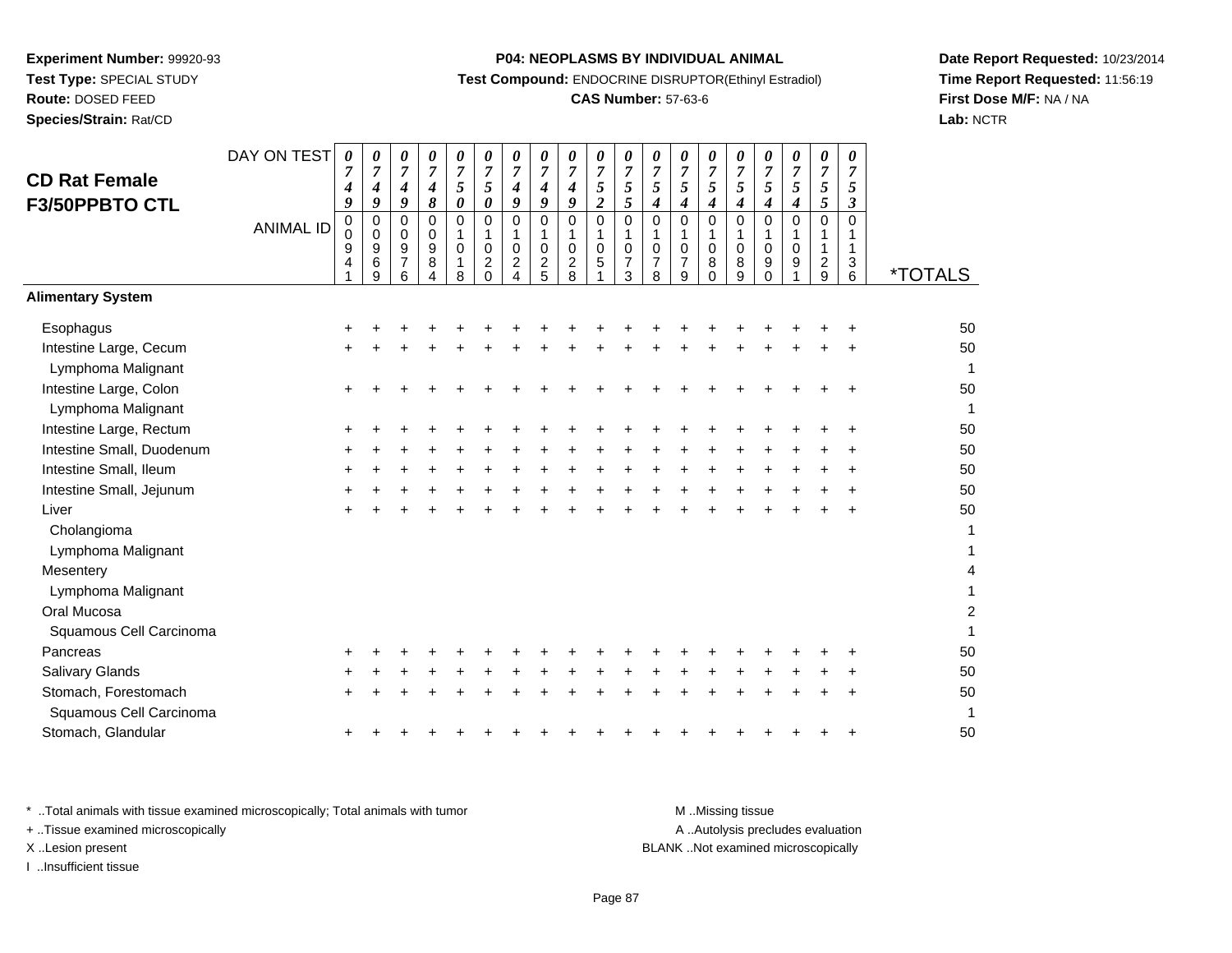**Experiment Number:** 99920-93
**Test Type:** SPECIAL STUDY
**Route:** DOSED FEED
**Species/Strain:** Rat/CD

**P04: NEOPLASMS BY INDIVIDUAL ANIMAL**
**Test Compound:** ENDOCRINE DISRUPTOR(Ethinyl Estradiol)
**CAS Number:** 57-63-6

**Date Report Requested:** 10/23/2014
**Time Report Requested:** 11:56:19
**First Dose M/F:** NA / NA
**Lab:** NCTR

## CD Rat Female F3/50PPBTO CTL

| DAY ON TEST | 0749 | 0749 | 0749 | 0748 | 0750 | 0750 | 0749 | 0749 | 0749 | 0752 | 0755 | 0754 | 0754 | 0754 | 0754 | 0754 | 0754 | 0755 | 0753 | |
|---|---|---|---|---|---|---|---|---|---|---|---|---|---|---|---|---|---|---|---|---|
| **ANIMAL ID** | 00941 | 00969 | 00976 | 00984 | 01018 | 01020 | 01024 | 01025 | 01028 | 01051 | 01073 | 01078 | 01079 | 01080 | 01089 | 01090 | 01091 | 01129 | 01136 | ***TOTALS** |
| **Alimentary System** | | | | | | | | | | | | | | | | | | | | |
| Esophagus | + | + | + | + | + | + | + | + | + | + | + | + | + | + | + | + | + | + | + | 50 |
| Intestine Large, Cecum | + | + | + | + | + | + | + | + | + | + | + | + | + | + | + | + | + | + | + | 50 |
| Lymphoma Malignant | | | | | | | | | | | | | | | | | | | | 1 |
| Intestine Large, Colon | + | + | + | + | + | + | + | + | + | + | + | + | + | + | + | + | + | + | + | 50 |
| Lymphoma Malignant | | | | | | | | | | | | | | | | | | | | 1 |
| Intestine Large, Rectum | + | + | + | + | + | + | + | + | + | + | + | + | + | + | + | + | + | + | + | 50 |
| Intestine Small, Duodenum | + | + | + | + | + | + | + | + | + | + | + | + | + | + | + | + | + | + | + | 50 |
| Intestine Small, Ileum | + | + | + | + | + | + | + | + | + | + | + | + | + | + | + | + | + | + | + | 50 |
| Intestine Small, Jejunum | + | + | + | + | + | + | + | + | + | + | + | + | + | + | + | + | + | + | + | 50 |
| Liver | + | + | + | + | + | + | + | + | + | + | + | + | + | + | + | + | + | + | + | 50 |
| Cholangioma | | | | | | | | | | | | | | | | | | | | 1 |
| Lymphoma Malignant | | | | | | | | | | | | | | | | | | | | 1 |
| Mesentery | | | | | | | | | | | | | | | | | | | | 4 |
| Lymphoma Malignant | | | | | | | | | | | | | | | | | | | | 1 |
| Oral Mucosa | | | | | | | | | | | | | | | | | | | | 2 |
| Squamous Cell Carcinoma | | | | | | | | | | | | | | | | | | | | 1 |
| Pancreas | + | + | + | + | + | + | + | + | + | + | + | + | + | + | + | + | + | + | + | 50 |
| Salivary Glands | + | + | + | + | + | + | + | + | + | + | + | + | + | + | + | + | + | + | + | 50 |
| Stomach, Forestomach | + | + | + | + | + | + | + | + | + | + | + | + | + | + | + | + | + | + | + | 50 |
| Squamous Cell Carcinoma | | | | | | | | | | | | | | | | | | | | 1 |
| Stomach, Glandular | + | + | + | + | + | + | + | + | + | + | + | + | + | + | + | + | + | + | + | 50 |

\* ..Total animals with tissue examined microscopically; Total animals with tumor
\+ ..Tissue examined microscopically
X ..Lesion present
I ..Insufficient tissue

M ..Missing tissue
A ..Autolysis precludes evaluation
BLANK ..Not examined microscopically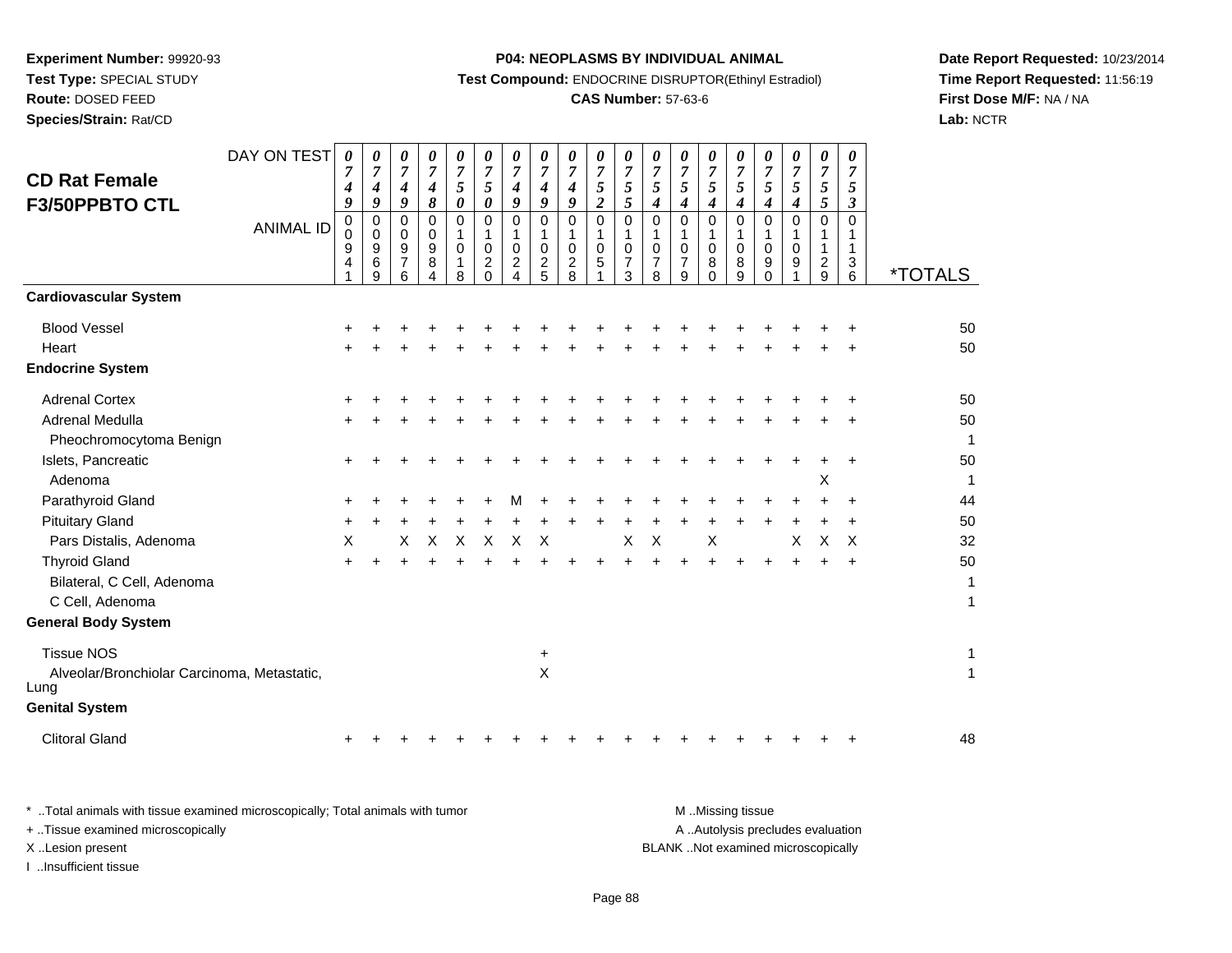**Experiment Number:** 99920-93
**Test Type:** SPECIAL STUDY
**Route:** DOSED FEED
**Species/Strain:** Rat/CD

**P04: NEOPLASMS BY INDIVIDUAL ANIMAL**
**Test Compound:** ENDOCRINE DISRUPTOR(Ethinyl Estradiol)
**CAS Number:** 57-63-6

**Date Report Requested:** 10/23/2014
**Time Report Requested:** 11:56:19
**First Dose M/F:** NA / NA
**Lab:** NCTR

## CD Rat Female F3/50PPBTO CTL

| DAY ON TEST | 0749 | 0749 | 0749 | 0748 | 0750 | 0750 | 0749 | 0749 | 0749 | 0752 | 0755 | 0754 | 0754 | 0754 | 0754 | 0754 | 0754 | 0755 | 0753 | |
|---|---|---|---|---|---|---|---|---|---|---|---|---|---|---|---|---|---|---|---|---|
| **ANIMAL ID** | 00941 | 00969 | 00976 | 00984 | 01018 | 01020 | 01024 | 01025 | 01028 | 01051 | 01073 | 01078 | 01079 | 01080 | 01089 | 01090 | 01091 | 01129 | 01136 | ***TOTALS** |
| **Cardiovascular System** | | | | | | | | | | | | | | | | | | | | |
| Blood Vessel | + | + | + | + | + | + | + | + | + | + | + | + | + | + | + | + | + | + | + | 50 |
| Heart | + | + | + | + | + | + | + | + | + | + | + | + | + | + | + | + | + | + | + | 50 |
| **Endocrine System** | | | | | | | | | | | | | | | | | | | | |
| Adrenal Cortex | + | + | + | + | + | + | + | + | + | + | + | + | + | + | + | + | + | + | + | 50 |
| Adrenal Medulla | + | + | + | + | + | + | + | + | + | + | + | + | + | + | + | + | + | + | + | 50 |
| Pheochromocytoma Benign | | | | | | | | | | | | | | | | | | | | 1 |
| Islets, Pancreatic | + | + | + | + | + | + | + | + | + | + | + | + | + | + | + | + | + | + | + | 50 |
| Adenoma | | | | | | | | | | | | | | | | | | X | | 1 |
| Parathyroid Gland | + | + | + | + | + | + | M | + | + | + | + | + | + | + | + | + | + | + | + | 44 |
| Pituitary Gland | + | + | + | + | + | + | + | + | + | + | + | + | + | + | + | + | + | + | + | 50 |
| Pars Distalis, Adenoma | X | | X | X | X | X | X | X | | | X | X | | X | | | X | X | X | 32 |
| Thyroid Gland | + | + | + | + | + | + | + | + | + | + | + | + | + | + | + | + | + | + | + | 50 |
| Bilateral, C Cell, Adenoma | | | | | | | | | | | | | | | | | | | | 1 |
| C Cell, Adenoma | | | | | | | | | | | | | | | | | | | | 1 |
| **General Body System** | | | | | | | | | | | | | | | | | | | | |
| Tissue NOS | | | | | | | | + | | | | | | | | | | | | 1 |
| Alveolar/Bronchiolar Carcinoma, Metastatic, Lung | | | | | | | | X | | | | | | | | | | | | 1 |
| **Genital System** | | | | | | | | | | | | | | | | | | | | |
| Clitoral Gland | + | + | + | + | + | + | + | + | + | + | + | + | + | + | + | + | + | + | + | 48 |

\* ..Total animals with tissue examined microscopically; Total animals with tumor
\+ ..Tissue examined microscopically
X ..Lesion present
I ..Insufficient tissue

M ..Missing tissue
A ..Autolysis precludes evaluation
BLANK ..Not examined microscopically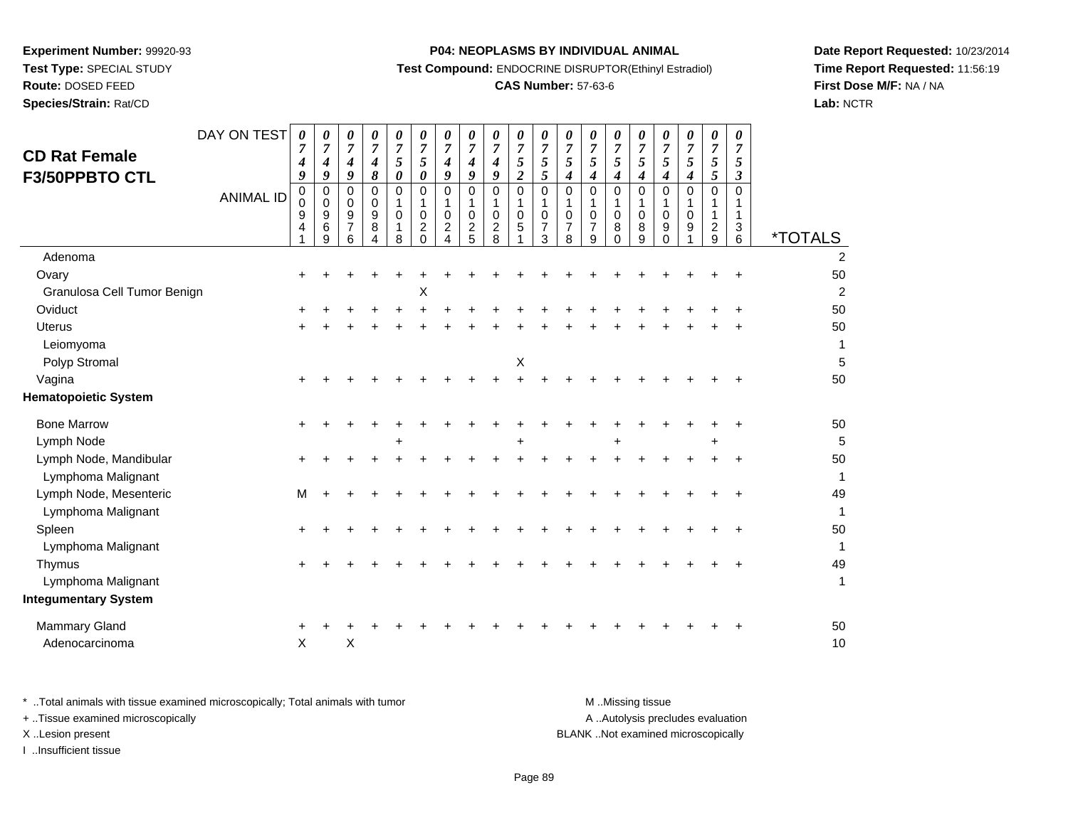**Experiment Number:** 99920-93
**Test Type:** SPECIAL STUDY
**Route:** DOSED FEED
**Species/Strain:** Rat/CD

**P04: NEOPLASMS BY INDIVIDUAL ANIMAL**
**Test Compound:** ENDOCRINE DISRUPTOR(Ethinyl Estradiol)
**CAS Number:** 57-63-6

**Date Report Requested:** 10/23/2014
**Time Report Requested:** 11:56:19
**First Dose M/F:** NA / NA
**Lab:** NCTR

## CD Rat Female F3/50PPBTO CTL

| DAY ON TEST | 0749 | 0749 | 0749 | 0748 | 0750 | 0750 | 0749 | 0749 | 0749 | 0752 | 0755 | 0754 | 0754 | 0754 | 0754 | 0754 | 0754 | 0755 | 0753 | |
|---|---|---|---|---|---|---|---|---|---|---|---|---|---|---|---|---|---|---|---|---|
| **ANIMAL ID** | 00941 | 00969 | 00976 | 00984 | 01018 | 01020 | 01024 | 01025 | 01028 | 01051 | 01073 | 01078 | 01079 | 01080 | 01089 | 01090 | 01091 | 01129 | 01136 | ***TOTALS** |
| Adenoma | | | | | | | | | | | | | | | | | | | | 2 |
| Ovary | + | + | + | + | + | + | + | + | + | + | + | + | + | + | + | + | + | + | + | 50 |
| Granulosa Cell Tumor Benign | | | | | | X | | | | | | | | | | | | | | 2 |
| Oviduct | + | + | + | + | + | + | + | + | + | + | + | + | + | + | + | + | + | + | + | 50 |
| Uterus | + | + | + | + | + | + | + | + | + | + | + | + | + | + | + | + | + | + | + | 50 |
| Leiomyoma | | | | | | | | | | | | | | | | | | | | 1 |
| Polyp Stromal | | | | | | | | | | X | | | | | | | | | | 5 |
| Vagina | + | + | + | + | + | + | + | + | + | + | + | + | + | + | + | + | + | + | + | 50 |
| **Hematopoietic System** | | | | | | | | | | | | | | | | | | | | |
| Bone Marrow | + | + | + | + | + | + | + | + | + | + | + | + | + | + | + | + | + | + | + | 50 |
| Lymph Node | | | | | + | | | | | + | | | | + | | | | + | | 5 |
| Lymph Node, Mandibular | + | + | + | + | + | + | + | + | + | + | + | + | + | + | + | + | + | + | + | 50 |
| Lymphoma Malignant | | | | | | | | | | | | | | | | | | | | 1 |
| Lymph Node, Mesenteric | M | + | + | + | + | + | + | + | + | + | + | + | + | + | + | + | + | + | + | 49 |
| Lymphoma Malignant | | | | | | | | | | | | | | | | | | | | 1 |
| Spleen | + | + | + | + | + | + | + | + | + | + | + | + | + | + | + | + | + | + | + | 50 |
| Lymphoma Malignant | | | | | | | | | | | | | | | | | | | | 1 |
| Thymus | + | + | + | + | + | + | + | + | + | + | + | + | + | + | + | + | + | + | + | 49 |
| Lymphoma Malignant | | | | | | | | | | | | | | | | | | | | 1 |
| **Integumentary System** | | | | | | | | | | | | | | | | | | | | |
| Mammary Gland | + | + | + | + | + | + | + | + | + | + | + | + | + | + | + | + | + | + | + | 50 |
| Adenocarcinoma | X | | X | | | | | | | | | | | | | | | | | 10 |

\* ..Total animals with tissue examined microscopically; Total animals with tumor
\+ ..Tissue examined microscopically
X ..Lesion present
I ..Insufficient tissue

M ..Missing tissue
A ..Autolysis precludes evaluation
BLANK ..Not examined microscopically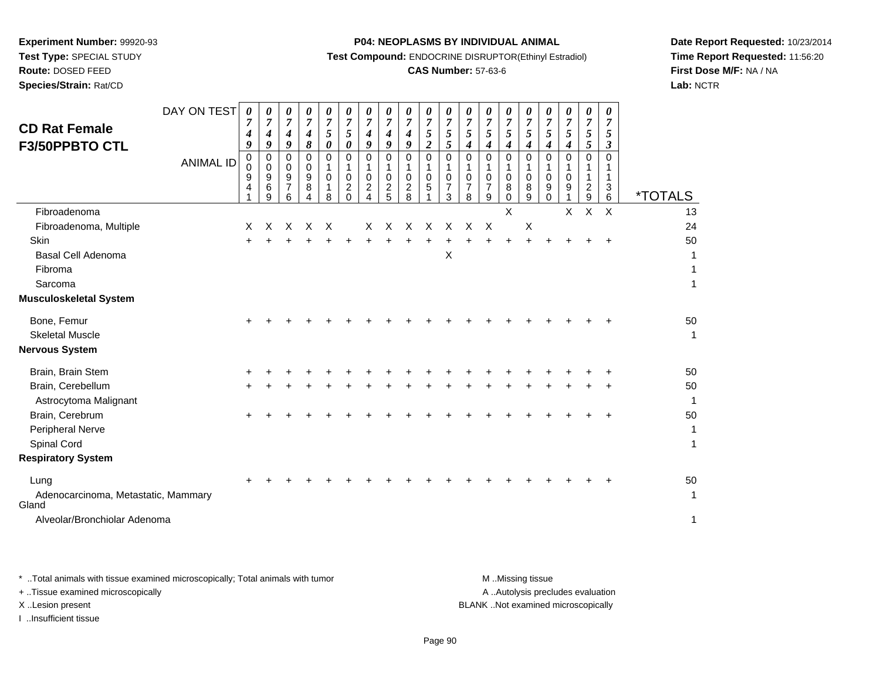**Experiment Number:** 99920-93
**Test Type:** SPECIAL STUDY
**Route:** DOSED FEED
**Species/Strain:** Rat/CD

**P04: NEOPLASMS BY INDIVIDUAL ANIMAL**
**Test Compound:** ENDOCRINE DISRUPTOR(Ethinyl Estradiol)
**CAS Number:** 57-63-6

**Date Report Requested:** 10/23/2014
**Time Report Requested:** 11:56:20
**First Dose M/F:** NA / NA
**Lab:** NCTR

## CD Rat Female F3/50PPBTO CTL

| DAY ON TEST | 0749 | 0749 | 0749 | 0748 | 0750 | 0750 | 0749 | 0749 | 0749 | 0752 | 0755 | 0754 | 0754 | 0754 | 0754 | 0754 | 0754 | 0755 | 0753 | |
|---|---|---|---|---|---|---|---|---|---|---|---|---|---|---|---|---|---|---|---|---|
| **ANIMAL ID** | 00941 | 00969 | 00976 | 00984 | 01018 | 01020 | 01024 | 01025 | 01028 | 01051 | 01073 | 01078 | 01079 | 01080 | 01089 | 01090 | 01091 | 01129 | 01136 | ***TOTALS** |
| Fibroadenoma | | | | | | | | | | | | | | X | | | X | X | X | 13 |
| Fibroadenoma, Multiple | X | X | X | X | X | | X | X | X | X | X | X | X | | X | | | | | 24 |
| Skin | + | + | + | + | + | + | + | + | + | + | + | + | + | + | + | + | + | + | + | 50 |
| Basal Cell Adenoma | | | | | | | | | | | X | | | | | | | | | 1 |
| Fibroma | | | | | | | | | | | | | | | | | | | | 1 |
| Sarcoma | | | | | | | | | | | | | | | | | | | | 1 |
| **Musculoskeletal System** | | | | | | | | | | | | | | | | | | | | |
| Bone, Femur | + | + | + | + | + | + | + | + | + | + | + | + | + | + | + | + | + | + | + | 50 |
| Skeletal Muscle | | | | | | | | | | | | | | | | | | | | 1 |
| **Nervous System** | | | | | | | | | | | | | | | | | | | | |
| Brain, Brain Stem | + | + | + | + | + | + | + | + | + | + | + | + | + | + | + | + | + | + | + | 50 |
| Brain, Cerebellum | + | + | + | + | + | + | + | + | + | + | + | + | + | + | + | + | + | + | + | 50 |
| Astrocytoma Malignant | | | | | | | | | | | | | | | | | | | | 1 |
| Brain, Cerebrum | + | + | + | + | + | + | + | + | + | + | + | + | + | + | + | + | + | + | + | 50 |
| Peripheral Nerve | | | | | | | | | | | | | | | | | | | | 1 |
| Spinal Cord | | | | | | | | | | | | | | | | | | | | 1 |
| **Respiratory System** | | | | | | | | | | | | | | | | | | | | |
| Lung | + | + | + | + | + | + | + | + | + | + | + | + | + | + | + | + | + | + | + | 50 |
| Adenocarcinoma, Metastatic, Mammary Gland | | | | | | | | | | | | | | | | | | | | 1 |
| Alveolar/Bronchiolar Adenoma | | | | | | | | | | | | | | | | | | | | 1 |

* ..Total animals with tissue examined microscopically; Total animals with tumor
+ ..Tissue examined microscopically
X ..Lesion present
I ..Insufficient tissue

M ..Missing tissue
A ..Autolysis precludes evaluation
BLANK ..Not examined microscopically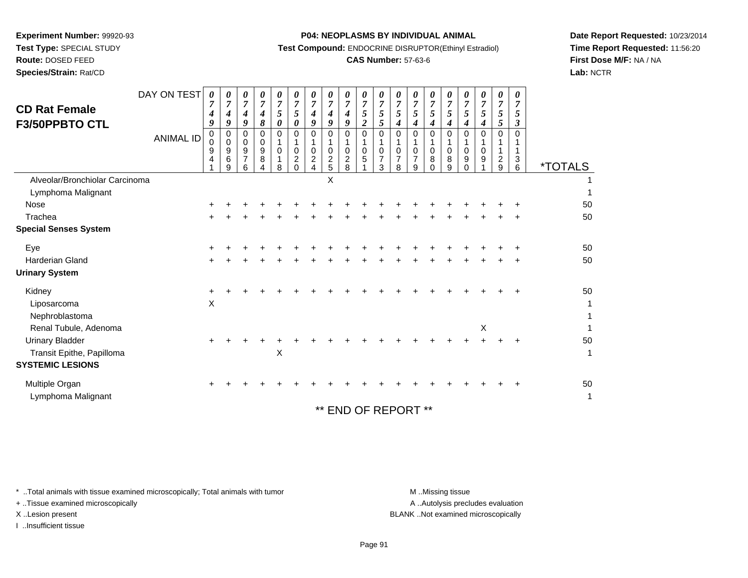**Experiment Number:** 99920-93
**Test Type:** SPECIAL STUDY
**Route:** DOSED FEED
**Species/Strain:** Rat/CD

**P04: NEOPLASMS BY INDIVIDUAL ANIMAL**
**Test Compound:** ENDOCRINE DISRUPTOR(Ethinyl Estradiol)
**CAS Number:** 57-63-6

**Date Report Requested:** 10/23/2014
**Time Report Requested:** 11:56:20
**First Dose M/F:** NA / NA
**Lab:** NCTR

## CD Rat Female F3/50PPBTO CTL

| DAY ON TEST | 0749 | 0749 | 0749 | 0748 | 0750 | 0750 | 0749 | 0749 | 0749 | 0752 | 0755 | 0754 | 0754 | 0754 | 0754 | 0754 | 0754 | 0755 | 0753 | |
|---|---|---|---|---|---|---|---|---|---|---|---|---|---|---|---|---|---|---|---|---|
| **ANIMAL ID** | 00941 | 00969 | 00976 | 00984 | 01018 | 01020 | 01024 | 01025 | 01028 | 01051 | 01073 | 01078 | 01079 | 01080 | 01089 | 01090 | 01091 | 01129 | 01136 | ***TOTALS** |
| Alveolar/Bronchiolar Carcinoma | | | | | | | | X | | | | | | | | | | | | 1 |
| Lymphoma Malignant | | | | | | | | | | | | | | | | | | | | 1 |
| Nose | + | + | + | + | + | + | + | + | + | + | + | + | + | + | + | + | + | + | + | 50 |
| Trachea | + | + | + | + | + | + | + | + | + | + | + | + | + | + | + | + | + | + | + | 50 |
| **Special Senses System** | | | | | | | | | | | | | | | | | | | | |
| Eye | + | + | + | + | + | + | + | + | + | + | + | + | + | + | + | + | + | + | + | 50 |
| Harderian Gland | + | + | + | + | + | + | + | + | + | + | + | + | + | + | + | + | + | + | + | 50 |
| **Urinary System** | | | | | | | | | | | | | | | | | | | | |
| Kidney | + | + | + | + | + | + | + | + | + | + | + | + | + | + | + | + | + | + | + | 50 |
| Liposarcoma | X | | | | | | | | | | | | | | | | | | | 1 |
| Nephroblastoma | | | | | | | | | | | | | | | | | | | | 1 |
| Renal Tubule, Adenoma | | | | | | | | | | | | | | | | | X | | | 1 |
| Urinary Bladder | + | + | + | + | + | + | + | + | + | + | + | + | + | + | + | + | + | + | + | 50 |
| Transit Epithe, Papilloma | | | | | X | | | | | | | | | | | | | | | 1 |
| **SYSTEMIC LESIONS** | | | | | | | | | | | | | | | | | | | | |
| Multiple Organ | + | + | + | + | + | + | + | + | + | + | + | + | + | + | + | + | + | + | + | 50 |
| Lymphoma Malignant | | | | | | | | | | | | | | | | | | | | 1 |

** END OF REPORT **

* ..Total animals with tissue examined microscopically; Total animals with tumor
+ ..Tissue examined microscopically
X ..Lesion present
I ..Insufficient tissue

M ..Missing tissue
A ..Autolysis precludes evaluation
BLANK ..Not examined microscopically